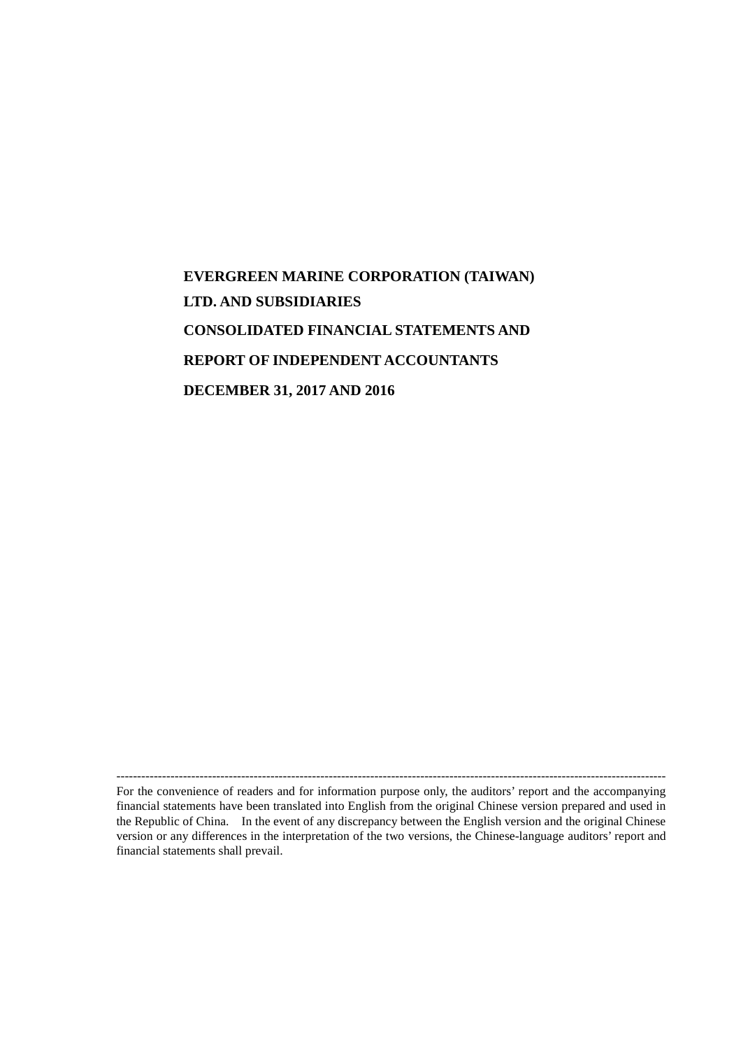# EVERGREEN MARINE CORPORATION (TAIWAN) LTD. AND SUBSIDIARIES

# CONSOLIDATED FINANCIAL STATEMENTS AND REPORT OF INDEPENDENT ACCOUNTANTS

# DECEMBER 31, 2017 AND 2016

---

For the convenience of readers and for information purpose only, the auditors' report and the accompanying financial statements have been translated into English from the original Chinese version prepared and used in the Republic of China. In the event of any discrepancy between the English version and the original Chinese version or any differences in the interpretation of the two versions, the Chinese-language auditors' report and financial statements shall prevail.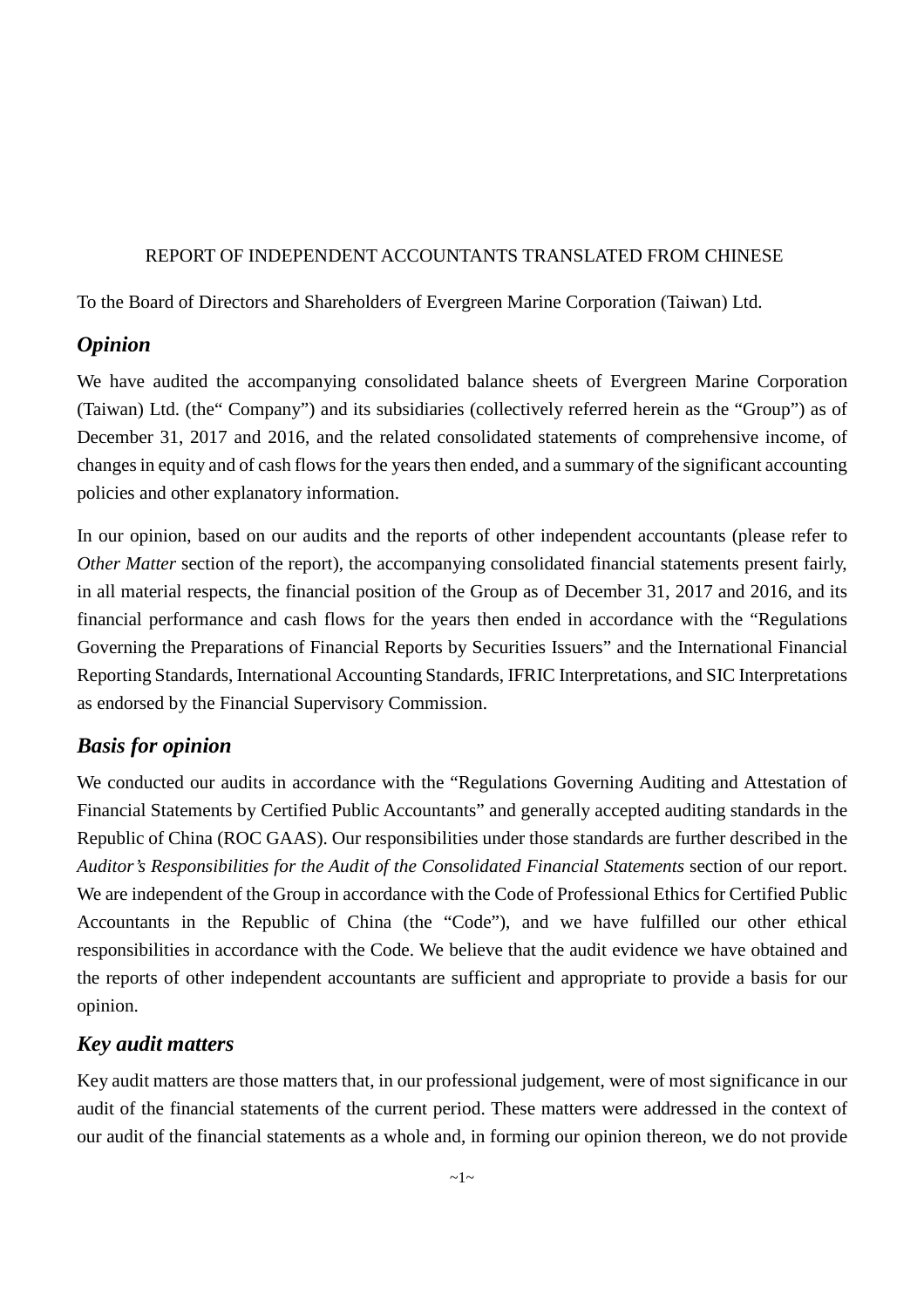REPORT OF INDEPENDENT ACCOUNTANTS TRANSLATED FROM CHINESE

To the Board of Directors and Shareholders of Evergreen Marine Corporation (Taiwan) Ltd.

## *Opinion*

We have audited the accompanying consolidated balance sheets of Evergreen Marine Corporation (Taiwan) Ltd. (the“ Company”) and its subsidiaries (collectively referred herein as the “Group”) as of December 31, 2017 and 2016, and the related consolidated statements of comprehensive income, of changes in equity and of cash flows for the years then ended, and a summary of the significant accounting policies and other explanatory information.

In our opinion, based on our audits and the reports of other independent accountants (please refer to *Other Matter* section of the report), the accompanying consolidated financial statements present fairly, in all material respects, the financial position of the Group as of December 31, 2017 and 2016, and its financial performance and cash flows for the years then ended in accordance with the “Regulations Governing the Preparations of Financial Reports by Securities Issuers” and the International Financial Reporting Standards, International Accounting Standards, IFRIC Interpretations, and SIC Interpretations as endorsed by the Financial Supervisory Commission.

## *Basis for opinion*

We conducted our audits in accordance with the “Regulations Governing Auditing and Attestation of Financial Statements by Certified Public Accountants” and generally accepted auditing standards in the Republic of China (ROC GAAS). Our responsibilities under those standards are further described in the *Auditor’s Responsibilities for the Audit of the Consolidated Financial Statements* section of our report. We are independent of the Group in accordance with the Code of Professional Ethics for Certified Public Accountants in the Republic of China (the “Code”), and we have fulfilled our other ethical responsibilities in accordance with the Code. We believe that the audit evidence we have obtained and the reports of other independent accountants are sufficient and appropriate to provide a basis for our opinion.

## *Key audit matters*

Key audit matters are those matters that, in our professional judgement, were of most significance in our audit of the financial statements of the current period. These matters were addressed in the context of our audit of the financial statements as a whole and, in forming our opinion thereon, we do not provide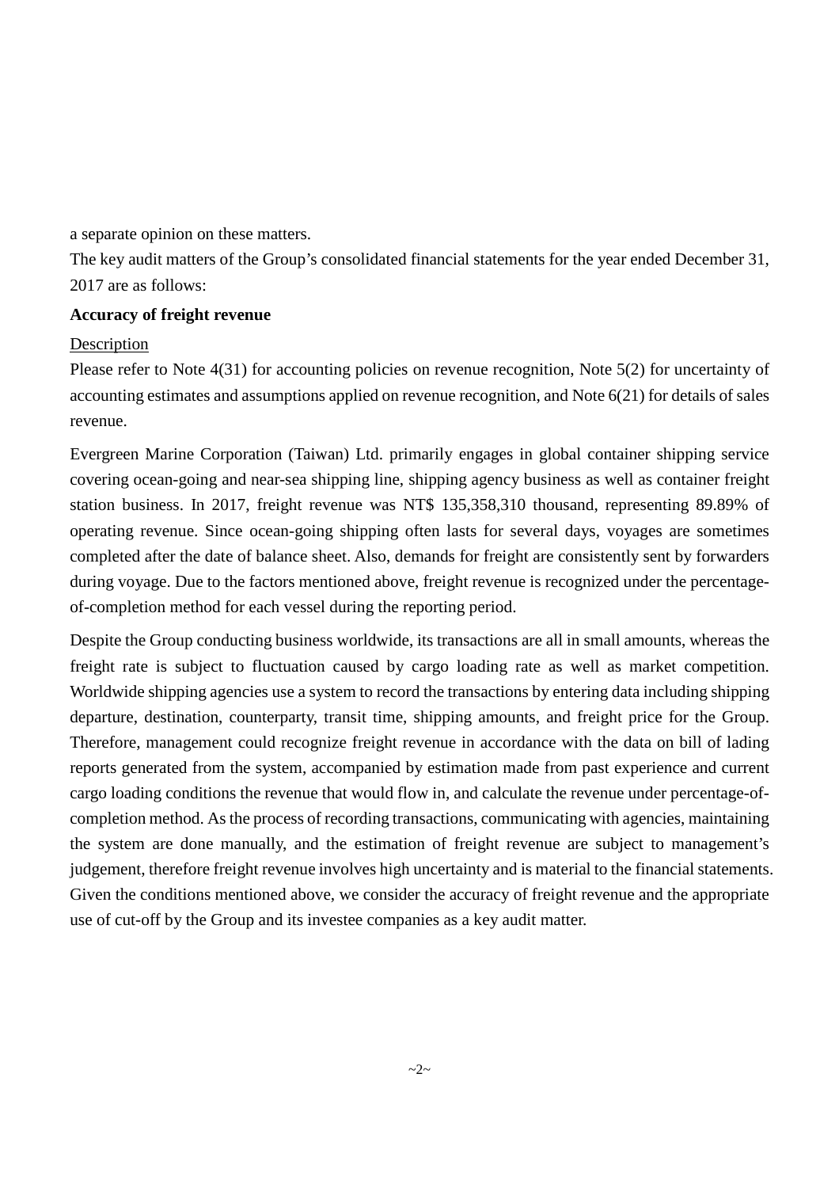a separate opinion on these matters.

The key audit matters of the Group's consolidated financial statements for the year ended December 31, 2017 are as follows:

**Accuracy of freight revenue**

Description

Please refer to Note 4(31) for accounting policies on revenue recognition, Note 5(2) for uncertainty of accounting estimates and assumptions applied on revenue recognition, and Note 6(21) for details of sales revenue.

Evergreen Marine Corporation (Taiwan) Ltd. primarily engages in global container shipping service covering ocean-going and near-sea shipping line, shipping agency business as well as container freight station business. In 2017, freight revenue was NT$ 135,358,310 thousand, representing 89.89% of operating revenue. Since ocean-going shipping often lasts for several days, voyages are sometimes completed after the date of balance sheet. Also, demands for freight are consistently sent by forwarders during voyage. Due to the factors mentioned above, freight revenue is recognized under the percentage-of-completion method for each vessel during the reporting period.

Despite the Group conducting business worldwide, its transactions are all in small amounts, whereas the freight rate is subject to fluctuation caused by cargo loading rate as well as market competition. Worldwide shipping agencies use a system to record the transactions by entering data including shipping departure, destination, counterparty, transit time, shipping amounts, and freight price for the Group. Therefore, management could recognize freight revenue in accordance with the data on bill of lading reports generated from the system, accompanied by estimation made from past experience and current cargo loading conditions the revenue that would flow in, and calculate the revenue under percentage-of-completion method. As the process of recording transactions, communicating with agencies, maintaining the system are done manually, and the estimation of freight revenue are subject to management's judgement, therefore freight revenue involves high uncertainty and is material to the financial statements. Given the conditions mentioned above, we consider the accuracy of freight revenue and the appropriate use of cut-off by the Group and its investee companies as a key audit matter.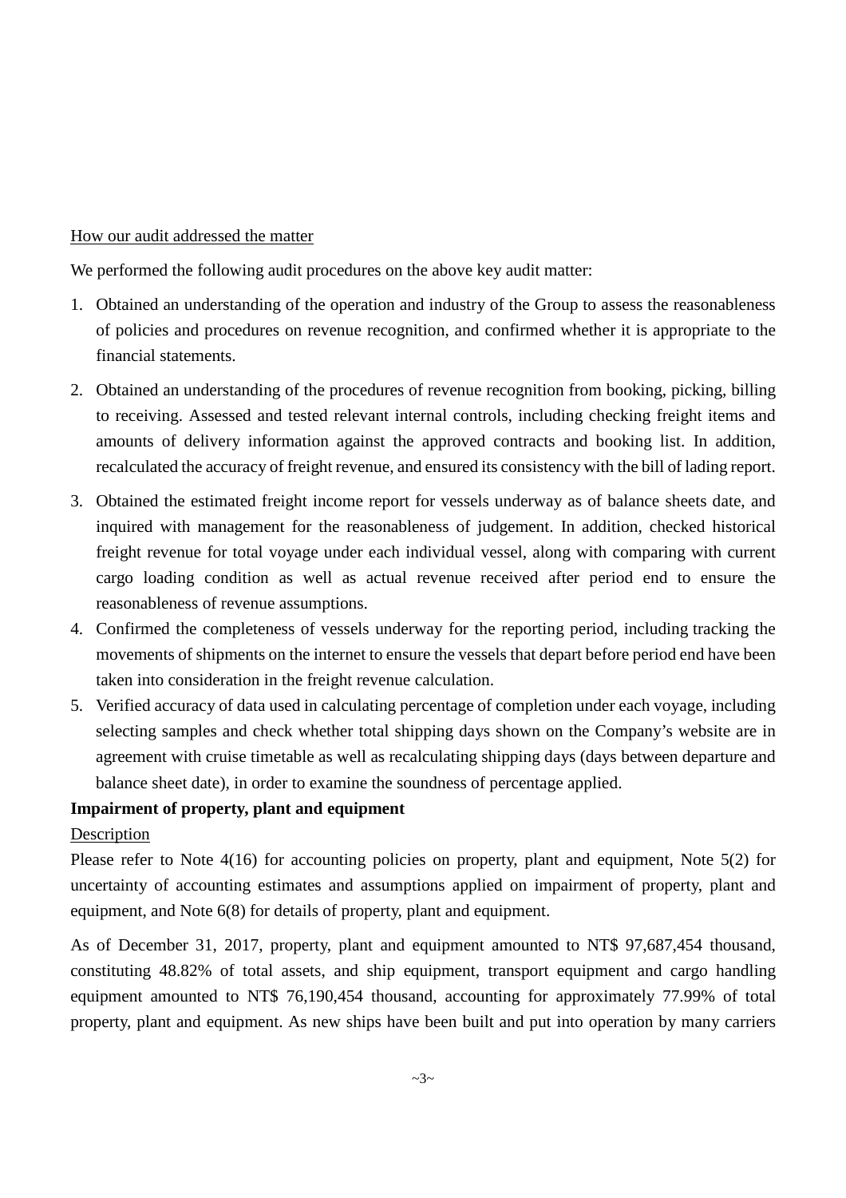How our audit addressed the matter

We performed the following audit procedures on the above key audit matter:

1. Obtained an understanding of the operation and industry of the Group to assess the reasonableness of policies and procedures on revenue recognition, and confirmed whether it is appropriate to the financial statements.
2. Obtained an understanding of the procedures of revenue recognition from booking, picking, billing to receiving. Assessed and tested relevant internal controls, including checking freight items and amounts of delivery information against the approved contracts and booking list. In addition, recalculated the accuracy of freight revenue, and ensured its consistency with the bill of lading report.
3. Obtained the estimated freight income report for vessels underway as of balance sheets date, and inquired with management for the reasonableness of judgement. In addition, checked historical freight revenue for total voyage under each individual vessel, along with comparing with current cargo loading condition as well as actual revenue received after period end to ensure the reasonableness of revenue assumptions.
4. Confirmed the completeness of vessels underway for the reporting period, including tracking the movements of shipments on the internet to ensure the vessels that depart before period end have been taken into consideration in the freight revenue calculation.
5. Verified accuracy of data used in calculating percentage of completion under each voyage, including selecting samples and check whether total shipping days shown on the Company's website are in agreement with cruise timetable as well as recalculating shipping days (days between departure and balance sheet date), in order to examine the soundness of percentage applied.

**Impairment of property, plant and equipment**

Description

Please refer to Note 4(16) for accounting policies on property, plant and equipment, Note 5(2) for uncertainty of accounting estimates and assumptions applied on impairment of property, plant and equipment, and Note 6(8) for details of property, plant and equipment.

As of December 31, 2017, property, plant and equipment amounted to NT$ 97,687,454 thousand, constituting 48.82% of total assets, and ship equipment, transport equipment and cargo handling equipment amounted to NT$ 76,190,454 thousand, accounting for approximately 77.99% of total property, plant and equipment. As new ships have been built and put into operation by many carriers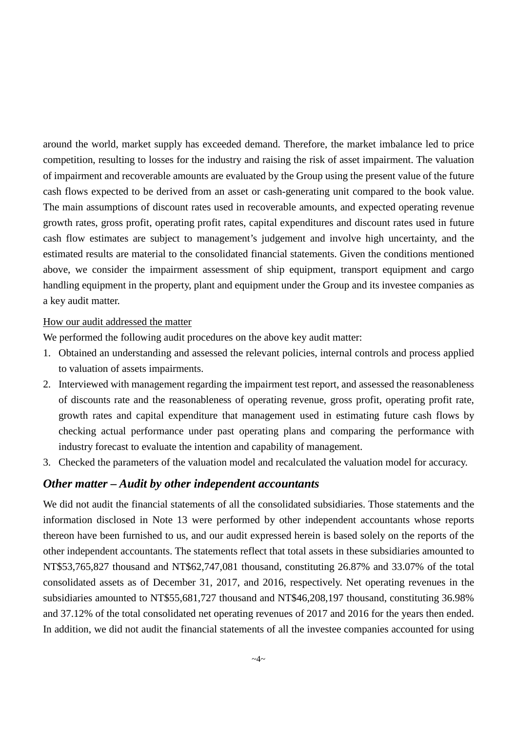around the world, market supply has exceeded demand. Therefore, the market imbalance led to price competition, resulting to losses for the industry and raising the risk of asset impairment. The valuation of impairment and recoverable amounts are evaluated by the Group using the present value of the future cash flows expected to be derived from an asset or cash-generating unit compared to the book value. The main assumptions of discount rates used in recoverable amounts, and expected operating revenue growth rates, gross profit, operating profit rates, capital expenditures and discount rates used in future cash flow estimates are subject to management's judgement and involve high uncertainty, and the estimated results are material to the consolidated financial statements. Given the conditions mentioned above, we consider the impairment assessment of ship equipment, transport equipment and cargo handling equipment in the property, plant and equipment under the Group and its investee companies as a key audit matter.

<u>How our audit addressed the matter</u>

We performed the following audit procedures on the above key audit matter:

1. Obtained an understanding and assessed the relevant policies, internal controls and process applied to valuation of assets impairments.
2. Interviewed with management regarding the impairment test report, and assessed the reasonableness of discounts rate and the reasonableness of operating revenue, gross profit, operating profit rate, growth rates and capital expenditure that management used in estimating future cash flows by checking actual performance under past operating plans and comparing the performance with industry forecast to evaluate the intention and capability of management.
3. Checked the parameters of the valuation model and recalculated the valuation model for accuracy.

### *Other matter – Audit by other independent accountants*

We did not audit the financial statements of all the consolidated subsidiaries. Those statements and the information disclosed in Note 13 were performed by other independent accountants whose reports thereon have been furnished to us, and our audit expressed herein is based solely on the reports of the other independent accountants. The statements reflect that total assets in these subsidiaries amounted to NT$53,765,827 thousand and NT$62,747,081 thousand, constituting 26.87% and 33.07% of the total consolidated assets as of December 31, 2017, and 2016, respectively. Net operating revenues in the subsidiaries amounted to NT$55,681,727 thousand and NT$46,208,197 thousand, constituting 36.98% and 37.12% of the total consolidated net operating revenues of 2017 and 2016 for the years then ended. In addition, we did not audit the financial statements of all the investee companies accounted for using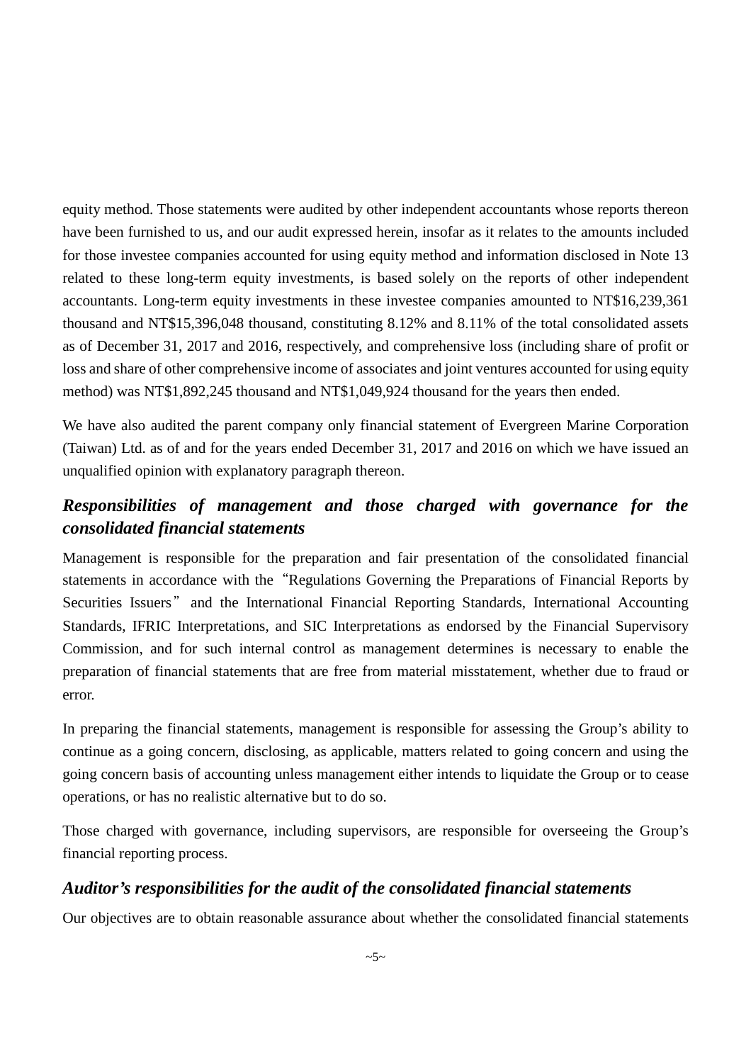equity method. Those statements were audited by other independent accountants whose reports thereon have been furnished to us, and our audit expressed herein, insofar as it relates to the amounts included for those investee companies accounted for using equity method and information disclosed in Note 13 related to these long-term equity investments, is based solely on the reports of other independent accountants. Long-term equity investments in these investee companies amounted to NT$16,239,361 thousand and NT$15,396,048 thousand, constituting 8.12% and 8.11% of the total consolidated assets as of December 31, 2017 and 2016, respectively, and comprehensive loss (including share of profit or loss and share of other comprehensive income of associates and joint ventures accounted for using equity method) was NT$1,892,245 thousand and NT$1,049,924 thousand for the years then ended.

We have also audited the parent company only financial statement of Evergreen Marine Corporation (Taiwan) Ltd. as of and for the years ended December 31, 2017 and 2016 on which we have issued an unqualified opinion with explanatory paragraph thereon.

## *Responsibilities of management and those charged with governance for the consolidated financial statements*

Management is responsible for the preparation and fair presentation of the consolidated financial statements in accordance with the “Regulations Governing the Preparations of Financial Reports by Securities Issuers” and the International Financial Reporting Standards, International Accounting Standards, IFRIC Interpretations, and SIC Interpretations as endorsed by the Financial Supervisory Commission, and for such internal control as management determines is necessary to enable the preparation of financial statements that are free from material misstatement, whether due to fraud or error.

In preparing the financial statements, management is responsible for assessing the Group’s ability to continue as a going concern, disclosing, as applicable, matters related to going concern and using the going concern basis of accounting unless management either intends to liquidate the Group or to cease operations, or has no realistic alternative but to do so.

Those charged with governance, including supervisors, are responsible for overseeing the Group’s financial reporting process.

## *Auditor’s responsibilities for the audit of the consolidated financial statements*

Our objectives are to obtain reasonable assurance about whether the consolidated financial statements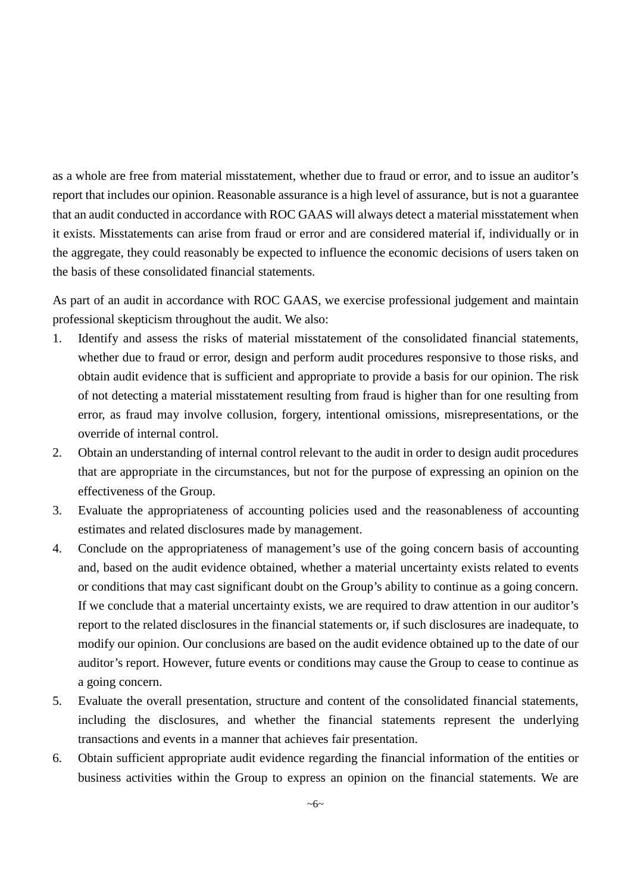as a whole are free from material misstatement, whether due to fraud or error, and to issue an auditor's report that includes our opinion. Reasonable assurance is a high level of assurance, but is not a guarantee that an audit conducted in accordance with ROC GAAS will always detect a material misstatement when it exists. Misstatements can arise from fraud or error and are considered material if, individually or in the aggregate, they could reasonably be expected to influence the economic decisions of users taken on the basis of these consolidated financial statements.

As part of an audit in accordance with ROC GAAS, we exercise professional judgement and maintain professional skepticism throughout the audit. We also:

1. Identify and assess the risks of material misstatement of the consolidated financial statements, whether due to fraud or error, design and perform audit procedures responsive to those risks, and obtain audit evidence that is sufficient and appropriate to provide a basis for our opinion. The risk of not detecting a material misstatement resulting from fraud is higher than for one resulting from error, as fraud may involve collusion, forgery, intentional omissions, misrepresentations, or the override of internal control.
2. Obtain an understanding of internal control relevant to the audit in order to design audit procedures that are appropriate in the circumstances, but not for the purpose of expressing an opinion on the effectiveness of the Group.
3. Evaluate the appropriateness of accounting policies used and the reasonableness of accounting estimates and related disclosures made by management.
4. Conclude on the appropriateness of management's use of the going concern basis of accounting and, based on the audit evidence obtained, whether a material uncertainty exists related to events or conditions that may cast significant doubt on the Group's ability to continue as a going concern. If we conclude that a material uncertainty exists, we are required to draw attention in our auditor's report to the related disclosures in the financial statements or, if such disclosures are inadequate, to modify our opinion. Our conclusions are based on the audit evidence obtained up to the date of our auditor's report. However, future events or conditions may cause the Group to cease to continue as a going concern.
5. Evaluate the overall presentation, structure and content of the consolidated financial statements, including the disclosures, and whether the financial statements represent the underlying transactions and events in a manner that achieves fair presentation.
6. Obtain sufficient appropriate audit evidence regarding the financial information of the entities or business activities within the Group to express an opinion on the financial statements. We are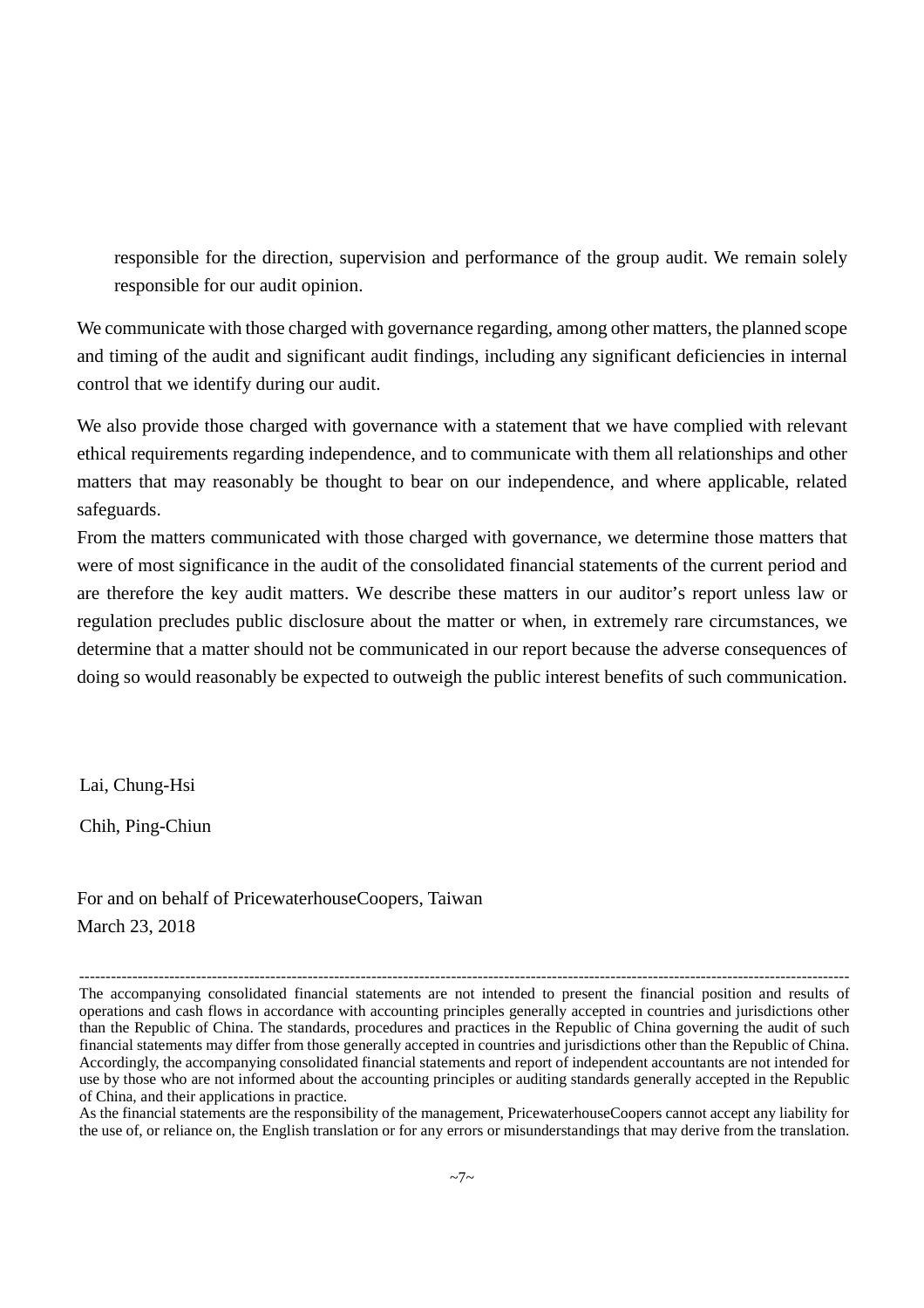responsible for the direction, supervision and performance of the group audit. We remain solely responsible for our audit opinion.

We communicate with those charged with governance regarding, among other matters, the planned scope and timing of the audit and significant audit findings, including any significant deficiencies in internal control that we identify during our audit.

We also provide those charged with governance with a statement that we have complied with relevant ethical requirements regarding independence, and to communicate with them all relationships and other matters that may reasonably be thought to bear on our independence, and where applicable, related safeguards.

From the matters communicated with those charged with governance, we determine those matters that were of most significance in the audit of the consolidated financial statements of the current period and are therefore the key audit matters. We describe these matters in our auditor's report unless law or regulation precludes public disclosure about the matter or when, in extremely rare circumstances, we determine that a matter should not be communicated in our report because the adverse consequences of doing so would reasonably be expected to outweigh the public interest benefits of such communication.

Lai, Chung-Hsi

Chih, Ping-Chiun

For and on behalf of PricewaterhouseCoopers, Taiwan
March 23, 2018

---

The accompanying consolidated financial statements are not intended to present the financial position and results of operations and cash flows in accordance with accounting principles generally accepted in countries and jurisdictions other than the Republic of China. The standards, procedures and practices in the Republic of China governing the audit of such financial statements may differ from those generally accepted in countries and jurisdictions other than the Republic of China. Accordingly, the accompanying consolidated financial statements and report of independent accountants are not intended for use by those who are not informed about the accounting principles or auditing standards generally accepted in the Republic of China, and their applications in practice.

As the financial statements are the responsibility of the management, PricewaterhouseCoopers cannot accept any liability for the use of, or reliance on, the English translation or for any errors or misunderstandings that may derive from the translation.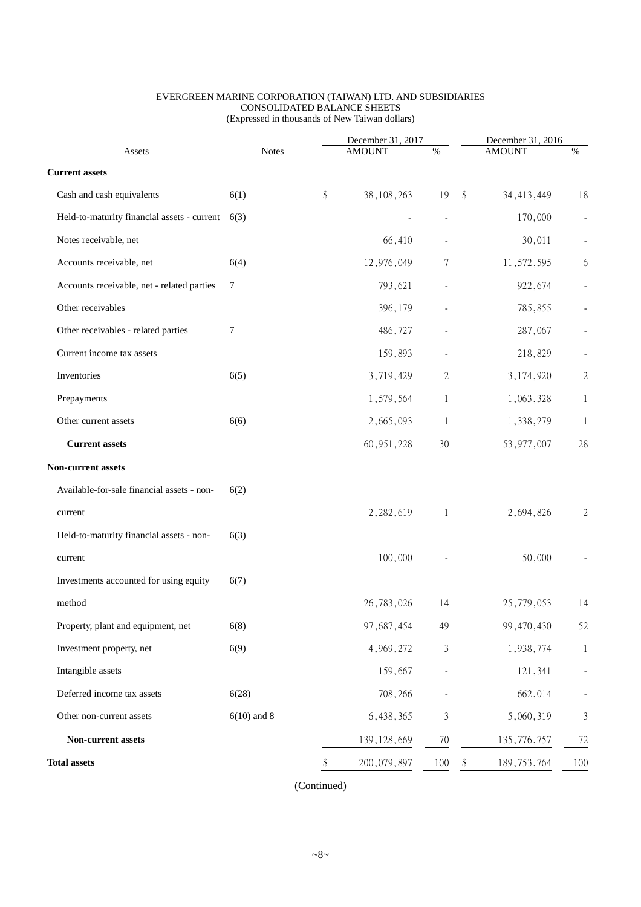EVERGREEN MARINE CORPORATION (TAIWAN) LTD. AND SUBSIDIARIES
CONSOLIDATED BALANCE SHEETS
(Expressed in thousands of New Taiwan dollars)

| Assets | Notes | December 31, 2017 AMOUNT | % | December 31, 2016 AMOUNT | % |
|---|---|---|---|---|---|
| **Current assets** | | | | | |
| Cash and cash equivalents | 6(1) | $ 38,108,263 | 19 | $ 34,413,449 | 18 |
| Held-to-maturity financial assets - current | 6(3) | - | - | 170,000 | - |
| Notes receivable, net | | 66,410 | - | 30,011 | - |
| Accounts receivable, net | 6(4) | 12,976,049 | 7 | 11,572,595 | 6 |
| Accounts receivable, net - related parties | 7 | 793,621 | - | 922,674 | - |
| Other receivables | | 396,179 | - | 785,855 | - |
| Other receivables - related parties | 7 | 486,727 | - | 287,067 | - |
| Current income tax assets | | 159,893 | - | 218,829 | - |
| Inventories | 6(5) | 3,719,429 | 2 | 3,174,920 | 2 |
| Prepayments | | 1,579,564 | 1 | 1,063,328 | 1 |
| Other current assets | 6(6) | 2,665,093 | 1 | 1,338,279 | 1 |
| **Current assets** | | 60,951,228 | 30 | 53,977,007 | 28 |
| **Non-current assets** | | | | | |
| Available-for-sale financial assets - non-current | 6(2) | 2,282,619 | 1 | 2,694,826 | 2 |
| Held-to-maturity financial assets - non-current | 6(3) | 100,000 | - | 50,000 | - |
| Investments accounted for using equity method | 6(7) | 26,783,026 | 14 | 25,779,053 | 14 |
| Property, plant and equipment, net | 6(8) | 97,687,454 | 49 | 99,470,430 | 52 |
| Investment property, net | 6(9) | 4,969,272 | 3 | 1,938,774 | 1 |
| Intangible assets | | 159,667 | - | 121,341 | - |
| Deferred income tax assets | 6(28) | 708,266 | - | 662,014 | - |
| Other non-current assets | 6(10) and 8 | 6,438,365 | 3 | 5,060,319 | 3 |
| **Non-current assets** | | 139,128,669 | 70 | 135,776,757 | 72 |
| **Total assets** | | $ 200,079,897 | 100 | $ 189,753,764 | 100 |

(Continued)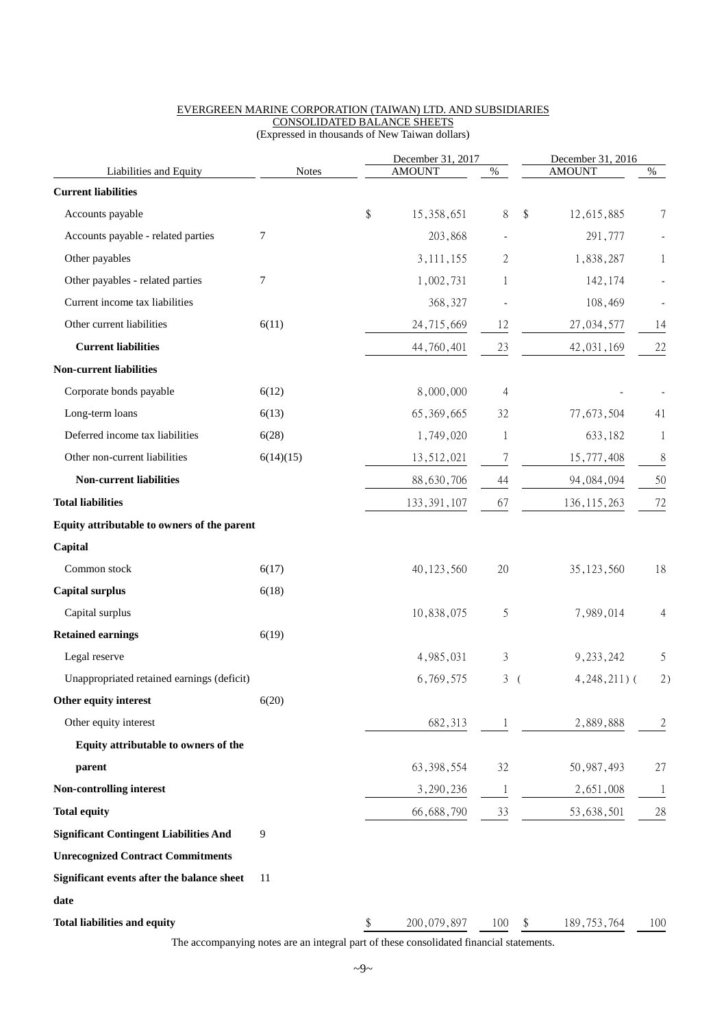EVERGREEN MARINE CORPORATION (TAIWAN) LTD. AND SUBSIDIARIES

CONSOLIDATED BALANCE SHEETS

(Expressed in thousands of New Taiwan dollars)

| Liabilities and Equity | Notes | December 31, 2017 AMOUNT | % | December 31, 2016 AMOUNT | % |
|---|---|---|---|---|---|
| **Current liabilities** | | | | | |
| Accounts payable | | $ 15,358,651 | 8 | $ 12,615,885 | 7 |
| Accounts payable - related parties | 7 | 203,868 | - | 291,777 | - |
| Other payables | | 3,111,155 | 2 | 1,838,287 | 1 |
| Other payables - related parties | 7 | 1,002,731 | 1 | 142,174 | - |
| Current income tax liabilities | | 368,327 | - | 108,469 | - |
| Other current liabilities | 6(11) | 24,715,669 | 12 | 27,034,577 | 14 |
| **Current liabilities** | | 44,760,401 | 23 | 42,031,169 | 22 |
| **Non-current liabilities** | | | | | |
| Corporate bonds payable | 6(12) | 8,000,000 | 4 | - | - |
| Long-term loans | 6(13) | 65,369,665 | 32 | 77,673,504 | 41 |
| Deferred income tax liabilities | 6(28) | 1,749,020 | 1 | 633,182 | 1 |
| Other non-current liabilities | 6(14)(15) | 13,512,021 | 7 | 15,777,408 | 8 |
| **Non-current liabilities** | | 88,630,706 | 44 | 94,084,094 | 50 |
| **Total liabilities** | | 133,391,107 | 67 | 136,115,263 | 72 |
| **Equity attributable to owners of the parent** | | | | | |
| **Capital** | | | | | |
| Common stock | 6(17) | 40,123,560 | 20 | 35,123,560 | 18 |
| **Capital surplus** | 6(18) | | | | |
| Capital surplus | | 10,838,075 | 5 | 7,989,014 | 4 |
| **Retained earnings** | 6(19) | | | | |
| Legal reserve | | 4,985,031 | 3 | 9,233,242 | 5 |
| Unappropriated retained earnings (deficit) | | 6,769,575 | 3 | ( 4,248,211) | ( 2) |
| **Other equity interest** | 6(20) | | | | |
| Other equity interest | | 682,313 | 1 | 2,889,888 | 2 |
| **Equity attributable to owners of the parent** | | 63,398,554 | 32 | 50,987,493 | 27 |
| **Non-controlling interest** | | 3,290,236 | 1 | 2,651,008 | 1 |
| **Total equity** | | 66,688,790 | 33 | 53,638,501 | 28 |
| **Significant Contingent Liabilities And Unrecognized Contract Commitments** | 9 | | | | |
| **Significant events after the balance sheet date** | 11 | | | | |
| **Total liabilities and equity** | | $ 200,079,897 | 100 | $ 189,753,764 | 100 |

The accompanying notes are an integral part of these consolidated financial statements.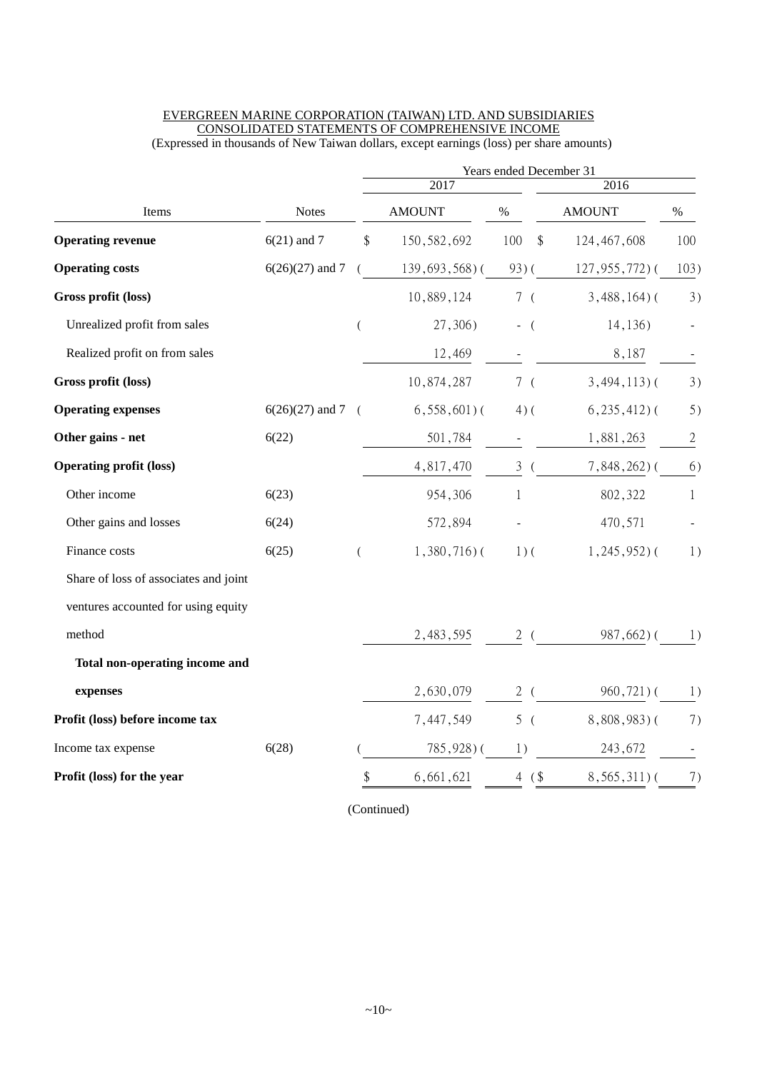EVERGREEN MARINE CORPORATION (TAIWAN) LTD. AND SUBSIDIARIES
CONSOLIDATED STATEMENTS OF COMPREHENSIVE INCOME
(Expressed in thousands of New Taiwan dollars, except earnings (loss) per share amounts)

| Items | Notes | 2017 AMOUNT | 2017 % | 2016 AMOUNT | 2016 % |
|---|---|---|---|---|---|
| **Operating revenue** | 6(21) and 7 | $ 150,582,692 | 100 | $ 124,467,608 | 100 |
| **Operating costs** | 6(26)(27) and 7 | ( 139,693,568) | ( 93) | ( 127,955,772) | ( 103) |
| **Gross profit (loss)** | | 10,889,124 | 7 | ( 3,488,164) | ( 3) |
| Unrealized profit from sales | | ( 27,306) | - | ( 14,136) | - |
| Realized profit on from sales | | 12,469 | - | 8,187 | - |
| **Gross profit (loss)** | | 10,874,287 | 7 | ( 3,494,113) | ( 3) |
| **Operating expenses** | 6(26)(27) and 7 | ( 6,558,601) | ( 4) | ( 6,235,412) | ( 5) |
| **Other gains - net** | 6(22) | 501,784 | - | 1,881,263 | 2 |
| **Operating profit (loss)** | | 4,817,470 | 3 | ( 7,848,262) | ( 6) |
| Other income | 6(23) | 954,306 | 1 | 802,322 | 1 |
| Other gains and losses | 6(24) | 572,894 | - | 470,571 | - |
| Finance costs | 6(25) | ( 1,380,716) | ( 1) | ( 1,245,952) | ( 1) |
| Share of loss of associates and joint ventures accounted for using equity method | | 2,483,595 | 2 | ( 987,662) | ( 1) |
| **Total non-operating income and expenses** | | 2,630,079 | 2 | ( 960,721) | ( 1) |
| **Profit (loss) before income tax** | | 7,447,549 | 5 | ( 8,808,983) | ( 7) |
| Income tax expense | 6(28) | ( 785,928) | ( 1) | 243,672 | - |
| **Profit (loss) for the year** | | $ 6,661,621 | 4 | ($ 8,565,311) | ( 7) |

(Continued)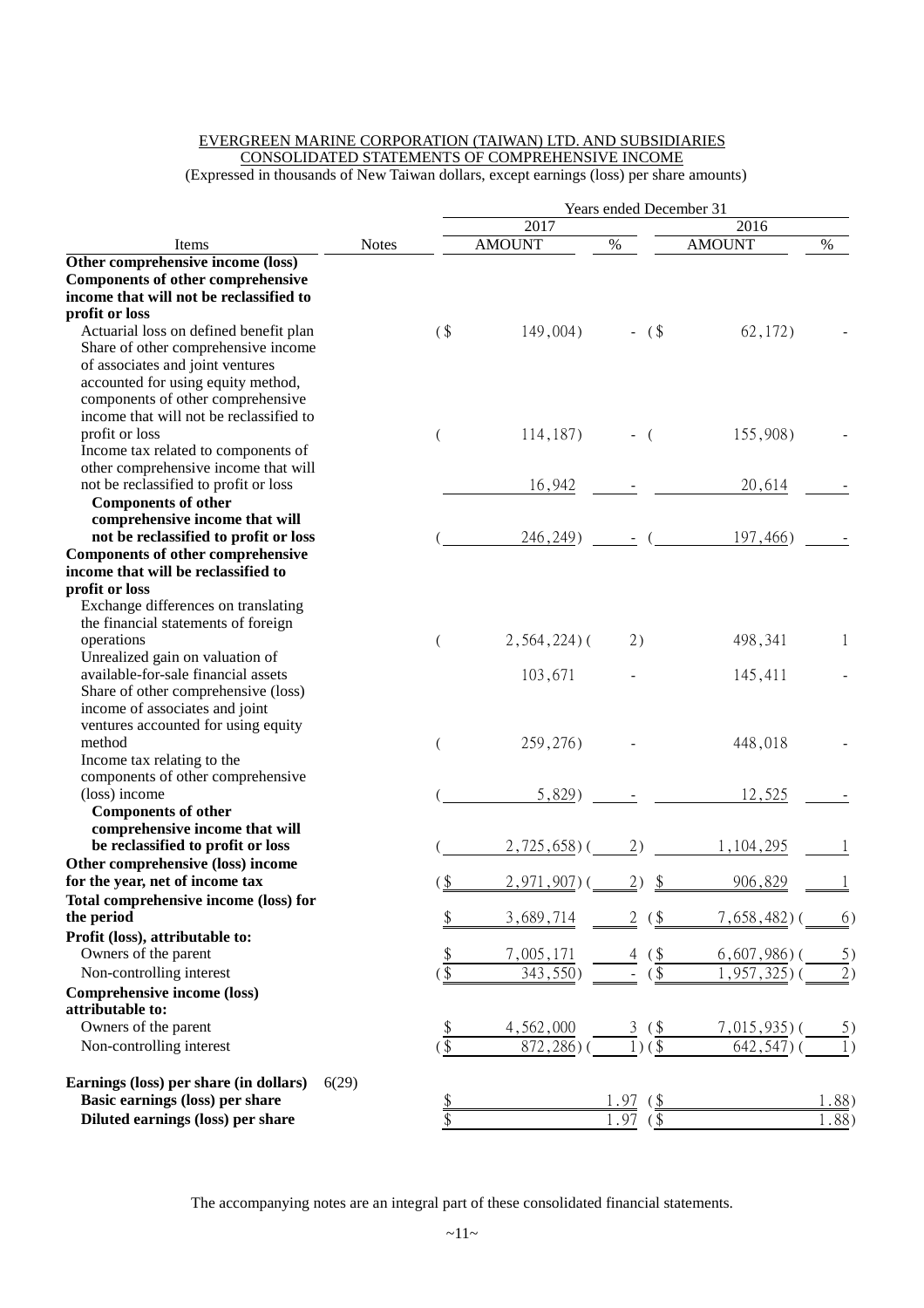EVERGREEN MARINE CORPORATION (TAIWAN) LTD. AND SUBSIDIARIES
CONSOLIDATED STATEMENTS OF COMPREHENSIVE INCOME
(Expressed in thousands of New Taiwan dollars, except earnings (loss) per share amounts)

| Items | Notes | 2017 AMOUNT | % | 2016 AMOUNT | % |
|---|---|---|---|---|---|
| **Other comprehensive income (loss)** | | | | | |
| **Components of other comprehensive income that will not be reclassified to profit or loss** | | | | | |
| Actuarial loss on defined benefit plan | | ($ 149,004) | - | ($ 62,172) | - |
| Share of other comprehensive income of associates and joint ventures accounted for using equity method, components of other comprehensive income that will not be reclassified to profit or loss | | ( 114,187) | - | ( 155,908) | - |
| Income tax related to components of other comprehensive income that will not be reclassified to profit or loss | | 16,942 | - | 20,614 | - |
| **Components of other comprehensive income that will not be reclassified to profit or loss** | | ( 246,249) | - | ( 197,466) | - |
| **Components of other comprehensive income that will be reclassified to profit or loss** | | | | | |
| Exchange differences on translating the financial statements of foreign operations | | ( 2,564,224) | ( 2) | 498,341 | 1 |
| Unrealized gain on valuation of available-for-sale financial assets | | 103,671 | - | 145,411 | - |
| Share of other comprehensive (loss) income of associates and joint ventures accounted for using equity method | | ( 259,276) | - | 448,018 | - |
| Income tax relating to the components of other comprehensive (loss) income | | ( 5,829) | - | 12,525 | - |
| **Components of other comprehensive income that will be reclassified to profit or loss** | | ( 2,725,658) | ( 2) | 1,104,295 | 1 |
| **Other comprehensive (loss) income for the year, net of income tax** | | ($ 2,971,907) | ( 2) | $ 906,829 | 1 |
| **Total comprehensive income (loss) for the period** | | $ 3,689,714 | 2 | ($ 7,658,482) | ( 6) |
| **Profit (loss), attributable to:** | | | | | |
| Owners of the parent | | $ 7,005,171 | 4 | ($ 6,607,986) | ( 5) |
| Non-controlling interest | | ($ 343,550) | - | ($ 1,957,325) | ( 2) |
| **Comprehensive income (loss) attributable to:** | | | | | |
| Owners of the parent | | $ 4,562,000 | 3 | ($ 7,015,935) | ( 5) |
| Non-controlling interest | | ($ 872,286) | ( 1) | ($ 642,547) | ( 1) |
| **Earnings (loss) per share (in dollars)** | 6(29) | | | | |
| **Basic earnings (loss) per share** | | $ | 1.97 | ($ | 1.88) |
| **Diluted earnings (loss) per share** | | $ | 1.97 | ($ | 1.88) |

The accompanying notes are an integral part of these consolidated financial statements.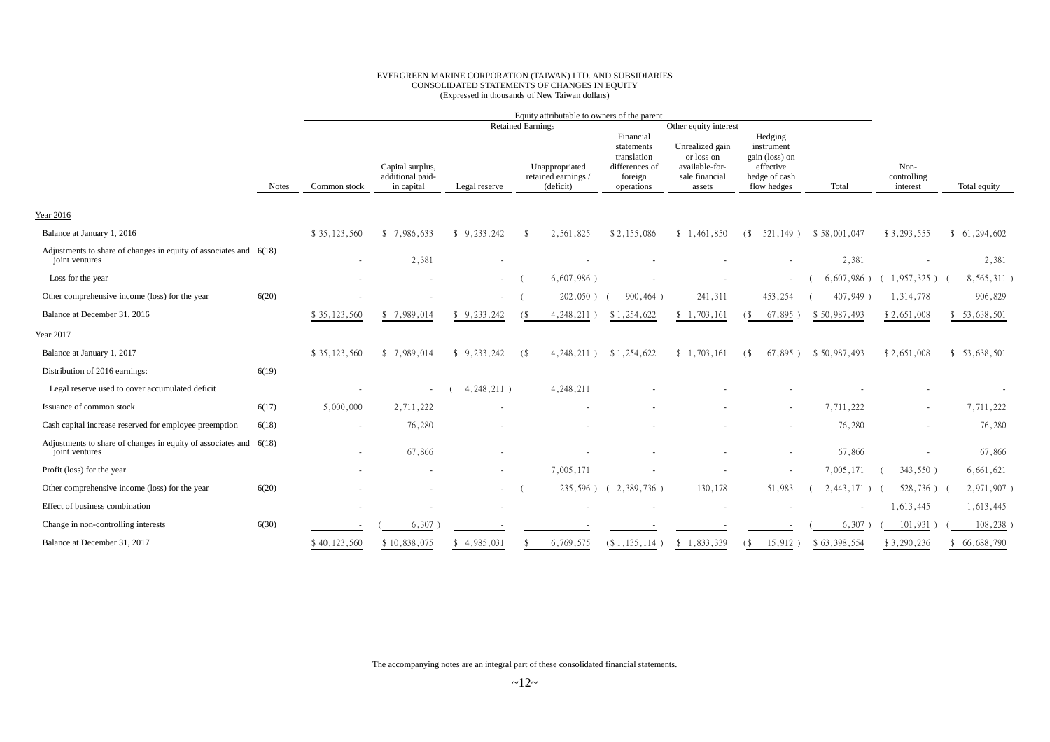EVERGREEN MARINE CORPORATION (TAIWAN) LTD. AND SUBSIDIARIES
CONSOLIDATED STATEMENTS OF CHANGES IN EQUITY
(Expressed in thousands of New Taiwan dollars)

| | Notes | Equity attributable to owners of the parent | | | | | | | | Non-controlling interest | Total equity |
|---|---|---|---|---|---|---|---|---|---|---|---|
| | | | | Retained Earnings | | Other equity interest | | | | | |
| | | Common stock | Capital surplus, additional paid-in capital | Legal reserve | Unappropriated retained earnings / (deficit) | Financial statements translation differences of foreign operations | Unrealized gain or loss on available-for-sale financial assets | Hedging instrument gain (loss) on effective hedge of cash flow hedges | Total | | |
| Year 2016 | | | | | | | | | | | |
| Balance at January 1, 2016 | | $ 35,123,560 | $ 7,986,633 | $ 9,233,242 | $ 2,561,825 | $ 2,155,086 | $ 1,461,850 | ($ 521,149 ) | $ 58,001,047 | $ 3,293,555 | $ 61,294,602 |
| Adjustments to share of changes in equity of associates and joint ventures | 6(18) | - | 2,381 | - | - | - | - | - | 2,381 | - | 2,381 |
| Loss for the year | | - | - | - | ( 6,607,986 ) | - | - | - | ( 6,607,986 ) | ( 1,957,325 ) | ( 8,565,311 ) |
| Other comprehensive income (loss) for the year | 6(20) | - | - | - | ( 202,050 ) | ( 900,464 ) | 241,311 | 453,254 | ( 407,949 ) | 1,314,778 | 906,829 |
| Balance at December 31, 2016 | | $ 35,123,560 | $ 7,989,014 | $ 9,233,242 | ($ 4,248,211 ) | $ 1,254,622 | $ 1,703,161 | ($ 67,895 ) | $ 50,987,493 | $ 2,651,008 | $ 53,638,501 |
| Year 2017 | | | | | | | | | | | |
| Balance at January 1, 2017 | | $ 35,123,560 | $ 7,989,014 | $ 9,233,242 | ($ 4,248,211 ) | $ 1,254,622 | $ 1,703,161 | ($ 67,895 ) | $ 50,987,493 | $ 2,651,008 | $ 53,638,501 |
| Distribution of 2016 earnings: | 6(19) | | | | | | | | | | |
| Legal reserve used to cover accumulated deficit | | - | - | ( 4,248,211 ) | 4,248,211 | - | - | - | - | - | - |
| Issuance of common stock | 6(17) | 5,000,000 | 2,711,222 | - | - | - | - | - | 7,711,222 | - | 7,711,222 |
| Cash capital increase reserved for employee preemption | 6(18) | - | 76,280 | - | - | - | - | - | 76,280 | - | 76,280 |
| Adjustments to share of changes in equity of associates and joint ventures | 6(18) | - | 67,866 | - | - | - | - | - | 67,866 | - | 67,866 |
| Profit (loss) for the year | | - | - | - | 7,005,171 | - | - | - | 7,005,171 | ( 343,550 ) | 6,661,621 |
| Other comprehensive income (loss) for the year | 6(20) | - | - | - | ( 235,596 ) | ( 2,389,736 ) | 130,178 | 51,983 | ( 2,443,171 ) | ( 528,736 ) | ( 2,971,907 ) |
| Effect of business combination | | - | - | - | - | - | - | - | - | 1,613,445 | 1,613,445 |
| Change in non-controlling interests | 6(30) | - | ( 6,307 ) | - | - | - | - | - | ( 6,307 ) | ( 101,931 ) | ( 108,238 ) |
| Balance at December 31, 2017 | | $ 40,123,560 | $ 10,838,075 | $ 4,985,031 | $ 6,769,575 | ($ 1,135,114 ) | $ 1,833,339 | ($ 15,912 ) | $ 63,398,554 | $ 3,290,236 | $ 66,688,790 |

The accompanying notes are an integral part of these consolidated financial statements.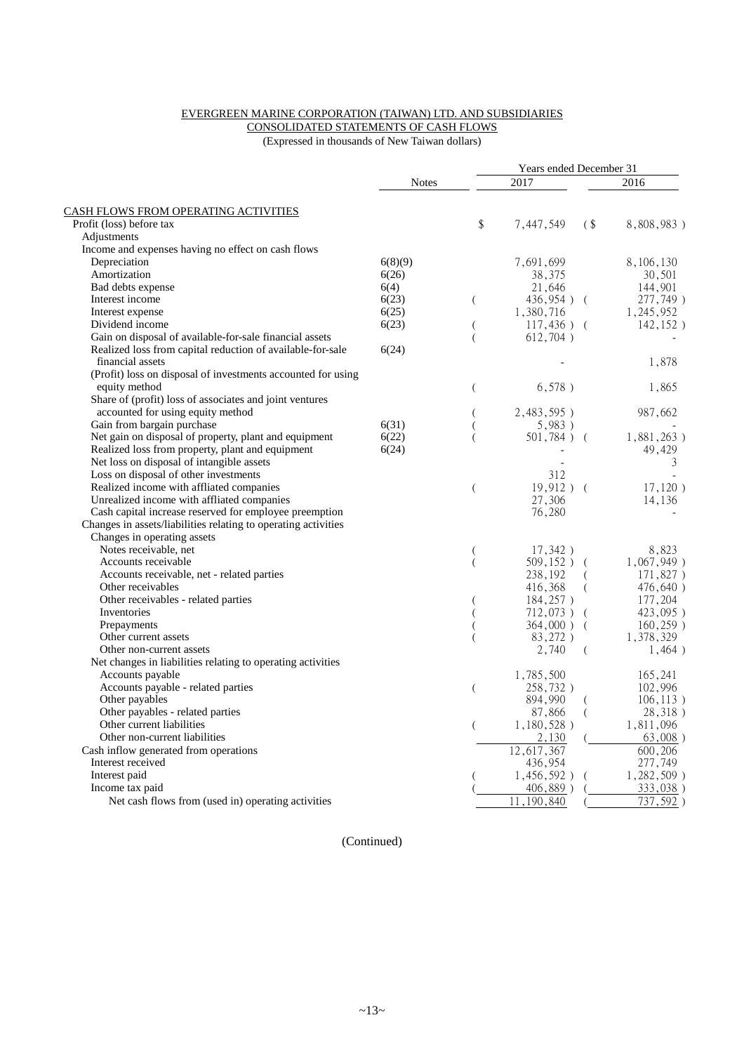EVERGREEN MARINE CORPORATION (TAIWAN) LTD. AND SUBSIDIARIES
CONSOLIDATED STATEMENTS OF CASH FLOWS
(Expressed in thousands of New Taiwan dollars)

| | Notes | Years ended December 31 2017 | 2016 |
|---|---|---|---|
| CASH FLOWS FROM OPERATING ACTIVITIES | | | |
| Profit (loss) before tax | | $ 7,447,549 | ($ 8,808,983 ) |
| Adjustments | | | |
| Income and expenses having no effect on cash flows | | | |
| Depreciation | 6(8)(9) | 7,691,699 | 8,106,130 |
| Amortization | 6(26) | 38,375 | 30,501 |
| Bad debts expense | 6(4) | 21,646 | 144,901 |
| Interest income | 6(23) | ( 436,954 ) | ( 277,749 ) |
| Interest expense | 6(25) | 1,380,716 | 1,245,952 |
| Dividend income | 6(23) | ( 117,436 ) | ( 142,152 ) |
| Gain on disposal of available-for-sale financial assets | | ( 612,704 ) | - |
| Realized loss from capital reduction of available-for-sale financial assets | 6(24) | - | 1,878 |
| (Profit) loss on disposal of investments accounted for using equity method | | ( 6,578 ) | 1,865 |
| Share of (profit) loss of associates and joint ventures accounted for using equity method | | ( 2,483,595 ) | 987,662 |
| Gain from bargain purchase | 6(31) | ( 5,983 ) | - |
| Net gain on disposal of property, plant and equipment | 6(22) | ( 501,784 ) | ( 1,881,263 ) |
| Realized loss from property, plant and equipment | 6(24) | - | 49,429 |
| Net loss on disposal of intangible assets | | - | 3 |
| Loss on disposal of other investments | | 312 | - |
| Realized income with affliated companies | | ( 19,912 ) | ( 17,120 ) |
| Unrealized income with affliated companies | | 27,306 | 14,136 |
| Cash capital increase reserved for employee preemption | | 76,280 | - |
| Changes in assets/liabilities relating to operating activities | | | |
| Changes in operating assets | | | |
| Notes receivable, net | | ( 17,342 ) | 8,823 |
| Accounts receivable | | ( 509,152 ) | ( 1,067,949 ) |
| Accounts receivable, net - related parties | | 238,192 | ( 171,827 ) |
| Other receivables | | 416,368 | ( 476,640 ) |
| Other receivables - related parties | | ( 184,257 ) | 177,204 |
| Inventories | | ( 712,073 ) | ( 423,095 ) |
| Prepayments | | ( 364,000 ) | ( 160,259 ) |
| Other current assets | | ( 83,272 ) | 1,378,329 |
| Other non-current assets | | 2,740 | ( 1,464 ) |
| Net changes in liabilities relating to operating activities | | | |
| Accounts payable | | 1,785,500 | 165,241 |
| Accounts payable - related parties | | ( 258,732 ) | 102,996 |
| Other payables | | 894,990 | ( 106,113 ) |
| Other payables - related parties | | 87,866 | ( 28,318 ) |
| Other current liabilities | | ( 1,180,528 ) | 1,811,096 |
| Other non-current liabilities | | 2,130 | ( 63,008 ) |
| Cash inflow generated from operations | | 12,617,367 | 600,206 |
| Interest received | | 436,954 | 277,749 |
| Interest paid | | ( 1,456,592 ) | ( 1,282,509 ) |
| Income tax paid | | ( 406,889 ) | ( 333,038 ) |
| Net cash flows from (used in) operating activities | | 11,190,840 | ( 737,592 ) |

(Continued)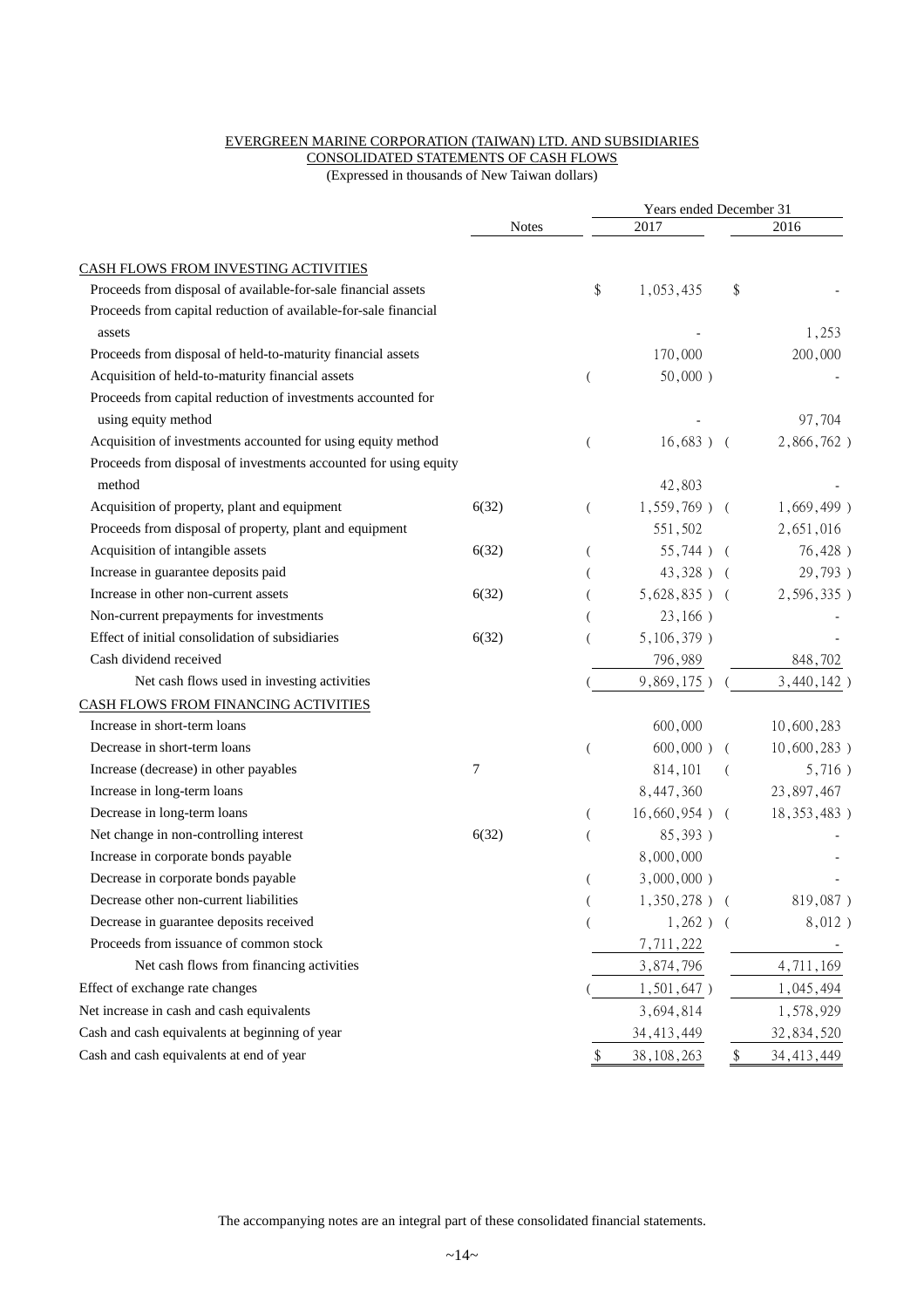EVERGREEN MARINE CORPORATION (TAIWAN) LTD. AND SUBSIDIARIES
CONSOLIDATED STATEMENTS OF CASH FLOWS
(Expressed in thousands of New Taiwan dollars)

| | Notes | Years ended December 31 2017 | 2016 |
|---|---|---|---|
| CASH FLOWS FROM INVESTING ACTIVITIES | | | |
| Proceeds from disposal of available-for-sale financial assets | | $ 1,053,435 | $ - |
| Proceeds from capital reduction of available-for-sale financial assets | | - | 1,253 |
| Proceeds from disposal of held-to-maturity financial assets | | 170,000 | 200,000 |
| Acquisition of held-to-maturity financial assets | | ( 50,000 ) | - |
| Proceeds from capital reduction of investments accounted for using equity method | | - | 97,704 |
| Acquisition of investments accounted for using equity method | | ( 16,683 ) | ( 2,866,762 ) |
| Proceeds from disposal of investments accounted for using equity method | | 42,803 | - |
| Acquisition of property, plant and equipment | 6(32) | ( 1,559,769 ) | ( 1,669,499 ) |
| Proceeds from disposal of property, plant and equipment | | 551,502 | 2,651,016 |
| Acquisition of intangible assets | 6(32) | ( 55,744 ) | ( 76,428 ) |
| Increase in guarantee deposits paid | | ( 43,328 ) | ( 29,793 ) |
| Increase in other non-current assets | 6(32) | ( 5,628,835 ) | ( 2,596,335 ) |
| Non-current prepayments for investments | | ( 23,166 ) | - |
| Effect of initial consolidation of subsidiaries | 6(32) | ( 5,106,379 ) | - |
| Cash dividend received | | 796,989 | 848,702 |
| Net cash flows used in investing activities | | ( 9,869,175 ) | ( 3,440,142 ) |
| CASH FLOWS FROM FINANCING ACTIVITIES | | | |
| Increase in short-term loans | | 600,000 | 10,600,283 |
| Decrease in short-term loans | | ( 600,000 ) | ( 10,600,283 ) |
| Increase (decrease) in other payables | 7 | 814,101 | ( 5,716 ) |
| Increase in long-term loans | | 8,447,360 | 23,897,467 |
| Decrease in long-term loans | | ( 16,660,954 ) | ( 18,353,483 ) |
| Net change in non-controlling interest | 6(32) | ( 85,393 ) | - |
| Increase in corporate bonds payable | | 8,000,000 | - |
| Decrease in corporate bonds payable | | ( 3,000,000 ) | - |
| Decrease other non-current liabilities | | ( 1,350,278 ) | ( 819,087 ) |
| Decrease in guarantee deposits received | | ( 1,262 ) | ( 8,012 ) |
| Proceeds from issuance of common stock | | 7,711,222 | - |
| Net cash flows from financing activities | | 3,874,796 | 4,711,169 |
| Effect of exchange rate changes | | ( 1,501,647 ) | 1,045,494 |
| Net increase in cash and cash equivalents | | 3,694,814 | 1,578,929 |
| Cash and cash equivalents at beginning of year | | 34,413,449 | 32,834,520 |
| Cash and cash equivalents at end of year | | $ 38,108,263 | $ 34,413,449 |

The accompanying notes are an integral part of these consolidated financial statements.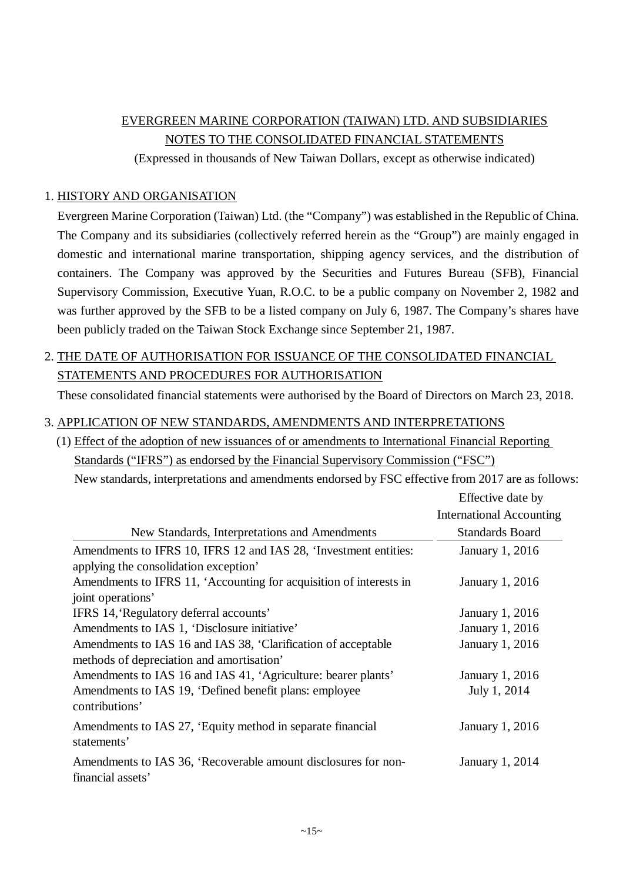EVERGREEN MARINE CORPORATION (TAIWAN) LTD. AND SUBSIDIARIES
NOTES TO THE CONSOLIDATED FINANCIAL STATEMENTS
(Expressed in thousands of New Taiwan Dollars, except as otherwise indicated)

1. HISTORY AND ORGANISATION

Evergreen Marine Corporation (Taiwan) Ltd. (the "Company") was established in the Republic of China. The Company and its subsidiaries (collectively referred herein as the "Group") are mainly engaged in domestic and international marine transportation, shipping agency services, and the distribution of containers. The Company was approved by the Securities and Futures Bureau (SFB), Financial Supervisory Commission, Executive Yuan, R.O.C. to be a public company on November 2, 1982 and was further approved by the SFB to be a listed company on July 6, 1987. The Company's shares have been publicly traded on the Taiwan Stock Exchange since September 21, 1987.

2. THE DATE OF AUTHORISATION FOR ISSUANCE OF THE CONSOLIDATED FINANCIAL STATEMENTS AND PROCEDURES FOR AUTHORISATION

These consolidated financial statements were authorised by the Board of Directors on March 23, 2018.

3. APPLICATION OF NEW STANDARDS, AMENDMENTS AND INTERPRETATIONS

(1) Effect of the adoption of new issuances of or amendments to International Financial Reporting Standards ("IFRS") as endorsed by the Financial Supervisory Commission ("FSC")

New standards, interpretations and amendments endorsed by FSC effective from 2017 are as follows:

| New Standards, Interpretations and Amendments | Effective date by International Accounting Standards Board |
|---|---|
| Amendments to IFRS 10, IFRS 12 and IAS 28, 'Investment entities: applying the consolidation exception' | January 1, 2016 |
| Amendments to IFRS 11, 'Accounting for acquisition of interests in joint operations' | January 1, 2016 |
| IFRS 14,'Regulatory deferral accounts' | January 1, 2016 |
| Amendments to IAS 1, 'Disclosure initiative' | January 1, 2016 |
| Amendments to IAS 16 and IAS 38, 'Clarification of acceptable methods of depreciation and amortisation' | January 1, 2016 |
| Amendments to IAS 16 and IAS 41, 'Agriculture: bearer plants' | January 1, 2016 |
| Amendments to IAS 19, 'Defined benefit plans: employee contributions' | July 1, 2014 |
| Amendments to IAS 27, 'Equity method in separate financial statements' | January 1, 2016 |
| Amendments to IAS 36, 'Recoverable amount disclosures for non-financial assets' | January 1, 2014 |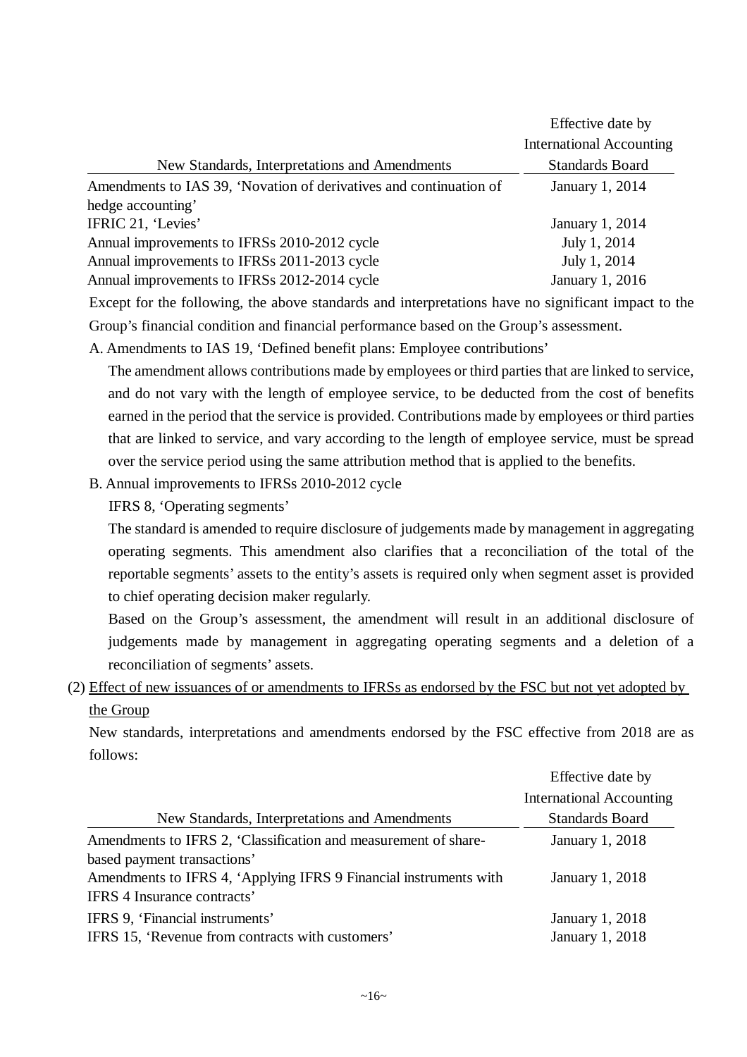| New Standards, Interpretations and Amendments | Effective date by International Accounting Standards Board |
|---|---|
| Amendments to IAS 39, 'Novation of derivatives and continuation of hedge accounting' | January 1, 2014 |
| IFRIC 21, 'Levies' | January 1, 2014 |
| Annual improvements to IFRSs 2010-2012 cycle | July 1, 2014 |
| Annual improvements to IFRSs 2011-2013 cycle | July 1, 2014 |
| Annual improvements to IFRSs 2012-2014 cycle | January 1, 2016 |

Except for the following, the above standards and interpretations have no significant impact to the Group's financial condition and financial performance based on the Group's assessment.

A. Amendments to IAS 19, 'Defined benefit plans: Employee contributions'

The amendment allows contributions made by employees or third parties that are linked to service, and do not vary with the length of employee service, to be deducted from the cost of benefits earned in the period that the service is provided. Contributions made by employees or third parties that are linked to service, and vary according to the length of employee service, must be spread over the service period using the same attribution method that is applied to the benefits.

B. Annual improvements to IFRSs 2010-2012 cycle

IFRS 8, 'Operating segments'

The standard is amended to require disclosure of judgements made by management in aggregating operating segments. This amendment also clarifies that a reconciliation of the total of the reportable segments' assets to the entity's assets is required only when segment asset is provided to chief operating decision maker regularly.

Based on the Group's assessment, the amendment will result in an additional disclosure of judgements made by management in aggregating operating segments and a deletion of a reconciliation of segments' assets.

(2) Effect of new issuances of or amendments to IFRSs as endorsed by the FSC but not yet adopted by the Group

New standards, interpretations and amendments endorsed by the FSC effective from 2018 are as follows:

| New Standards, Interpretations and Amendments | Effective date by International Accounting Standards Board |
|---|---|
| Amendments to IFRS 2, 'Classification and measurement of share-based payment transactions' | January 1, 2018 |
| Amendments to IFRS 4, 'Applying IFRS 9 Financial instruments with IFRS 4 Insurance contracts' | January 1, 2018 |
| IFRS 9, 'Financial instruments' | January 1, 2018 |
| IFRS 15, 'Revenue from contracts with customers' | January 1, 2018 |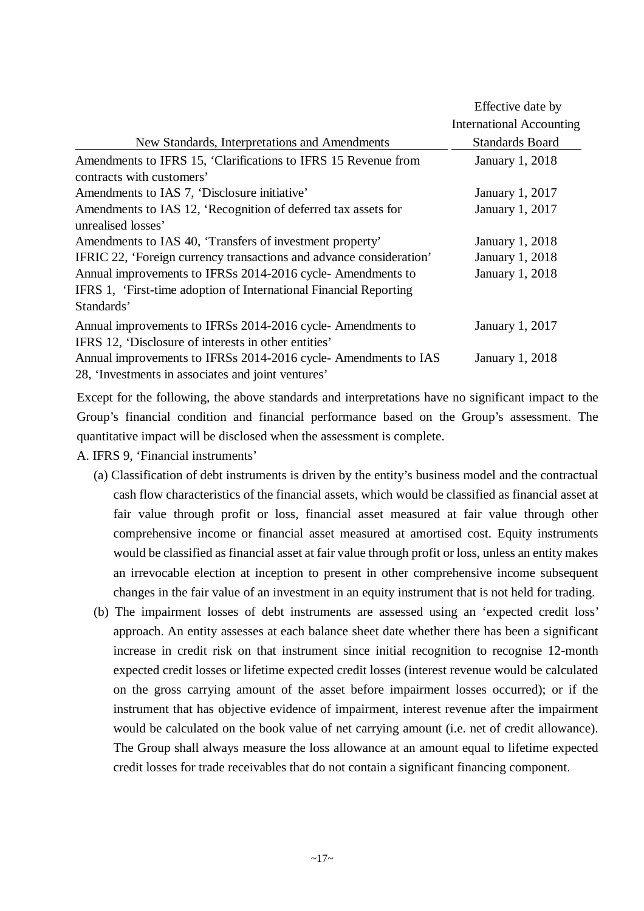| New Standards, Interpretations and Amendments | Effective date by International Accounting Standards Board |
|---|---|
| Amendments to IFRS 15, 'Clarifications to IFRS 15 Revenue from contracts with customers' | January 1, 2018 |
| Amendments to IAS 7, 'Disclosure initiative' | January 1, 2017 |
| Amendments to IAS 12, 'Recognition of deferred tax assets for unrealised losses' | January 1, 2017 |
| Amendments to IAS 40, 'Transfers of investment property' | January 1, 2018 |
| IFRIC 22, 'Foreign currency transactions and advance consideration' | January 1, 2018 |
| Annual improvements to IFRSs 2014-2016 cycle- Amendments to IFRS 1, 'First-time adoption of International Financial Reporting Standards' | January 1, 2018 |
| Annual improvements to IFRSs 2014-2016 cycle- Amendments to IFRS 12, 'Disclosure of interests in other entities' | January 1, 2017 |
| Annual improvements to IFRSs 2014-2016 cycle- Amendments to IAS 28, 'Investments in associates and joint ventures' | January 1, 2018 |

Except for the following, the above standards and interpretations have no significant impact to the Group's financial condition and financial performance based on the Group's assessment. The quantitative impact will be disclosed when the assessment is complete.

A. IFRS 9, 'Financial instruments'

(a) Classification of debt instruments is driven by the entity's business model and the contractual cash flow characteristics of the financial assets, which would be classified as financial asset at fair value through profit or loss, financial asset measured at fair value through other comprehensive income or financial asset measured at amortised cost. Equity instruments would be classified as financial asset at fair value through profit or loss, unless an entity makes an irrevocable election at inception to present in other comprehensive income subsequent changes in the fair value of an investment in an equity instrument that is not held for trading.

(b) The impairment losses of debt instruments are assessed using an 'expected credit loss' approach. An entity assesses at each balance sheet date whether there has been a significant increase in credit risk on that instrument since initial recognition to recognise 12-month expected credit losses or lifetime expected credit losses (interest revenue would be calculated on the gross carrying amount of the asset before impairment losses occurred); or if the instrument that has objective evidence of impairment, interest revenue after the impairment would be calculated on the book value of net carrying amount (i.e. net of credit allowance). The Group shall always measure the loss allowance at an amount equal to lifetime expected credit losses for trade receivables that do not contain a significant financing component.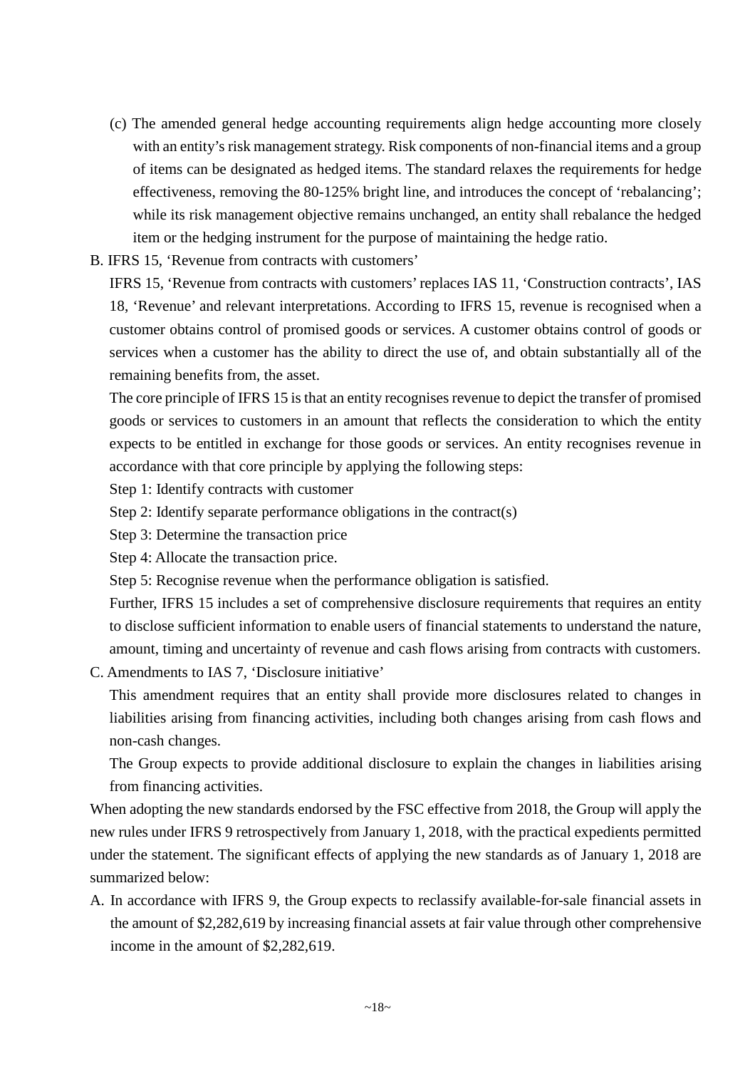(c) The amended general hedge accounting requirements align hedge accounting more closely with an entity's risk management strategy. Risk components of non-financial items and a group of items can be designated as hedged items. The standard relaxes the requirements for hedge effectiveness, removing the 80-125% bright line, and introduces the concept of 'rebalancing'; while its risk management objective remains unchanged, an entity shall rebalance the hedged item or the hedging instrument for the purpose of maintaining the hedge ratio.

B. IFRS 15, 'Revenue from contracts with customers'

IFRS 15, 'Revenue from contracts with customers' replaces IAS 11, 'Construction contracts', IAS 18, 'Revenue' and relevant interpretations. According to IFRS 15, revenue is recognised when a customer obtains control of promised goods or services. A customer obtains control of goods or services when a customer has the ability to direct the use of, and obtain substantially all of the remaining benefits from, the asset.

The core principle of IFRS 15 is that an entity recognises revenue to depict the transfer of promised goods or services to customers in an amount that reflects the consideration to which the entity expects to be entitled in exchange for those goods or services. An entity recognises revenue in accordance with that core principle by applying the following steps:

Step 1: Identify contracts with customer

Step 2: Identify separate performance obligations in the contract(s)

Step 3: Determine the transaction price

Step 4: Allocate the transaction price.

Step 5: Recognise revenue when the performance obligation is satisfied.

Further, IFRS 15 includes a set of comprehensive disclosure requirements that requires an entity to disclose sufficient information to enable users of financial statements to understand the nature, amount, timing and uncertainty of revenue and cash flows arising from contracts with customers.

C. Amendments to IAS 7, 'Disclosure initiative'

This amendment requires that an entity shall provide more disclosures related to changes in liabilities arising from financing activities, including both changes arising from cash flows and non-cash changes.

The Group expects to provide additional disclosure to explain the changes in liabilities arising from financing activities.

When adopting the new standards endorsed by the FSC effective from 2018, the Group will apply the new rules under IFRS 9 retrospectively from January 1, 2018, with the practical expedients permitted under the statement. The significant effects of applying the new standards as of January 1, 2018 are summarized below:

A. In accordance with IFRS 9, the Group expects to reclassify available-for-sale financial assets in the amount of $2,282,619 by increasing financial assets at fair value through other comprehensive income in the amount of $2,282,619.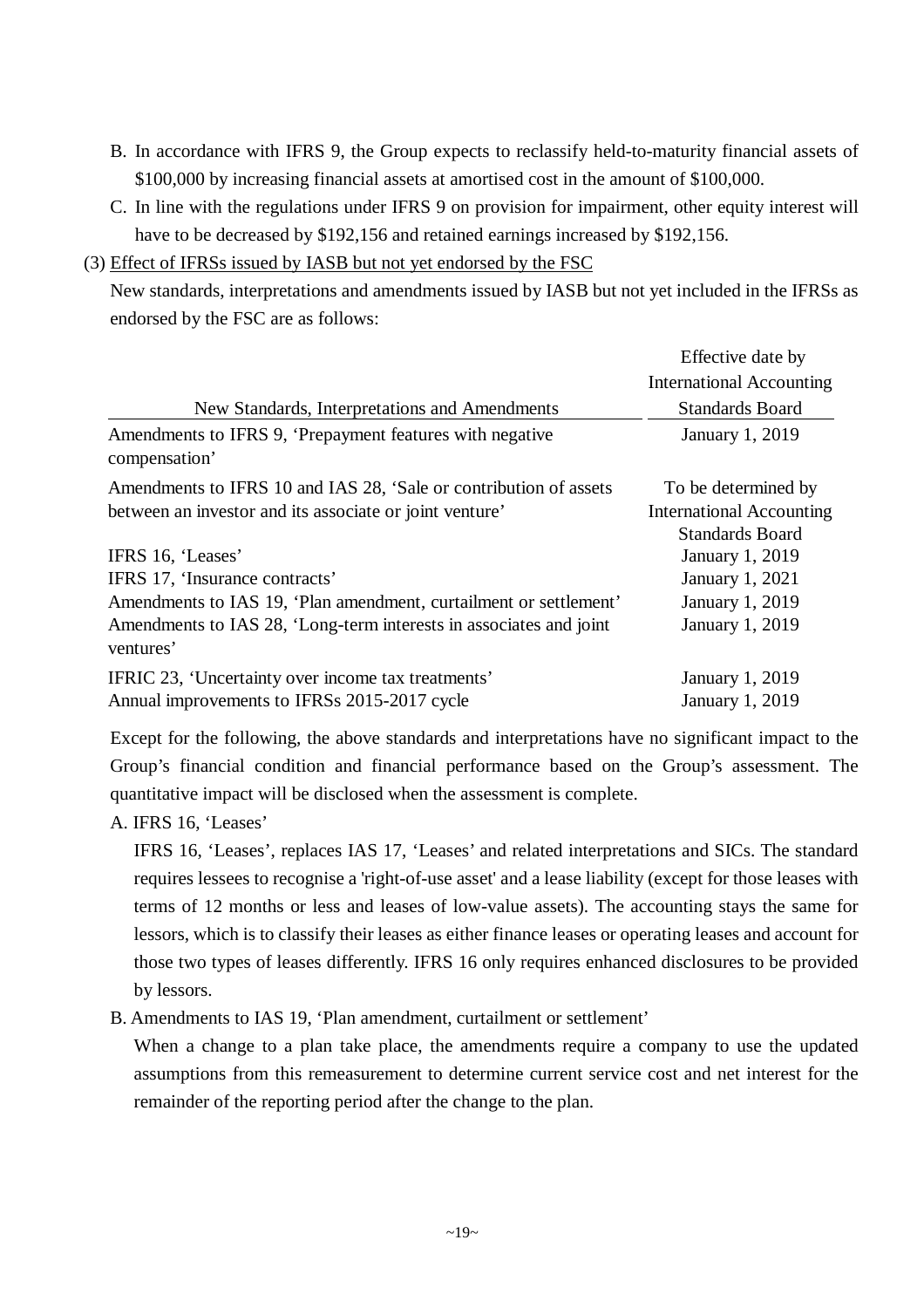B. In accordance with IFRS 9, the Group expects to reclassify held-to-maturity financial assets of $100,000 by increasing financial assets at amortised cost in the amount of $100,000.

C. In line with the regulations under IFRS 9 on provision for impairment, other equity interest will have to be decreased by $192,156 and retained earnings increased by $192,156.

(3) Effect of IFRSs issued by IASB but not yet endorsed by the FSC

New standards, interpretations and amendments issued by IASB but not yet included in the IFRSs as endorsed by the FSC are as follows:

| New Standards, Interpretations and Amendments | Effective date by International Accounting Standards Board |
|---|---|
| Amendments to IFRS 9, 'Prepayment features with negative compensation' | January 1, 2019 |
| Amendments to IFRS 10 and IAS 28, 'Sale or contribution of assets between an investor and its associate or joint venture' | To be determined by International Accounting Standards Board |
| IFRS 16, 'Leases' | January 1, 2019 |
| IFRS 17, 'Insurance contracts' | January 1, 2021 |
| Amendments to IAS 19, 'Plan amendment, curtailment or settlement' | January 1, 2019 |
| Amendments to IAS 28, 'Long-term interests in associates and joint ventures' | January 1, 2019 |
| IFRIC 23, 'Uncertainty over income tax treatments' | January 1, 2019 |
| Annual improvements to IFRSs 2015-2017 cycle | January 1, 2019 |

Except for the following, the above standards and interpretations have no significant impact to the Group's financial condition and financial performance based on the Group's assessment. The quantitative impact will be disclosed when the assessment is complete.

A. IFRS 16, 'Leases'

IFRS 16, 'Leases', replaces IAS 17, 'Leases' and related interpretations and SICs. The standard requires lessees to recognise a 'right-of-use asset' and a lease liability (except for those leases with terms of 12 months or less and leases of low-value assets). The accounting stays the same for lessors, which is to classify their leases as either finance leases or operating leases and account for those two types of leases differently. IFRS 16 only requires enhanced disclosures to be provided by lessors.

B. Amendments to IAS 19, 'Plan amendment, curtailment or settlement'

When a change to a plan take place, the amendments require a company to use the updated assumptions from this remeasurement to determine current service cost and net interest for the remainder of the reporting period after the change to the plan.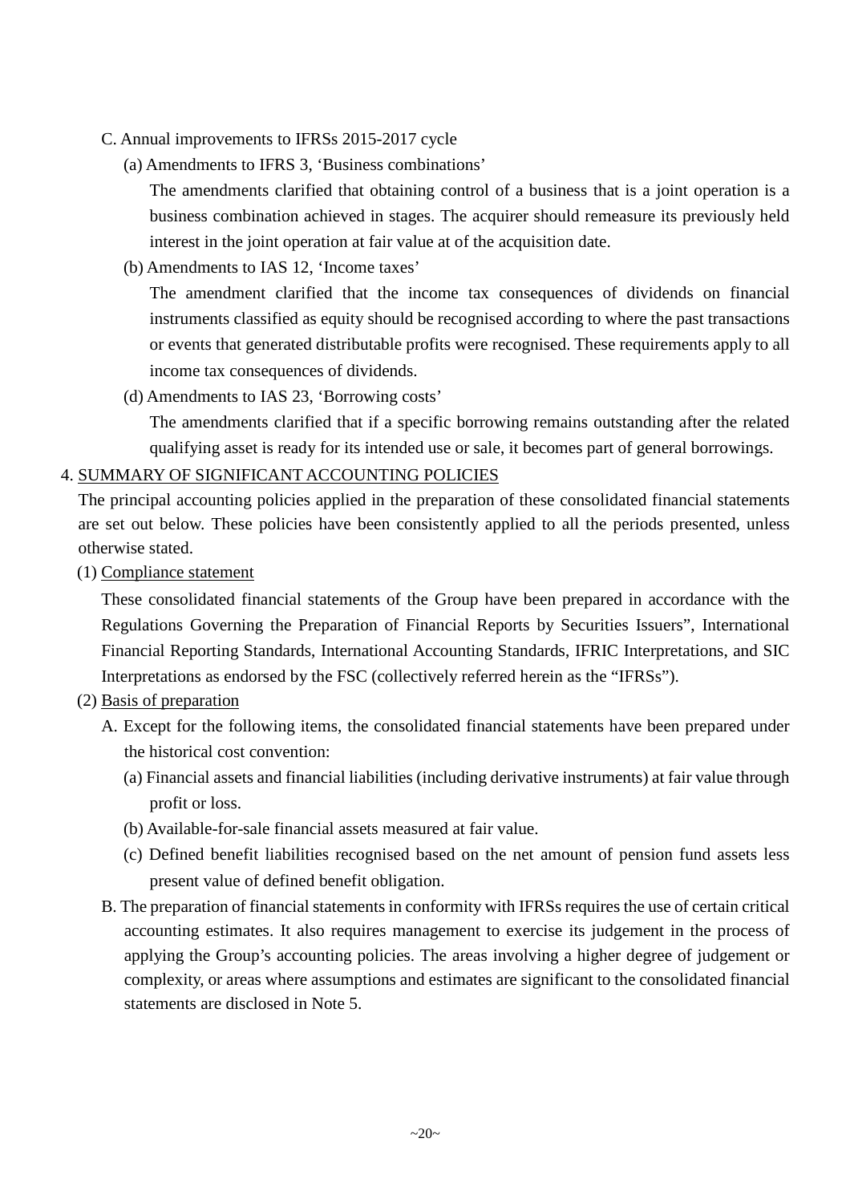C. Annual improvements to IFRSs 2015-2017 cycle

(a) Amendments to IFRS 3, 'Business combinations'

The amendments clarified that obtaining control of a business that is a joint operation is a business combination achieved in stages. The acquirer should remeasure its previously held interest in the joint operation at fair value at of the acquisition date.

(b) Amendments to IAS 12, 'Income taxes'

The amendment clarified that the income tax consequences of dividends on financial instruments classified as equity should be recognised according to where the past transactions or events that generated distributable profits were recognised. These requirements apply to all income tax consequences of dividends.

(d) Amendments to IAS 23, 'Borrowing costs'

The amendments clarified that if a specific borrowing remains outstanding after the related qualifying asset is ready for its intended use or sale, it becomes part of general borrowings.

## 4. SUMMARY OF SIGNIFICANT ACCOUNTING POLICIES

The principal accounting policies applied in the preparation of these consolidated financial statements are set out below. These policies have been consistently applied to all the periods presented, unless otherwise stated.

### (1) Compliance statement

These consolidated financial statements of the Group have been prepared in accordance with the Regulations Governing the Preparation of Financial Reports by Securities Issuers", International Financial Reporting Standards, International Accounting Standards, IFRIC Interpretations, and SIC Interpretations as endorsed by the FSC (collectively referred herein as the "IFRSs").

### (2) Basis of preparation

A. Except for the following items, the consolidated financial statements have been prepared under the historical cost convention:

(a) Financial assets and financial liabilities (including derivative instruments) at fair value through profit or loss.

(b) Available-for-sale financial assets measured at fair value.

(c) Defined benefit liabilities recognised based on the net amount of pension fund assets less present value of defined benefit obligation.

B. The preparation of financial statements in conformity with IFRSs requires the use of certain critical accounting estimates. It also requires management to exercise its judgement in the process of applying the Group's accounting policies. The areas involving a higher degree of judgement or complexity, or areas where assumptions and estimates are significant to the consolidated financial statements are disclosed in Note 5.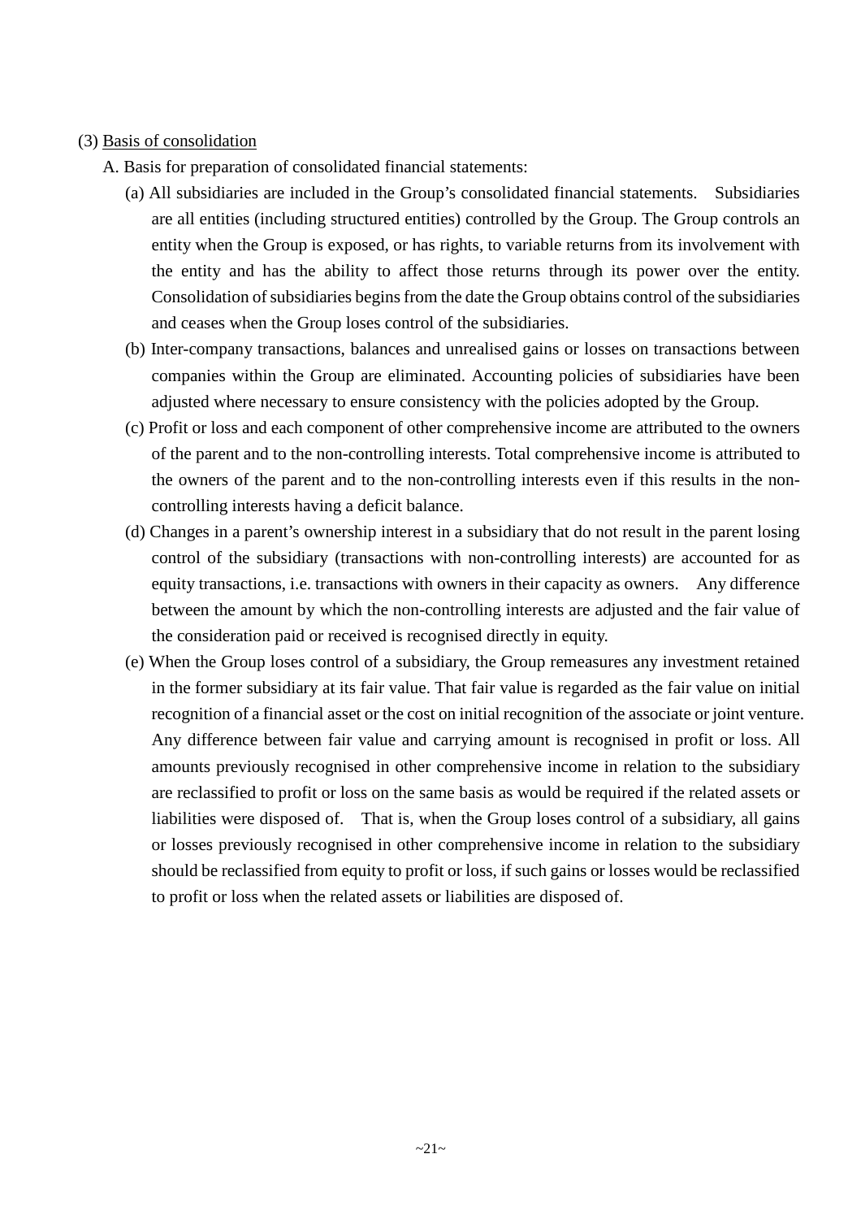(3) Basis of consolidation

A. Basis for preparation of consolidated financial statements:

(a) All subsidiaries are included in the Group's consolidated financial statements. Subsidiaries are all entities (including structured entities) controlled by the Group. The Group controls an entity when the Group is exposed, or has rights, to variable returns from its involvement with the entity and has the ability to affect those returns through its power over the entity. Consolidation of subsidiaries begins from the date the Group obtains control of the subsidiaries and ceases when the Group loses control of the subsidiaries.

(b) Inter-company transactions, balances and unrealised gains or losses on transactions between companies within the Group are eliminated. Accounting policies of subsidiaries have been adjusted where necessary to ensure consistency with the policies adopted by the Group.

(c) Profit or loss and each component of other comprehensive income are attributed to the owners of the parent and to the non-controlling interests. Total comprehensive income is attributed to the owners of the parent and to the non-controlling interests even if this results in the non-controlling interests having a deficit balance.

(d) Changes in a parent's ownership interest in a subsidiary that do not result in the parent losing control of the subsidiary (transactions with non-controlling interests) are accounted for as equity transactions, i.e. transactions with owners in their capacity as owners. Any difference between the amount by which the non-controlling interests are adjusted and the fair value of the consideration paid or received is recognised directly in equity.

(e) When the Group loses control of a subsidiary, the Group remeasures any investment retained in the former subsidiary at its fair value. That fair value is regarded as the fair value on initial recognition of a financial asset or the cost on initial recognition of the associate or joint venture. Any difference between fair value and carrying amount is recognised in profit or loss. All amounts previously recognised in other comprehensive income in relation to the subsidiary are reclassified to profit or loss on the same basis as would be required if the related assets or liabilities were disposed of. That is, when the Group loses control of a subsidiary, all gains or losses previously recognised in other comprehensive income in relation to the subsidiary should be reclassified from equity to profit or loss, if such gains or losses would be reclassified to profit or loss when the related assets or liabilities are disposed of.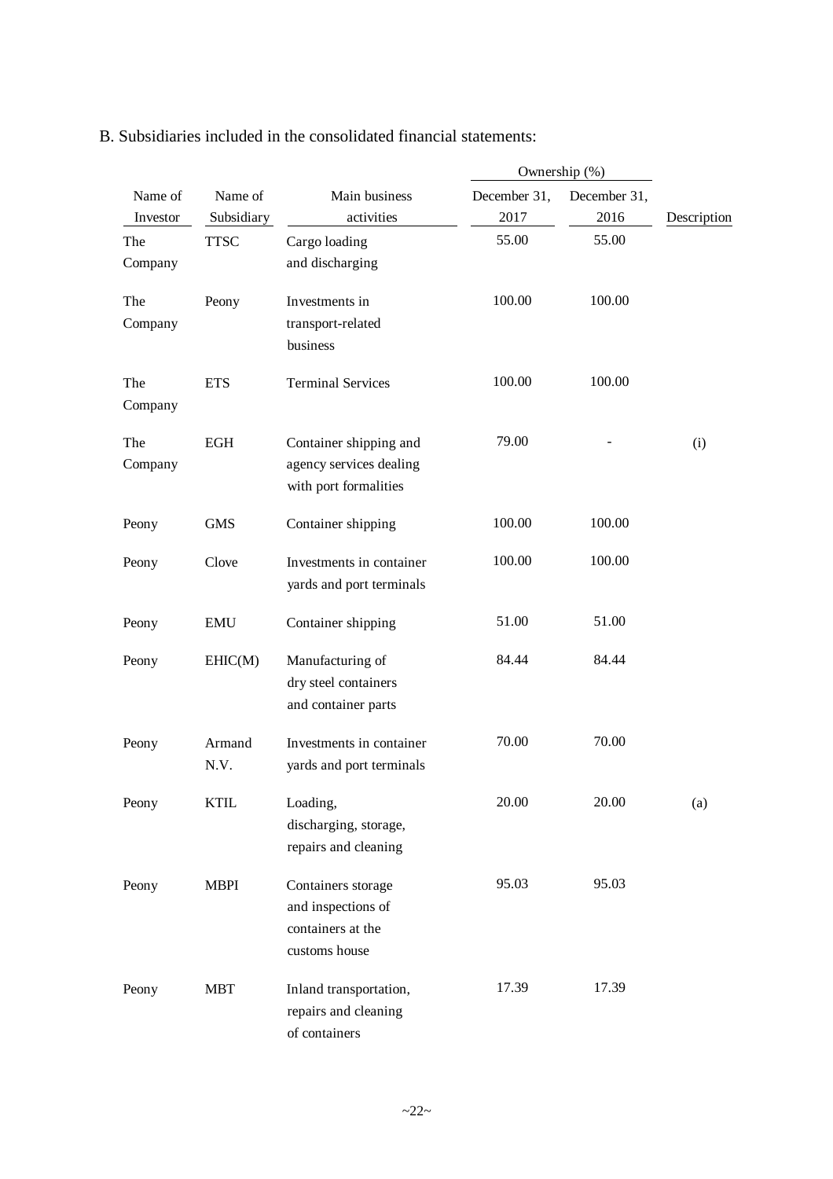B. Subsidiaries included in the consolidated financial statements:

| | | | Ownership (%) | | |
|---|---|---|---|---|---|
| Name of Investor | Name of Subsidiary | Main business activities | December 31, 2017 | December 31, 2016 | Description |
| The Company | TTSC | Cargo loading and discharging | 55.00 | 55.00 | |
| The Company | Peony | Investments in transport-related business | 100.00 | 100.00 | |
| The Company | ETS | Terminal Services | 100.00 | 100.00 | |
| The Company | EGH | Container shipping and agency services dealing with port formalities | 79.00 | - | (i) |
| Peony | GMS | Container shipping | 100.00 | 100.00 | |
| Peony | Clove | Investments in container yards and port terminals | 100.00 | 100.00 | |
| Peony | EMU | Container shipping | 51.00 | 51.00 | |
| Peony | EHIC(M) | Manufacturing of dry steel containers and container parts | 84.44 | 84.44 | |
| Peony | Armand N.V. | Investments in container yards and port terminals | 70.00 | 70.00 | |
| Peony | KTIL | Loading, discharging, storage, repairs and cleaning | 20.00 | 20.00 | (a) |
| Peony | MBPI | Containers storage and inspections of containers at the customs house | 95.03 | 95.03 | |
| Peony | MBT | Inland transportation, repairs and cleaning of containers | 17.39 | 17.39 | |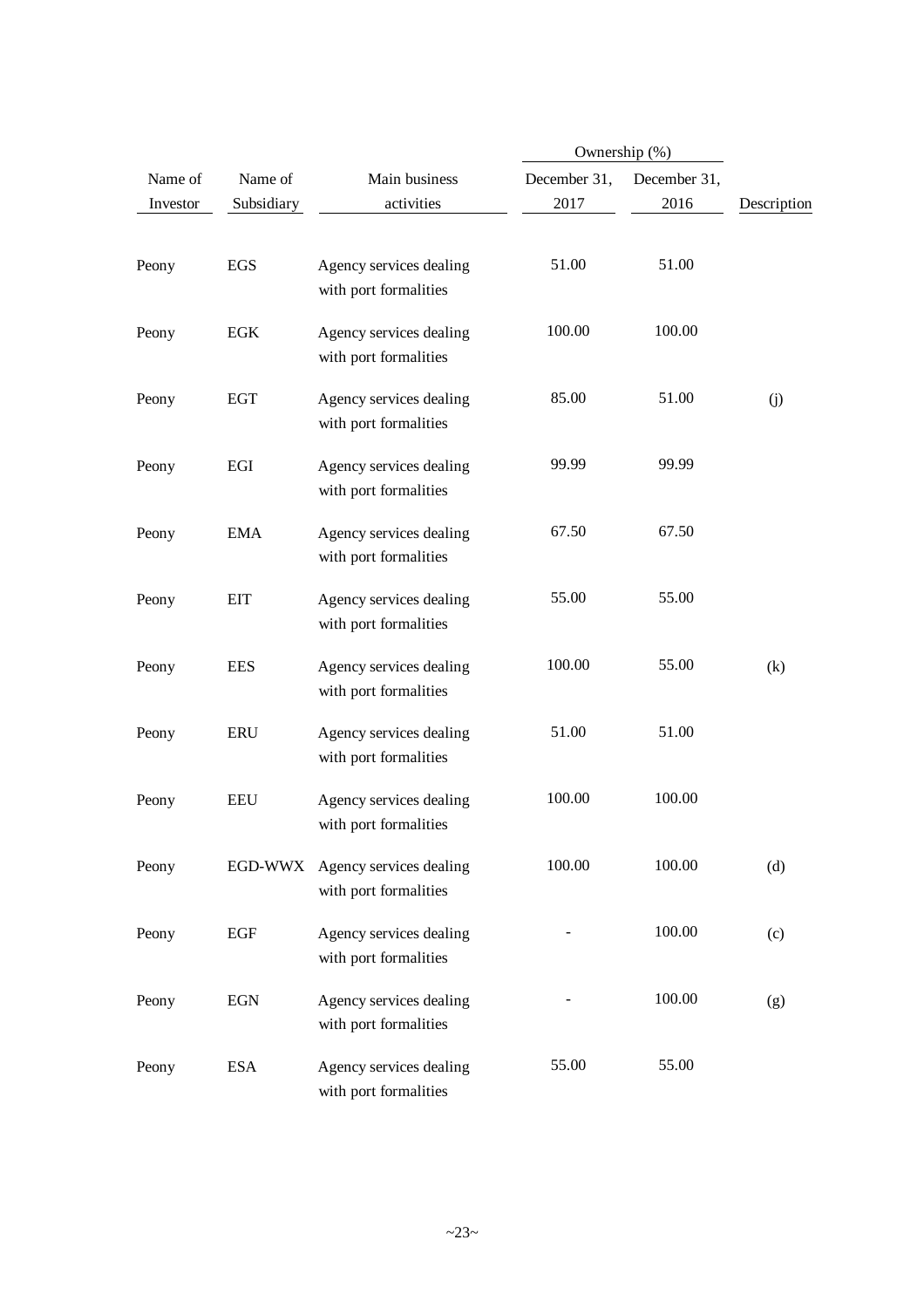| Name of Investor | Name of Subsidiary | Main business activities | Ownership (%) December 31, 2017 | Ownership (%) December 31, 2016 | Description |
|---|---|---|---|---|---|
| Peony | EGS | Agency services dealing with port formalities | 51.00 | 51.00 | |
| Peony | EGK | Agency services dealing with port formalities | 100.00 | 100.00 | |
| Peony | EGT | Agency services dealing with port formalities | 85.00 | 51.00 | (j) |
| Peony | EGI | Agency services dealing with port formalities | 99.99 | 99.99 | |
| Peony | EMA | Agency services dealing with port formalities | 67.50 | 67.50 | |
| Peony | EIT | Agency services dealing with port formalities | 55.00 | 55.00 | |
| Peony | EES | Agency services dealing with port formalities | 100.00 | 55.00 | (k) |
| Peony | ERU | Agency services dealing with port formalities | 51.00 | 51.00 | |
| Peony | EEU | Agency services dealing with port formalities | 100.00 | 100.00 | |
| Peony | EGD-WWX | Agency services dealing with port formalities | 100.00 | 100.00 | (d) |
| Peony | EGF | Agency services dealing with port formalities | - | 100.00 | (c) |
| Peony | EGN | Agency services dealing with port formalities | - | 100.00 | (g) |
| Peony | ESA | Agency services dealing with port formalities | 55.00 | 55.00 | |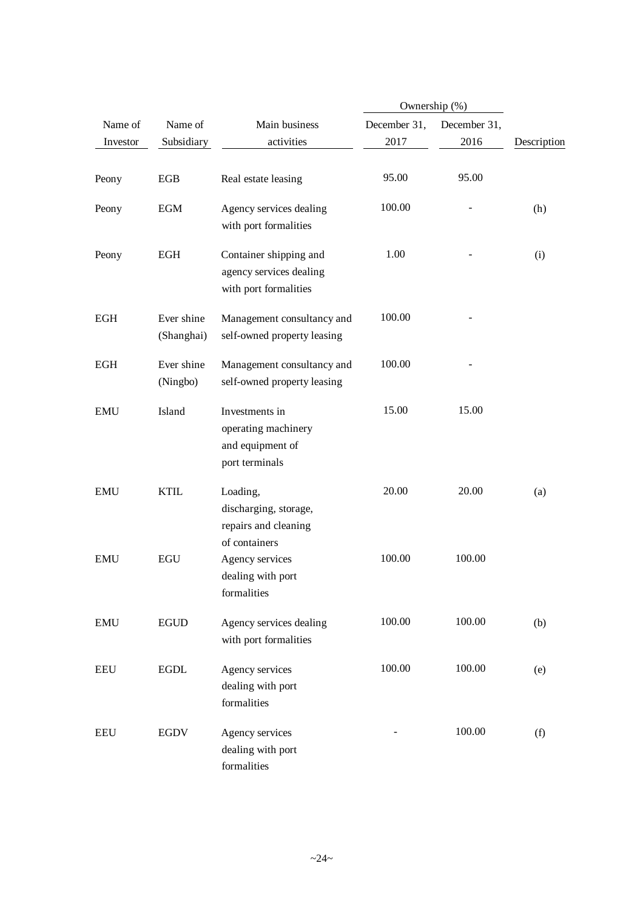| Name of Investor | Name of Subsidiary | Main business activities | Ownership (%) December 31, 2017 | Ownership (%) December 31, 2016 | Description |
|---|---|---|---|---|---|
| Peony | EGB | Real estate leasing | 95.00 | 95.00 | |
| Peony | EGM | Agency services dealing with port formalities | 100.00 | - | (h) |
| Peony | EGH | Container shipping and agency services dealing with port formalities | 1.00 | - | (i) |
| EGH | Ever shine (Shanghai) | Management consultancy and self-owned property leasing | 100.00 | - | |
| EGH | Ever shine (Ningbo) | Management consultancy and self-owned property leasing | 100.00 | - | |
| EMU | Island | Investments in operating machinery and equipment of port terminals | 15.00 | 15.00 | |
| EMU | KTIL | Loading, discharging, storage, repairs and cleaning of containers | 20.00 | 20.00 | (a) |
| EMU | EGU | Agency services dealing with port formalities | 100.00 | 100.00 | |
| EMU | EGUD | Agency services dealing with port formalities | 100.00 | 100.00 | (b) |
| EEU | EGDL | Agency services dealing with port formalities | 100.00 | 100.00 | (e) |
| EEU | EGDV | Agency services dealing with port formalities | - | 100.00 | (f) |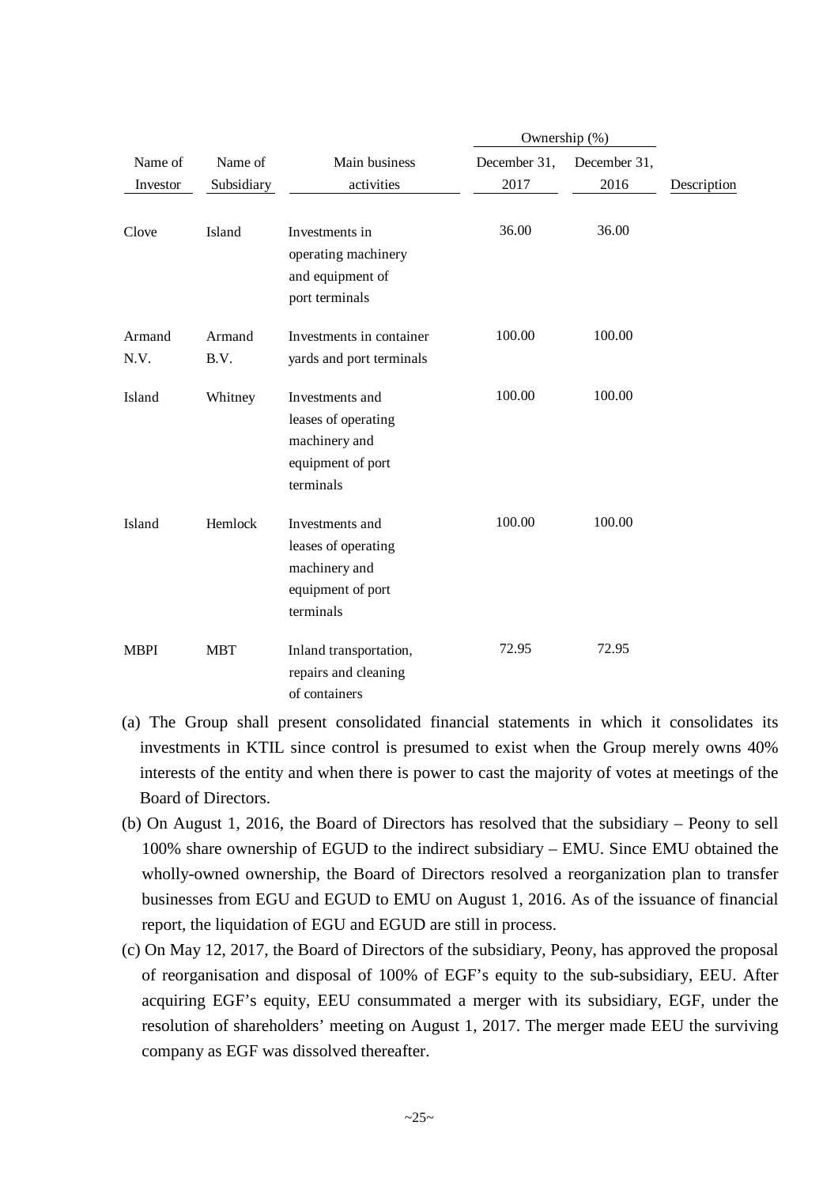| Name of Investor | Name of Subsidiary | Main business activities | Ownership (%) December 31, 2017 | Ownership (%) December 31, 2016 | Description |
|---|---|---|---|---|---|
| Clove | Island | Investments in operating machinery and equipment of port terminals | 36.00 | 36.00 | |
| Armand N.V. | Armand B.V. | Investments in container yards and port terminals | 100.00 | 100.00 | |
| Island | Whitney | Investments and leases of operating machinery and equipment of port terminals | 100.00 | 100.00 | |
| Island | Hemlock | Investments and leases of operating machinery and equipment of port terminals | 100.00 | 100.00 | |
| MBPI | MBT | Inland transportation, repairs and cleaning of containers | 72.95 | 72.95 | |

(a) The Group shall present consolidated financial statements in which it consolidates its investments in KTIL since control is presumed to exist when the Group merely owns 40% interests of the entity and when there is power to cast the majority of votes at meetings of the Board of Directors.

(b) On August 1, 2016, the Board of Directors has resolved that the subsidiary – Peony to sell 100% share ownership of EGUD to the indirect subsidiary – EMU. Since EMU obtained the wholly-owned ownership, the Board of Directors resolved a reorganization plan to transfer businesses from EGU and EGUD to EMU on August 1, 2016. As of the issuance of financial report, the liquidation of EGU and EGUD are still in process.

(c) On May 12, 2017, the Board of Directors of the subsidiary, Peony, has approved the proposal of reorganisation and disposal of 100% of EGF's equity to the sub-subsidiary, EEU. After acquiring EGF's equity, EEU consummated a merger with its subsidiary, EGF, under the resolution of shareholders' meeting on August 1, 2017. The merger made EEU the surviving company as EGF was dissolved thereafter.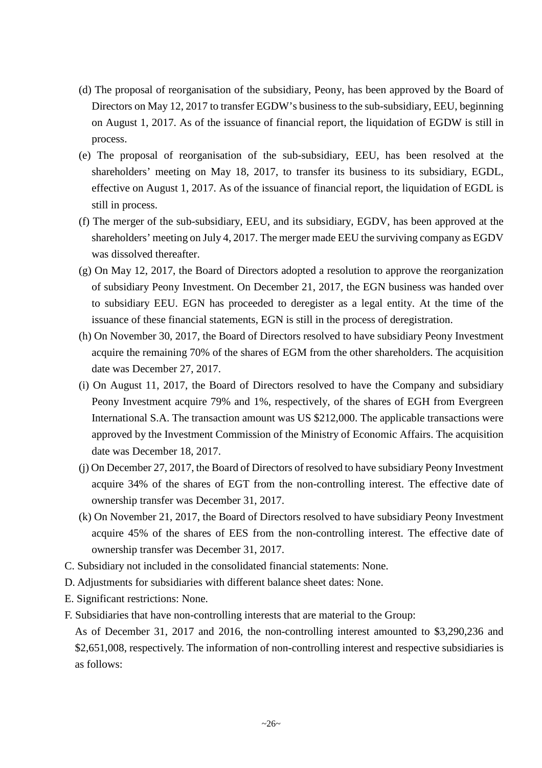(d) The proposal of reorganisation of the subsidiary, Peony, has been approved by the Board of Directors on May 12, 2017 to transfer EGDW's business to the sub-subsidiary, EEU, beginning on August 1, 2017. As of the issuance of financial report, the liquidation of EGDW is still in process.

(e) The proposal of reorganisation of the sub-subsidiary, EEU, has been resolved at the shareholders' meeting on May 18, 2017, to transfer its business to its subsidiary, EGDL, effective on August 1, 2017. As of the issuance of financial report, the liquidation of EGDL is still in process.

(f) The merger of the sub-subsidiary, EEU, and its subsidiary, EGDV, has been approved at the shareholders' meeting on July 4, 2017. The merger made EEU the surviving company as EGDV was dissolved thereafter.

(g) On May 12, 2017, the Board of Directors adopted a resolution to approve the reorganization of subsidiary Peony Investment. On December 21, 2017, the EGN business was handed over to subsidiary EEU. EGN has proceeded to deregister as a legal entity. At the time of the issuance of these financial statements, EGN is still in the process of deregistration.

(h) On November 30, 2017, the Board of Directors resolved to have subsidiary Peony Investment acquire the remaining 70% of the shares of EGM from the other shareholders. The acquisition date was December 27, 2017.

(i) On August 11, 2017, the Board of Directors resolved to have the Company and subsidiary Peony Investment acquire 79% and 1%, respectively, of the shares of EGH from Evergreen International S.A. The transaction amount was US $212,000. The applicable transactions were approved by the Investment Commission of the Ministry of Economic Affairs. The acquisition date was December 18, 2017.

(j) On December 27, 2017, the Board of Directors of resolved to have subsidiary Peony Investment acquire 34% of the shares of EGT from the non-controlling interest. The effective date of ownership transfer was December 31, 2017.

(k) On November 21, 2017, the Board of Directors resolved to have subsidiary Peony Investment acquire 45% of the shares of EES from the non-controlling interest. The effective date of ownership transfer was December 31, 2017.

C. Subsidiary not included in the consolidated financial statements: None.

D. Adjustments for subsidiaries with different balance sheet dates: None.

E. Significant restrictions: None.

F. Subsidiaries that have non-controlling interests that are material to the Group:

As of December 31, 2017 and 2016, the non-controlling interest amounted to $3,290,236 and $2,651,008, respectively. The information of non-controlling interest and respective subsidiaries is as follows: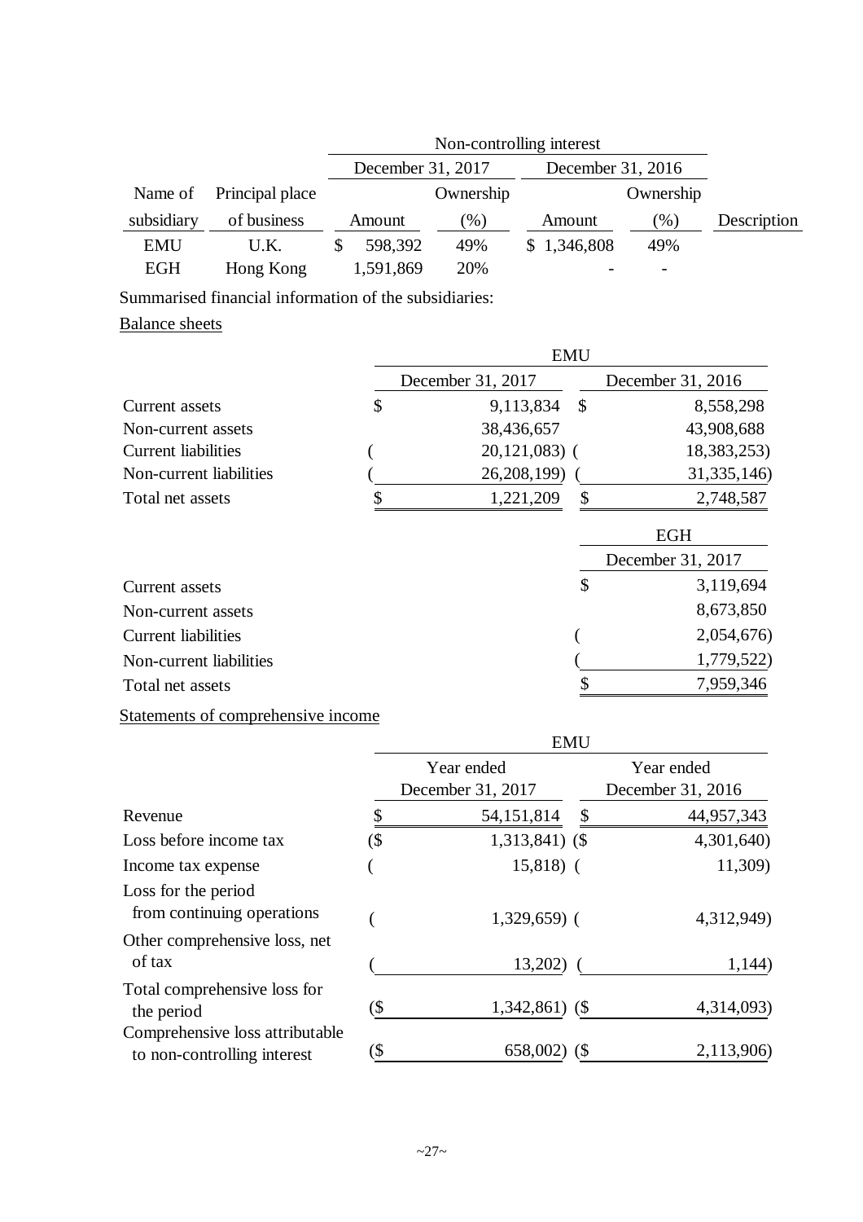| Name of subsidiary | Principal place of business | Non-controlling interest | | | | Description |
|---|---|---|---|---|---|---|
| | | December 31, 2017 | | December 31, 2016 | | |
| | | Amount | Ownership (%) | Amount | Ownership (%) | |
| EMU | U.K. | $ 598,392 | 49% | $ 1,346,808 | 49% | |
| EGH | Hong Kong | 1,591,869 | 20% | - | - | |

Summarised financial information of the subsidiaries:

Balance sheets

| | EMU | |
|---|---|---|
| | December 31, 2017 | December 31, 2016 |
| Current assets | $ 9,113,834 | $ 8,558,298 |
| Non-current assets | 38,436,657 | 43,908,688 |
| Current liabilities | ( 20,121,083) | ( 18,383,253) |
| Non-current liabilities | ( 26,208,199) | ( 31,335,146) |
| Total net assets | $ 1,221,209 | $ 2,748,587 |

| | EGH |
|---|---|
| | December 31, 2017 |
| Current assets | $ 3,119,694 |
| Non-current assets | 8,673,850 |
| Current liabilities | ( 2,054,676) |
| Non-current liabilities | ( 1,779,522) |
| Total net assets | $ 7,959,346 |

Statements of comprehensive income

| | EMU | |
|---|---|---|
| | Year ended December 31, 2017 | Year ended December 31, 2016 |
| Revenue | $ 54,151,814 | $ 44,957,343 |
| Loss before income tax | ($ 1,313,841) | ($ 4,301,640) |
| Income tax expense | ( 15,818) | ( 11,309) |
| Loss for the period from continuing operations | ( 1,329,659) | ( 4,312,949) |
| Other comprehensive loss, net of tax | ( 13,202) | ( 1,144) |
| Total comprehensive loss for the period | ($ 1,342,861) | ($ 4,314,093) |
| Comprehensive loss attributable to non-controlling interest | ($ 658,002) | ($ 2,113,906) |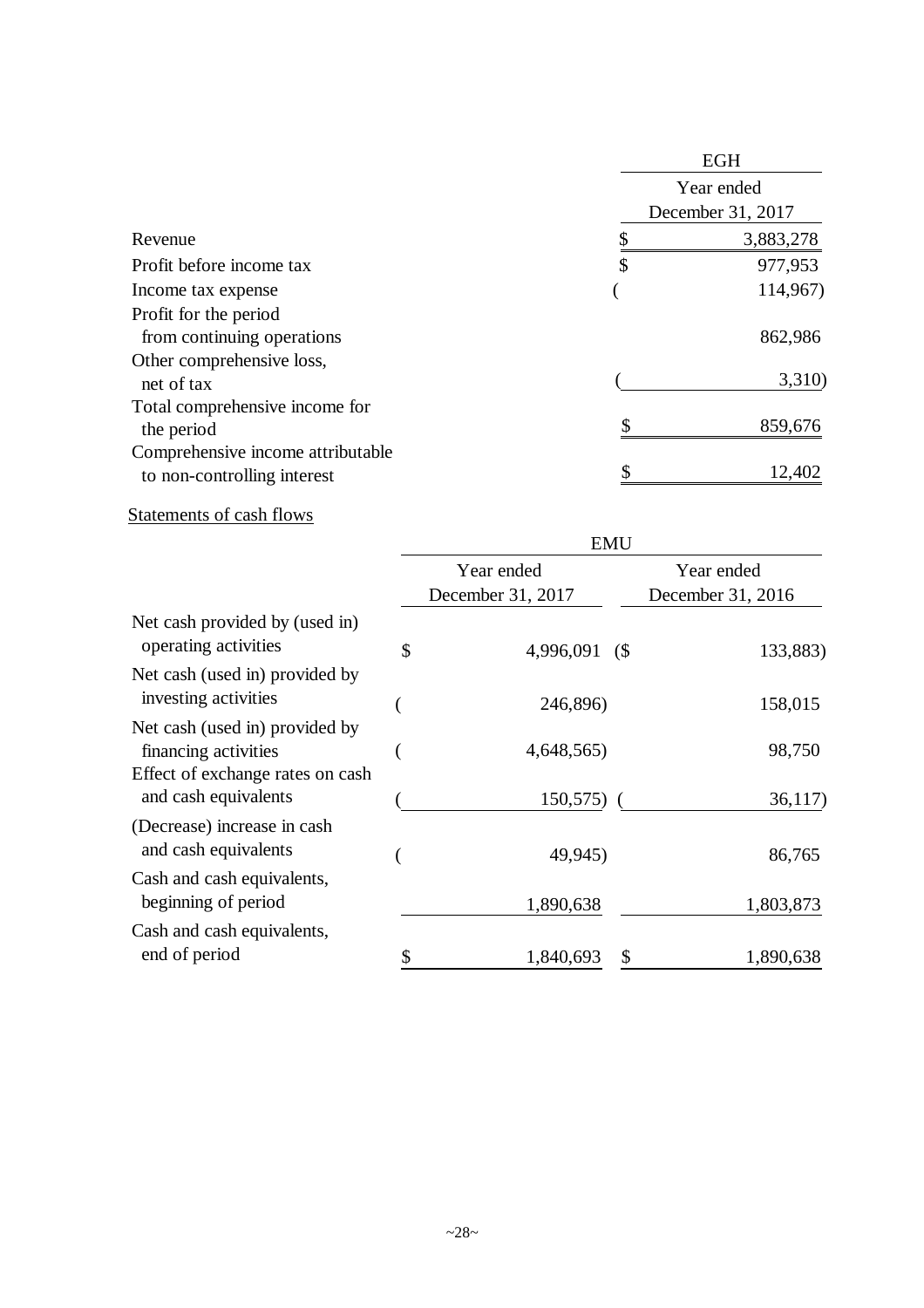| | EGH |
|---|---|
| | Year ended December 31, 2017 |
| Revenue | $ 3,883,278 |
| Profit before income tax | $ 977,953 |
| Income tax expense | ( 114,967) |
| Profit for the period from continuing operations | 862,986 |
| Other comprehensive loss, net of tax | ( 3,310) |
| Total comprehensive income for the period | $ 859,676 |
| Comprehensive income attributable to non-controlling interest | $ 12,402 |

Statements of cash flows

| | EMU | |
|---|---|---|
| | Year ended December 31, 2017 | Year ended December 31, 2016 |
| Net cash provided by (used in) operating activities | $ 4,996,091 | ($ 133,883) |
| Net cash (used in) provided by investing activities | ( 246,896) | 158,015 |
| Net cash (used in) provided by financing activities | ( 4,648,565) | 98,750 |
| Effect of exchange rates on cash and cash equivalents | ( 150,575) | ( 36,117) |
| (Decrease) increase in cash and cash equivalents | ( 49,945) | 86,765 |
| Cash and cash equivalents, beginning of period | 1,890,638 | 1,803,873 |
| Cash and cash equivalents, end of period | $ 1,840,693 | $ 1,890,638 |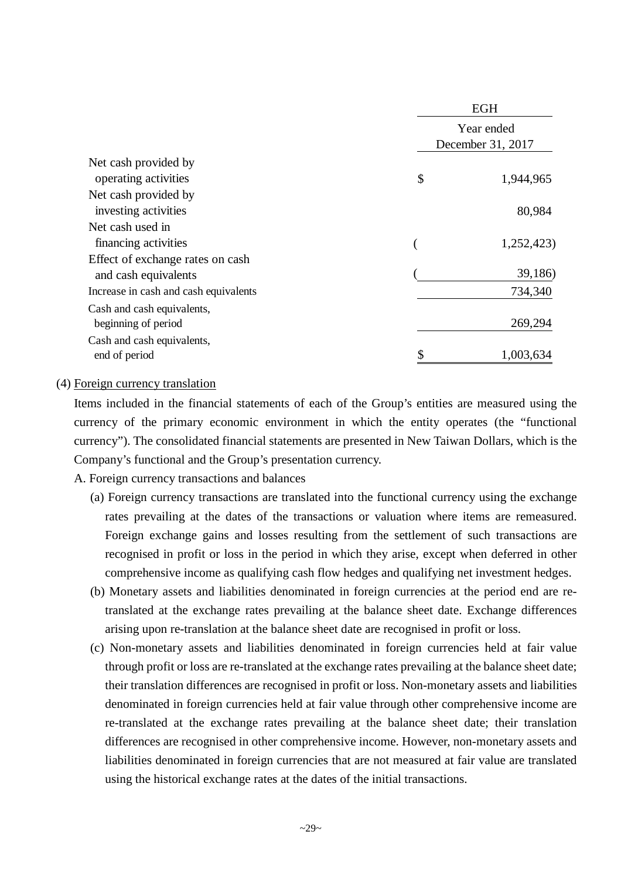| | EGH |
|---|---|
| | Year ended December 31, 2017 |
| Net cash provided by operating activities | $ 1,944,965 |
| Net cash provided by investing activities | 80,984 |
| Net cash used in financing activities | ( 1,252,423) |
| Effect of exchange rates on cash and cash equivalents | ( 39,186) |
| Increase in cash and cash equivalents | 734,340 |
| Cash and cash equivalents, beginning of period | 269,294 |
| Cash and cash equivalents, end of period | $ 1,003,634 |

(4) Foreign currency translation

Items included in the financial statements of each of the Group's entities are measured using the currency of the primary economic environment in which the entity operates (the "functional currency"). The consolidated financial statements are presented in New Taiwan Dollars, which is the Company's functional and the Group's presentation currency.

A. Foreign currency transactions and balances

(a) Foreign currency transactions are translated into the functional currency using the exchange rates prevailing at the dates of the transactions or valuation where items are remeasured. Foreign exchange gains and losses resulting from the settlement of such transactions are recognised in profit or loss in the period in which they arise, except when deferred in other comprehensive income as qualifying cash flow hedges and qualifying net investment hedges.

(b) Monetary assets and liabilities denominated in foreign currencies at the period end are re-translated at the exchange rates prevailing at the balance sheet date. Exchange differences arising upon re-translation at the balance sheet date are recognised in profit or loss.

(c) Non-monetary assets and liabilities denominated in foreign currencies held at fair value through profit or loss are re-translated at the exchange rates prevailing at the balance sheet date; their translation differences are recognised in profit or loss. Non-monetary assets and liabilities denominated in foreign currencies held at fair value through other comprehensive income are re-translated at the exchange rates prevailing at the balance sheet date; their translation differences are recognised in other comprehensive income. However, non-monetary assets and liabilities denominated in foreign currencies that are not measured at fair value are translated using the historical exchange rates at the dates of the initial transactions.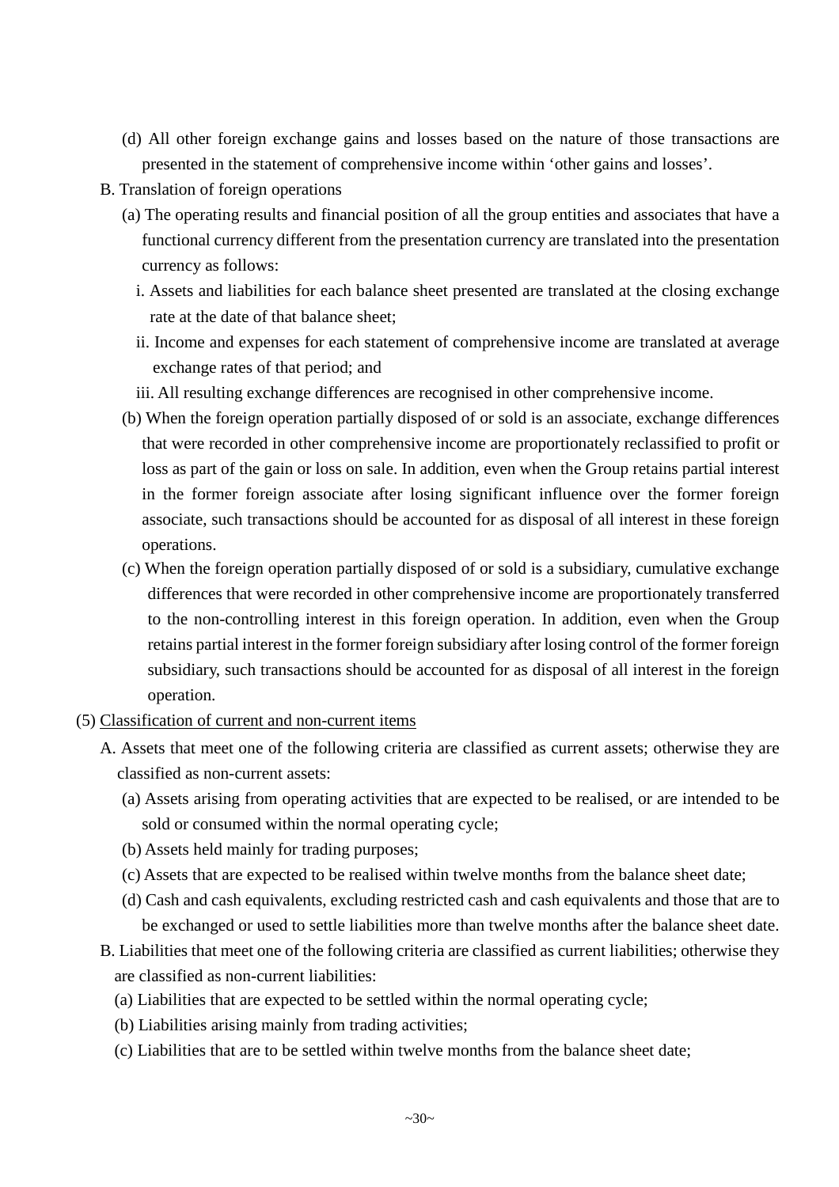(d) All other foreign exchange gains and losses based on the nature of those transactions are presented in the statement of comprehensive income within 'other gains and losses'.

B. Translation of foreign operations

(a) The operating results and financial position of all the group entities and associates that have a functional currency different from the presentation currency are translated into the presentation currency as follows:

i. Assets and liabilities for each balance sheet presented are translated at the closing exchange rate at the date of that balance sheet;

ii. Income and expenses for each statement of comprehensive income are translated at average exchange rates of that period; and

iii. All resulting exchange differences are recognised in other comprehensive income.

(b) When the foreign operation partially disposed of or sold is an associate, exchange differences that were recorded in other comprehensive income are proportionately reclassified to profit or loss as part of the gain or loss on sale. In addition, even when the Group retains partial interest in the former foreign associate after losing significant influence over the former foreign associate, such transactions should be accounted for as disposal of all interest in these foreign operations.

(c) When the foreign operation partially disposed of or sold is a subsidiary, cumulative exchange differences that were recorded in other comprehensive income are proportionately transferred to the non-controlling interest in this foreign operation. In addition, even when the Group retains partial interest in the former foreign subsidiary after losing control of the former foreign subsidiary, such transactions should be accounted for as disposal of all interest in the foreign operation.

(5) <u>Classification of current and non-current items</u>

A. Assets that meet one of the following criteria are classified as current assets; otherwise they are classified as non-current assets:

(a) Assets arising from operating activities that are expected to be realised, or are intended to be sold or consumed within the normal operating cycle;

(b) Assets held mainly for trading purposes;

(c) Assets that are expected to be realised within twelve months from the balance sheet date;

(d) Cash and cash equivalents, excluding restricted cash and cash equivalents and those that are to be exchanged or used to settle liabilities more than twelve months after the balance sheet date.

B. Liabilities that meet one of the following criteria are classified as current liabilities; otherwise they are classified as non-current liabilities:

(a) Liabilities that are expected to be settled within the normal operating cycle;

(b) Liabilities arising mainly from trading activities;

(c) Liabilities that are to be settled within twelve months from the balance sheet date;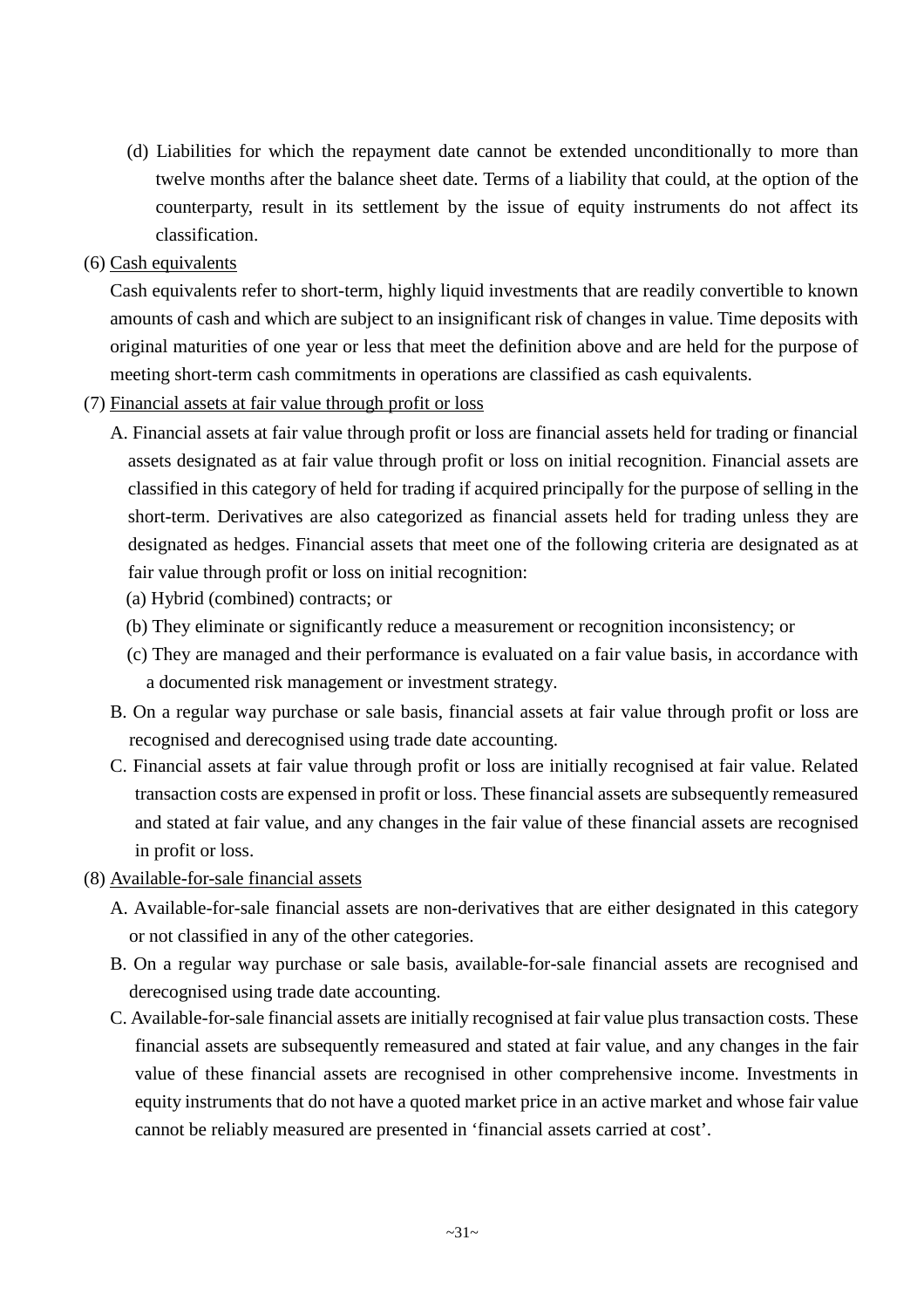(d) Liabilities for which the repayment date cannot be extended unconditionally to more than twelve months after the balance sheet date. Terms of a liability that could, at the option of the counterparty, result in its settlement by the issue of equity instruments do not affect its classification.

(6) Cash equivalents

Cash equivalents refer to short-term, highly liquid investments that are readily convertible to known amounts of cash and which are subject to an insignificant risk of changes in value. Time deposits with original maturities of one year or less that meet the definition above and are held for the purpose of meeting short-term cash commitments in operations are classified as cash equivalents.

(7) Financial assets at fair value through profit or loss

A. Financial assets at fair value through profit or loss are financial assets held for trading or financial assets designated as at fair value through profit or loss on initial recognition. Financial assets are classified in this category of held for trading if acquired principally for the purpose of selling in the short-term. Derivatives are also categorized as financial assets held for trading unless they are designated as hedges. Financial assets that meet one of the following criteria are designated as at fair value through profit or loss on initial recognition:

(a) Hybrid (combined) contracts; or

(b) They eliminate or significantly reduce a measurement or recognition inconsistency; or

(c) They are managed and their performance is evaluated on a fair value basis, in accordance with a documented risk management or investment strategy.

B. On a regular way purchase or sale basis, financial assets at fair value through profit or loss are recognised and derecognised using trade date accounting.

C. Financial assets at fair value through profit or loss are initially recognised at fair value. Related transaction costs are expensed in profit or loss. These financial assets are subsequently remeasured and stated at fair value, and any changes in the fair value of these financial assets are recognised in profit or loss.

(8) Available-for-sale financial assets

A. Available-for-sale financial assets are non-derivatives that are either designated in this category or not classified in any of the other categories.

B. On a regular way purchase or sale basis, available-for-sale financial assets are recognised and derecognised using trade date accounting.

C. Available-for-sale financial assets are initially recognised at fair value plus transaction costs. These financial assets are subsequently remeasured and stated at fair value, and any changes in the fair value of these financial assets are recognised in other comprehensive income. Investments in equity instruments that do not have a quoted market price in an active market and whose fair value cannot be reliably measured are presented in 'financial assets carried at cost'.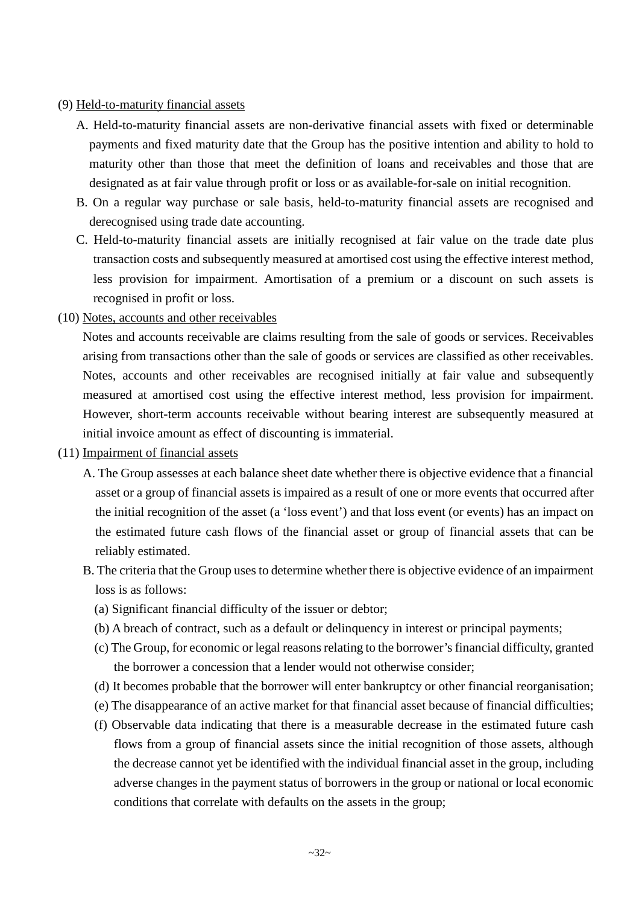(9) <u>Held-to-maturity financial assets</u>

A. Held-to-maturity financial assets are non-derivative financial assets with fixed or determinable payments and fixed maturity date that the Group has the positive intention and ability to hold to maturity other than those that meet the definition of loans and receivables and those that are designated as at fair value through profit or loss or as available-for-sale on initial recognition.

B. On a regular way purchase or sale basis, held-to-maturity financial assets are recognised and derecognised using trade date accounting.

C. Held-to-maturity financial assets are initially recognised at fair value on the trade date plus transaction costs and subsequently measured at amortised cost using the effective interest method, less provision for impairment. Amortisation of a premium or a discount on such assets is recognised in profit or loss.

(10) <u>Notes, accounts and other receivables</u>

Notes and accounts receivable are claims resulting from the sale of goods or services. Receivables arising from transactions other than the sale of goods or services are classified as other receivables. Notes, accounts and other receivables are recognised initially at fair value and subsequently measured at amortised cost using the effective interest method, less provision for impairment. However, short-term accounts receivable without bearing interest are subsequently measured at initial invoice amount as effect of discounting is immaterial.

(11) <u>Impairment of financial assets</u>

A. The Group assesses at each balance sheet date whether there is objective evidence that a financial asset or a group of financial assets is impaired as a result of one or more events that occurred after the initial recognition of the asset (a 'loss event') and that loss event (or events) has an impact on the estimated future cash flows of the financial asset or group of financial assets that can be reliably estimated.

B. The criteria that the Group uses to determine whether there is objective evidence of an impairment loss is as follows:

(a) Significant financial difficulty of the issuer or debtor;

(b) A breach of contract, such as a default or delinquency in interest or principal payments;

(c) The Group, for economic or legal reasons relating to the borrower's financial difficulty, granted the borrower a concession that a lender would not otherwise consider;

(d) It becomes probable that the borrower will enter bankruptcy or other financial reorganisation;

(e) The disappearance of an active market for that financial asset because of financial difficulties;

(f) Observable data indicating that there is a measurable decrease in the estimated future cash flows from a group of financial assets since the initial recognition of those assets, although the decrease cannot yet be identified with the individual financial asset in the group, including adverse changes in the payment status of borrowers in the group or national or local economic conditions that correlate with defaults on the assets in the group;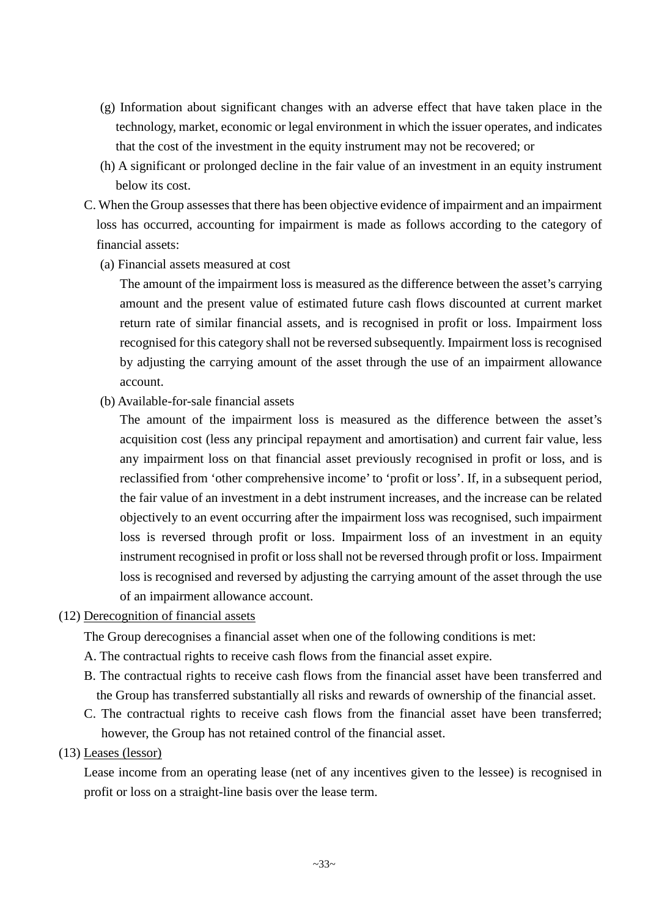(g) Information about significant changes with an adverse effect that have taken place in the technology, market, economic or legal environment in which the issuer operates, and indicates that the cost of the investment in the equity instrument may not be recovered; or

(h) A significant or prolonged decline in the fair value of an investment in an equity instrument below its cost.

C. When the Group assesses that there has been objective evidence of impairment and an impairment loss has occurred, accounting for impairment is made as follows according to the category of financial assets:

(a) Financial assets measured at cost

The amount of the impairment loss is measured as the difference between the asset's carrying amount and the present value of estimated future cash flows discounted at current market return rate of similar financial assets, and is recognised in profit or loss. Impairment loss recognised for this category shall not be reversed subsequently. Impairment loss is recognised by adjusting the carrying amount of the asset through the use of an impairment allowance account.

(b) Available-for-sale financial assets

The amount of the impairment loss is measured as the difference between the asset's acquisition cost (less any principal repayment and amortisation) and current fair value, less any impairment loss on that financial asset previously recognised in profit or loss, and is reclassified from 'other comprehensive income' to 'profit or loss'. If, in a subsequent period, the fair value of an investment in a debt instrument increases, and the increase can be related objectively to an event occurring after the impairment loss was recognised, such impairment loss is reversed through profit or loss. Impairment loss of an investment in an equity instrument recognised in profit or loss shall not be reversed through profit or loss. Impairment loss is recognised and reversed by adjusting the carrying amount of the asset through the use of an impairment allowance account.

(12) Derecognition of financial assets

The Group derecognises a financial asset when one of the following conditions is met:

A. The contractual rights to receive cash flows from the financial asset expire.

B. The contractual rights to receive cash flows from the financial asset have been transferred and the Group has transferred substantially all risks and rewards of ownership of the financial asset.

C. The contractual rights to receive cash flows from the financial asset have been transferred; however, the Group has not retained control of the financial asset.

(13) Leases (lessor)

Lease income from an operating lease (net of any incentives given to the lessee) is recognised in profit or loss on a straight-line basis over the lease term.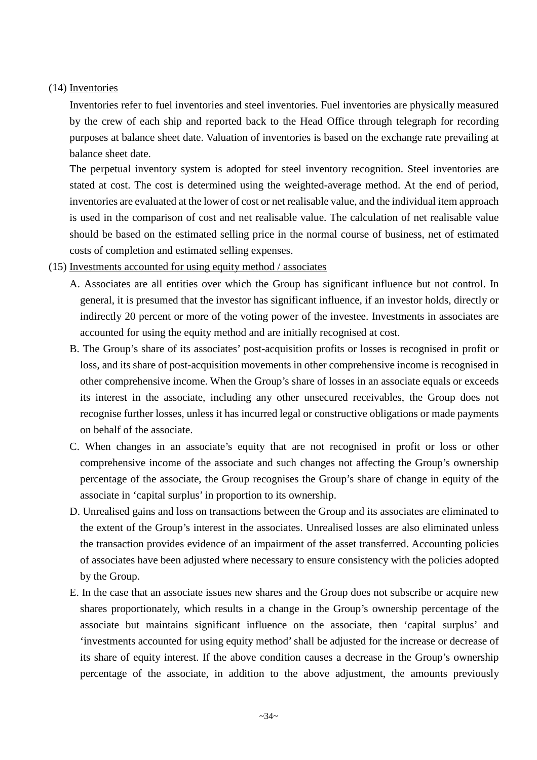(14) Inventories

Inventories refer to fuel inventories and steel inventories. Fuel inventories are physically measured by the crew of each ship and reported back to the Head Office through telegraph for recording purposes at balance sheet date. Valuation of inventories is based on the exchange rate prevailing at balance sheet date.

The perpetual inventory system is adopted for steel inventory recognition. Steel inventories are stated at cost. The cost is determined using the weighted-average method. At the end of period, inventories are evaluated at the lower of cost or net realisable value, and the individual item approach is used in the comparison of cost and net realisable value. The calculation of net realisable value should be based on the estimated selling price in the normal course of business, net of estimated costs of completion and estimated selling expenses.

(15) Investments accounted for using equity method / associates

A. Associates are all entities over which the Group has significant influence but not control. In general, it is presumed that the investor has significant influence, if an investor holds, directly or indirectly 20 percent or more of the voting power of the investee. Investments in associates are accounted for using the equity method and are initially recognised at cost.

B. The Group’s share of its associates’ post-acquisition profits or losses is recognised in profit or loss, and its share of post-acquisition movements in other comprehensive income is recognised in other comprehensive income. When the Group’s share of losses in an associate equals or exceeds its interest in the associate, including any other unsecured receivables, the Group does not recognise further losses, unless it has incurred legal or constructive obligations or made payments on behalf of the associate.

C. When changes in an associate’s equity that are not recognised in profit or loss or other comprehensive income of the associate and such changes not affecting the Group’s ownership percentage of the associate, the Group recognises the Group’s share of change in equity of the associate in ‘capital surplus’ in proportion to its ownership.

D. Unrealised gains and loss on transactions between the Group and its associates are eliminated to the extent of the Group’s interest in the associates. Unrealised losses are also eliminated unless the transaction provides evidence of an impairment of the asset transferred. Accounting policies of associates have been adjusted where necessary to ensure consistency with the policies adopted by the Group.

E. In the case that an associate issues new shares and the Group does not subscribe or acquire new shares proportionately, which results in a change in the Group’s ownership percentage of the associate but maintains significant influence on the associate, then ‘capital surplus’ and ‘investments accounted for using equity method’ shall be adjusted for the increase or decrease of its share of equity interest. If the above condition causes a decrease in the Group’s ownership percentage of the associate, in addition to the above adjustment, the amounts previously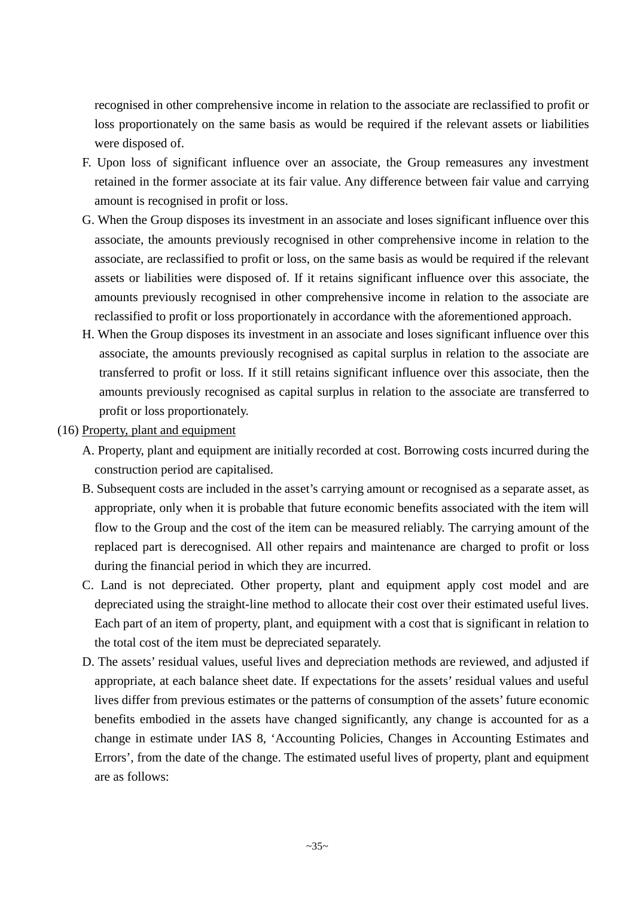recognised in other comprehensive income in relation to the associate are reclassified to profit or loss proportionately on the same basis as would be required if the relevant assets or liabilities were disposed of.

F. Upon loss of significant influence over an associate, the Group remeasures any investment retained in the former associate at its fair value. Any difference between fair value and carrying amount is recognised in profit or loss.

G. When the Group disposes its investment in an associate and loses significant influence over this associate, the amounts previously recognised in other comprehensive income in relation to the associate, are reclassified to profit or loss, on the same basis as would be required if the relevant assets or liabilities were disposed of. If it retains significant influence over this associate, the amounts previously recognised in other comprehensive income in relation to the associate are reclassified to profit or loss proportionately in accordance with the aforementioned approach.

H. When the Group disposes its investment in an associate and loses significant influence over this associate, the amounts previously recognised as capital surplus in relation to the associate are transferred to profit or loss. If it still retains significant influence over this associate, then the amounts previously recognised as capital surplus in relation to the associate are transferred to profit or loss proportionately.

(16) Property, plant and equipment

A. Property, plant and equipment are initially recorded at cost. Borrowing costs incurred during the construction period are capitalised.

B. Subsequent costs are included in the asset's carrying amount or recognised as a separate asset, as appropriate, only when it is probable that future economic benefits associated with the item will flow to the Group and the cost of the item can be measured reliably. The carrying amount of the replaced part is derecognised. All other repairs and maintenance are charged to profit or loss during the financial period in which they are incurred.

C. Land is not depreciated. Other property, plant and equipment apply cost model and are depreciated using the straight-line method to allocate their cost over their estimated useful lives. Each part of an item of property, plant, and equipment with a cost that is significant in relation to the total cost of the item must be depreciated separately.

D. The assets' residual values, useful lives and depreciation methods are reviewed, and adjusted if appropriate, at each balance sheet date. If expectations for the assets' residual values and useful lives differ from previous estimates or the patterns of consumption of the assets' future economic benefits embodied in the assets have changed significantly, any change is accounted for as a change in estimate under IAS 8, 'Accounting Policies, Changes in Accounting Estimates and Errors', from the date of the change. The estimated useful lives of property, plant and equipment are as follows: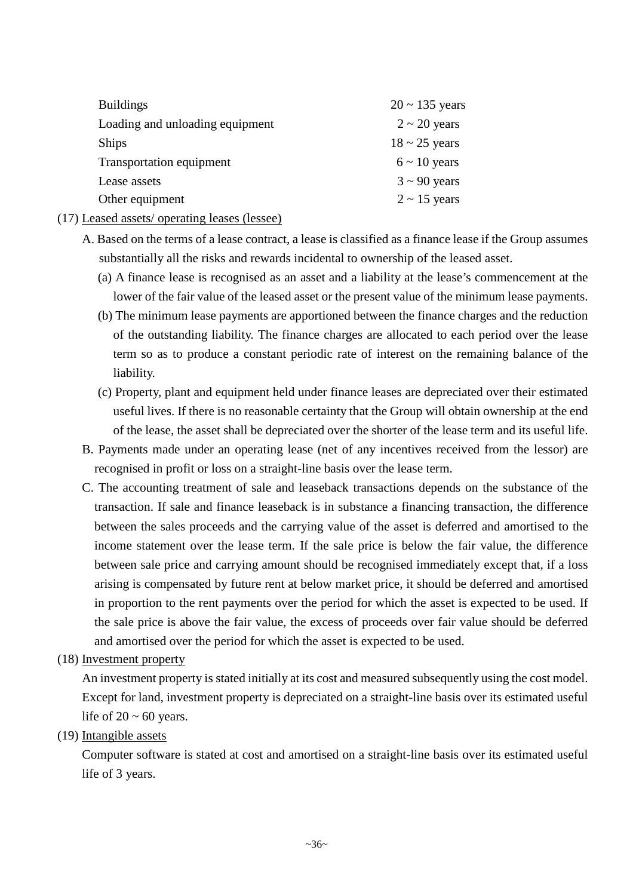| | |
|---|---|
| Buildings | 20 ~ 135 years |
| Loading and unloading equipment | 2 ~ 20 years |
| Ships | 18 ~ 25 years |
| Transportation equipment | 6 ~ 10 years |
| Lease assets | 3 ~ 90 years |
| Other equipment | 2 ~ 15 years |

(17) Leased assets/ operating leases (lessee)

A. Based on the terms of a lease contract, a lease is classified as a finance lease if the Group assumes substantially all the risks and rewards incidental to ownership of the leased asset.

(a) A finance lease is recognised as an asset and a liability at the lease's commencement at the lower of the fair value of the leased asset or the present value of the minimum lease payments.

(b) The minimum lease payments are apportioned between the finance charges and the reduction of the outstanding liability. The finance charges are allocated to each period over the lease term so as to produce a constant periodic rate of interest on the remaining balance of the liability.

(c) Property, plant and equipment held under finance leases are depreciated over their estimated useful lives. If there is no reasonable certainty that the Group will obtain ownership at the end of the lease, the asset shall be depreciated over the shorter of the lease term and its useful life.

B. Payments made under an operating lease (net of any incentives received from the lessor) are recognised in profit or loss on a straight-line basis over the lease term.

C. The accounting treatment of sale and leaseback transactions depends on the substance of the transaction. If sale and finance leaseback is in substance a financing transaction, the difference between the sales proceeds and the carrying value of the asset is deferred and amortised to the income statement over the lease term. If the sale price is below the fair value, the difference between sale price and carrying amount should be recognised immediately except that, if a loss arising is compensated by future rent at below market price, it should be deferred and amortised in proportion to the rent payments over the period for which the asset is expected to be used. If the sale price is above the fair value, the excess of proceeds over fair value should be deferred and amortised over the period for which the asset is expected to be used.

(18) Investment property

An investment property is stated initially at its cost and measured subsequently using the cost model. Except for land, investment property is depreciated on a straight-line basis over its estimated useful life of 20 ~ 60 years.

(19) Intangible assets

Computer software is stated at cost and amortised on a straight-line basis over its estimated useful life of 3 years.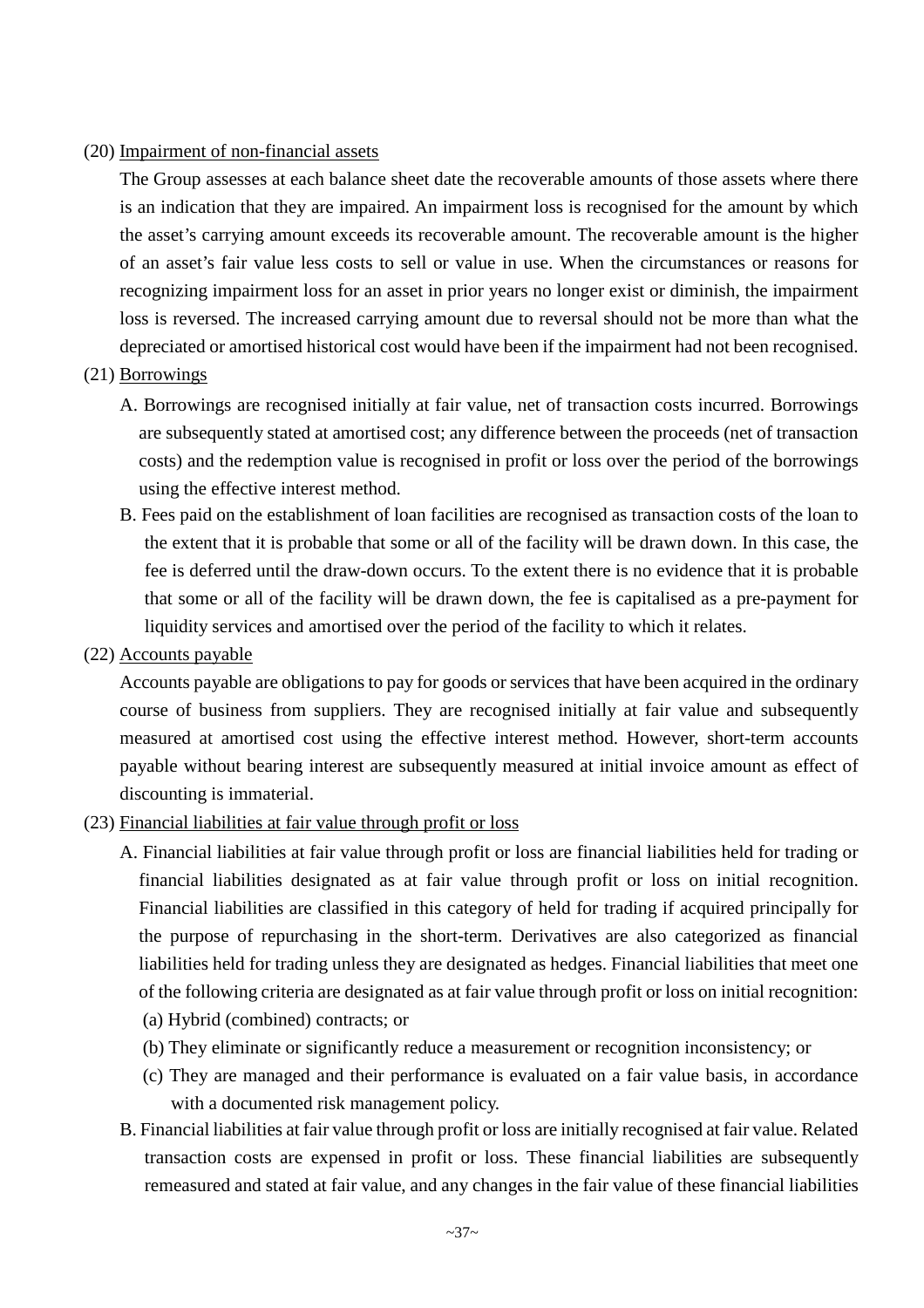(20) Impairment of non-financial assets

The Group assesses at each balance sheet date the recoverable amounts of those assets where there is an indication that they are impaired. An impairment loss is recognised for the amount by which the asset's carrying amount exceeds its recoverable amount. The recoverable amount is the higher of an asset's fair value less costs to sell or value in use. When the circumstances or reasons for recognizing impairment loss for an asset in prior years no longer exist or diminish, the impairment loss is reversed. The increased carrying amount due to reversal should not be more than what the depreciated or amortised historical cost would have been if the impairment had not been recognised.

(21) Borrowings

A. Borrowings are recognised initially at fair value, net of transaction costs incurred. Borrowings are subsequently stated at amortised cost; any difference between the proceeds (net of transaction costs) and the redemption value is recognised in profit or loss over the period of the borrowings using the effective interest method.

B. Fees paid on the establishment of loan facilities are recognised as transaction costs of the loan to the extent that it is probable that some or all of the facility will be drawn down. In this case, the fee is deferred until the draw-down occurs. To the extent there is no evidence that it is probable that some or all of the facility will be drawn down, the fee is capitalised as a pre-payment for liquidity services and amortised over the period of the facility to which it relates.

(22) Accounts payable

Accounts payable are obligations to pay for goods or services that have been acquired in the ordinary course of business from suppliers. They are recognised initially at fair value and subsequently measured at amortised cost using the effective interest method. However, short-term accounts payable without bearing interest are subsequently measured at initial invoice amount as effect of discounting is immaterial.

(23) Financial liabilities at fair value through profit or loss

A. Financial liabilities at fair value through profit or loss are financial liabilities held for trading or financial liabilities designated as at fair value through profit or loss on initial recognition. Financial liabilities are classified in this category of held for trading if acquired principally for the purpose of repurchasing in the short-term. Derivatives are also categorized as financial liabilities held for trading unless they are designated as hedges. Financial liabilities that meet one of the following criteria are designated as at fair value through profit or loss on initial recognition:

(a) Hybrid (combined) contracts; or

(b) They eliminate or significantly reduce a measurement or recognition inconsistency; or

(c) They are managed and their performance is evaluated on a fair value basis, in accordance with a documented risk management policy.

B. Financial liabilities at fair value through profit or loss are initially recognised at fair value. Related transaction costs are expensed in profit or loss. These financial liabilities are subsequently remeasured and stated at fair value, and any changes in the fair value of these financial liabilities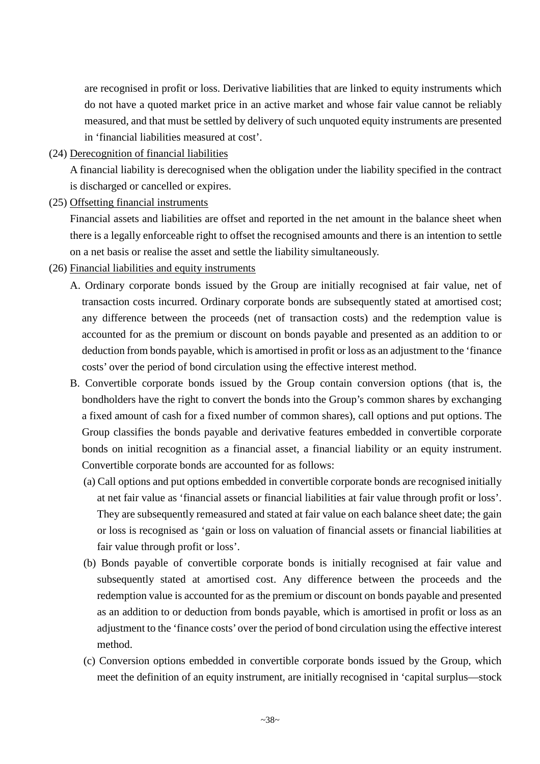are recognised in profit or loss. Derivative liabilities that are linked to equity instruments which do not have a quoted market price in an active market and whose fair value cannot be reliably measured, and that must be settled by delivery of such unquoted equity instruments are presented in 'financial liabilities measured at cost'.

(24) Derecognition of financial liabilities

A financial liability is derecognised when the obligation under the liability specified in the contract is discharged or cancelled or expires.

(25) Offsetting financial instruments

Financial assets and liabilities are offset and reported in the net amount in the balance sheet when there is a legally enforceable right to offset the recognised amounts and there is an intention to settle on a net basis or realise the asset and settle the liability simultaneously.

(26) Financial liabilities and equity instruments

A. Ordinary corporate bonds issued by the Group are initially recognised at fair value, net of transaction costs incurred. Ordinary corporate bonds are subsequently stated at amortised cost; any difference between the proceeds (net of transaction costs) and the redemption value is accounted for as the premium or discount on bonds payable and presented as an addition to or deduction from bonds payable, which is amortised in profit or loss as an adjustment to the 'finance costs' over the period of bond circulation using the effective interest method.

B. Convertible corporate bonds issued by the Group contain conversion options (that is, the bondholders have the right to convert the bonds into the Group's common shares by exchanging a fixed amount of cash for a fixed number of common shares), call options and put options. The Group classifies the bonds payable and derivative features embedded in convertible corporate bonds on initial recognition as a financial asset, a financial liability or an equity instrument. Convertible corporate bonds are accounted for as follows:

(a) Call options and put options embedded in convertible corporate bonds are recognised initially at net fair value as 'financial assets or financial liabilities at fair value through profit or loss'. They are subsequently remeasured and stated at fair value on each balance sheet date; the gain or loss is recognised as 'gain or loss on valuation of financial assets or financial liabilities at fair value through profit or loss'.

(b) Bonds payable of convertible corporate bonds is initially recognised at fair value and subsequently stated at amortised cost. Any difference between the proceeds and the redemption value is accounted for as the premium or discount on bonds payable and presented as an addition to or deduction from bonds payable, which is amortised in profit or loss as an adjustment to the 'finance costs' over the period of bond circulation using the effective interest method.

(c) Conversion options embedded in convertible corporate bonds issued by the Group, which meet the definition of an equity instrument, are initially recognised in 'capital surplus—stock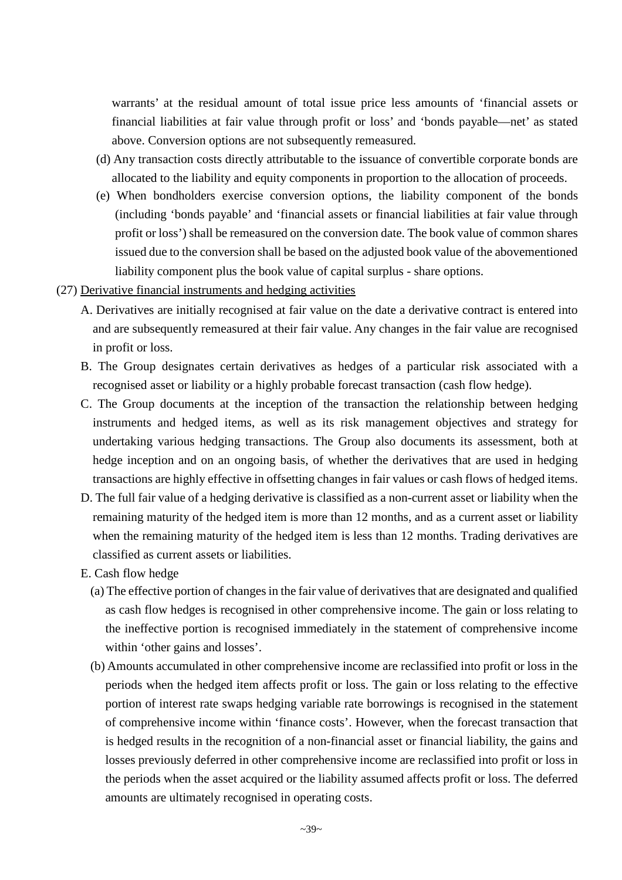warrants' at the residual amount of total issue price less amounts of 'financial assets or financial liabilities at fair value through profit or loss' and 'bonds payable—net' as stated above. Conversion options are not subsequently remeasured.

(d) Any transaction costs directly attributable to the issuance of convertible corporate bonds are allocated to the liability and equity components in proportion to the allocation of proceeds.

(e) When bondholders exercise conversion options, the liability component of the bonds (including 'bonds payable' and 'financial assets or financial liabilities at fair value through profit or loss') shall be remeasured on the conversion date. The book value of common shares issued due to the conversion shall be based on the adjusted book value of the abovementioned liability component plus the book value of capital surplus - share options.

(27) Derivative financial instruments and hedging activities

A. Derivatives are initially recognised at fair value on the date a derivative contract is entered into and are subsequently remeasured at their fair value. Any changes in the fair value are recognised in profit or loss.

B. The Group designates certain derivatives as hedges of a particular risk associated with a recognised asset or liability or a highly probable forecast transaction (cash flow hedge).

C. The Group documents at the inception of the transaction the relationship between hedging instruments and hedged items, as well as its risk management objectives and strategy for undertaking various hedging transactions. The Group also documents its assessment, both at hedge inception and on an ongoing basis, of whether the derivatives that are used in hedging transactions are highly effective in offsetting changes in fair values or cash flows of hedged items.

D. The full fair value of a hedging derivative is classified as a non-current asset or liability when the remaining maturity of the hedged item is more than 12 months, and as a current asset or liability when the remaining maturity of the hedged item is less than 12 months. Trading derivatives are classified as current assets or liabilities.

E. Cash flow hedge

(a) The effective portion of changes in the fair value of derivatives that are designated and qualified as cash flow hedges is recognised in other comprehensive income. The gain or loss relating to the ineffective portion is recognised immediately in the statement of comprehensive income within 'other gains and losses'.

(b) Amounts accumulated in other comprehensive income are reclassified into profit or loss in the periods when the hedged item affects profit or loss. The gain or loss relating to the effective portion of interest rate swaps hedging variable rate borrowings is recognised in the statement of comprehensive income within 'finance costs'. However, when the forecast transaction that is hedged results in the recognition of a non-financial asset or financial liability, the gains and losses previously deferred in other comprehensive income are reclassified into profit or loss in the periods when the asset acquired or the liability assumed affects profit or loss. The deferred amounts are ultimately recognised in operating costs.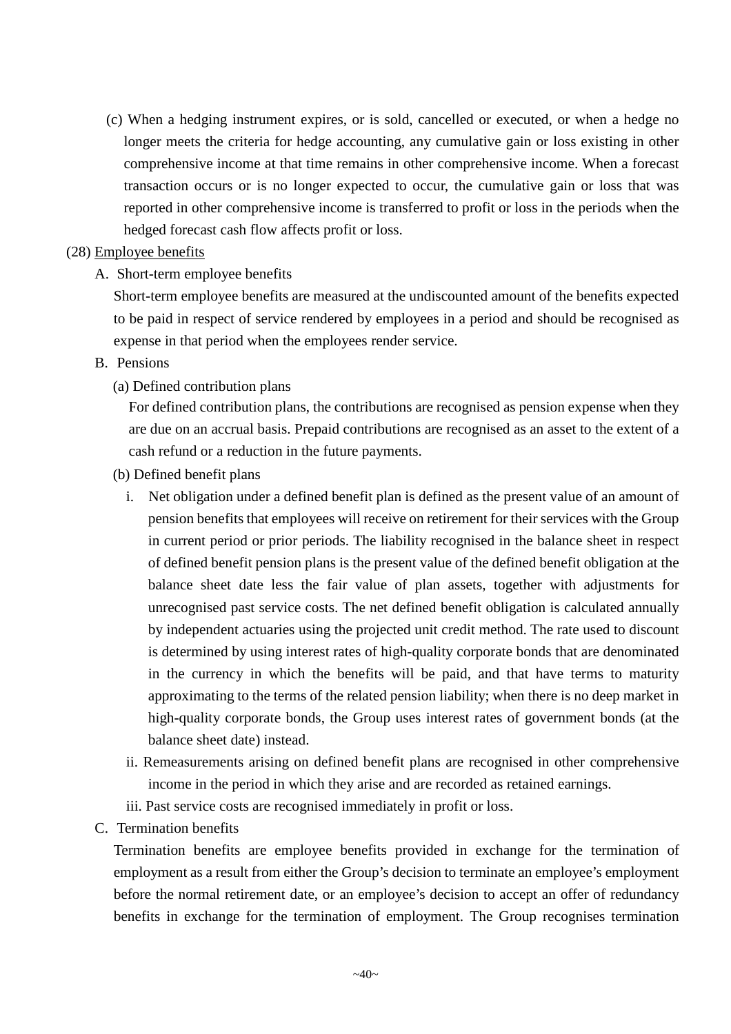(c) When a hedging instrument expires, or is sold, cancelled or executed, or when a hedge no longer meets the criteria for hedge accounting, any cumulative gain or loss existing in other comprehensive income at that time remains in other comprehensive income. When a forecast transaction occurs or is no longer expected to occur, the cumulative gain or loss that was reported in other comprehensive income is transferred to profit or loss in the periods when the hedged forecast cash flow affects profit or loss.

(28) Employee benefits

A. Short-term employee benefits

Short-term employee benefits are measured at the undiscounted amount of the benefits expected to be paid in respect of service rendered by employees in a period and should be recognised as expense in that period when the employees render service.

B. Pensions

(a) Defined contribution plans

For defined contribution plans, the contributions are recognised as pension expense when they are due on an accrual basis. Prepaid contributions are recognised as an asset to the extent of a cash refund or a reduction in the future payments.

(b) Defined benefit plans

i. Net obligation under a defined benefit plan is defined as the present value of an amount of pension benefits that employees will receive on retirement for their services with the Group in current period or prior periods. The liability recognised in the balance sheet in respect of defined benefit pension plans is the present value of the defined benefit obligation at the balance sheet date less the fair value of plan assets, together with adjustments for unrecognised past service costs. The net defined benefit obligation is calculated annually by independent actuaries using the projected unit credit method. The rate used to discount is determined by using interest rates of high-quality corporate bonds that are denominated in the currency in which the benefits will be paid, and that have terms to maturity approximating to the terms of the related pension liability; when there is no deep market in high-quality corporate bonds, the Group uses interest rates of government bonds (at the balance sheet date) instead.

ii. Remeasurements arising on defined benefit plans are recognised in other comprehensive income in the period in which they arise and are recorded as retained earnings.

iii. Past service costs are recognised immediately in profit or loss.

C. Termination benefits

Termination benefits are employee benefits provided in exchange for the termination of employment as a result from either the Group's decision to terminate an employee's employment before the normal retirement date, or an employee's decision to accept an offer of redundancy benefits in exchange for the termination of employment. The Group recognises termination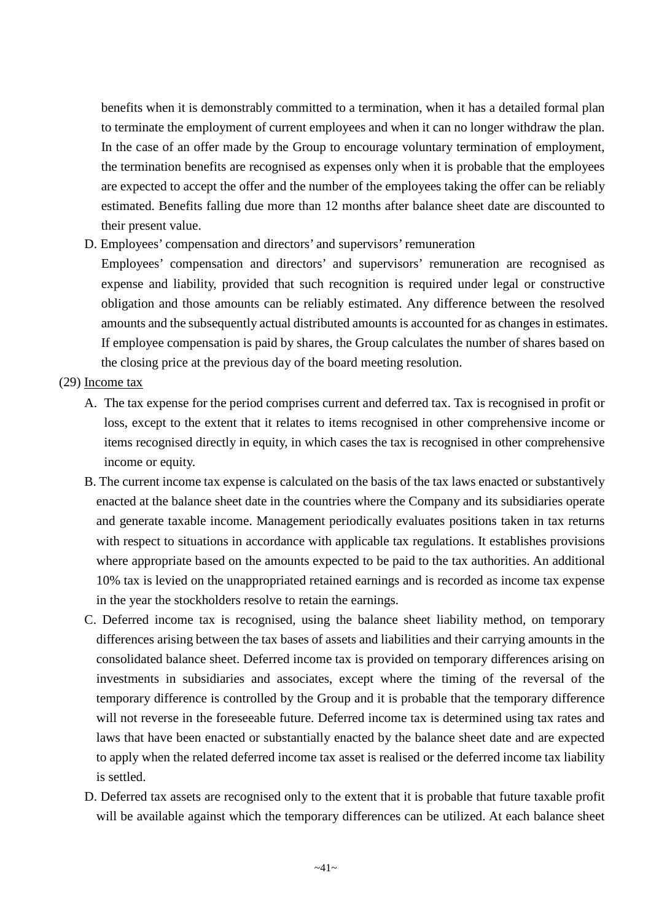benefits when it is demonstrably committed to a termination, when it has a detailed formal plan to terminate the employment of current employees and when it can no longer withdraw the plan. In the case of an offer made by the Group to encourage voluntary termination of employment, the termination benefits are recognised as expenses only when it is probable that the employees are expected to accept the offer and the number of the employees taking the offer can be reliably estimated. Benefits falling due more than 12 months after balance sheet date are discounted to their present value.

D. Employees' compensation and directors' and supervisors' remuneration

Employees' compensation and directors' and supervisors' remuneration are recognised as expense and liability, provided that such recognition is required under legal or constructive obligation and those amounts can be reliably estimated. Any difference between the resolved amounts and the subsequently actual distributed amounts is accounted for as changes in estimates. If employee compensation is paid by shares, the Group calculates the number of shares based on the closing price at the previous day of the board meeting resolution.

(29) <u>Income tax</u>

A. The tax expense for the period comprises current and deferred tax. Tax is recognised in profit or loss, except to the extent that it relates to items recognised in other comprehensive income or items recognised directly in equity, in which cases the tax is recognised in other comprehensive income or equity.

B. The current income tax expense is calculated on the basis of the tax laws enacted or substantively enacted at the balance sheet date in the countries where the Company and its subsidiaries operate and generate taxable income. Management periodically evaluates positions taken in tax returns with respect to situations in accordance with applicable tax regulations. It establishes provisions where appropriate based on the amounts expected to be paid to the tax authorities. An additional 10% tax is levied on the unappropriated retained earnings and is recorded as income tax expense in the year the stockholders resolve to retain the earnings.

C. Deferred income tax is recognised, using the balance sheet liability method, on temporary differences arising between the tax bases of assets and liabilities and their carrying amounts in the consolidated balance sheet. Deferred income tax is provided on temporary differences arising on investments in subsidiaries and associates, except where the timing of the reversal of the temporary difference is controlled by the Group and it is probable that the temporary difference will not reverse in the foreseeable future. Deferred income tax is determined using tax rates and laws that have been enacted or substantially enacted by the balance sheet date and are expected to apply when the related deferred income tax asset is realised or the deferred income tax liability is settled.

D. Deferred tax assets are recognised only to the extent that it is probable that future taxable profit will be available against which the temporary differences can be utilized. At each balance sheet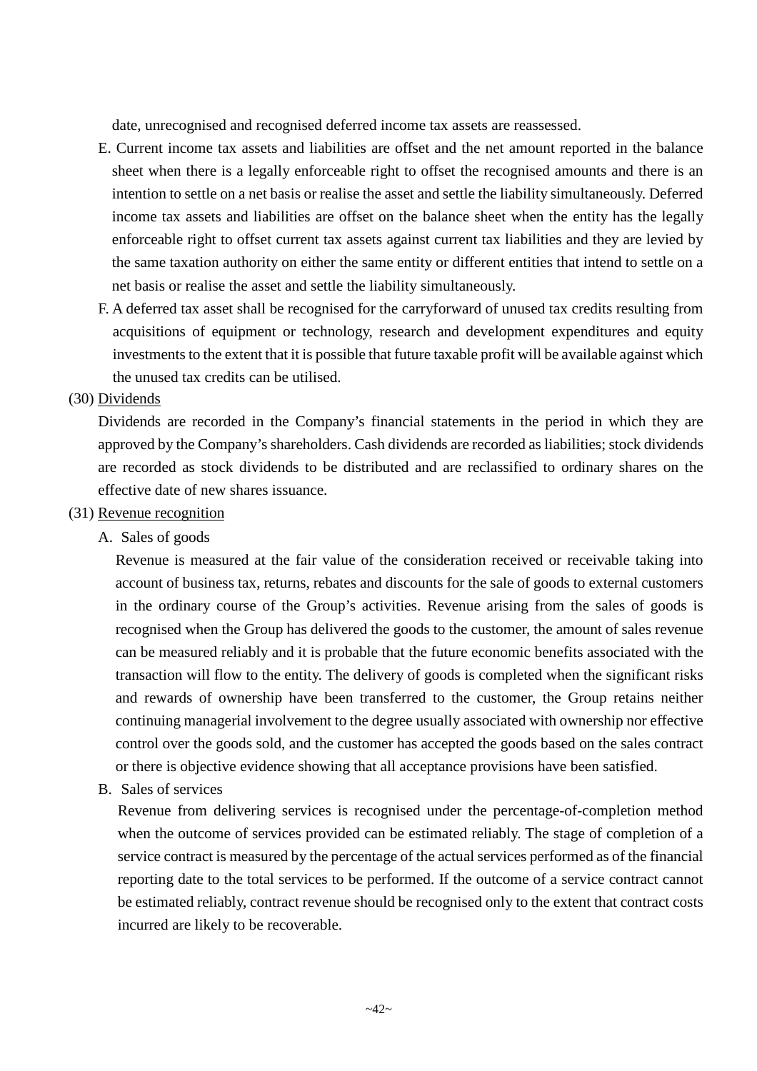date, unrecognised and recognised deferred income tax assets are reassessed.

E. Current income tax assets and liabilities are offset and the net amount reported in the balance sheet when there is a legally enforceable right to offset the recognised amounts and there is an intention to settle on a net basis or realise the asset and settle the liability simultaneously. Deferred income tax assets and liabilities are offset on the balance sheet when the entity has the legally enforceable right to offset current tax assets against current tax liabilities and they are levied by the same taxation authority on either the same entity or different entities that intend to settle on a net basis or realise the asset and settle the liability simultaneously.

F. A deferred tax asset shall be recognised for the carryforward of unused tax credits resulting from acquisitions of equipment or technology, research and development expenditures and equity investments to the extent that it is possible that future taxable profit will be available against which the unused tax credits can be utilised.

(30) Dividends

Dividends are recorded in the Company's financial statements in the period in which they are approved by the Company's shareholders. Cash dividends are recorded as liabilities; stock dividends are recorded as stock dividends to be distributed and are reclassified to ordinary shares on the effective date of new shares issuance.

(31) Revenue recognition

A. Sales of goods

Revenue is measured at the fair value of the consideration received or receivable taking into account of business tax, returns, rebates and discounts for the sale of goods to external customers in the ordinary course of the Group's activities. Revenue arising from the sales of goods is recognised when the Group has delivered the goods to the customer, the amount of sales revenue can be measured reliably and it is probable that the future economic benefits associated with the transaction will flow to the entity. The delivery of goods is completed when the significant risks and rewards of ownership have been transferred to the customer, the Group retains neither continuing managerial involvement to the degree usually associated with ownership nor effective control over the goods sold, and the customer has accepted the goods based on the sales contract or there is objective evidence showing that all acceptance provisions have been satisfied.

B. Sales of services

Revenue from delivering services is recognised under the percentage-of-completion method when the outcome of services provided can be estimated reliably. The stage of completion of a service contract is measured by the percentage of the actual services performed as of the financial reporting date to the total services to be performed. If the outcome of a service contract cannot be estimated reliably, contract revenue should be recognised only to the extent that contract costs incurred are likely to be recoverable.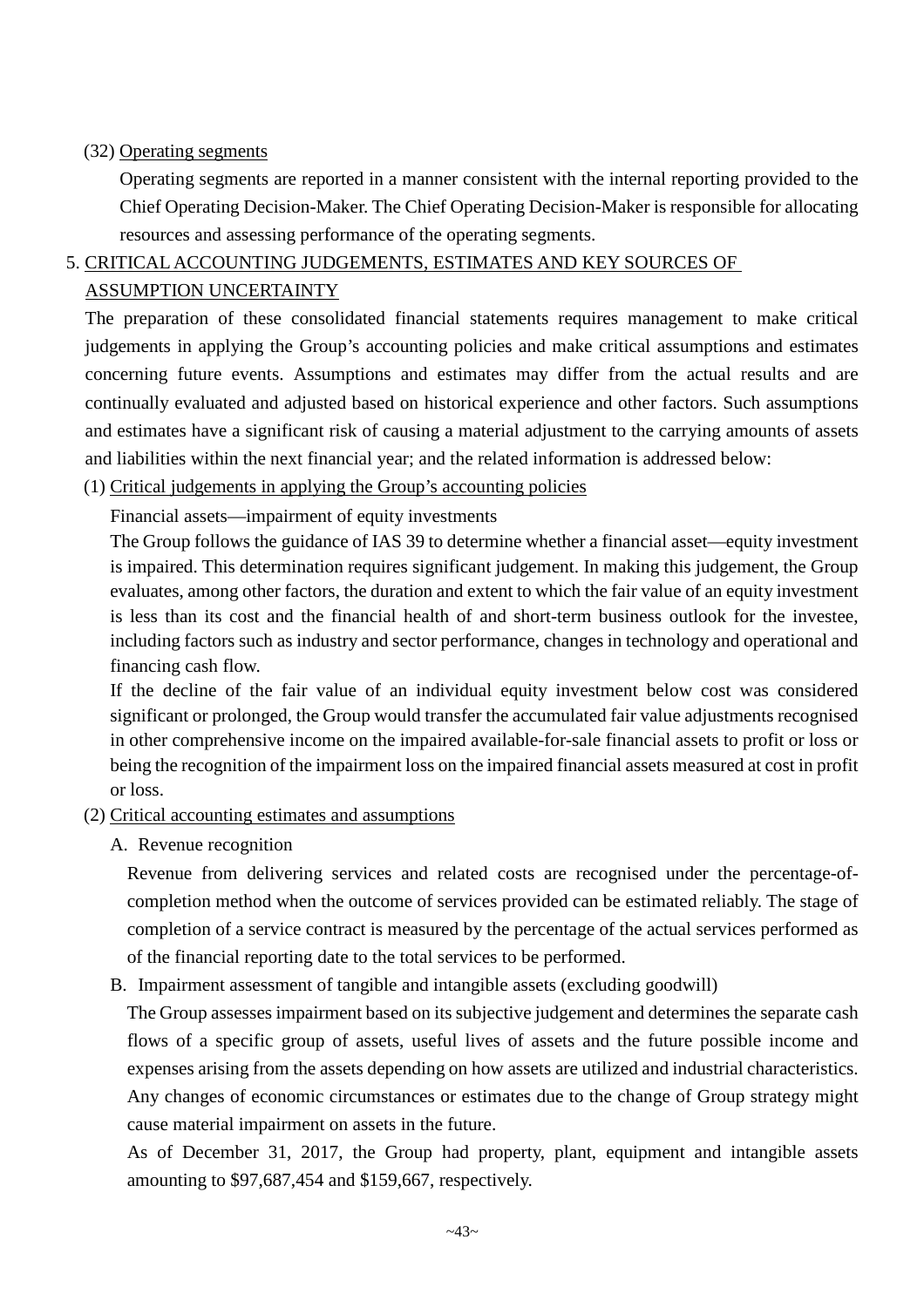(32) Operating segments

Operating segments are reported in a manner consistent with the internal reporting provided to the Chief Operating Decision-Maker. The Chief Operating Decision-Maker is responsible for allocating resources and assessing performance of the operating segments.

## 5. CRITICAL ACCOUNTING JUDGEMENTS, ESTIMATES AND KEY SOURCES OF ASSUMPTION UNCERTAINTY

The preparation of these consolidated financial statements requires management to make critical judgements in applying the Group's accounting policies and make critical assumptions and estimates concerning future events. Assumptions and estimates may differ from the actual results and are continually evaluated and adjusted based on historical experience and other factors. Such assumptions and estimates have a significant risk of causing a material adjustment to the carrying amounts of assets and liabilities within the next financial year; and the related information is addressed below:

(1) Critical judgements in applying the Group's accounting policies

Financial assets—impairment of equity investments

The Group follows the guidance of IAS 39 to determine whether a financial asset—equity investment is impaired. This determination requires significant judgement. In making this judgement, the Group evaluates, among other factors, the duration and extent to which the fair value of an equity investment is less than its cost and the financial health of and short-term business outlook for the investee, including factors such as industry and sector performance, changes in technology and operational and financing cash flow.

If the decline of the fair value of an individual equity investment below cost was considered significant or prolonged, the Group would transfer the accumulated fair value adjustments recognised in other comprehensive income on the impaired available-for-sale financial assets to profit or loss or being the recognition of the impairment loss on the impaired financial assets measured at cost in profit or loss.

(2) Critical accounting estimates and assumptions

A. Revenue recognition

Revenue from delivering services and related costs are recognised under the percentage-of-completion method when the outcome of services provided can be estimated reliably. The stage of completion of a service contract is measured by the percentage of the actual services performed as of the financial reporting date to the total services to be performed.

B. Impairment assessment of tangible and intangible assets (excluding goodwill)

The Group assesses impairment based on its subjective judgement and determines the separate cash flows of a specific group of assets, useful lives of assets and the future possible income and expenses arising from the assets depending on how assets are utilized and industrial characteristics. Any changes of economic circumstances or estimates due to the change of Group strategy might cause material impairment on assets in the future.

As of December 31, 2017, the Group had property, plant, equipment and intangible assets amounting to $97,687,454 and $159,667, respectively.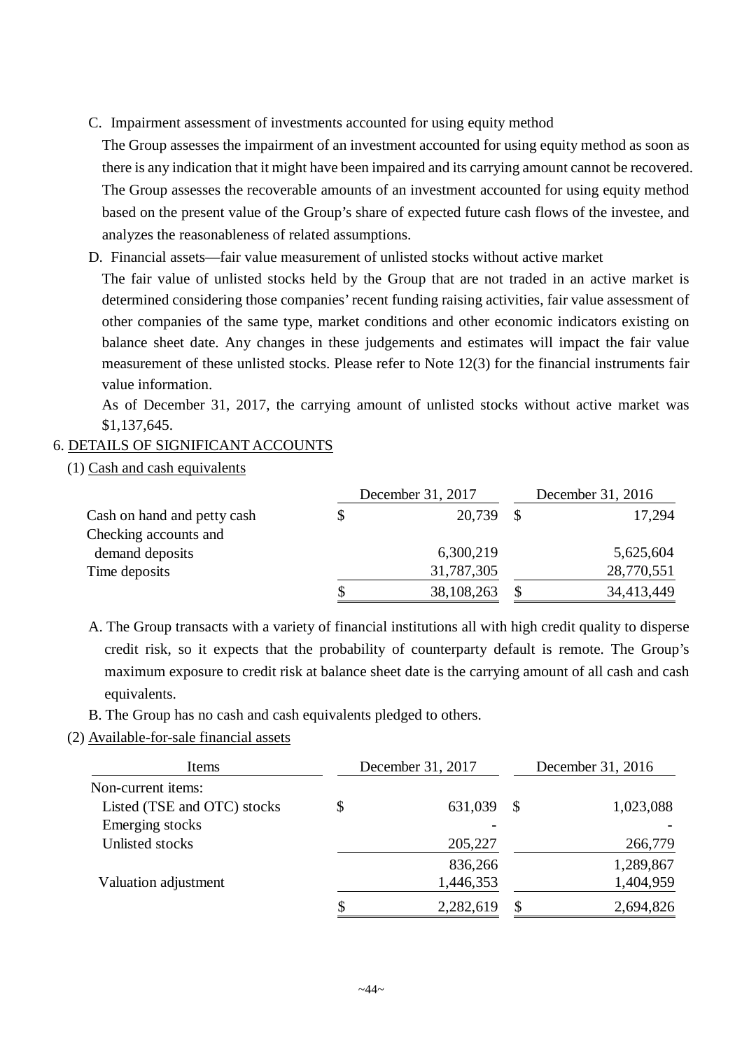C. Impairment assessment of investments accounted for using equity method

The Group assesses the impairment of an investment accounted for using equity method as soon as there is any indication that it might have been impaired and its carrying amount cannot be recovered. The Group assesses the recoverable amounts of an investment accounted for using equity method based on the present value of the Group's share of expected future cash flows of the investee, and analyzes the reasonableness of related assumptions.

D. Financial assets—fair value measurement of unlisted stocks without active market

The fair value of unlisted stocks held by the Group that are not traded in an active market is determined considering those companies' recent funding raising activities, fair value assessment of other companies of the same type, market conditions and other economic indicators existing on balance sheet date. Any changes in these judgements and estimates will impact the fair value measurement of these unlisted stocks. Please refer to Note 12(3) for the financial instruments fair value information.

As of December 31, 2017, the carrying amount of unlisted stocks without active market was $1,137,645.

## 6. DETAILS OF SIGNIFICANT ACCOUNTS

### (1) Cash and cash equivalents

| | December 31, 2017 | December 31, 2016 |
|---|---|---|
| Cash on hand and petty cash | $ 20,739 | $ 17,294 |
| Checking accounts and demand deposits | 6,300,219 | 5,625,604 |
| Time deposits | 31,787,305 | 28,770,551 |
| | $ 38,108,263 | $ 34,413,449 |

A. The Group transacts with a variety of financial institutions all with high credit quality to disperse credit risk, so it expects that the probability of counterparty default is remote. The Group's maximum exposure to credit risk at balance sheet date is the carrying amount of all cash and cash equivalents.

B. The Group has no cash and cash equivalents pledged to others.

### (2) Available-for-sale financial assets

| Items | December 31, 2017 | December 31, 2016 |
|---|---|---|
| Non-current items: | | |
| Listed (TSE and OTC) stocks | $ 631,039 | $ 1,023,088 |
| Emerging stocks | - | - |
| Unlisted stocks | 205,227 | 266,779 |
| | 836,266 | 1,289,867 |
| Valuation adjustment | 1,446,353 | 1,404,959 |
| | $ 2,282,619 | $ 2,694,826 |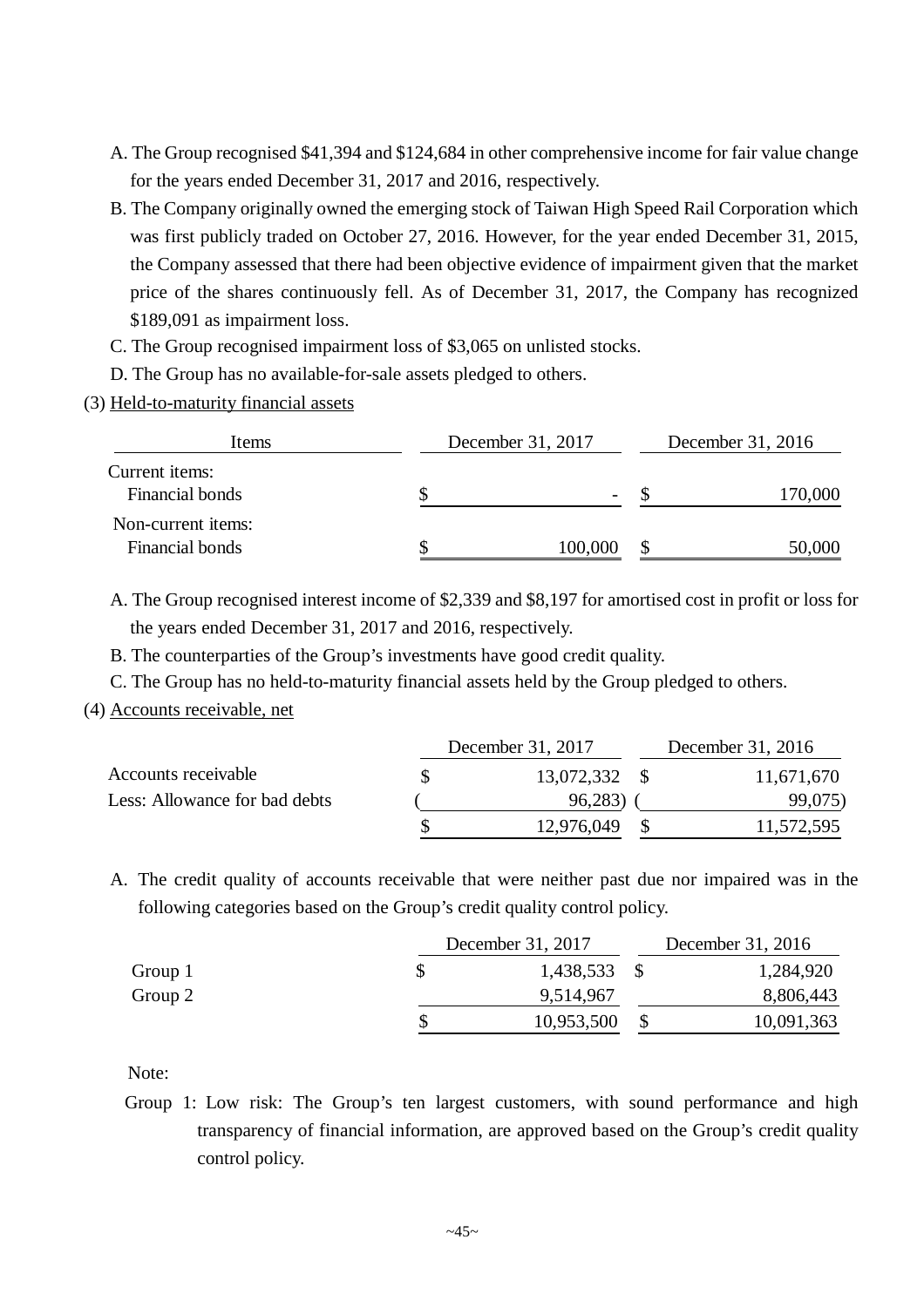A. The Group recognised $41,394 and $124,684 in other comprehensive income for fair value change for the years ended December 31, 2017 and 2016, respectively.

B. The Company originally owned the emerging stock of Taiwan High Speed Rail Corporation which was first publicly traded on October 27, 2016. However, for the year ended December 31, 2015, the Company assessed that there had been objective evidence of impairment given that the market price of the shares continuously fell. As of December 31, 2017, the Company has recognized $189,091 as impairment loss.

C. The Group recognised impairment loss of $3,065 on unlisted stocks.

D. The Group has no available-for-sale assets pledged to others.

(3) Held-to-maturity financial assets

| Items | December 31, 2017 | December 31, 2016 |
|---|---|---|
| Current items: | | |
| Financial bonds | $ - | $ 170,000 |
| Non-current items: | | |
| Financial bonds | $ 100,000 | $ 50,000 |

A. The Group recognised interest income of $2,339 and $8,197 for amortised cost in profit or loss for the years ended December 31, 2017 and 2016, respectively.

B. The counterparties of the Group's investments have good credit quality.

C. The Group has no held-to-maturity financial assets held by the Group pledged to others.

(4) Accounts receivable, net

| | December 31, 2017 | December 31, 2016 |
|---|---|---|
| Accounts receivable | $ 13,072,332 | $ 11,671,670 |
| Less: Allowance for bad debts | ( 96,283) | ( 99,075) |
| | $ 12,976,049 | $ 11,572,595 |

A. The credit quality of accounts receivable that were neither past due nor impaired was in the following categories based on the Group's credit quality control policy.

| | December 31, 2017 | December 31, 2016 |
|---|---|---|
| Group 1 | $ 1,438,533 | $ 1,284,920 |
| Group 2 | 9,514,967 | 8,806,443 |
| | $ 10,953,500 | $ 10,091,363 |

Note:

Group 1: Low risk: The Group's ten largest customers, with sound performance and high transparency of financial information, are approved based on the Group's credit quality control policy.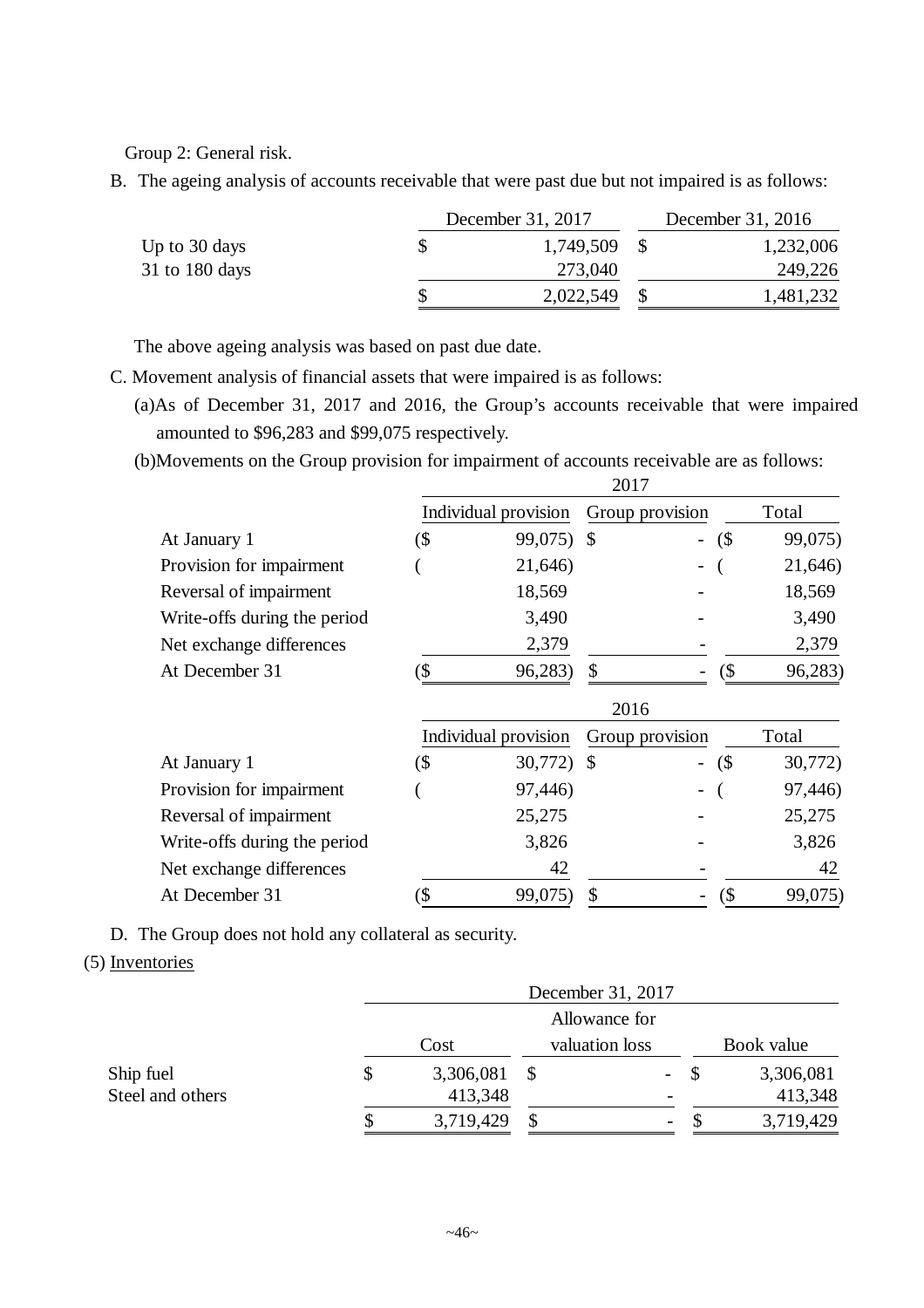Group 2: General risk.

B. The ageing analysis of accounts receivable that were past due but not impaired is as follows:

| | December 31, 2017 | December 31, 2016 |
|---|---|---|
| Up to 30 days | $ 1,749,509 | $ 1,232,006 |
| 31 to 180 days | 273,040 | 249,226 |
| | $ 2,022,549 | $ 1,481,232 |

The above ageing analysis was based on past due date.

C. Movement analysis of financial assets that were impaired is as follows:

(a)As of December 31, 2017 and 2016, the Group's accounts receivable that were impaired amounted to $96,283 and $99,075 respectively.

(b)Movements on the Group provision for impairment of accounts receivable are as follows:

| | 2017 | | |
|---|---|---|---|
| | Individual provision | Group provision | Total |
| At January 1 | ($ 99,075) | $ - | ($ 99,075) |
| Provision for impairment | ( 21,646) | - | ( 21,646) |
| Reversal of impairment | 18,569 | - | 18,569 |
| Write-offs during the period | 3,490 | - | 3,490 |
| Net exchange differences | 2,379 | - | 2,379 |
| At December 31 | ($ 96,283) | $ - | ($ 96,283) |

| | 2016 | | |
|---|---|---|---|
| | Individual provision | Group provision | Total |
| At January 1 | ($ 30,772) | $ - | ($ 30,772) |
| Provision for impairment | ( 97,446) | - | ( 97,446) |
| Reversal of impairment | 25,275 | - | 25,275 |
| Write-offs during the period | 3,826 | - | 3,826 |
| Net exchange differences | 42 | - | 42 |
| At December 31 | ($ 99,075) | $ - | ($ 99,075) |

D. The Group does not hold any collateral as security.

(5) Inventories

| | December 31, 2017 | | |
|---|---|---|---|
| | Cost | Allowance for valuation loss | Book value |
| Ship fuel | $ 3,306,081 | $ - | $ 3,306,081 |
| Steel and others | 413,348 | - | 413,348 |
| | $ 3,719,429 | $ - | $ 3,719,429 |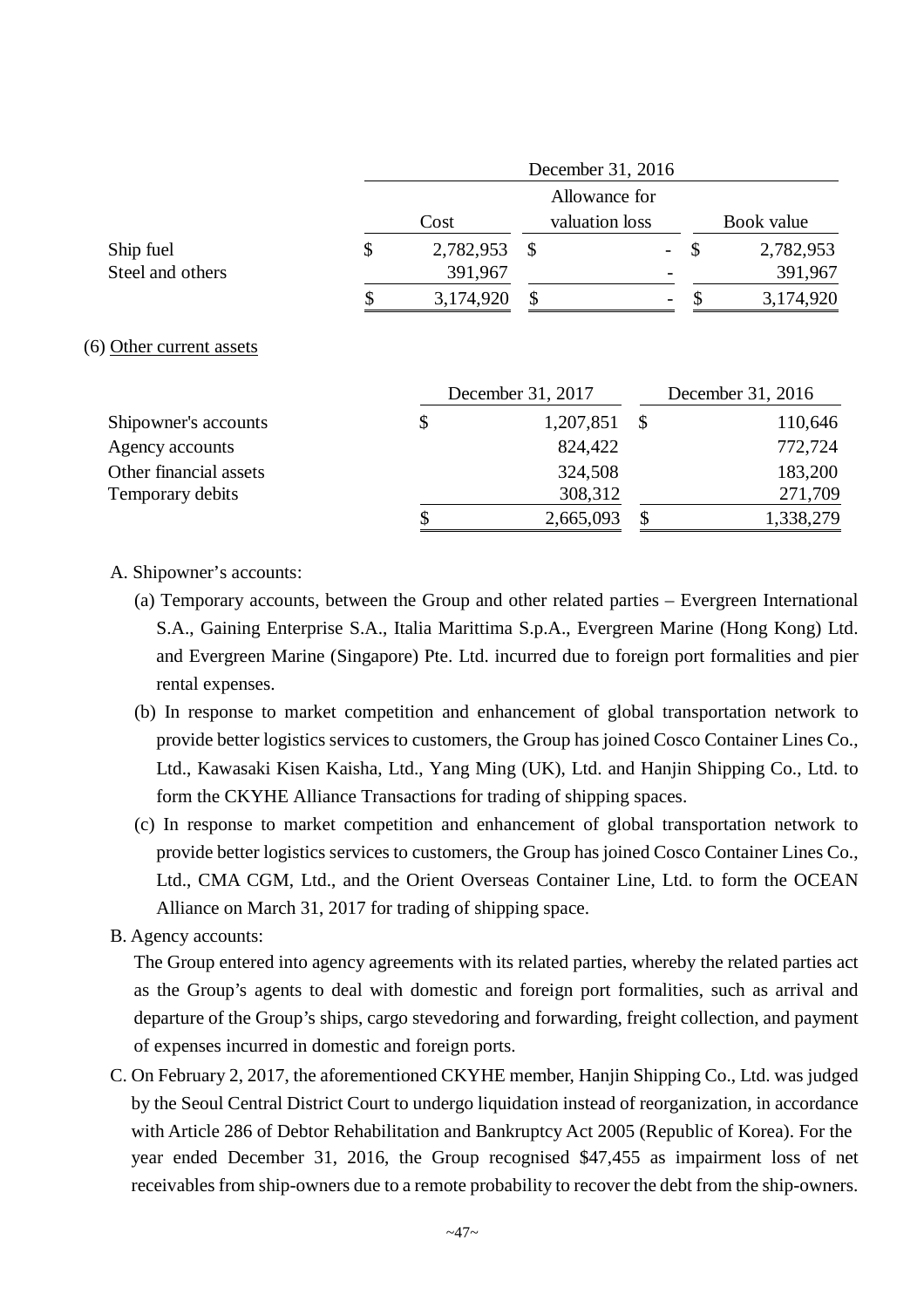| | December 31, 2016 | | |
|---|---|---|---|
| | Cost | Allowance for valuation loss | Book value |
| Ship fuel | $ 2,782,953 | $ - | $ 2,782,953 |
| Steel and others | 391,967 | - | 391,967 |
| | $ 3,174,920 | $ - | $ 3,174,920 |

(6) Other current assets

| | December 31, 2017 | December 31, 2016 |
|---|---|---|
| Shipowner's accounts | $ 1,207,851 | $ 110,646 |
| Agency accounts | 824,422 | 772,724 |
| Other financial assets | 324,508 | 183,200 |
| Temporary debits | 308,312 | 271,709 |
| | $ 2,665,093 | $ 1,338,279 |

A. Shipowner's accounts:

(a) Temporary accounts, between the Group and other related parties – Evergreen International S.A., Gaining Enterprise S.A., Italia Marittima S.p.A., Evergreen Marine (Hong Kong) Ltd. and Evergreen Marine (Singapore) Pte. Ltd. incurred due to foreign port formalities and pier rental expenses.

(b) In response to market competition and enhancement of global transportation network to provide better logistics services to customers, the Group has joined Cosco Container Lines Co., Ltd., Kawasaki Kisen Kaisha, Ltd., Yang Ming (UK), Ltd. and Hanjin Shipping Co., Ltd. to form the CKYHE Alliance Transactions for trading of shipping spaces.

(c) In response to market competition and enhancement of global transportation network to provide better logistics services to customers, the Group has joined Cosco Container Lines Co., Ltd., CMA CGM, Ltd., and the Orient Overseas Container Line, Ltd. to form the OCEAN Alliance on March 31, 2017 for trading of shipping space.

B. Agency accounts:

The Group entered into agency agreements with its related parties, whereby the related parties act as the Group's agents to deal with domestic and foreign port formalities, such as arrival and departure of the Group's ships, cargo stevedoring and forwarding, freight collection, and payment of expenses incurred in domestic and foreign ports.

C. On February 2, 2017, the aforementioned CKYHE member, Hanjin Shipping Co., Ltd. was judged by the Seoul Central District Court to undergo liquidation instead of reorganization, in accordance with Article 286 of Debtor Rehabilitation and Bankruptcy Act 2005 (Republic of Korea). For the year ended December 31, 2016, the Group recognised $47,455 as impairment loss of net receivables from ship-owners due to a remote probability to recover the debt from the ship-owners.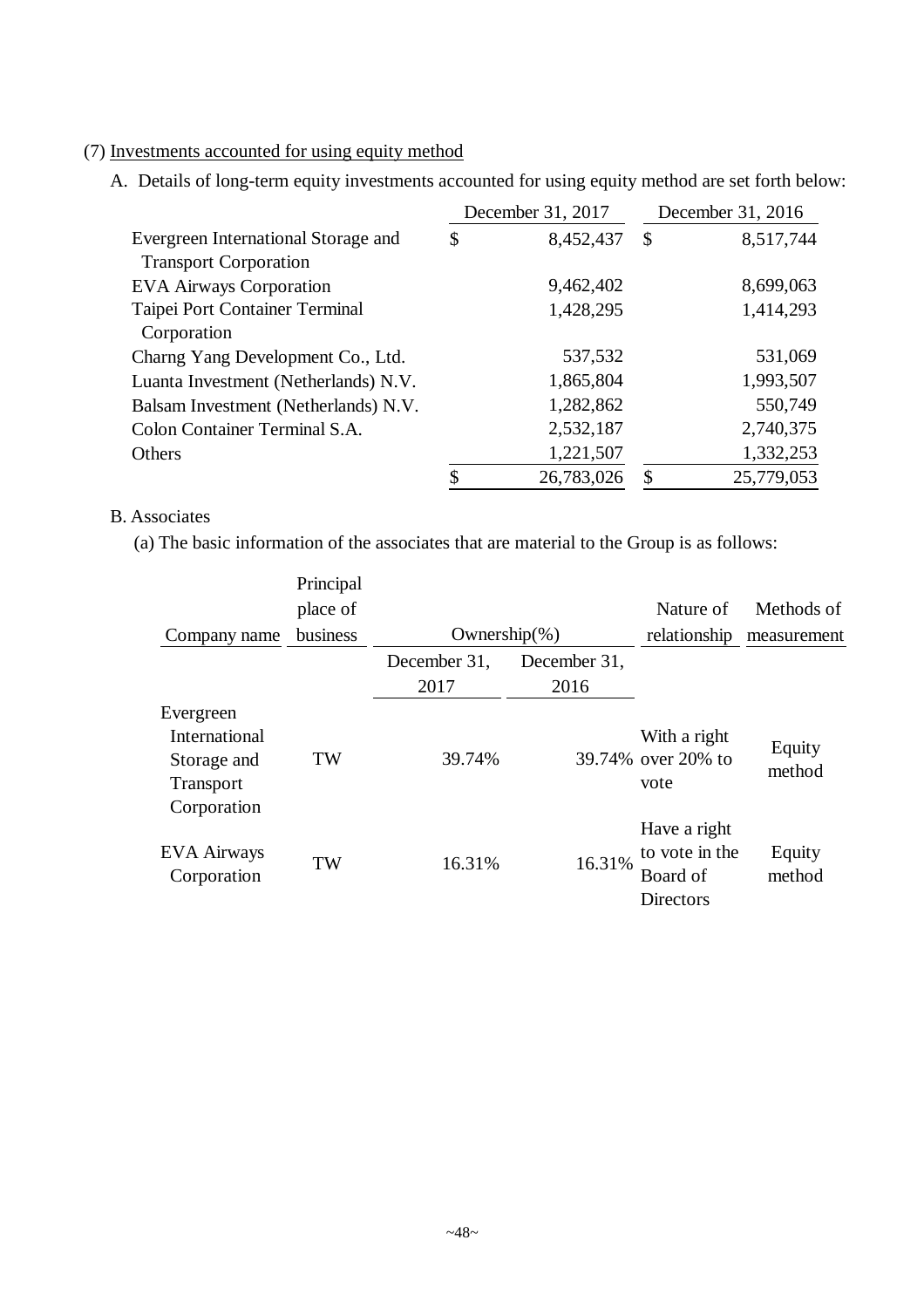(7) Investments accounted for using equity method

A. Details of long-term equity investments accounted for using equity method are set forth below:

| | December 31, 2017 | December 31, 2016 |
|---|---|---|
| Evergreen International Storage and Transport Corporation | $ 8,452,437 | $ 8,517,744 |
| EVA Airways Corporation | 9,462,402 | 8,699,063 |
| Taipei Port Container Terminal Corporation | 1,428,295 | 1,414,293 |
| Charng Yang Development Co., Ltd. | 537,532 | 531,069 |
| Luanta Investment (Netherlands) N.V. | 1,865,804 | 1,993,507 |
| Balsam Investment (Netherlands) N.V. | 1,282,862 | 550,749 |
| Colon Container Terminal S.A. | 2,532,187 | 2,740,375 |
| Others | 1,221,507 | 1,332,253 |
| | $ 26,783,026 | $ 25,779,053 |

B. Associates

(a) The basic information of the associates that are material to the Group is as follows:

| Company name | Principal place of business | Ownership(%) | | Nature of relationship | Methods of measurement |
|---|---|---|---|---|---|
| | | December 31, 2017 | December 31, 2016 | | |
| Evergreen International Storage and Transport Corporation | TW | 39.74% | 39.74% | With a right over 20% to vote | Equity method |
| EVA Airways Corporation | TW | 16.31% | 16.31% | Have a right to vote in the Board of Directors | Equity method |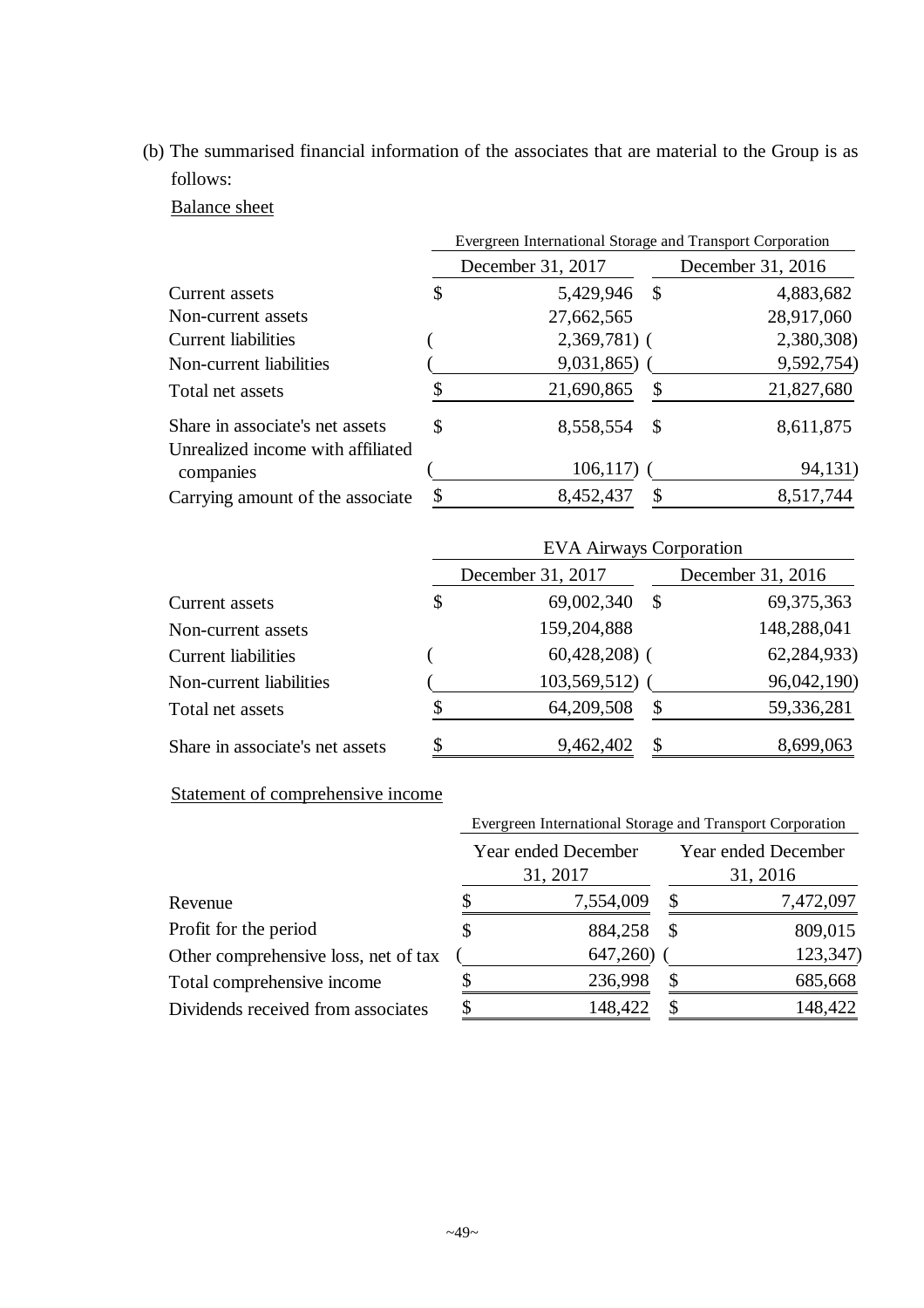(b) The summarised financial information of the associates that are material to the Group is as follows:

Balance sheet

| | Evergreen International Storage and Transport Corporation | |
|---|---|---|
| | December 31, 2017 | December 31, 2016 |
| Current assets | $ 5,429,946 | $ 4,883,682 |
| Non-current assets | 27,662,565 | 28,917,060 |
| Current liabilities | ( 2,369,781) | ( 2,380,308) |
| Non-current liabilities | ( 9,031,865) | ( 9,592,754) |
| Total net assets | $ 21,690,865 | $ 21,827,680 |
| Share in associate's net assets | $ 8,558,554 | $ 8,611,875 |
| Unrealized income with affiliated companies | ( 106,117) | ( 94,131) |
| Carrying amount of the associate | $ 8,452,437 | $ 8,517,744 |

| | EVA Airways Corporation | |
|---|---|---|
| | December 31, 2017 | December 31, 2016 |
| Current assets | $ 69,002,340 | $ 69,375,363 |
| Non-current assets | 159,204,888 | 148,288,041 |
| Current liabilities | ( 60,428,208) | ( 62,284,933) |
| Non-current liabilities | ( 103,569,512) | ( 96,042,190) |
| Total net assets | $ 64,209,508 | $ 59,336,281 |
| Share in associate's net assets | $ 9,462,402 | $ 8,699,063 |

Statement of comprehensive income

| | Evergreen International Storage and Transport Corporation | |
|---|---|---|
| | Year ended December 31, 2017 | Year ended December 31, 2016 |
| Revenue | $ 7,554,009 | $ 7,472,097 |
| Profit for the period | $ 884,258 | $ 809,015 |
| Other comprehensive loss, net of tax | ( 647,260) | ( 123,347) |
| Total comprehensive income | $ 236,998 | $ 685,668 |
| Dividends received from associates | $ 148,422 | $ 148,422 |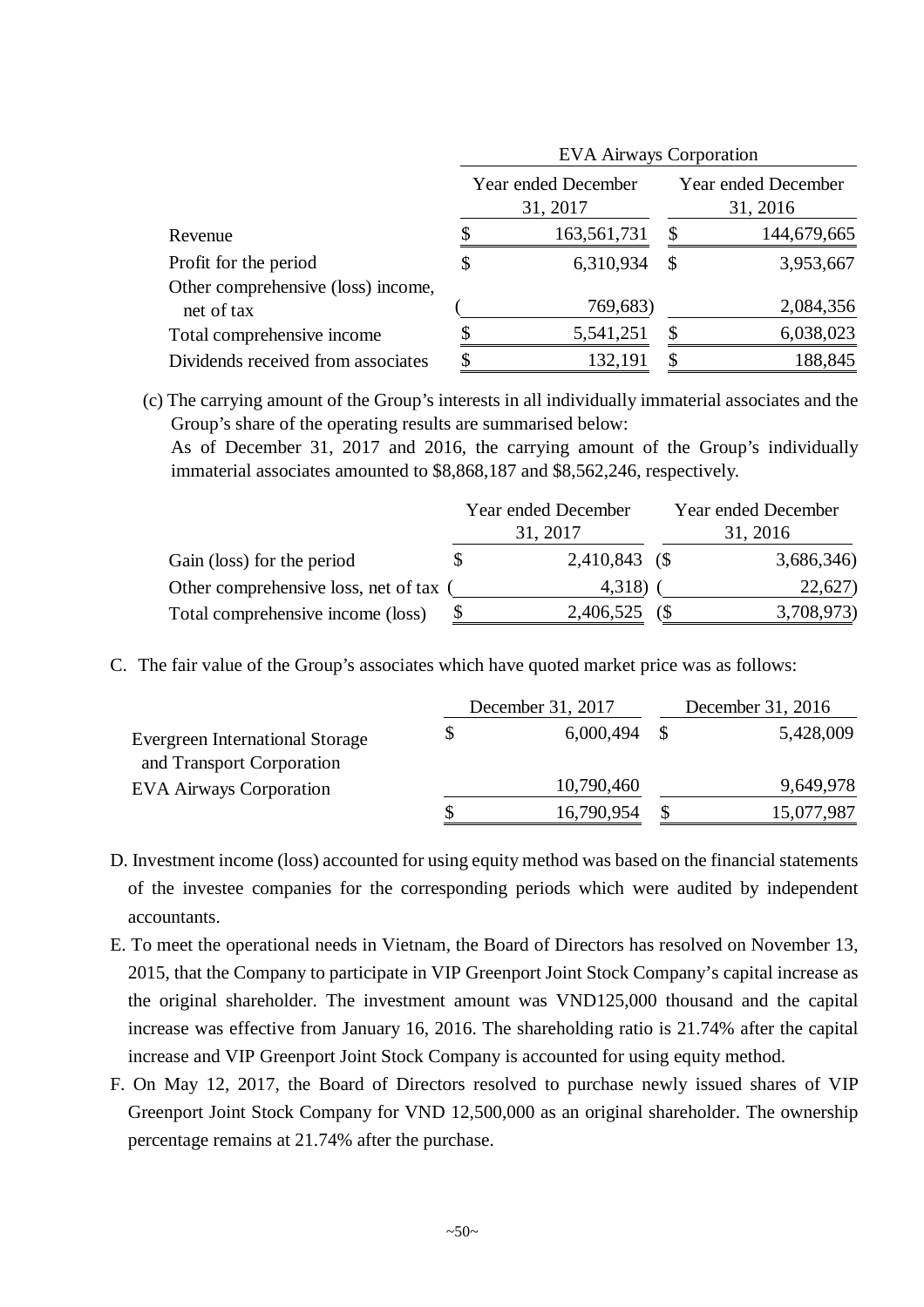| | EVA Airways Corporation | |
|---|---|---|
| | Year ended December 31, 2017 | Year ended December 31, 2016 |
| Revenue | $ 163,561,731 | $ 144,679,665 |
| Profit for the period | $ 6,310,934 | $ 3,953,667 |
| Other comprehensive (loss) income, net of tax | ( 769,683) | 2,084,356 |
| Total comprehensive income | $ 5,541,251 | $ 6,038,023 |
| Dividends received from associates | $ 132,191 | $ 188,845 |

(c) The carrying amount of the Group's interests in all individually immaterial associates and the Group's share of the operating results are summarised below:

As of December 31, 2017 and 2016, the carrying amount of the Group's individually immaterial associates amounted to $8,868,187 and $8,562,246, respectively.

| | Year ended December 31, 2017 | Year ended December 31, 2016 |
|---|---|---|
| Gain (loss) for the period | $ 2,410,843 | ($ 3,686,346) |
| Other comprehensive loss, net of tax | ( 4,318) | ( 22,627) |
| Total comprehensive income (loss) | $ 2,406,525 | ($ 3,708,973) |

C. The fair value of the Group's associates which have quoted market price was as follows:

| | December 31, 2017 | December 31, 2016 |
|---|---|---|
| Evergreen International Storage and Transport Corporation | $ 6,000,494 | $ 5,428,009 |
| EVA Airways Corporation | 10,790,460 | 9,649,978 |
| | $ 16,790,954 | $ 15,077,987 |

D. Investment income (loss) accounted for using equity method was based on the financial statements of the investee companies for the corresponding periods which were audited by independent accountants.

E. To meet the operational needs in Vietnam, the Board of Directors has resolved on November 13, 2015, that the Company to participate in VIP Greenport Joint Stock Company's capital increase as the original shareholder. The investment amount was VND125,000 thousand and the capital increase was effective from January 16, 2016. The shareholding ratio is 21.74% after the capital increase and VIP Greenport Joint Stock Company is accounted for using equity method.

F. On May 12, 2017, the Board of Directors resolved to purchase newly issued shares of VIP Greenport Joint Stock Company for VND 12,500,000 as an original shareholder. The ownership percentage remains at 21.74% after the purchase.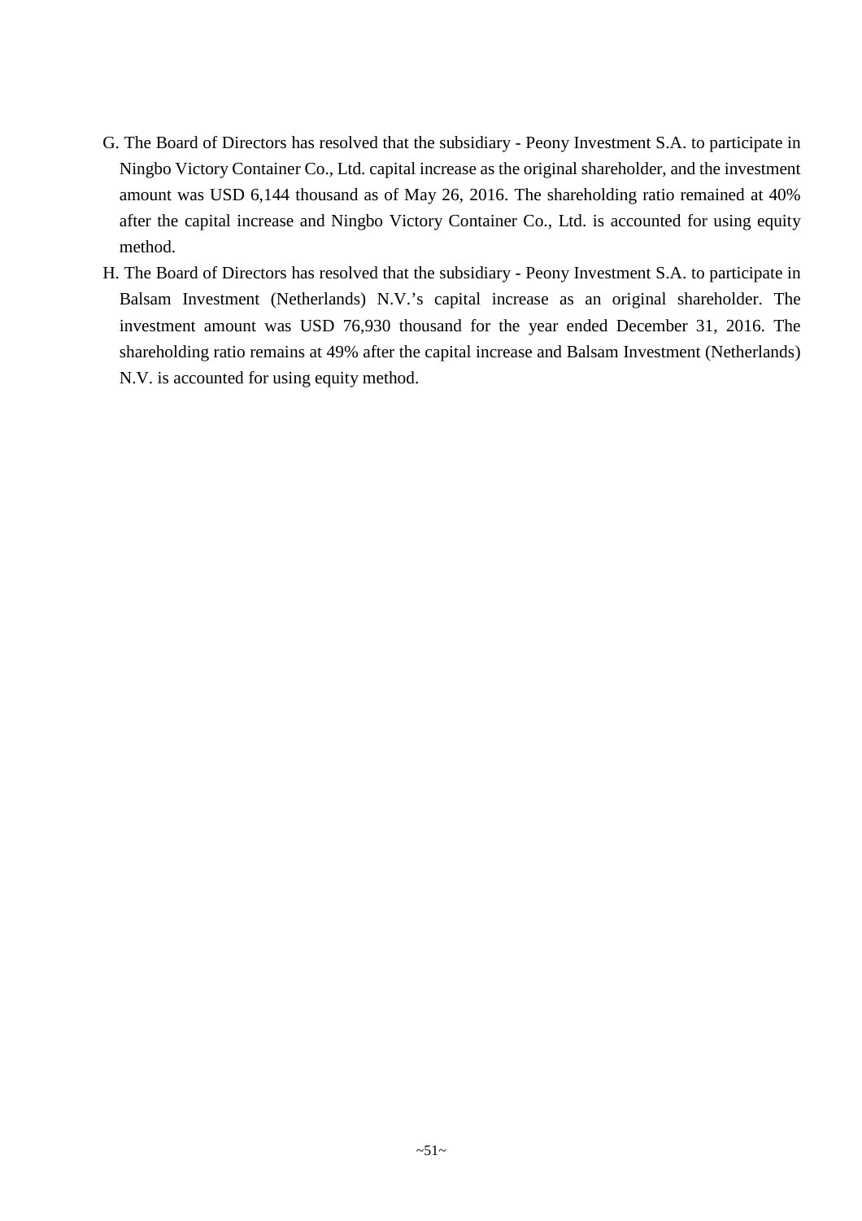G. The Board of Directors has resolved that the subsidiary - Peony Investment S.A. to participate in Ningbo Victory Container Co., Ltd. capital increase as the original shareholder, and the investment amount was USD 6,144 thousand as of May 26, 2016. The shareholding ratio remained at 40% after the capital increase and Ningbo Victory Container Co., Ltd. is accounted for using equity method.

H. The Board of Directors has resolved that the subsidiary - Peony Investment S.A. to participate in Balsam Investment (Netherlands) N.V.'s capital increase as an original shareholder. The investment amount was USD 76,930 thousand for the year ended December 31, 2016. The shareholding ratio remains at 49% after the capital increase and Balsam Investment (Netherlands) N.V. is accounted for using equity method.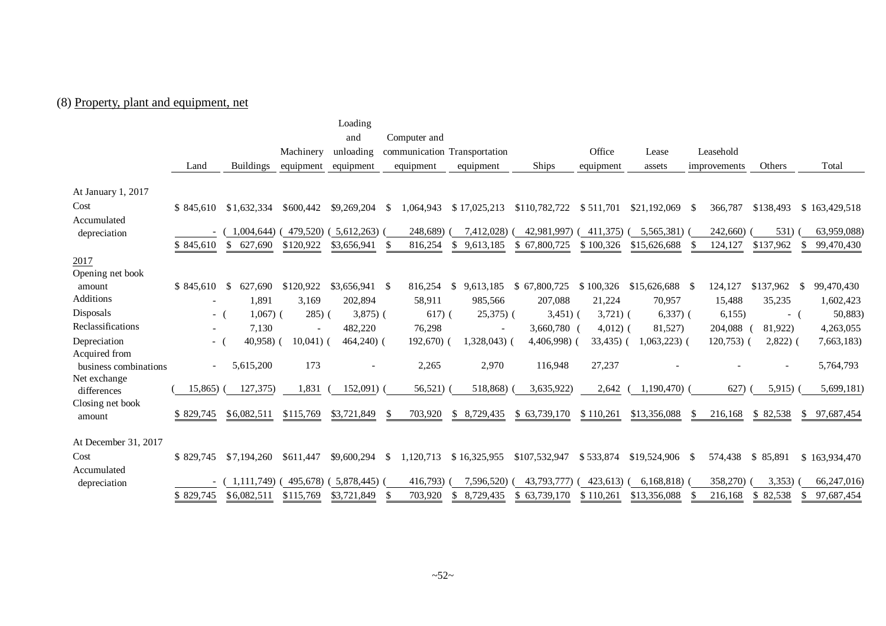(8) Property, plant and equipment, net

| | Land | Buildings | Machinery equipment | Loading and unloading equipment | Computer and communication equipment | Transportation equipment | Ships | Office equipment | Lease assets | Leasehold improvements | Others | Total |
|---|---|---|---|---|---|---|---|---|---|---|---|---|
| At January 1, 2017 | | | | | | | | | | | | |
| Cost | $ 845,610 | $ 1,632,334 | $600,442 | $9,269,204 | $ 1,064,943 | $ 17,025,213 | $110,782,722 | $ 511,701 | $21,192,069 | $ 366,787 | $138,493 | $ 163,429,518 |
| Accumulated depreciation | - | ( 1,004,644) | ( 479,520) | ( 5,612,263) | ( 248,689) | ( 7,412,028) | ( 42,981,997) | ( 411,375) | ( 5,565,381) | ( 242,660) | ( 531) | ( 63,959,088) |
| | $ 845,610 | $ 627,690 | $120,922 | $3,656,941 | $ 816,254 | $ 9,613,185 | $ 67,800,725 | $ 100,326 | $15,626,688 | $ 124,127 | $137,962 | $ 99,470,430 |
| 2017 | | | | | | | | | | | | |
| Opening net book amount | $ 845,610 | $ 627,690 | $120,922 | $3,656,941 | $ 816,254 | $ 9,613,185 | $ 67,800,725 | $ 100,326 | $15,626,688 | $ 124,127 | $137,962 | $ 99,470,430 |
| Additions | - | 1,891 | 3,169 | 202,894 | 58,911 | 985,566 | 207,088 | 21,224 | 70,957 | 15,488 | 35,235 | 1,602,423 |
| Disposals | - | ( 1,067) | ( 285) | ( 3,875) | ( 617) | ( 25,375) | ( 3,451) | ( 3,721) | ( 6,337) | ( 6,155) | - | ( 50,883) |
| Reclassifications | - | 7,130 | - | 482,220 | 76,298 | - | 3,660,780 | ( 4,012) | ( 81,527) | 204,088 | ( 81,922) | 4,263,055 |
| Depreciation | - | ( 40,958) | ( 10,041) | ( 464,240) | ( 192,670) | ( 1,328,043) | ( 4,406,998) | ( 33,435) | ( 1,063,223) | ( 120,753) | ( 2,822) | ( 7,663,183) |
| Acquired from business combinations | - | 5,615,200 | 173 | - | 2,265 | 2,970 | 116,948 | 27,237 | - | - | - | 5,764,793 |
| Net exchange differences | ( 15,865) | ( 127,375) | 1,831 | ( 152,091) | ( 56,521) | ( 518,868) | ( 3,635,922) | 2,642 | ( 1,190,470) | ( 627) | ( 5,915) | ( 5,699,181) |
| Closing net book amount | $ 829,745 | $ 6,082,511 | $115,769 | $3,721,849 | $ 703,920 | $ 8,729,435 | $ 63,739,170 | $ 110,261 | $13,356,088 | $ 216,168 | $ 82,538 | $ 97,687,454 |
| At December 31, 2017 | | | | | | | | | | | | |
| Cost | $ 829,745 | $ 7,194,260 | $611,447 | $9,600,294 | $ 1,120,713 | $ 16,325,955 | $107,532,947 | $ 533,874 | $19,524,906 | $ 574,438 | $ 85,891 | $ 163,934,470 |
| Accumulated depreciation | - | ( 1,111,749) | ( 495,678) | ( 5,878,445) | ( 416,793) | ( 7,596,520) | ( 43,793,777) | ( 423,613) | ( 6,168,818) | ( 358,270) | ( 3,353) | ( 66,247,016) |
| | $ 829,745 | $ 6,082,511 | $115,769 | $3,721,849 | $ 703,920 | $ 8,729,435 | $ 63,739,170 | $ 110,261 | $13,356,088 | $ 216,168 | $ 82,538 | $ 97,687,454 |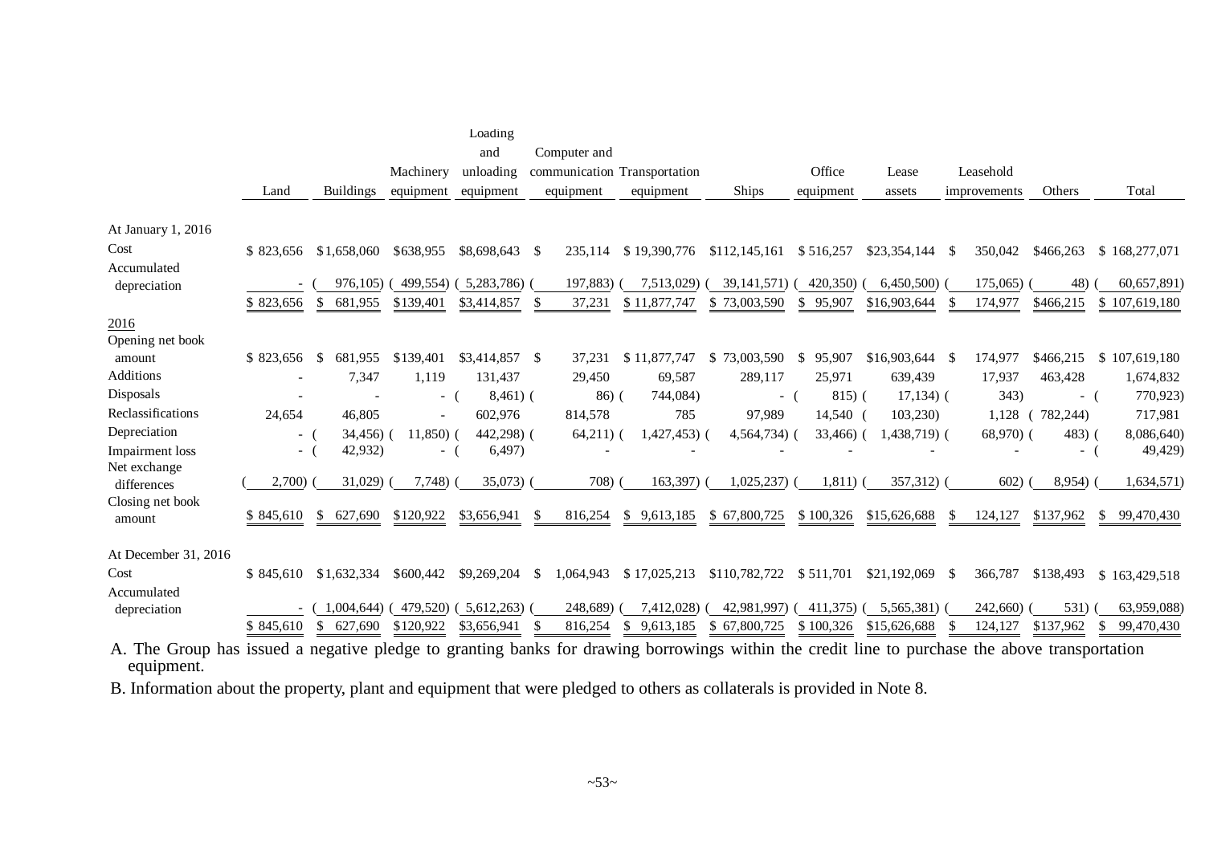| | Land | Buildings | Machinery equipment | Loading and unloading equipment | Computer and communication equipment | Transportation equipment | Ships | Office equipment | Lease assets | Leasehold improvements | Others | Total |
|---|---|---|---|---|---|---|---|---|---|---|---|---|
| At January 1, 2016 | | | | | | | | | | | | |
| Cost | $ 823,656 | $1,658,060 | $638,955 | $8,698,643 | $ 235,114 | $ 19,390,776 | $112,145,161 | $ 516,257 | $23,354,144 | $ 350,042 | $466,263 | $ 168,277,071 |
| Accumulated depreciation | - | ( 976,105) | ( 499,554) | ( 5,283,786) | ( 197,883) | ( 7,513,029) | ( 39,141,571) | ( 420,350) | ( 6,450,500) | ( 175,065) | ( 48) | ( 60,657,891) |
| | $ 823,656 | $ 681,955 | $139,401 | $3,414,857 | $ 37,231 | $ 11,877,747 | $ 73,003,590 | $ 95,907 | $16,903,644 | $ 174,977 | $466,215 | $ 107,619,180 |
| 2016 | | | | | | | | | | | | |
| Opening net book amount | $ 823,656 | $ 681,955 | $139,401 | $3,414,857 | $ 37,231 | $ 11,877,747 | $ 73,003,590 | $ 95,907 | $16,903,644 | $ 174,977 | $466,215 | $ 107,619,180 |
| Additions | - | 7,347 | 1,119 | 131,437 | 29,450 | 69,587 | 289,117 | 25,971 | 639,439 | 17,937 | 463,428 | 1,674,832 |
| Disposals | - | - | - | ( 8,461) | ( 86) | ( 744,084) | - | ( 815) | ( 17,134) | ( 343) | - | ( 770,923) |
| Reclassifications | 24,654 | 46,805 | - | 602,976 | 814,578 | 785 | 97,989 | 14,540 | ( 103,230) | 1,128 | ( 782,244) | 717,981 |
| Depreciation | - | ( 34,456) | ( 11,850) | ( 442,298) | ( 64,211) | ( 1,427,453) | ( 4,564,734) | ( 33,466) | ( 1,438,719) | ( 68,970) | ( 483) | ( 8,086,640) |
| Impairment loss | - | ( 42,932) | - | ( 6,497) | - | - | - | - | - | - | - | ( 49,429) |
| Net exchange differences | ( 2,700) | ( 31,029) | ( 7,748) | ( 35,073) | ( 708) | ( 163,397) | ( 1,025,237) | ( 1,811) | ( 357,312) | ( 602) | ( 8,954) | ( 1,634,571) |
| Closing net book amount | $ 845,610 | $ 627,690 | $120,922 | $3,656,941 | $ 816,254 | $ 9,613,185 | $ 67,800,725 | $ 100,326 | $15,626,688 | $ 124,127 | $137,962 | $ 99,470,430 |
| At December 31, 2016 | | | | | | | | | | | | |
| Cost | $ 845,610 | $1,632,334 | $600,442 | $9,269,204 | $ 1,064,943 | $ 17,025,213 | $110,782,722 | $ 511,701 | $21,192,069 | $ 366,787 | $138,493 | $ 163,429,518 |
| Accumulated depreciation | - | ( 1,004,644) | ( 479,520) | ( 5,612,263) | ( 248,689) | ( 7,412,028) | ( 42,981,997) | ( 411,375) | ( 5,565,381) | ( 242,660) | ( 531) | ( 63,959,088) |
| | $ 845,610 | $ 627,690 | $120,922 | $3,656,941 | $ 816,254 | $ 9,613,185 | $ 67,800,725 | $ 100,326 | $15,626,688 | $ 124,127 | $137,962 | $ 99,470,430 |

A. The Group has issued a negative pledge to granting banks for drawing borrowings within the credit line to purchase the above transportation equipment.

B. Information about the property, plant and equipment that were pledged to others as collaterals is provided in Note 8.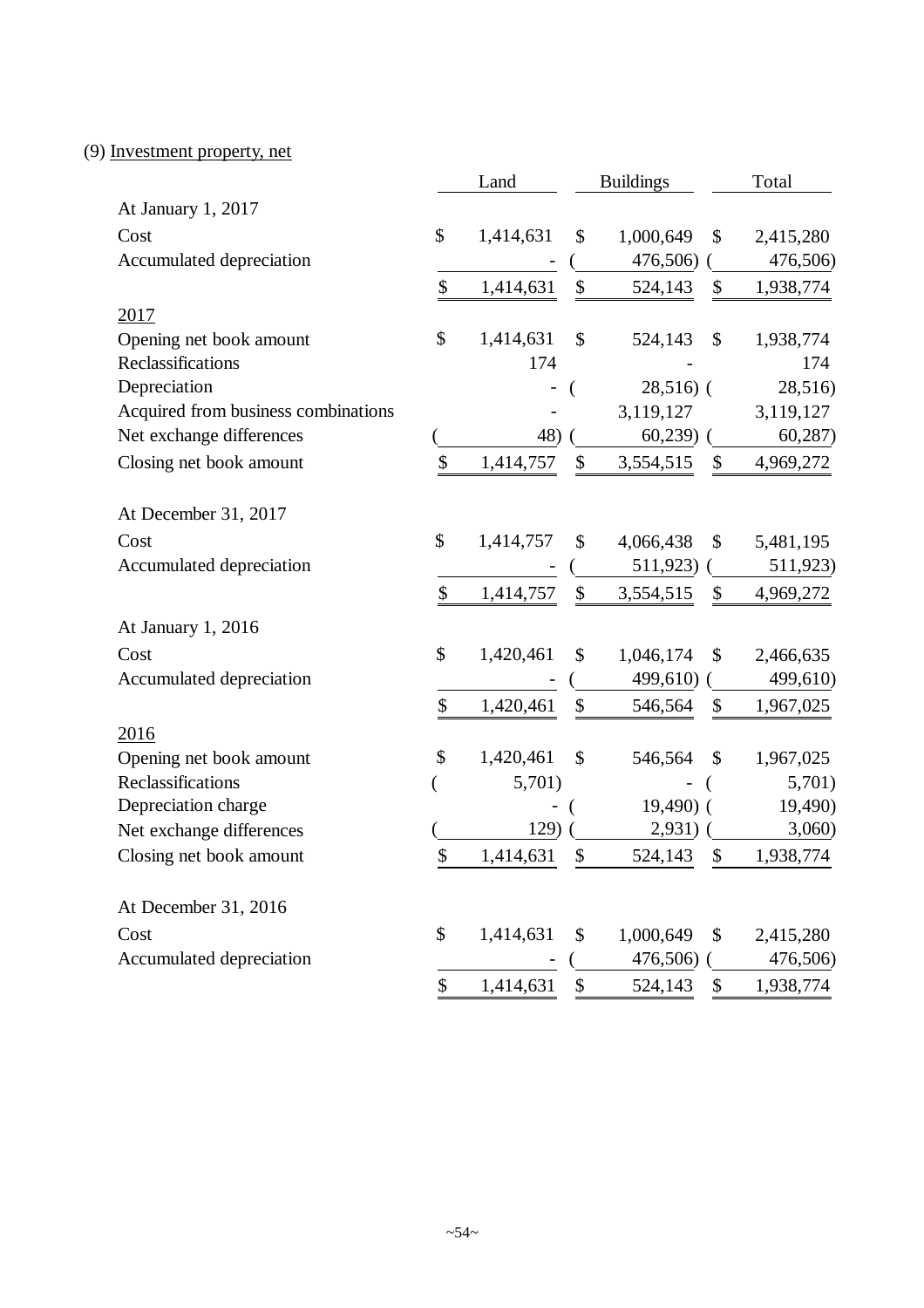(9) Investment property, net

| | Land | Buildings | Total |
|---|---|---|---|
| At January 1, 2017 | | | |
| Cost | $ 1,414,631 | $ 1,000,649 | $ 2,415,280 |
| Accumulated depreciation | - | ( 476,506) | ( 476,506) |
| | $ 1,414,631 | $ 524,143 | $ 1,938,774 |
| 2017 | | | |
| Opening net book amount | $ 1,414,631 | $ 524,143 | $ 1,938,774 |
| Reclassifications | 174 | - | 174 |
| Depreciation | - | ( 28,516) | ( 28,516) |
| Acquired from business combinations | - | 3,119,127 | 3,119,127 |
| Net exchange differences | ( 48) | ( 60,239) | ( 60,287) |
| Closing net book amount | $ 1,414,757 | $ 3,554,515 | $ 4,969,272 |
| | | | |
| At December 31, 2017 | | | |
| Cost | $ 1,414,757 | $ 4,066,438 | $ 5,481,195 |
| Accumulated depreciation | - | ( 511,923) | ( 511,923) |
| | $ 1,414,757 | $ 3,554,515 | $ 4,969,272 |
| At January 1, 2016 | | | |
| Cost | $ 1,420,461 | $ 1,046,174 | $ 2,466,635 |
| Accumulated depreciation | - | ( 499,610) | ( 499,610) |
| | $ 1,420,461 | $ 546,564 | $ 1,967,025 |
| 2016 | | | |
| Opening net book amount | $ 1,420,461 | $ 546,564 | $ 1,967,025 |
| Reclassifications | ( 5,701) | - | ( 5,701) |
| Depreciation charge | - | ( 19,490) | ( 19,490) |
| Net exchange differences | ( 129) | ( 2,931) | ( 3,060) |
| Closing net book amount | $ 1,414,631 | $ 524,143 | $ 1,938,774 |
| | | | |
| At December 31, 2016 | | | |
| Cost | $ 1,414,631 | $ 1,000,649 | $ 2,415,280 |
| Accumulated depreciation | - | ( 476,506) | ( 476,506) |
| | $ 1,414,631 | $ 524,143 | $ 1,938,774 |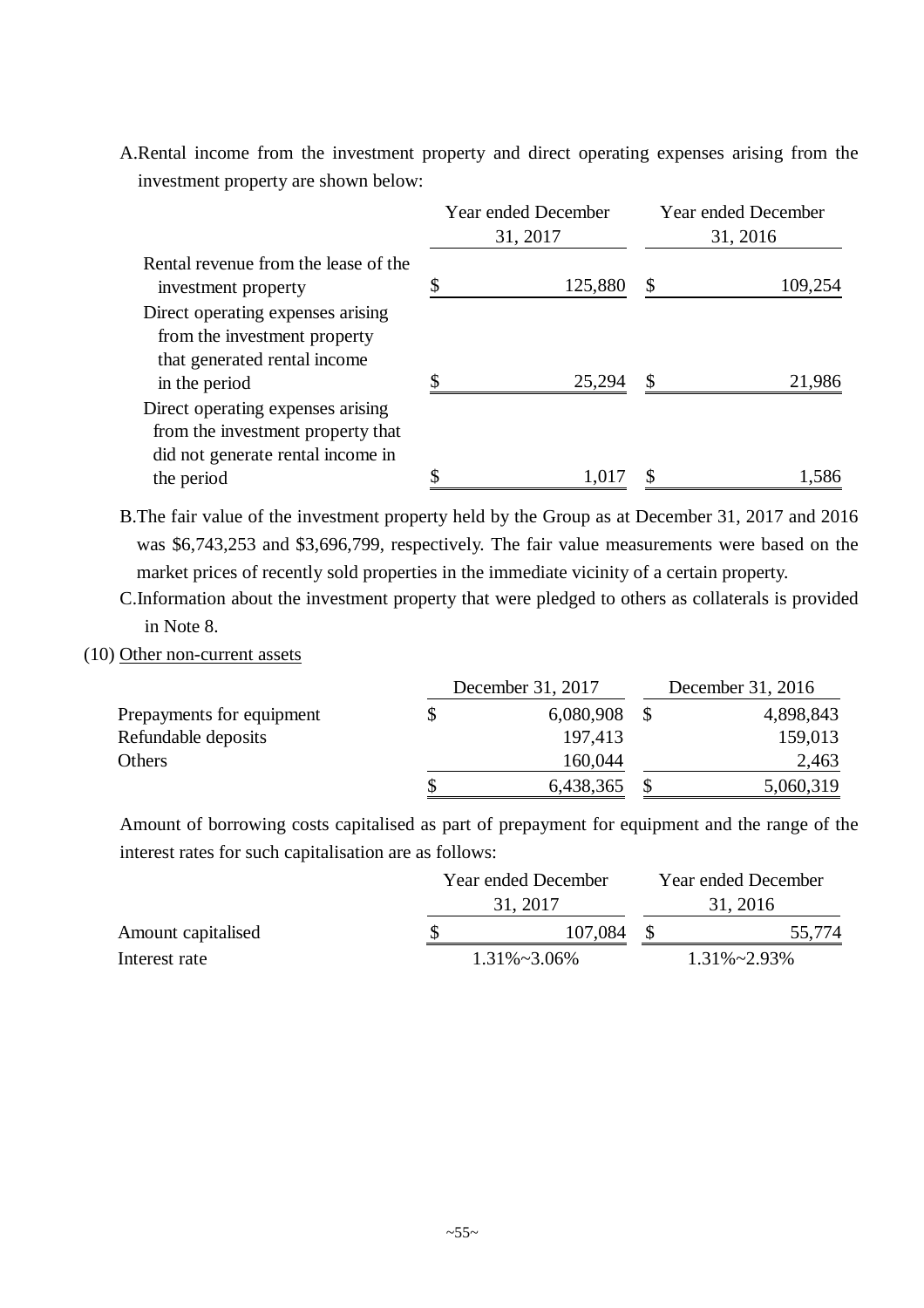A. Rental income from the investment property and direct operating expenses arising from the investment property are shown below:

| | Year ended December 31, 2017 | Year ended December 31, 2016 |
|---|---|---|
| Rental revenue from the lease of the investment property | $ 125,880 | $ 109,254 |
| Direct operating expenses arising from the investment property that generated rental income in the period | $ 25,294 | $ 21,986 |
| Direct operating expenses arising from the investment property that did not generate rental income in the period | $ 1,017 | $ 1,586 |

B. The fair value of the investment property held by the Group as at December 31, 2017 and 2016 was $6,743,253 and $3,696,799, respectively. The fair value measurements were based on the market prices of recently sold properties in the immediate vicinity of a certain property.

C. Information about the investment property that were pledged to others as collaterals is provided in Note 8.

(10) Other non-current assets

| | December 31, 2017 | December 31, 2016 |
|---|---|---|
| Prepayments for equipment | $ 6,080,908 | $ 4,898,843 |
| Refundable deposits | 197,413 | 159,013 |
| Others | 160,044 | 2,463 |
| | $ 6,438,365 | $ 5,060,319 |

Amount of borrowing costs capitalised as part of prepayment for equipment and the range of the interest rates for such capitalisation are as follows:

| | Year ended December 31, 2017 | Year ended December 31, 2016 |
|---|---|---|
| Amount capitalised | $ 107,084 | $ 55,774 |
| Interest rate | 1.31%~3.06% | 1.31%~2.93% |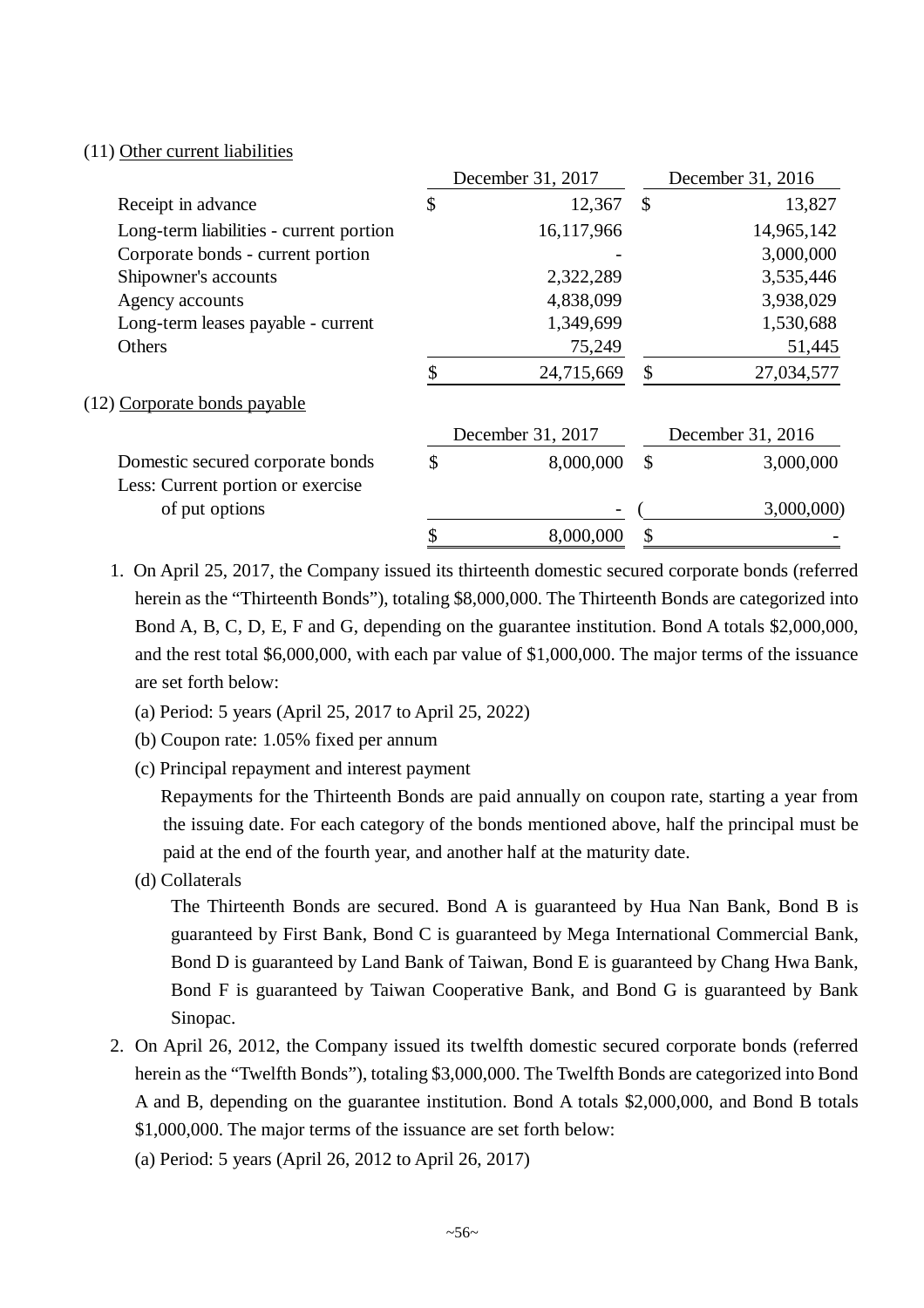(11) Other current liabilities

| | December 31, 2017 | December 31, 2016 |
|---|---|---|
| Receipt in advance | $ 12,367 | $ 13,827 |
| Long-term liabilities - current portion | 16,117,966 | 14,965,142 |
| Corporate bonds - current portion | - | 3,000,000 |
| Shipowner's accounts | 2,322,289 | 3,535,446 |
| Agency accounts | 4,838,099 | 3,938,029 |
| Long-term leases payable - current | 1,349,699 | 1,530,688 |
| Others | 75,249 | 51,445 |
| | $ 24,715,669 | $ 27,034,577 |

(12) Corporate bonds payable

| | December 31, 2017 | December 31, 2016 |
|---|---|---|
| Domestic secured corporate bonds | $ 8,000,000 | $ 3,000,000 |
| Less: Current portion or exercise of put options | - | ( 3,000,000) |
| | $ 8,000,000 | $ - |

1. On April 25, 2017, the Company issued its thirteenth domestic secured corporate bonds (referred herein as the "Thirteenth Bonds"), totaling $8,000,000. The Thirteenth Bonds are categorized into Bond A, B, C, D, E, F and G, depending on the guarantee institution. Bond A totals $2,000,000, and the rest total $6,000,000, with each par value of $1,000,000. The major terms of the issuance are set forth below:

   (a) Period: 5 years (April 25, 2017 to April 25, 2022)

   (b) Coupon rate: 1.05% fixed per annum

   (c) Principal repayment and interest payment

   Repayments for the Thirteenth Bonds are paid annually on coupon rate, starting a year from the issuing date. For each category of the bonds mentioned above, half the principal must be paid at the end of the fourth year, and another half at the maturity date.

   (d) Collaterals

   The Thirteenth Bonds are secured. Bond A is guaranteed by Hua Nan Bank, Bond B is guaranteed by First Bank, Bond C is guaranteed by Mega International Commercial Bank, Bond D is guaranteed by Land Bank of Taiwan, Bond E is guaranteed by Chang Hwa Bank, Bond F is guaranteed by Taiwan Cooperative Bank, and Bond G is guaranteed by Bank Sinopac.

2. On April 26, 2012, the Company issued its twelfth domestic secured corporate bonds (referred herein as the "Twelfth Bonds"), totaling $3,000,000. The Twelfth Bonds are categorized into Bond A and B, depending on the guarantee institution. Bond A totals $2,000,000, and Bond B totals $1,000,000. The major terms of the issuance are set forth below:

   (a) Period: 5 years (April 26, 2012 to April 26, 2017)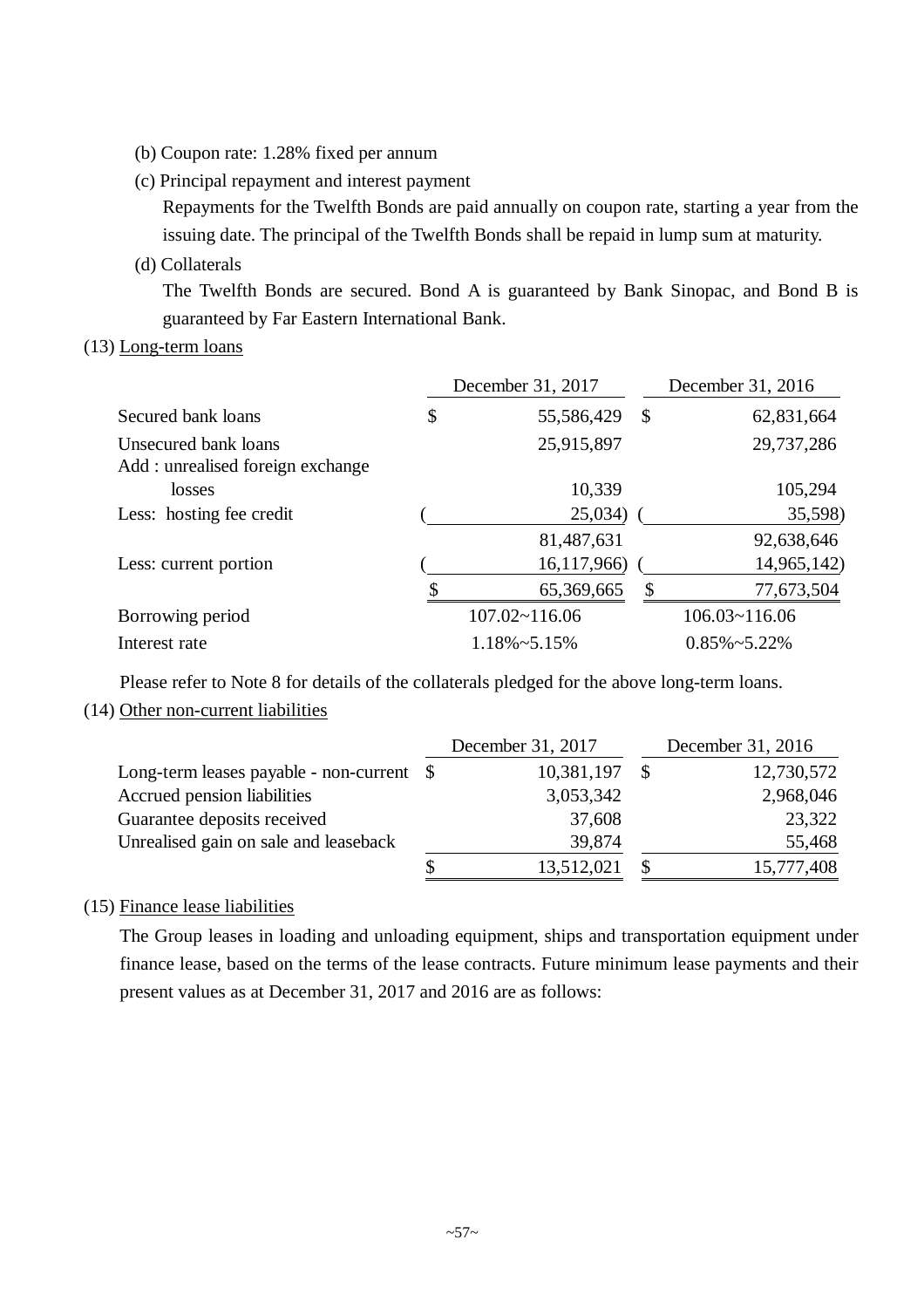(b) Coupon rate: 1.28% fixed per annum

(c) Principal repayment and interest payment

Repayments for the Twelfth Bonds are paid annually on coupon rate, starting a year from the issuing date. The principal of the Twelfth Bonds shall be repaid in lump sum at maturity.

(d) Collaterals

The Twelfth Bonds are secured. Bond A is guaranteed by Bank Sinopac, and Bond B is guaranteed by Far Eastern International Bank.

(13) Long-term loans

| | December 31, 2017 | December 31, 2016 |
|---|---|---|
| Secured bank loans | $ 55,586,429 | $ 62,831,664 |
| Unsecured bank loans | 25,915,897 | 29,737,286 |
| Add : unrealised foreign exchange losses | 10,339 | 105,294 |
| Less: hosting fee credit | ( 25,034) | ( 35,598) |
| | 81,487,631 | 92,638,646 |
| Less: current portion | ( 16,117,966) | ( 14,965,142) |
| | $ 65,369,665 | $ 77,673,504 |
| Borrowing period | 107.02~116.06 | 106.03~116.06 |
| Interest rate | 1.18%~5.15% | 0.85%~5.22% |

Please refer to Note 8 for details of the collaterals pledged for the above long-term loans.

(14) Other non-current liabilities

| | December 31, 2017 | December 31, 2016 |
|---|---|---|
| Long-term leases payable - non-current | $ 10,381,197 | $ 12,730,572 |
| Accrued pension liabilities | 3,053,342 | 2,968,046 |
| Guarantee deposits received | 37,608 | 23,322 |
| Unrealised gain on sale and leaseback | 39,874 | 55,468 |
| | $ 13,512,021 | $ 15,777,408 |

(15) Finance lease liabilities

The Group leases in loading and unloading equipment, ships and transportation equipment under finance lease, based on the terms of the lease contracts. Future minimum lease payments and their present values as at December 31, 2017 and 2016 are as follows: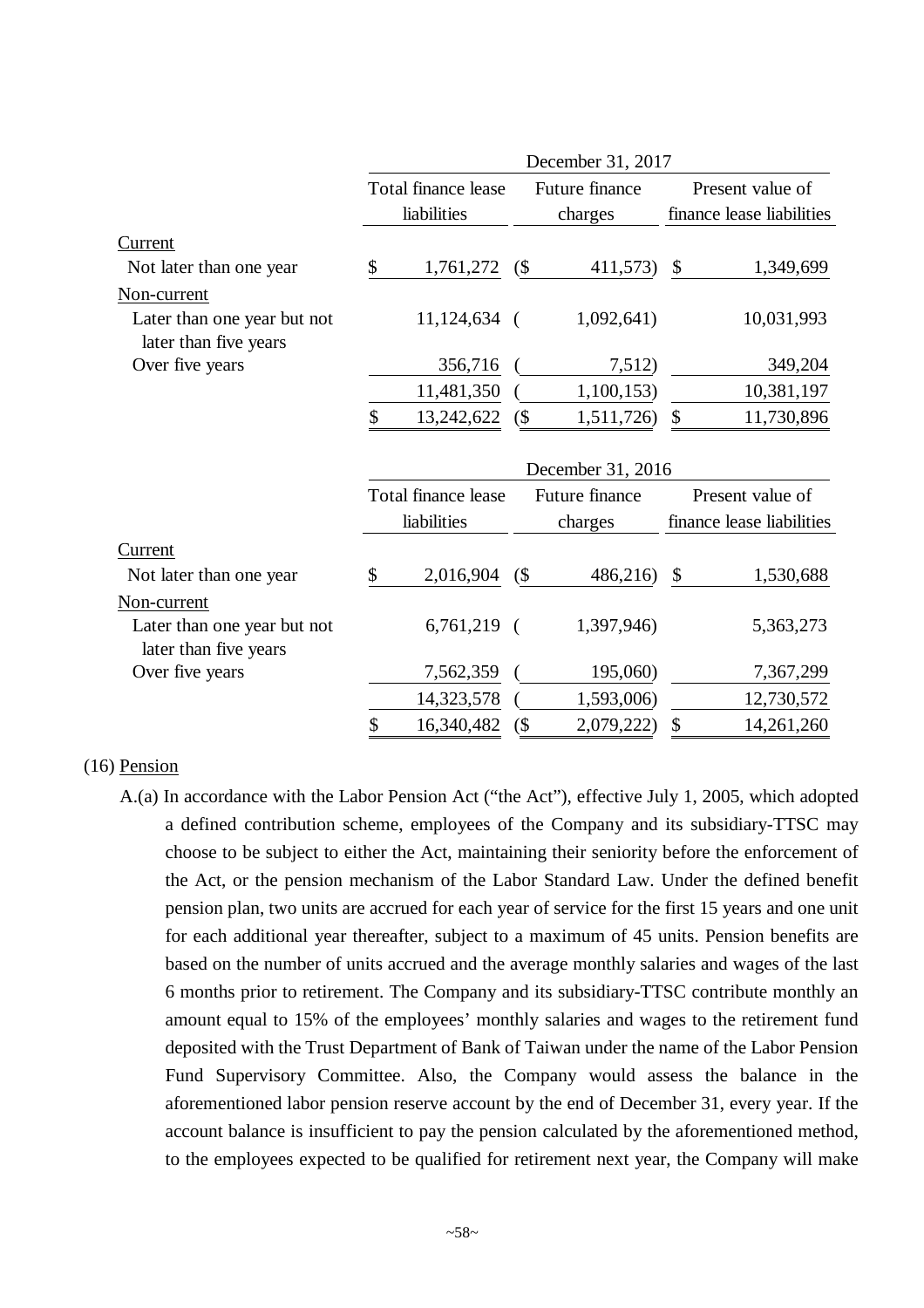| | December 31, 2017 | | |
|---|---|---|---|
| | Total finance lease liabilities | Future finance charges | Present value of finance lease liabilities |
| Current | | | |
| Not later than one year | $ 1,761,272 | ($ 411,573) | $ 1,349,699 |
| Non-current | | | |
| Later than one year but not later than five years | 11,124,634 | ( 1,092,641) | 10,031,993 |
| Over five years | 356,716 | ( 7,512) | 349,204 |
| | 11,481,350 | ( 1,100,153) | 10,381,197 |
| | $ 13,242,622 | ($ 1,511,726) | $ 11,730,896 |

| | December 31, 2016 | | |
|---|---|---|---|
| | Total finance lease liabilities | Future finance charges | Present value of finance lease liabilities |
| Current | | | |
| Not later than one year | $ 2,016,904 | ($ 486,216) | $ 1,530,688 |
| Non-current | | | |
| Later than one year but not later than five years | 6,761,219 | ( 1,397,946) | 5,363,273 |
| Over five years | 7,562,359 | ( 195,060) | 7,367,299 |
| | 14,323,578 | ( 1,593,006) | 12,730,572 |
| | $ 16,340,482 | ($ 2,079,222) | $ 14,261,260 |

(16) Pension

A.(a) In accordance with the Labor Pension Act ("the Act"), effective July 1, 2005, which adopted a defined contribution scheme, employees of the Company and its subsidiary-TTSC may choose to be subject to either the Act, maintaining their seniority before the enforcement of the Act, or the pension mechanism of the Labor Standard Law. Under the defined benefit pension plan, two units are accrued for each year of service for the first 15 years and one unit for each additional year thereafter, subject to a maximum of 45 units. Pension benefits are based on the number of units accrued and the average monthly salaries and wages of the last 6 months prior to retirement. The Company and its subsidiary-TTSC contribute monthly an amount equal to 15% of the employees' monthly salaries and wages to the retirement fund deposited with the Trust Department of Bank of Taiwan under the name of the Labor Pension Fund Supervisory Committee. Also, the Company would assess the balance in the aforementioned labor pension reserve account by the end of December 31, every year. If the account balance is insufficient to pay the pension calculated by the aforementioned method, to the employees expected to be qualified for retirement next year, the Company will make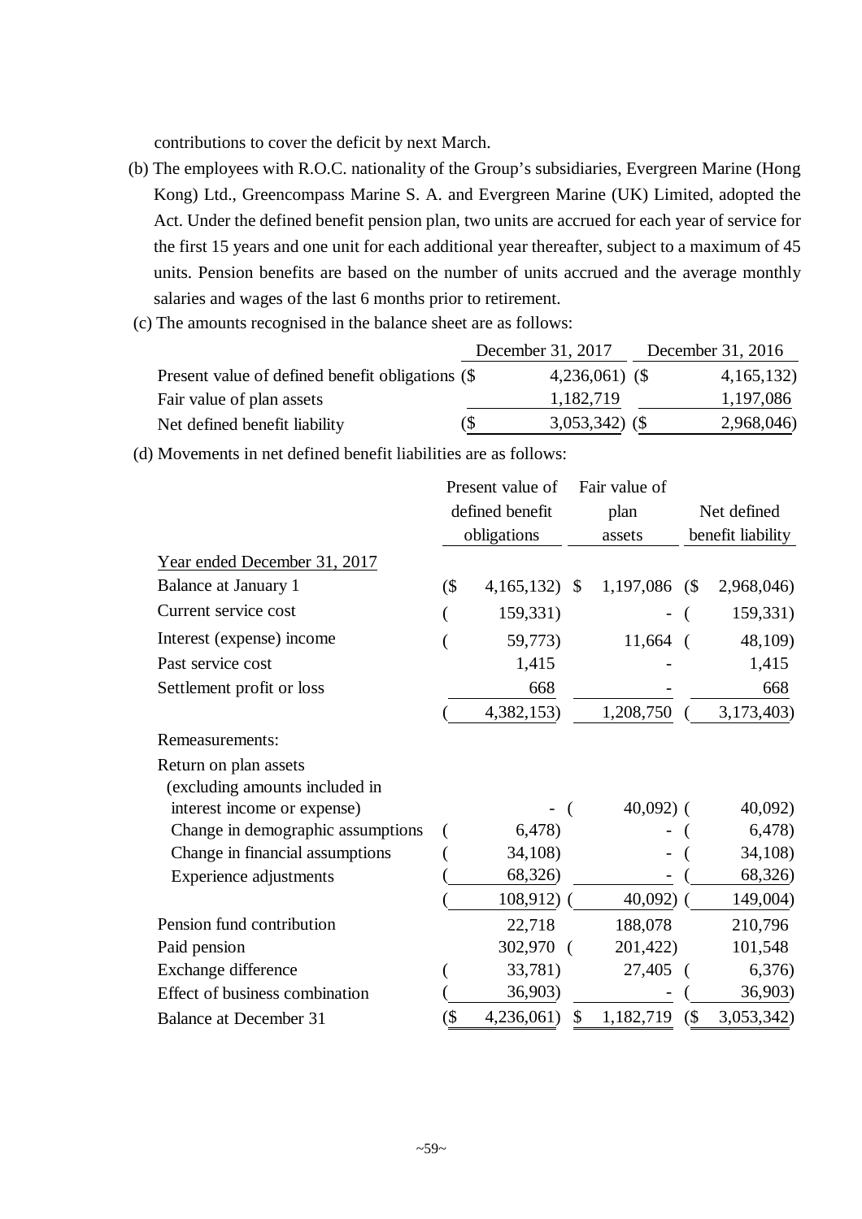contributions to cover the deficit by next March.

(b) The employees with R.O.C. nationality of the Group's subsidiaries, Evergreen Marine (Hong Kong) Ltd., Greencompass Marine S. A. and Evergreen Marine (UK) Limited, adopted the Act. Under the defined benefit pension plan, two units are accrued for each year of service for the first 15 years and one unit for each additional year thereafter, subject to a maximum of 45 units. Pension benefits are based on the number of units accrued and the average monthly salaries and wages of the last 6 months prior to retirement.

(c) The amounts recognised in the balance sheet are as follows:

| | December 31, 2017 | December 31, 2016 |
|---|---|---|
| Present value of defined benefit obligations | ($ 4,236,061) | ($ 4,165,132) |
| Fair value of plan assets | 1,182,719 | 1,197,086 |
| Net defined benefit liability | ($ 3,053,342) | ($ 2,968,046) |

(d) Movements in net defined benefit liabilities are as follows:

| | Present value of defined benefit obligations | Fair value of plan assets | Net defined benefit liability |
|---|---|---|---|
| Year ended December 31, 2017 | | | |
| Balance at January 1 | ($ 4,165,132) | $ 1,197,086 | ($ 2,968,046) |
| Current service cost | ( 159,331) | - | ( 159,331) |
| Interest (expense) income | ( 59,773) | 11,664 | ( 48,109) |
| Past service cost | 1,415 | - | 1,415 |
| Settlement profit or loss | 668 | - | 668 |
| | ( 4,382,153) | 1,208,750 | ( 3,173,403) |
| Remeasurements: | | | |
| Return on plan assets (excluding amounts included in interest income or expense) | - | ( 40,092) | ( 40,092) |
| Change in demographic assumptions | ( 6,478) | - | ( 6,478) |
| Change in financial assumptions | ( 34,108) | - | ( 34,108) |
| Experience adjustments | ( 68,326) | - | ( 68,326) |
| | ( 108,912) | ( 40,092) | ( 149,004) |
| Pension fund contribution | 22,718 | 188,078 | 210,796 |
| Paid pension | 302,970 | ( 201,422) | 101,548 |
| Exchange difference | ( 33,781) | 27,405 | ( 6,376) |
| Effect of business combination | ( 36,903) | - | ( 36,903) |
| Balance at December 31 | ($ 4,236,061) | $ 1,182,719 | ($ 3,053,342) |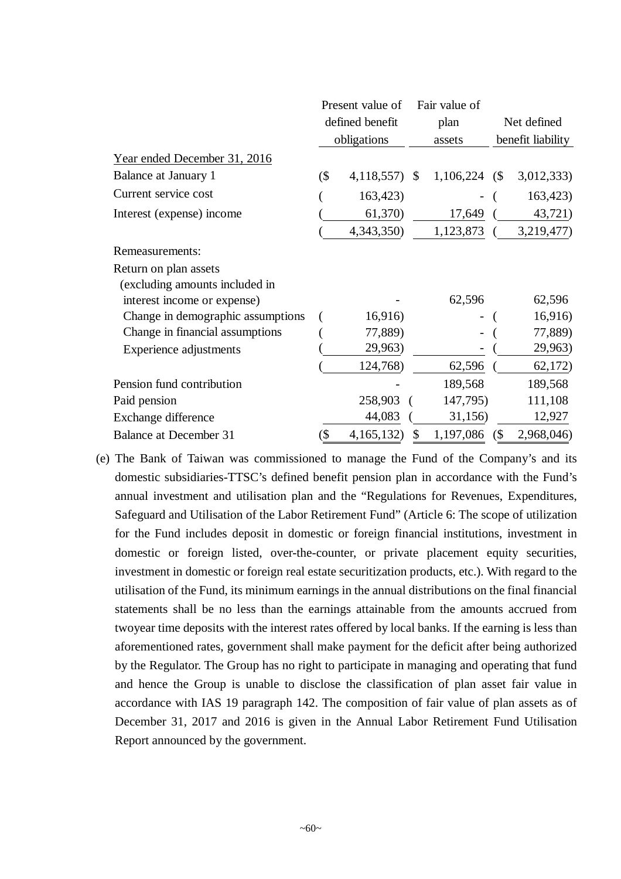| | Present value of defined benefit obligations | Fair value of plan assets | Net defined benefit liability |
|---|---|---|---|
| Year ended December 31, 2016 | | | |
| Balance at January 1 | ($ 4,118,557) | $ 1,106,224 | ($ 3,012,333) |
| Current service cost | ( 163,423) | - | ( 163,423) |
| Interest (expense) income | ( 61,370) | 17,649 | ( 43,721) |
| | ( 4,343,350) | 1,123,873 | ( 3,219,477) |
| Remeasurements: | | | |
| Return on plan assets (excluding amounts included in interest income or expense) | - | 62,596 | 62,596 |
| Change in demographic assumptions | ( 16,916) | - | ( 16,916) |
| Change in financial assumptions | ( 77,889) | - | ( 77,889) |
| Experience adjustments | ( 29,963) | - | ( 29,963) |
| | ( 124,768) | 62,596 | ( 62,172) |
| Pension fund contribution | - | 189,568 | 189,568 |
| Paid pension | 258,903 | ( 147,795) | 111,108 |
| Exchange difference | 44,083 | ( 31,156) | 12,927 |
| Balance at December 31 | ($ 4,165,132) | $ 1,197,086 | ($ 2,968,046) |

(e) The Bank of Taiwan was commissioned to manage the Fund of the Company's and its domestic subsidiaries-TTSC's defined benefit pension plan in accordance with the Fund's annual investment and utilisation plan and the "Regulations for Revenues, Expenditures, Safeguard and Utilisation of the Labor Retirement Fund" (Article 6: The scope of utilization for the Fund includes deposit in domestic or foreign financial institutions, investment in domestic or foreign listed, over-the-counter, or private placement equity securities, investment in domestic or foreign real estate securitization products, etc.). With regard to the utilisation of the Fund, its minimum earnings in the annual distributions on the final financial statements shall be no less than the earnings attainable from the amounts accrued from twoyear time deposits with the interest rates offered by local banks. If the earning is less than aforementioned rates, government shall make payment for the deficit after being authorized by the Regulator. The Group has no right to participate in managing and operating that fund and hence the Group is unable to disclose the classification of plan asset fair value in accordance with IAS 19 paragraph 142. The composition of fair value of plan assets as of December 31, 2017 and 2016 is given in the Annual Labor Retirement Fund Utilisation Report announced by the government.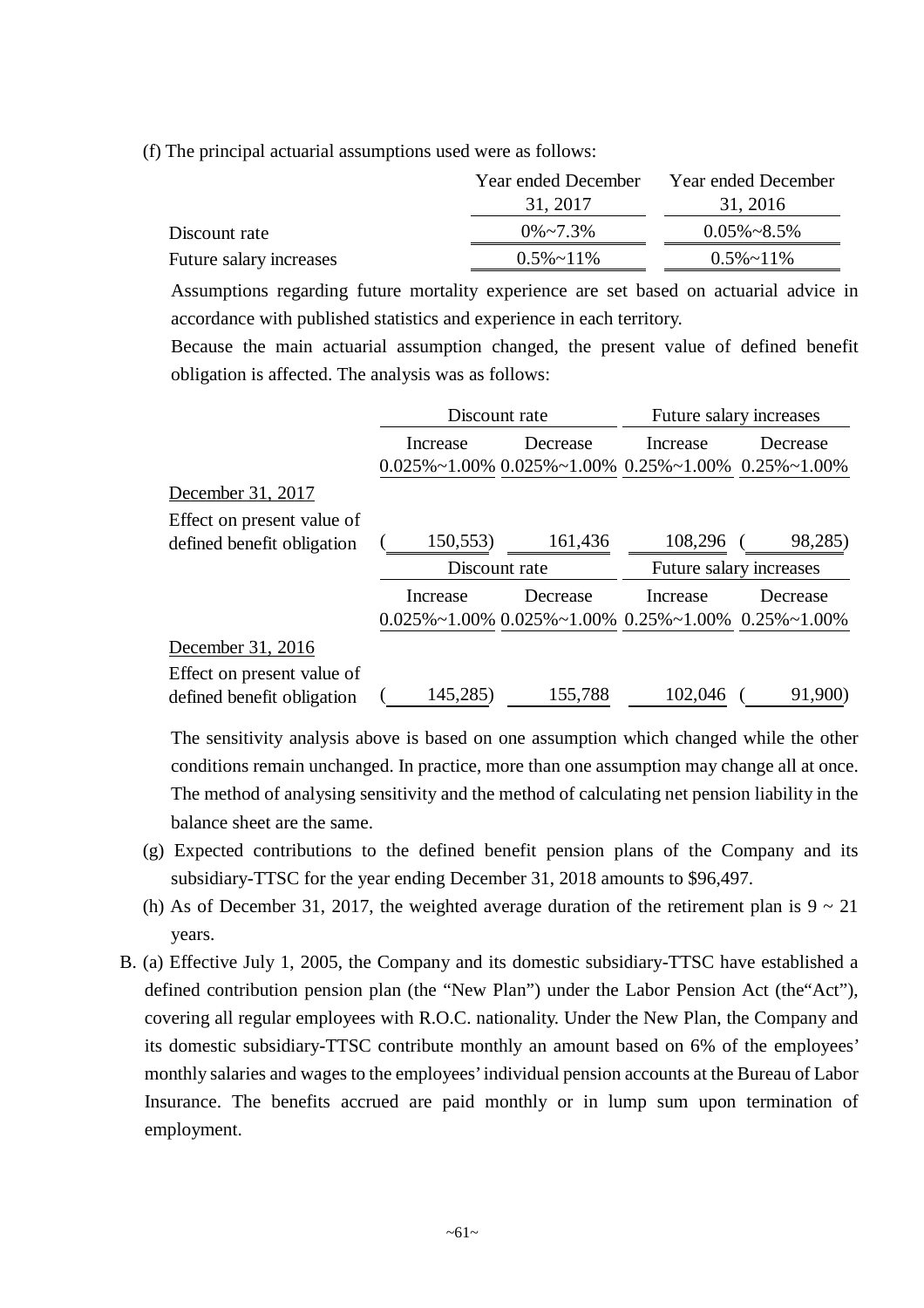(f) The principal actuarial assumptions used were as follows:

| | Year ended December 31, 2017 | Year ended December 31, 2016 |
|---|---|---|
| Discount rate | 0%~7.3% | 0.05%~8.5% |
| Future salary increases | 0.5%~11% | 0.5%~11% |

Assumptions regarding future mortality experience are set based on actuarial advice in accordance with published statistics and experience in each territory.

Because the main actuarial assumption changed, the present value of defined benefit obligation is affected. The analysis was as follows:

| | Discount rate | | Future salary increases | |
|---|---|---|---|---|
| | Increase 0.025%~1.00% | Decrease 0.025%~1.00% | Increase 0.25%~1.00% | Decrease 0.25%~1.00% |
| December 31, 2017 | | | | |
| Effect on present value of defined benefit obligation | (150,553) | 161,436 | 108,296 | (98,285) |

| | Discount rate | | Future salary increases | |
|---|---|---|---|---|
| | Increase 0.025%~1.00% | Decrease 0.025%~1.00% | Increase 0.25%~1.00% | Decrease 0.25%~1.00% |
| December 31, 2016 | | | | |
| Effect on present value of defined benefit obligation | (145,285) | 155,788 | 102,046 | (91,900) |

The sensitivity analysis above is based on one assumption which changed while the other conditions remain unchanged. In practice, more than one assumption may change all at once. The method of analysing sensitivity and the method of calculating net pension liability in the balance sheet are the same.

(g) Expected contributions to the defined benefit pension plans of the Company and its subsidiary-TTSC for the year ending December 31, 2018 amounts to $96,497.

(h) As of December 31, 2017, the weighted average duration of the retirement plan is 9 ~ 21 years.

B. (a) Effective July 1, 2005, the Company and its domestic subsidiary-TTSC have established a defined contribution pension plan (the "New Plan") under the Labor Pension Act (the"Act"), covering all regular employees with R.O.C. nationality. Under the New Plan, the Company and its domestic subsidiary-TTSC contribute monthly an amount based on 6% of the employees' monthly salaries and wages to the employees' individual pension accounts at the Bureau of Labor Insurance. The benefits accrued are paid monthly or in lump sum upon termination of employment.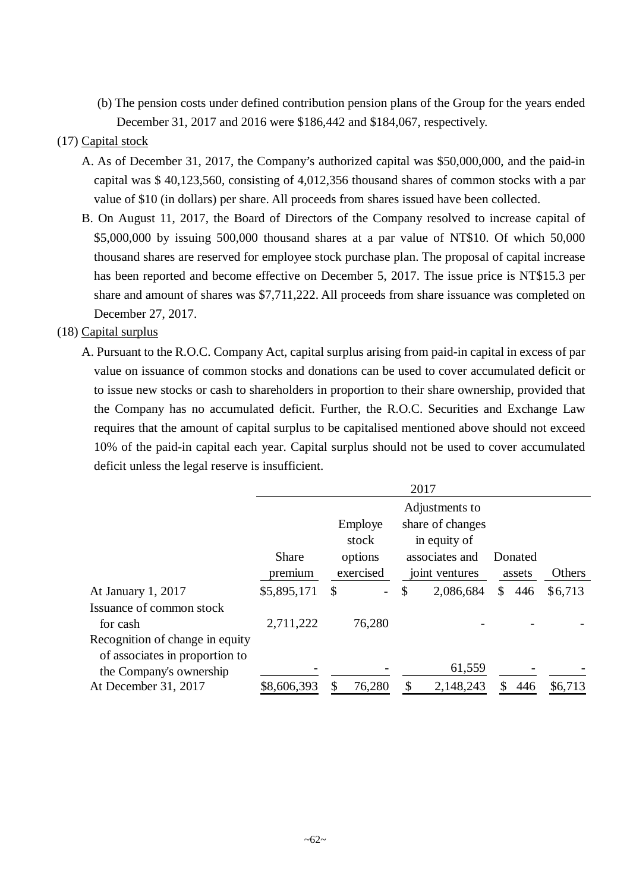(b) The pension costs under defined contribution pension plans of the Group for the years ended December 31, 2017 and 2016 were $186,442 and $184,067, respectively.

(17) Capital stock

A. As of December 31, 2017, the Company's authorized capital was $50,000,000, and the paid-in capital was $ 40,123,560, consisting of 4,012,356 thousand shares of common stocks with a par value of $10 (in dollars) per share. All proceeds from shares issued have been collected.

B. On August 11, 2017, the Board of Directors of the Company resolved to increase capital of $5,000,000 by issuing 500,000 thousand shares at a par value of NT$10. Of which 50,000 thousand shares are reserved for employee stock purchase plan. The proposal of capital increase has been reported and become effective on December 5, 2017. The issue price is NT$15.3 per share and amount of shares was $7,711,222. All proceeds from share issuance was completed on December 27, 2017.

(18) Capital surplus

A. Pursuant to the R.O.C. Company Act, capital surplus arising from paid-in capital in excess of par value on issuance of common stocks and donations can be used to cover accumulated deficit or to issue new stocks or cash to shareholders in proportion to their share ownership, provided that the Company has no accumulated deficit. Further, the R.O.C. Securities and Exchange Law requires that the amount of capital surplus to be capitalised mentioned above should not exceed 10% of the paid-in capital each year. Capital surplus should not be used to cover accumulated deficit unless the legal reserve is insufficient.

| | 2017 | | | | |
|---|---|---|---|---|---|
| | Share premium | Employe stock options exercised | Adjustments to share of changes in equity of associates and joint ventures | Donated assets | Others |
| At January 1, 2017 | $5,895,171 | $ - | $ 2,086,684 | $ 446 | $6,713 |
| Issuance of common stock for cash | 2,711,222 | 76,280 | - | - | - |
| Recognition of change in equity of associates in proportion to the Company's ownership | - | - | 61,559 | - | - |
| At December 31, 2017 | $8,606,393 | $ 76,280 | $ 2,148,243 | $ 446 | $6,713 |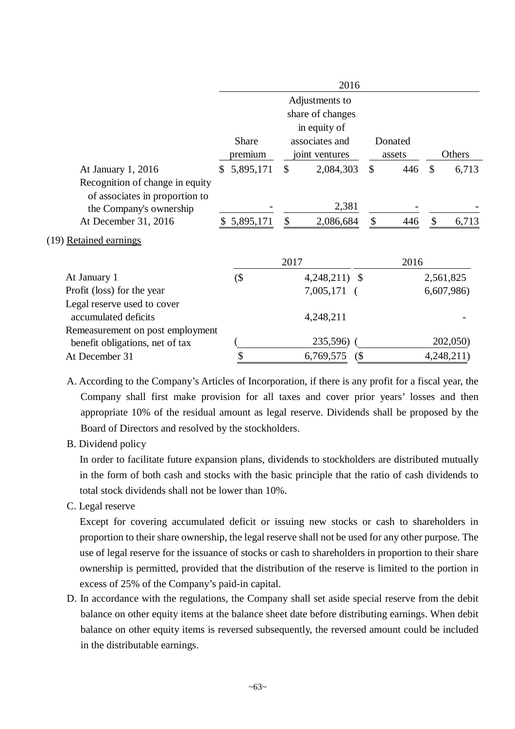| | 2016 | | | |
|---|---|---|---|---|
| | Share premium | Adjustments to share of changes in equity of associates and joint ventures | Donated assets | Others |
| At January 1, 2016 | $ 5,895,171 | $ 2,084,303 | $ 446 | $ 6,713 |
| Recognition of change in equity of associates in proportion to the Company's ownership | - | 2,381 | - | - |
| At December 31, 2016 | $ 5,895,171 | $ 2,086,684 | $ 446 | $ 6,713 |

(19) Retained earnings

| | 2017 | 2016 |
|---|---|---|
| At January 1 | ($ 4,248,211) | $ 2,561,825 |
| Profit (loss) for the year | 7,005,171 | ( 6,607,986) |
| Legal reserve used to cover accumulated deficits | 4,248,211 | - |
| Remeasurement on post employment benefit obligations, net of tax | ( 235,596) | ( 202,050) |
| At December 31 | $ 6,769,575 | ($ 4,248,211) |

A. According to the Company's Articles of Incorporation, if there is any profit for a fiscal year, the Company shall first make provision for all taxes and cover prior years' losses and then appropriate 10% of the residual amount as legal reserve. Dividends shall be proposed by the Board of Directors and resolved by the stockholders.

B. Dividend policy

In order to facilitate future expansion plans, dividends to stockholders are distributed mutually in the form of both cash and stocks with the basic principle that the ratio of cash dividends to total stock dividends shall not be lower than 10%.

C. Legal reserve

Except for covering accumulated deficit or issuing new stocks or cash to shareholders in proportion to their share ownership, the legal reserve shall not be used for any other purpose. The use of legal reserve for the issuance of stocks or cash to shareholders in proportion to their share ownership is permitted, provided that the distribution of the reserve is limited to the portion in excess of 25% of the Company's paid-in capital.

D. In accordance with the regulations, the Company shall set aside special reserve from the debit balance on other equity items at the balance sheet date before distributing earnings. When debit balance on other equity items is reversed subsequently, the reversed amount could be included in the distributable earnings.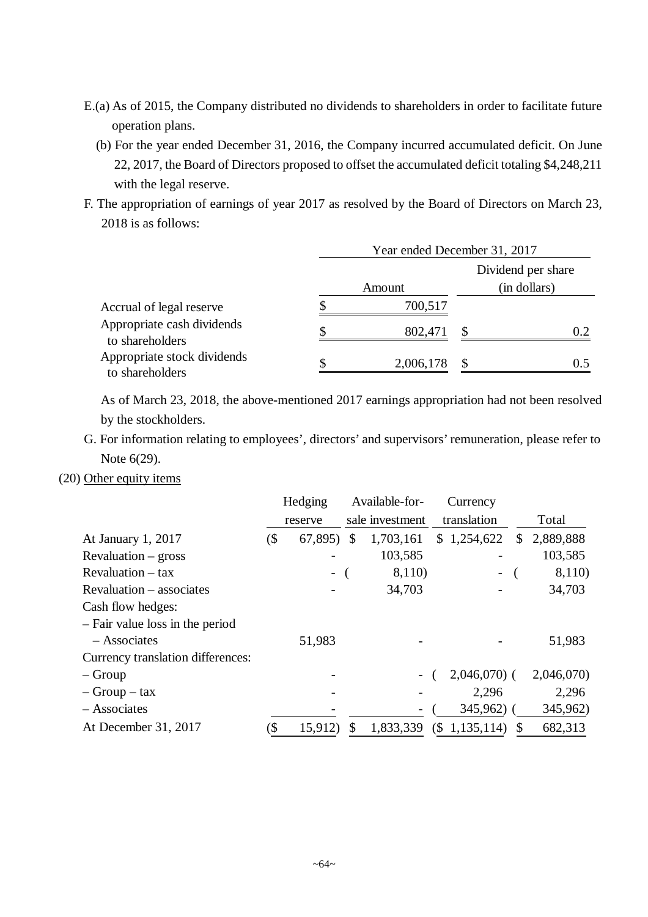E.(a) As of 2015, the Company distributed no dividends to shareholders in order to facilitate future operation plans.

(b) For the year ended December 31, 2016, the Company incurred accumulated deficit. On June 22, 2017, the Board of Directors proposed to offset the accumulated deficit totaling $4,248,211 with the legal reserve.

F. The appropriation of earnings of year 2017 as resolved by the Board of Directors on March 23, 2018 is as follows:

| | Year ended December 31, 2017 | |
|---|---|---|
| | Amount | Dividend per share (in dollars) |
| Accrual of legal reserve | $ 700,517 | |
| Appropriate cash dividends to shareholders | $ 802,471 | $ 0.2 |
| Appropriate stock dividends to shareholders | $ 2,006,178 | $ 0.5 |

As of March 23, 2018, the above-mentioned 2017 earnings appropriation had not been resolved by the stockholders.

G. For information relating to employees', directors' and supervisors' remuneration, please refer to Note 6(29).

(20) Other equity items

| | Hedging reserve | Available-for-sale investment | Currency translation | Total |
|---|---|---|---|---|
| At January 1, 2017 | ($ 67,895) | $ 1,703,161 | $ 1,254,622 | $ 2,889,888 |
| Revaluation – gross | - | 103,585 | - | 103,585 |
| Revaluation – tax | - | ( 8,110) | - | ( 8,110) |
| Revaluation – associates | - | 34,703 | - | 34,703 |
| Cash flow hedges: | | | | |
| – Fair value loss in the period | | | | |
| – Associates | 51,983 | - | - | 51,983 |
| Currency translation differences: | | | | |
| – Group | - | - | ( 2,046,070) | ( 2,046,070) |
| – Group – tax | - | - | 2,296 | 2,296 |
| – Associates | - | - | ( 345,962) | ( 345,962) |
| At December 31, 2017 | ($ 15,912) | $ 1,833,339 | ($ 1,135,114) | $ 682,313 |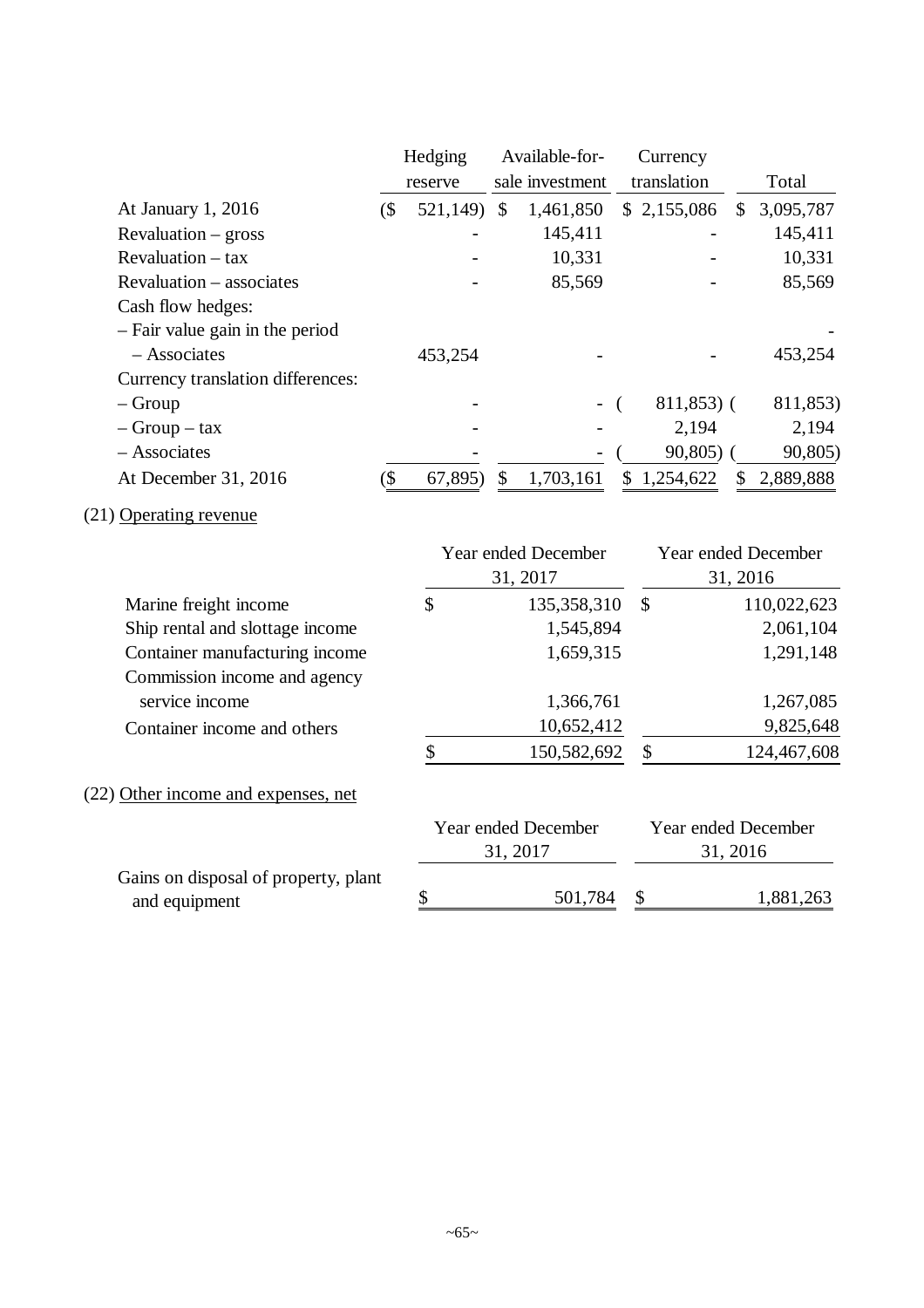| | Hedging reserve | Available-for-sale investment | Currency translation | Total |
|---|---|---|---|---|
| At January 1, 2016 | ($ 521,149) | $ 1,461,850 | $ 2,155,086 | $ 3,095,787 |
| Revaluation – gross | - | 145,411 | - | 145,411 |
| Revaluation – tax | - | 10,331 | - | 10,331 |
| Revaluation – associates | - | 85,569 | - | 85,569 |
| Cash flow hedges: | | | | |
| – Fair value gain in the period | | | | - |
| – Associates | 453,254 | - | - | 453,254 |
| Currency translation differences: | | | | |
| – Group | - | - | ( 811,853) | ( 811,853) |
| – Group – tax | - | - | 2,194 | 2,194 |
| – Associates | - | - | ( 90,805) | ( 90,805) |
| At December 31, 2016 | ($ 67,895) | $ 1,703,161 | $ 1,254,622 | $ 2,889,888 |

(21) Operating revenue

| | Year ended December 31, 2017 | Year ended December 31, 2016 |
|---|---|---|
| Marine freight income | $ 135,358,310 | $ 110,022,623 |
| Ship rental and slottage income | 1,545,894 | 2,061,104 |
| Container manufacturing income | 1,659,315 | 1,291,148 |
| Commission income and agency service income | 1,366,761 | 1,267,085 |
| Container income and others | 10,652,412 | 9,825,648 |
| | $ 150,582,692 | $ 124,467,608 |

(22) Other income and expenses, net

| | Year ended December 31, 2017 | Year ended December 31, 2016 |
|---|---|---|
| Gains on disposal of property, plant and equipment | $ 501,784 | $ 1,881,263 |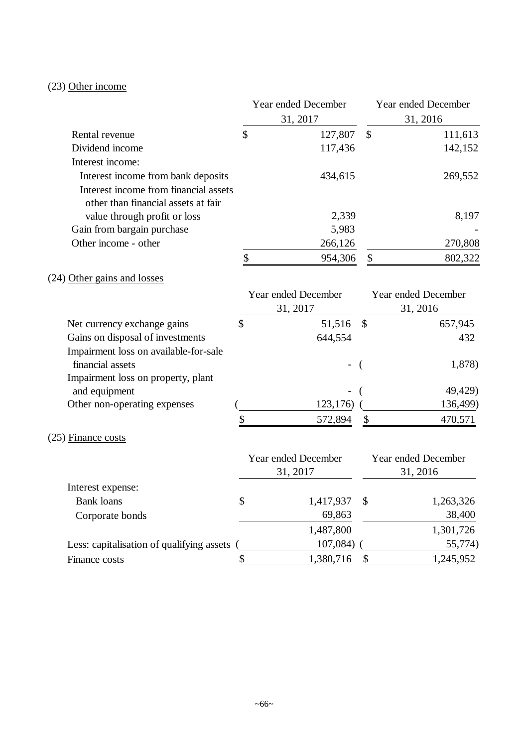(23) Other income

| | Year ended December 31, 2017 | Year ended December 31, 2016 |
|---|---|---|
| Rental revenue | $ 127,807 | $ 111,613 |
| Dividend income | 117,436 | 142,152 |
| Interest income: | | |
| Interest income from bank deposits | 434,615 | 269,552 |
| Interest income from financial assets other than financial assets at fair value through profit or loss | 2,339 | 8,197 |
| Gain from bargain purchase | 5,983 | - |
| Other income - other | 266,126 | 270,808 |
| | $ 954,306 | $ 802,322 |

(24) Other gains and losses

| | Year ended December 31, 2017 | Year ended December 31, 2016 |
|---|---|---|
| Net currency exchange gains | $ 51,516 | $ 657,945 |
| Gains on disposal of investments | 644,554 | 432 |
| Impairment loss on available-for-sale financial assets | - | ( 1,878) |
| Impairment loss on property, plant and equipment | - | ( 49,429) |
| Other non-operating expenses | ( 123,176) | ( 136,499) |
| | $ 572,894 | $ 470,571 |

(25) Finance costs

| | Year ended December 31, 2017 | Year ended December 31, 2016 |
|---|---|---|
| Interest expense: | | |
| Bank loans | $ 1,417,937 | $ 1,263,326 |
| Corporate bonds | 69,863 | 38,400 |
| | 1,487,800 | 1,301,726 |
| Less: capitalisation of qualifying assets | ( 107,084) | ( 55,774) |
| Finance costs | $ 1,380,716 | $ 1,245,952 |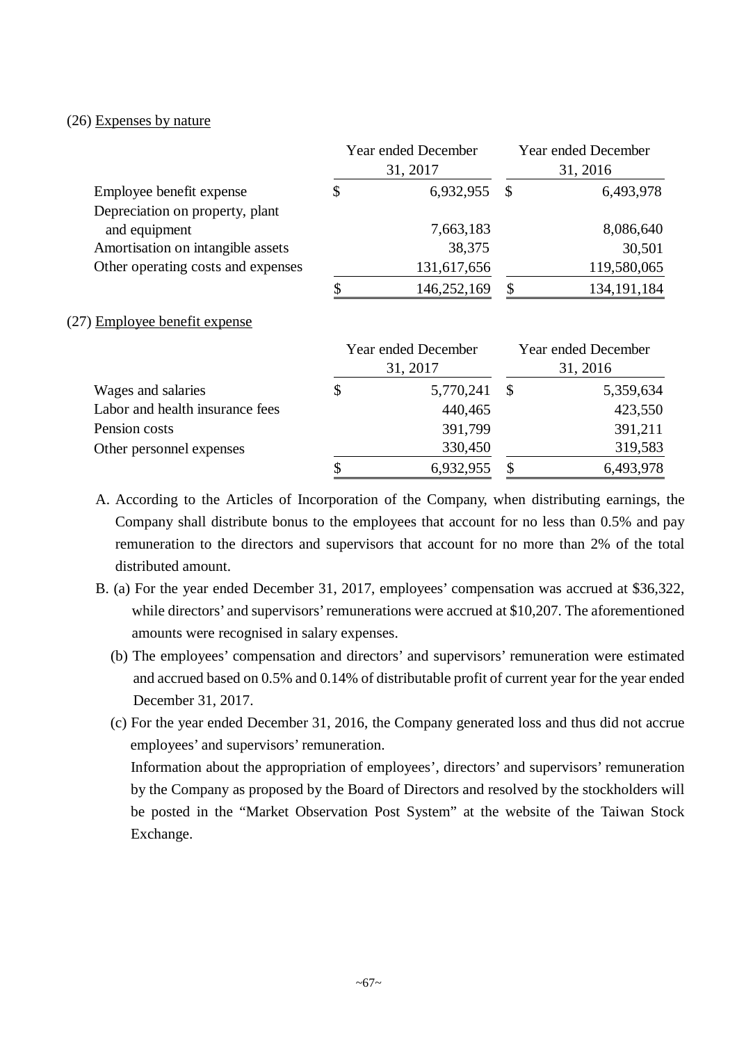(26) Expenses by nature

| | Year ended December 31, 2017 | Year ended December 31, 2016 |
|---|---|---|
| Employee benefit expense | $ 6,932,955 | $ 6,493,978 |
| Depreciation on property, plant and equipment | 7,663,183 | 8,086,640 |
| Amortisation on intangible assets | 38,375 | 30,501 |
| Other operating costs and expenses | 131,617,656 | 119,580,065 |
| | $ 146,252,169 | $ 134,191,184 |

(27) Employee benefit expense

| | Year ended December 31, 2017 | Year ended December 31, 2016 |
|---|---|---|
| Wages and salaries | $ 5,770,241 | $ 5,359,634 |
| Labor and health insurance fees | 440,465 | 423,550 |
| Pension costs | 391,799 | 391,211 |
| Other personnel expenses | 330,450 | 319,583 |
| | $ 6,932,955 | $ 6,493,978 |

A. According to the Articles of Incorporation of the Company, when distributing earnings, the Company shall distribute bonus to the employees that account for no less than 0.5% and pay remuneration to the directors and supervisors that account for no more than 2% of the total distributed amount.

B. (a) For the year ended December 31, 2017, employees' compensation was accrued at $36,322, while directors' and supervisors' remunerations were accrued at $10,207. The aforementioned amounts were recognised in salary expenses.

(b) The employees' compensation and directors' and supervisors' remuneration were estimated and accrued based on 0.5% and 0.14% of distributable profit of current year for the year ended December 31, 2017.

(c) For the year ended December 31, 2016, the Company generated loss and thus did not accrue employees' and supervisors' remuneration.

Information about the appropriation of employees', directors' and supervisors' remuneration by the Company as proposed by the Board of Directors and resolved by the stockholders will be posted in the "Market Observation Post System" at the website of the Taiwan Stock Exchange.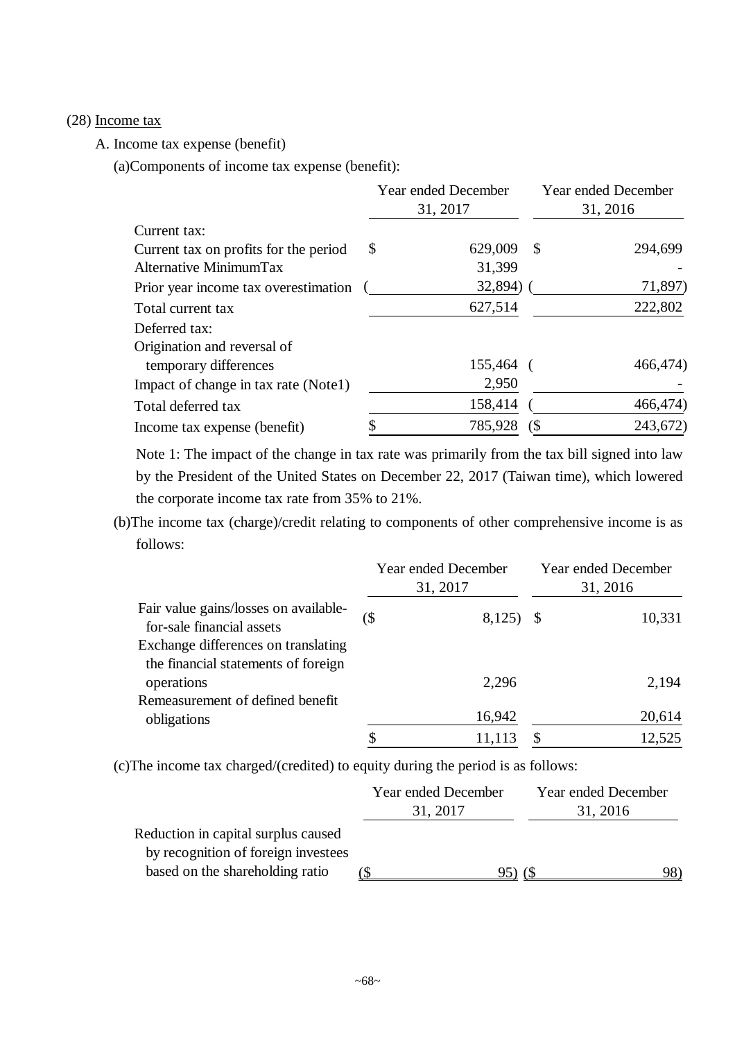(28) Income tax

A. Income tax expense (benefit)

(a)Components of income tax expense (benefit):

| | Year ended December 31, 2017 | Year ended December 31, 2016 |
|---|---|---|
| Current tax: | | |
| Current tax on profits for the period | $ 629,009 | $ 294,699 |
| Alternative MinimumTax | 31,399 | - |
| Prior year income tax overestimation | ( 32,894) | ( 71,897) |
| Total current tax | 627,514 | 222,802 |
| Deferred tax: | | |
| Origination and reversal of temporary differences | 155,464 | ( 466,474) |
| Impact of change in tax rate (Note1) | 2,950 | - |
| Total deferred tax | 158,414 | ( 466,474) |
| Income tax expense (benefit) | $ 785,928 | ($ 243,672) |

Note 1: The impact of the change in tax rate was primarily from the tax bill signed into law by the President of the United States on December 22, 2017 (Taiwan time), which lowered the corporate income tax rate from 35% to 21%.

(b)The income tax (charge)/credit relating to components of other comprehensive income is as follows:

| | Year ended December 31, 2017 | Year ended December 31, 2016 |
|---|---|---|
| Fair value gains/losses on available-for-sale financial assets | ($ 8,125) | $ 10,331 |
| Exchange differences on translating the financial statements of foreign operations | 2,296 | 2,194 |
| Remeasurement of defined benefit obligations | 16,942 | 20,614 |
| | $ 11,113 | $ 12,525 |

(c)The income tax charged/(credited) to equity during the period is as follows:

| | Year ended December 31, 2017 | Year ended December 31, 2016 |
|---|---|---|
| Reduction in capital surplus caused by recognition of foreign investees based on the shareholding ratio | ($ 95) | ($ 98) |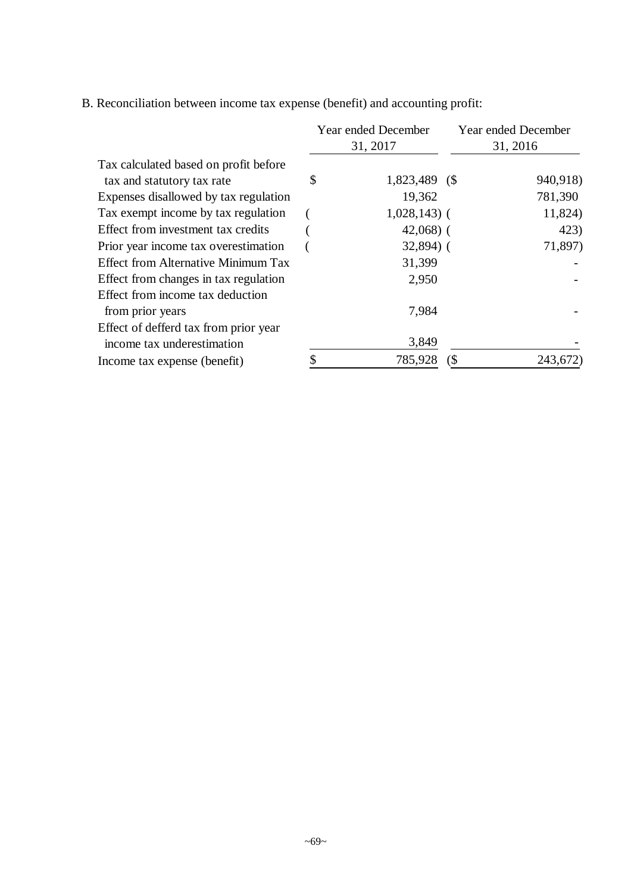B. Reconciliation between income tax expense (benefit) and accounting profit:

| | Year ended December 31, 2017 | Year ended December 31, 2016 |
|---|---|---|
| Tax calculated based on profit before tax and statutory tax rate | $ 1,823,489 | ($ 940,918) |
| Expenses disallowed by tax regulation | 19,362 | 781,390 |
| Tax exempt income by tax regulation | ( 1,028,143) | ( 11,824) |
| Effect from investment tax credits | ( 42,068) | ( 423) |
| Prior year income tax overestimation | ( 32,894) | ( 71,897) |
| Effect from Alternative Minimum Tax | 31,399 | - |
| Effect from changes in tax regulation | 2,950 | - |
| Effect from income tax deduction from prior years | 7,984 | - |
| Effect of defferd tax from prior year income tax underestimation | 3,849 | - |
| Income tax expense (benefit) | $ 785,928 | ($ 243,672) |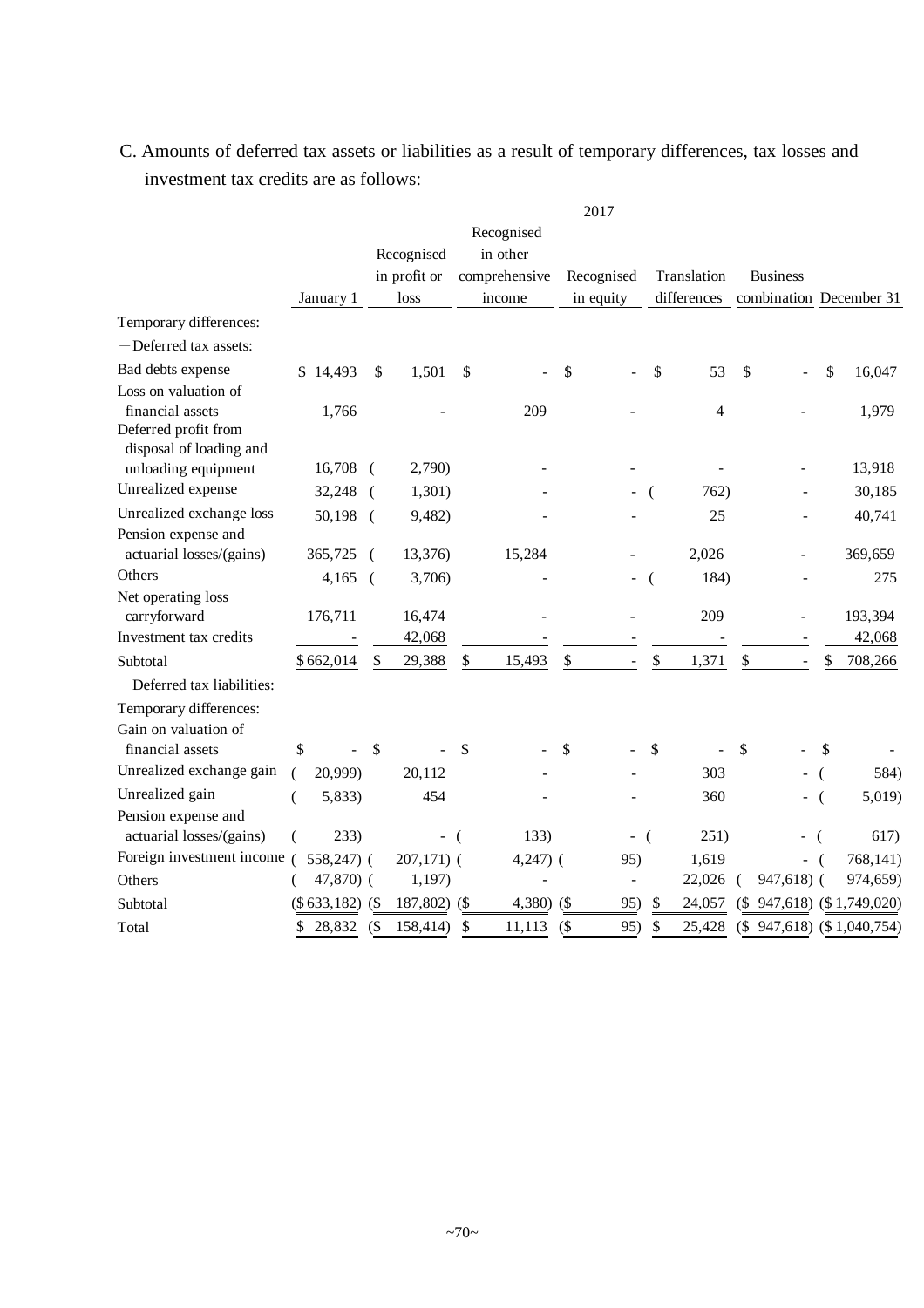C. Amounts of deferred tax assets or liabilities as a result of temporary differences, tax losses and investment tax credits are as follows:

| | 2017 | | | | | | |
|---|---|---|---|---|---|---|---|
| | January 1 | Recognised in profit or loss | Recognised in other comprehensive income | Recognised in equity | Translation differences | Business combination | December 31 |
| Temporary differences: | | | | | | | |
| －Deferred tax assets: | | | | | | | |
| Bad debts expense | $ 14,493 | $ 1,501 | $ - | $ - | $ 53 | $ - | $ 16,047 |
| Loss on valuation of financial assets | 1,766 | - | 209 | - | 4 | - | 1,979 |
| Deferred profit from disposal of loading and unloading equipment | 16,708 | ( 2,790) | - | - | - | - | 13,918 |
| Unrealized expense | 32,248 | ( 1,301) | - | - | ( 762) | - | 30,185 |
| Unrealized exchange loss | 50,198 | ( 9,482) | - | - | 25 | - | 40,741 |
| Pension expense and actuarial losses/(gains) | 365,725 | ( 13,376) | 15,284 | - | 2,026 | - | 369,659 |
| Others | 4,165 | ( 3,706) | - | - | ( 184) | - | 275 |
| Net operating loss carryforward | 176,711 | 16,474 | - | - | 209 | - | 193,394 |
| Investment tax credits | - | 42,068 | - | - | - | - | 42,068 |
| Subtotal | $ 662,014 | $ 29,388 | $ 15,493 | $ - | $ 1,371 | $ - | $ 708,266 |
| －Deferred tax liabilities: | | | | | | | |
| Temporary differences: | | | | | | | |
| Gain on valuation of financial assets | $ - | $ - | $ - | $ - | $ - | $ - | $ - |
| Unrealized exchange gain | ( 20,999) | 20,112 | - | - | 303 | - | ( 584) |
| Unrealized gain | ( 5,833) | 454 | - | - | 360 | - | ( 5,019) |
| Pension expense and actuarial losses/(gains) | ( 233) | - | ( 133) | - | ( 251) | - | ( 617) |
| Foreign investment income | ( 558,247) | ( 207,171) | ( 4,247) | ( 95) | 1,619 | - | ( 768,141) |
| Others | ( 47,870) | ( 1,197) | - | - | 22,026 | ( 947,618) | ( 974,659) |
| Subtotal | ($ 633,182) | ($ 187,802) | ($ 4,380) | ($ 95) | $ 24,057 | ($ 947,618) | ($ 1,749,020) |
| Total | $ 28,832 | ($ 158,414) | $ 11,113 | ($ 95) | $ 25,428 | ($ 947,618) | ($ 1,040,754) |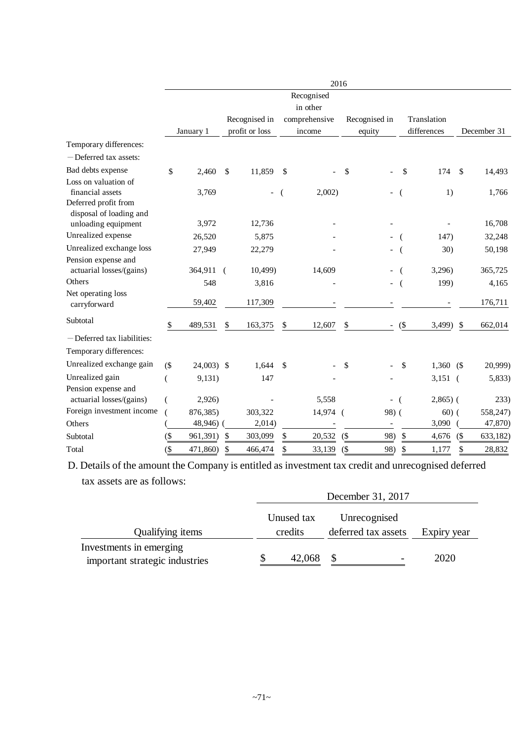| | 2016 | | | | | |
|---|---|---|---|---|---|---|
| | January 1 | Recognised in profit or loss | Recognised in other comprehensive income | Recognised in equity | Translation differences | December 31 |
| Temporary differences: | | | | | | |
| －Deferred tax assets: | | | | | | |
| Bad debts expense | $ 2,460 | $ 11,859 | $ - | $ - | $ 174 | $ 14,493 |
| Loss on valuation of financial assets | 3,769 | - | ( 2,002) | - | ( 1) | 1,766 |
| Deferred profit from disposal of loading and unloading equipment | 3,972 | 12,736 | - | - | - | 16,708 |
| Unrealized expense | 26,520 | 5,875 | - | - | ( 147) | 32,248 |
| Unrealized exchange loss | 27,949 | 22,279 | - | - | ( 30) | 50,198 |
| Pension expense and actuarial losses/(gains) | 364,911 | ( 10,499) | 14,609 | - | ( 3,296) | 365,725 |
| Others | 548 | 3,816 | - | - | ( 199) | 4,165 |
| Net operating loss carryforward | 59,402 | 117,309 | - | - | - | 176,711 |
| Subtotal | $ 489,531 | $ 163,375 | $ 12,607 | $ - | ($ 3,499) | $ 662,014 |
| －Deferred tax liabilities: | | | | | | |
| Temporary differences: | | | | | | |
| Unrealized exchange gain | ($ 24,003) | $ 1,644 | $ - | $ - | $ 1,360 | ($ 20,999) |
| Unrealized gain | ( 9,131) | 147 | - | - | 3,151 | ( 5,833) |
| Pension expense and actuarial losses/(gains) | ( 2,926) | - | 5,558 | - | ( 2,865) | ( 233) |
| Foreign investment income | ( 876,385) | 303,322 | 14,974 | ( 98) | ( 60) | ( 558,247) |
| Others | ( 48,946) | ( 2,014) | - | - | 3,090 | ( 47,870) |
| Subtotal | ($ 961,391) | $ 303,099 | $ 20,532 | ($ 98) | $ 4,676 | ($ 633,182) |
| Total | ($ 471,860) | $ 466,474 | $ 33,139 | ($ 98) | $ 1,177 | $ 28,832 |

D. Details of the amount the Company is entitled as investment tax credit and unrecognised deferred tax assets are as follows:

| | December 31, 2017 | | |
|---|---|---|---|
| Qualifying items | Unused tax credits | Unrecognised deferred tax assets | Expiry year |
| Investments in emerging important strategic industries | $ 42,068 | $ - | 2020 |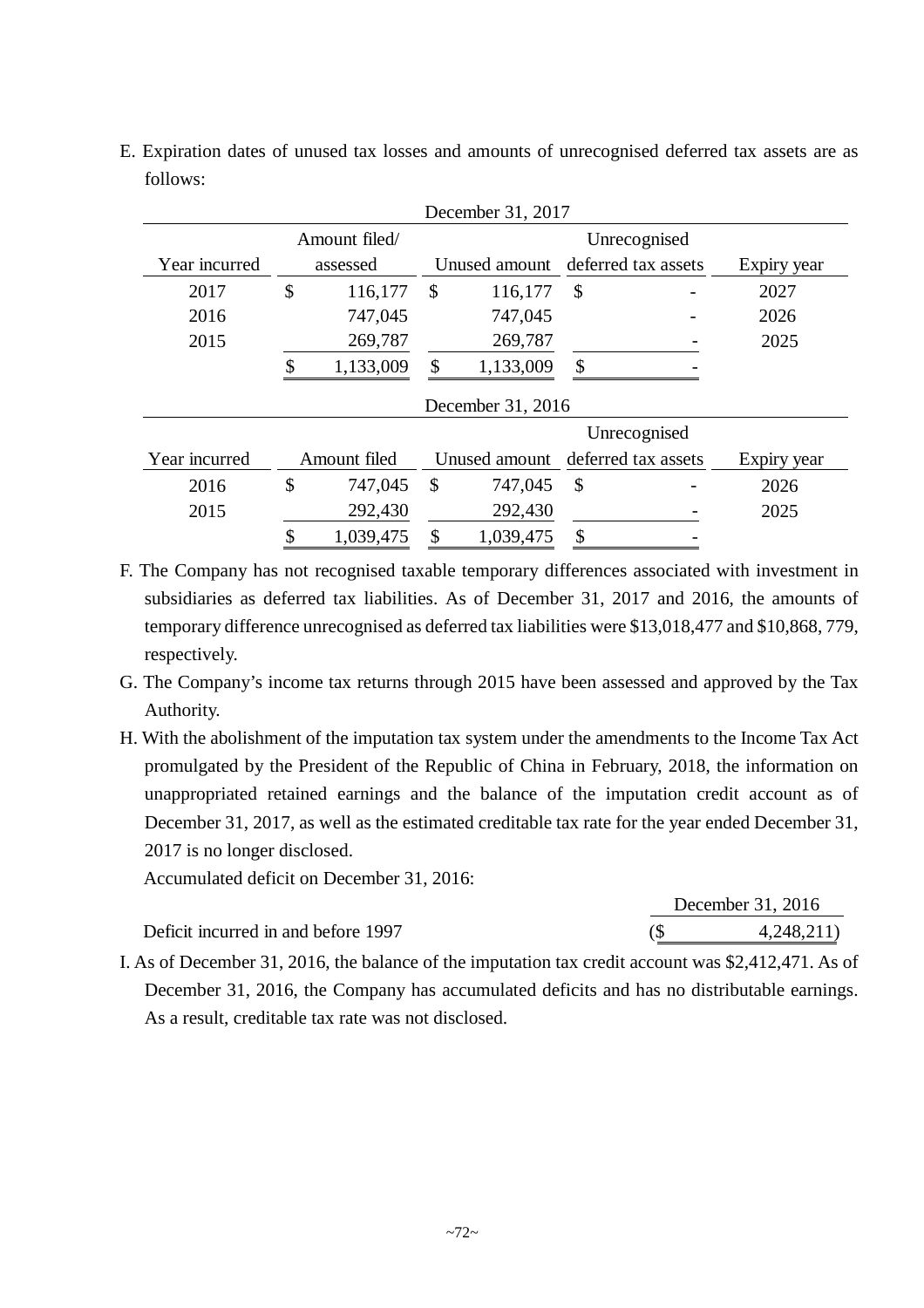E. Expiration dates of unused tax losses and amounts of unrecognised deferred tax assets are as follows:

| December 31, 2017 | | | | |
|---|---|---|---|---|
| Year incurred | Amount filed/ assessed | Unused amount | Unrecognised deferred tax assets | Expiry year |
| 2017 | $ 116,177 | $ 116,177 | $ - | 2027 |
| 2016 | 747,045 | 747,045 | - | 2026 |
| 2015 | 269,787 | 269,787 | - | 2025 |
| | $ 1,133,009 | $ 1,133,009 | $ - | |

| December 31, 2016 | | | | |
|---|---|---|---|---|
| Year incurred | Amount filed | Unused amount | Unrecognised deferred tax assets | Expiry year |
| 2016 | $ 747,045 | $ 747,045 | $ - | 2026 |
| 2015 | 292,430 | 292,430 | - | 2025 |
| | $ 1,039,475 | $ 1,039,475 | $ - | |

F. The Company has not recognised taxable temporary differences associated with investment in subsidiaries as deferred tax liabilities. As of December 31, 2017 and 2016, the amounts of temporary difference unrecognised as deferred tax liabilities were $13,018,477 and $10,868, 779, respectively.

G. The Company's income tax returns through 2015 have been assessed and approved by the Tax Authority.

H. With the abolishment of the imputation tax system under the amendments to the Income Tax Act promulgated by the President of the Republic of China in February, 2018, the information on unappropriated retained earnings and the balance of the imputation credit account as of December 31, 2017, as well as the estimated creditable tax rate for the year ended December 31, 2017 is no longer disclosed.

Accumulated deficit on December 31, 2016:

| | December 31, 2016 |
|---|---|
| Deficit incurred in and before 1997 | ($ 4,248,211) |

I. As of December 31, 2016, the balance of the imputation tax credit account was $2,412,471. As of December 31, 2016, the Company has accumulated deficits and has no distributable earnings. As a result, creditable tax rate was not disclosed.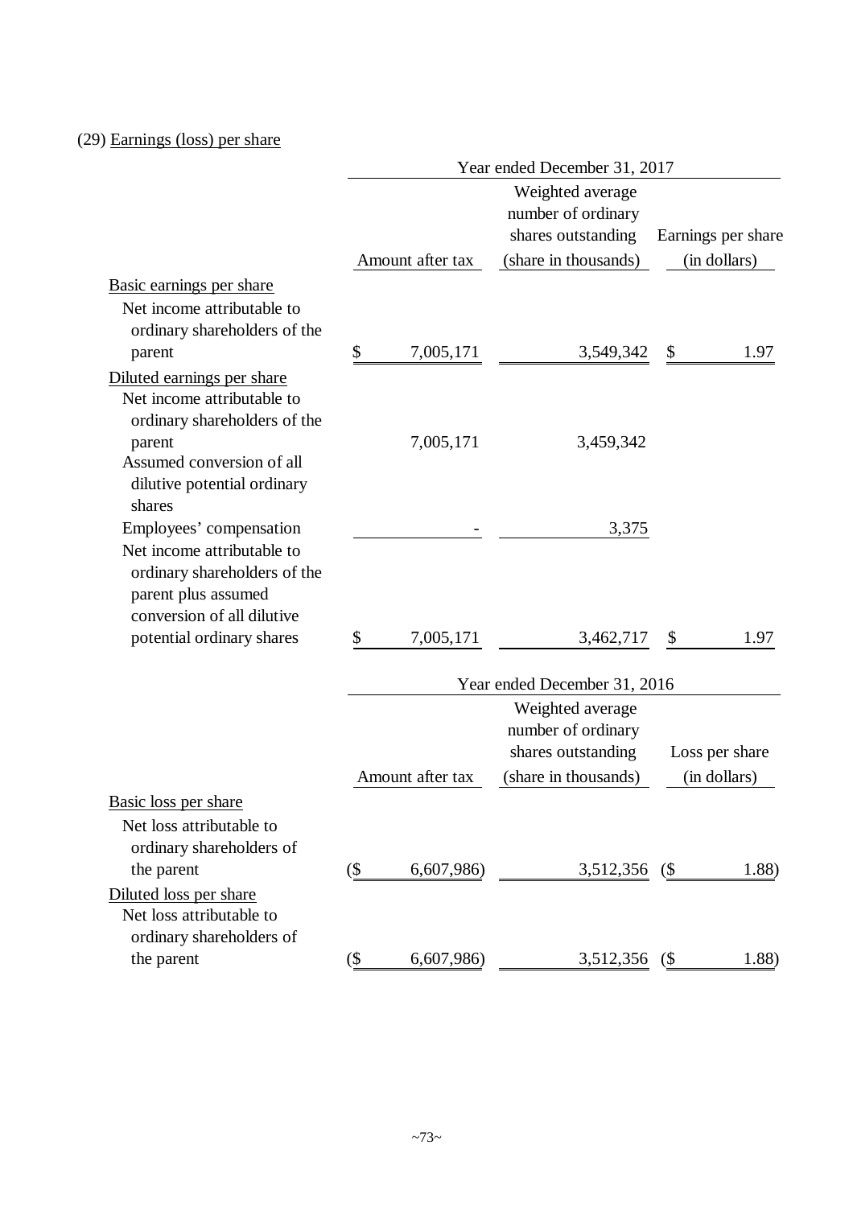(29) Earnings (loss) per share

| | Year ended December 31, 2017 | | |
|---|---|---|---|
| | Amount after tax | Weighted average number of ordinary shares outstanding (share in thousands) | Earnings per share (in dollars) |
| Basic earnings per share | | | |
| Net income attributable to ordinary shareholders of the parent | $ 7,005,171 | 3,549,342 | $ 1.97 |
| Diluted earnings per share | | | |
| Net income attributable to ordinary shareholders of the parent | 7,005,171 | 3,459,342 | |
| Assumed conversion of all dilutive potential ordinary shares | | | |
| Employees' compensation | - | 3,375 | |
| Net income attributable to ordinary shareholders of the parent plus assumed conversion of all dilutive potential ordinary shares | $ 7,005,171 | 3,462,717 | $ 1.97 |

| | Year ended December 31, 2016 | | |
|---|---|---|---|
| | Amount after tax | Weighted average number of ordinary shares outstanding (share in thousands) | Loss per share (in dollars) |
| Basic loss per share | | | |
| Net loss attributable to ordinary shareholders of the parent | ($ 6,607,986) | 3,512,356 | ($ 1.88) |
| Diluted loss per share | | | |
| Net loss attributable to ordinary shareholders of the parent | ($ 6,607,986) | 3,512,356 | ($ 1.88) |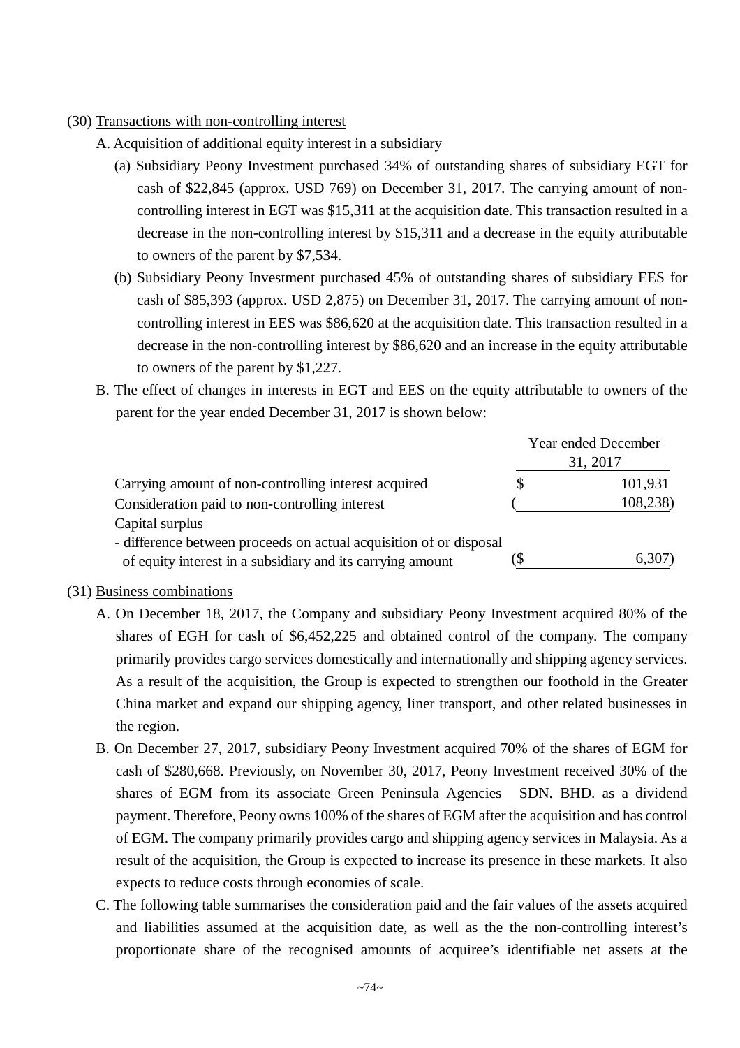(30) Transactions with non-controlling interest

A. Acquisition of additional equity interest in a subsidiary

(a) Subsidiary Peony Investment purchased 34% of outstanding shares of subsidiary EGT for cash of $22,845 (approx. USD 769) on December 31, 2017. The carrying amount of non-controlling interest in EGT was $15,311 at the acquisition date. This transaction resulted in a decrease in the non-controlling interest by $15,311 and a decrease in the equity attributable to owners of the parent by $7,534.

(b) Subsidiary Peony Investment purchased 45% of outstanding shares of subsidiary EES for cash of $85,393 (approx. USD 2,875) on December 31, 2017. The carrying amount of non-controlling interest in EES was $86,620 at the acquisition date. This transaction resulted in a decrease in the non-controlling interest by $86,620 and an increase in the equity attributable to owners of the parent by $1,227.

B. The effect of changes in interests in EGT and EES on the equity attributable to owners of the parent for the year ended December 31, 2017 is shown below:

| | Year ended December 31, 2017 |
|---|---|
| Carrying amount of non-controlling interest acquired | $ 101,931 |
| Consideration paid to non-controlling interest | ( 108,238) |
| Capital surplus<br>- difference between proceeds on actual acquisition of or disposal of equity interest in a subsidiary and its carrying amount | ($ 6,307) |

(31) Business combinations

A. On December 18, 2017, the Company and subsidiary Peony Investment acquired 80% of the shares of EGH for cash of $6,452,225 and obtained control of the company. The company primarily provides cargo services domestically and internationally and shipping agency services. As a result of the acquisition, the Group is expected to strengthen our foothold in the Greater China market and expand our shipping agency, liner transport, and other related businesses in the region.

B. On December 27, 2017, subsidiary Peony Investment acquired 70% of the shares of EGM for cash of $280,668. Previously, on November 30, 2017, Peony Investment received 30% of the shares of EGM from its associate Green Peninsula Agencies SDN. BHD. as a dividend payment. Therefore, Peony owns 100% of the shares of EGM after the acquisition and has control of EGM. The company primarily provides cargo and shipping agency services in Malaysia. As a result of the acquisition, the Group is expected to increase its presence in these markets. It also expects to reduce costs through economies of scale.

C. The following table summarises the consideration paid and the fair values of the assets acquired and liabilities assumed at the acquisition date, as well as the the non-controlling interest's proportionate share of the recognised amounts of acquiree's identifiable net assets at the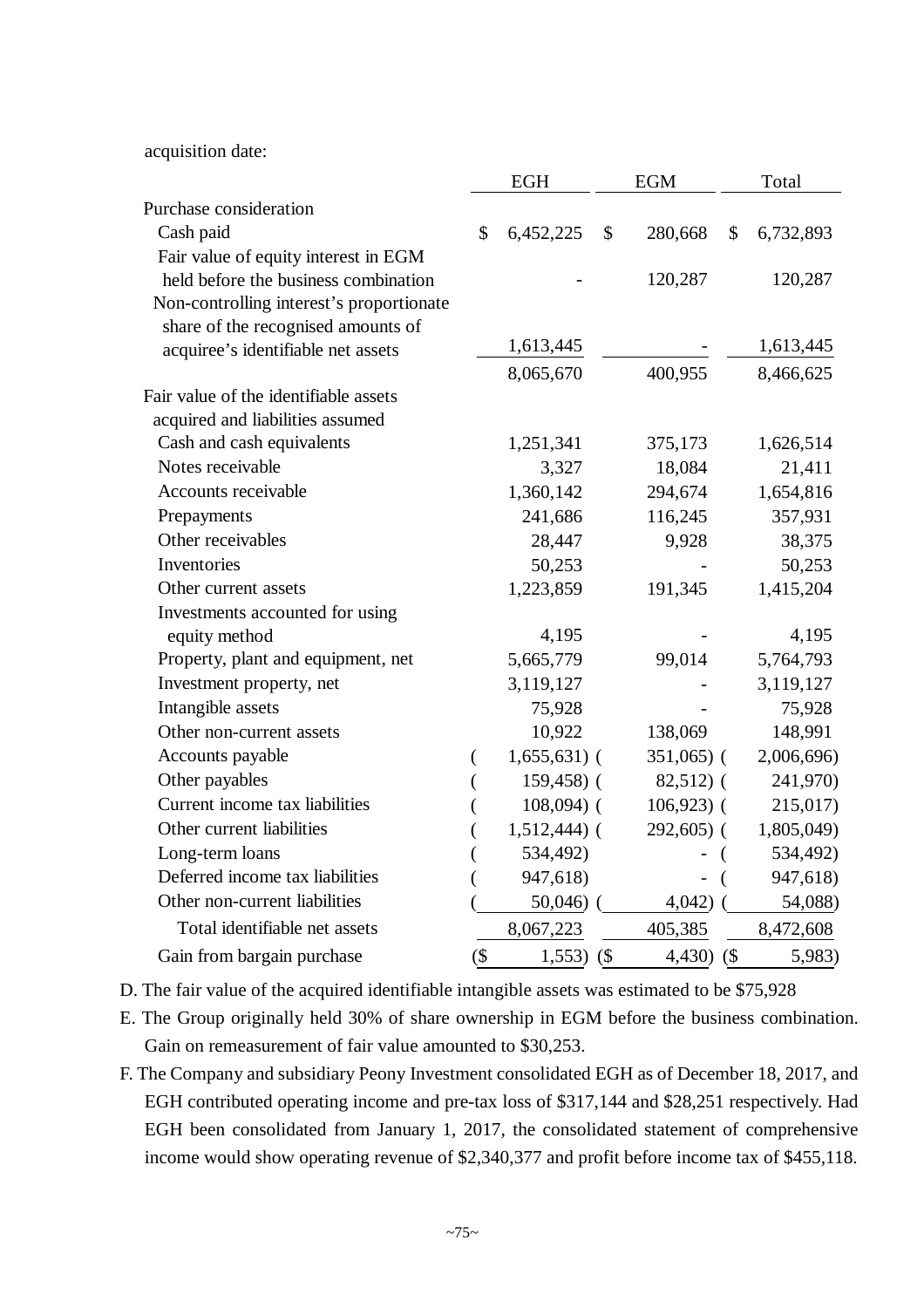acquisition date:

| | EGH | EGM | Total |
|---|---|---|---|
| Purchase consideration | | | |
| Cash paid | $ 6,452,225 | $ 280,668 | $ 6,732,893 |
| Fair value of equity interest in EGM held before the business combination | - | 120,287 | 120,287 |
| Non-controlling interest's proportionate share of the recognised amounts of acquiree's identifiable net assets | 1,613,445 | - | 1,613,445 |
| | 8,065,670 | 400,955 | 8,466,625 |
| Fair value of the identifiable assets acquired and liabilities assumed | | | |
| Cash and cash equivalents | 1,251,341 | 375,173 | 1,626,514 |
| Notes receivable | 3,327 | 18,084 | 21,411 |
| Accounts receivable | 1,360,142 | 294,674 | 1,654,816 |
| Prepayments | 241,686 | 116,245 | 357,931 |
| Other receivables | 28,447 | 9,928 | 38,375 |
| Inventories | 50,253 | - | 50,253 |
| Other current assets | 1,223,859 | 191,345 | 1,415,204 |
| Investments accounted for using equity method | 4,195 | - | 4,195 |
| Property, plant and equipment, net | 5,665,779 | 99,014 | 5,764,793 |
| Investment property, net | 3,119,127 | - | 3,119,127 |
| Intangible assets | 75,928 | - | 75,928 |
| Other non-current assets | 10,922 | 138,069 | 148,991 |
| Accounts payable | ( 1,655,631) | ( 351,065) | ( 2,006,696) |
| Other payables | ( 159,458) | ( 82,512) | ( 241,970) |
| Current income tax liabilities | ( 108,094) | ( 106,923) | ( 215,017) |
| Other current liabilities | ( 1,512,444) | ( 292,605) | ( 1,805,049) |
| Long-term loans | ( 534,492) | - | ( 534,492) |
| Deferred income tax liabilities | ( 947,618) | - | ( 947,618) |
| Other non-current liabilities | ( 50,046) | ( 4,042) | ( 54,088) |
| Total identifiable net assets | 8,067,223 | 405,385 | 8,472,608 |
| Gain from bargain purchase | ($ 1,553) | ($ 4,430) | ($ 5,983) |

D. The fair value of the acquired identifiable intangible assets was estimated to be $75,928

E. The Group originally held 30% of share ownership in EGM before the business combination. Gain on remeasurement of fair value amounted to $30,253.

F. The Company and subsidiary Peony Investment consolidated EGH as of December 18, 2017, and EGH contributed operating income and pre-tax loss of $317,144 and $28,251 respectively. Had EGH been consolidated from January 1, 2017, the consolidated statement of comprehensive income would show operating revenue of $2,340,377 and profit before income tax of $455,118.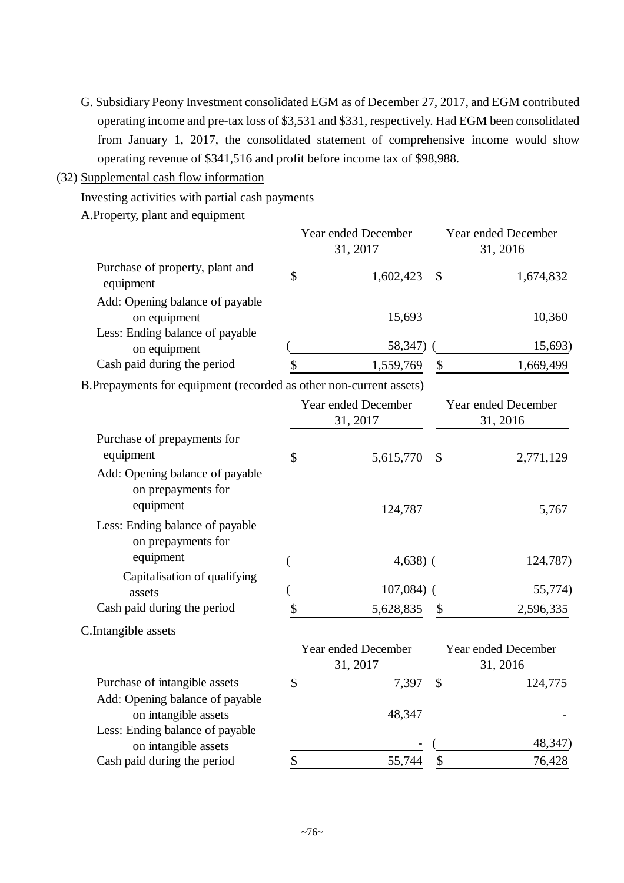G. Subsidiary Peony Investment consolidated EGM as of December 27, 2017, and EGM contributed operating income and pre-tax loss of $3,531 and $331, respectively. Had EGM been consolidated from January 1, 2017, the consolidated statement of comprehensive income would show operating revenue of $341,516 and profit before income tax of $98,988.

(32) Supplemental cash flow information

Investing activities with partial cash payments

A.Property, plant and equipment

| | Year ended December 31, 2017 | Year ended December 31, 2016 |
|---|---|---|
| Purchase of property, plant and equipment | $ 1,602,423 | $ 1,674,832 |
| Add: Opening balance of payable on equipment | 15,693 | 10,360 |
| Less: Ending balance of payable on equipment | ( 58,347) | ( 15,693) |
| Cash paid during the period | $ 1,559,769 | $ 1,669,499 |

B.Prepayments for equipment (recorded as other non-current assets)

| | Year ended December 31, 2017 | Year ended December 31, 2016 |
|---|---|---|
| Purchase of prepayments for equipment | $ 5,615,770 | $ 2,771,129 |
| Add: Opening balance of payable on prepayments for equipment | 124,787 | 5,767 |
| Less: Ending balance of payable on prepayments for equipment | ( 4,638) | ( 124,787) |
| Capitalisation of qualifying assets | ( 107,084) | ( 55,774) |
| Cash paid during the period | $ 5,628,835 | $ 2,596,335 |

C.Intangible assets

| | Year ended December 31, 2017 | Year ended December 31, 2016 |
|---|---|---|
| Purchase of intangible assets | $ 7,397 | $ 124,775 |
| Add: Opening balance of payable on intangible assets | 48,347 | - |
| Less: Ending balance of payable on intangible assets | - | ( 48,347) |
| Cash paid during the period | $ 55,744 | $ 76,428 |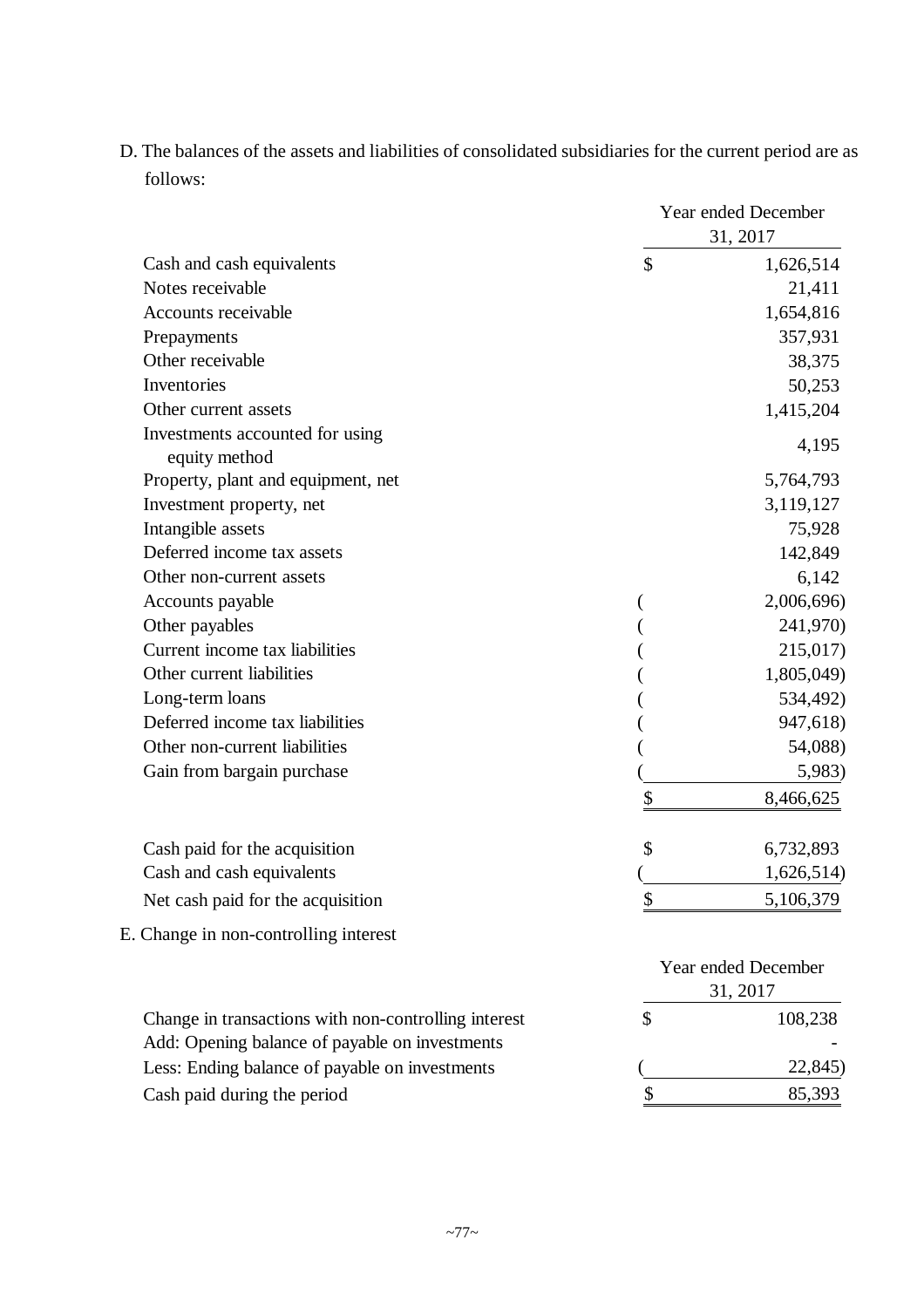D. The balances of the assets and liabilities of consolidated subsidiaries for the current period are as follows:

| | Year ended December 31, 2017 |
|---|---|
| Cash and cash equivalents | $ 1,626,514 |
| Notes receivable | 21,411 |
| Accounts receivable | 1,654,816 |
| Prepayments | 357,931 |
| Other receivable | 38,375 |
| Inventories | 50,253 |
| Other current assets | 1,415,204 |
| Investments accounted for using equity method | 4,195 |
| Property, plant and equipment, net | 5,764,793 |
| Investment property, net | 3,119,127 |
| Intangible assets | 75,928 |
| Deferred income tax assets | 142,849 |
| Other non-current assets | 6,142 |
| Accounts payable | ( 2,006,696) |
| Other payables | ( 241,970) |
| Current income tax liabilities | ( 215,017) |
| Other current liabilities | ( 1,805,049) |
| Long-term loans | ( 534,492) |
| Deferred income tax liabilities | ( 947,618) |
| Other non-current liabilities | ( 54,088) |
| Gain from bargain purchase | ( 5,983) |
| | $ 8,466,625 |
| | |
| Cash paid for the acquisition | $ 6,732,893 |
| Cash and cash equivalents | ( 1,626,514) |
| Net cash paid for the acquisition | $ 5,106,379 |

E. Change in non-controlling interest

| | Year ended December 31, 2017 |
|---|---|
| Change in transactions with non-controlling interest | $ 108,238 |
| Add: Opening balance of payable on investments | - |
| Less: Ending balance of payable on investments | ( 22,845) |
| Cash paid during the period | $ 85,393 |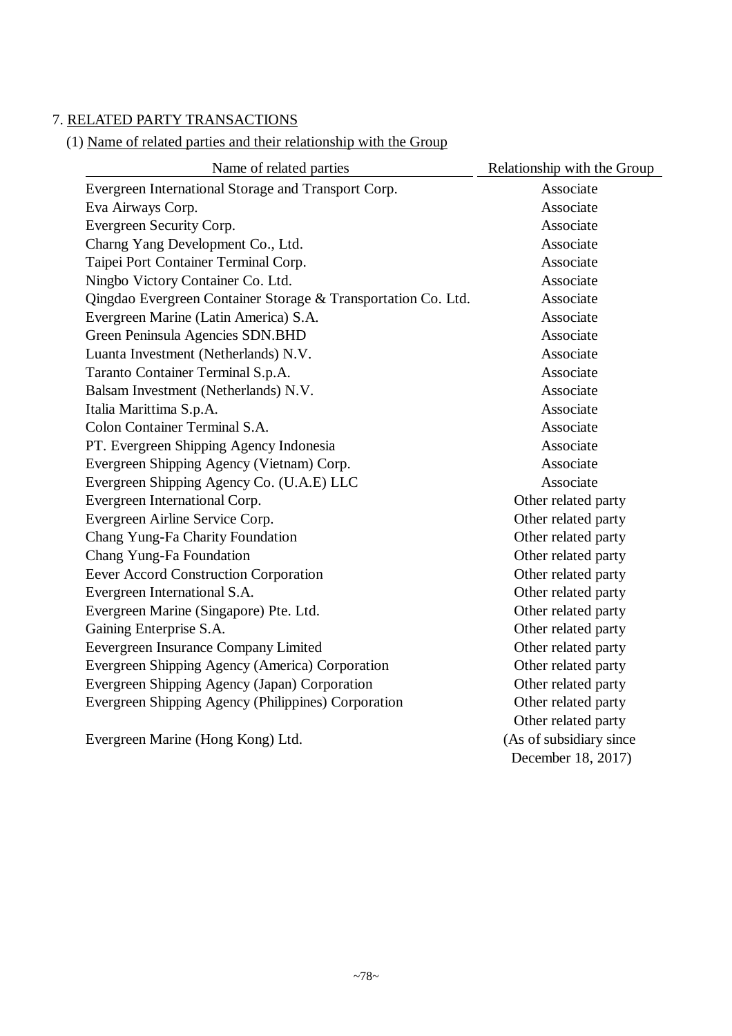7. RELATED PARTY TRANSACTIONS

(1) Name of related parties and their relationship with the Group

| Name of related parties | Relationship with the Group |
|---|---|
| Evergreen International Storage and Transport Corp. | Associate |
| Eva Airways Corp. | Associate |
| Evergreen Security Corp. | Associate |
| Charng Yang Development Co., Ltd. | Associate |
| Taipei Port Container Terminal Corp. | Associate |
| Ningbo Victory Container Co. Ltd. | Associate |
| Qingdao Evergreen Container Storage & Transportation Co. Ltd. | Associate |
| Evergreen Marine (Latin America) S.A. | Associate |
| Green Peninsula Agencies SDN.BHD | Associate |
| Luanta Investment (Netherlands) N.V. | Associate |
| Taranto Container Terminal S.p.A. | Associate |
| Balsam Investment (Netherlands) N.V. | Associate |
| Italia Marittima S.p.A. | Associate |
| Colon Container Terminal S.A. | Associate |
| PT. Evergreen Shipping Agency Indonesia | Associate |
| Evergreen Shipping Agency (Vietnam) Corp. | Associate |
| Evergreen Shipping Agency Co. (U.A.E) LLC | Associate |
| Evergreen International Corp. | Other related party |
| Evergreen Airline Service Corp. | Other related party |
| Chang Yung-Fa Charity Foundation | Other related party |
| Chang Yung-Fa Foundation | Other related party |
| Eever Accord Construction Corporation | Other related party |
| Evergreen International S.A. | Other related party |
| Evergreen Marine (Singapore) Pte. Ltd. | Other related party |
| Gaining Enterprise S.A. | Other related party |
| Eevergreen Insurance Company Limited | Other related party |
| Evergreen Shipping Agency (America) Corporation | Other related party |
| Evergreen Shipping Agency (Japan) Corporation | Other related party |
| Evergreen Shipping Agency (Philippines) Corporation | Other related party |
| Evergreen Marine (Hong Kong) Ltd. | Other related party (As of subsidiary since December 18, 2017) |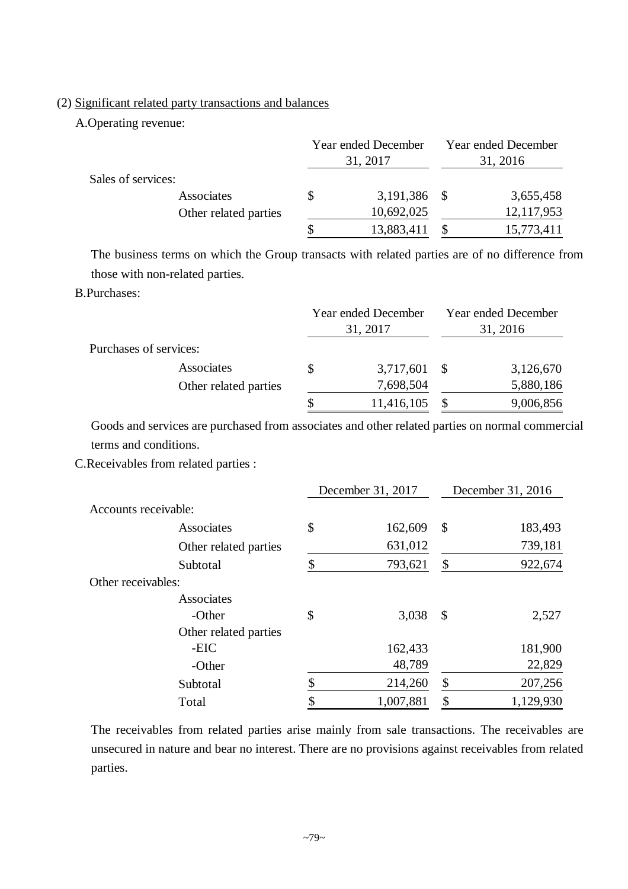(2) Significant related party transactions and balances

A.Operating revenue:

| | Year ended December 31, 2017 | Year ended December 31, 2016 |
|---|---|---|
| Sales of services: | | |
| Associates | $ 3,191,386 | $ 3,655,458 |
| Other related parties | 10,692,025 | 12,117,953 |
| | $ 13,883,411 | $ 15,773,411 |

The business terms on which the Group transacts with related parties are of no difference from those with non-related parties.

B.Purchases:

| | Year ended December 31, 2017 | Year ended December 31, 2016 |
|---|---|---|
| Purchases of services: | | |
| Associates | $ 3,717,601 | $ 3,126,670 |
| Other related parties | 7,698,504 | 5,880,186 |
| | $ 11,416,105 | $ 9,006,856 |

Goods and services are purchased from associates and other related parties on normal commercial terms and conditions.

C.Receivables from related parties :

| | December 31, 2017 | December 31, 2016 |
|---|---|---|
| Accounts receivable: | | |
| Associates | $ 162,609 | $ 183,493 |
| Other related parties | 631,012 | 739,181 |
| Subtotal | $ 793,621 | $ 922,674 |
| Other receivables: | | |
| Associates | | |
| -Other | $ 3,038 | $ 2,527 |
| Other related parties | | |
| -EIC | 162,433 | 181,900 |
| -Other | 48,789 | 22,829 |
| Subtotal | $ 214,260 | $ 207,256 |
| Total | $ 1,007,881 | $ 1,129,930 |

The receivables from related parties arise mainly from sale transactions. The receivables are unsecured in nature and bear no interest. There are no provisions against receivables from related parties.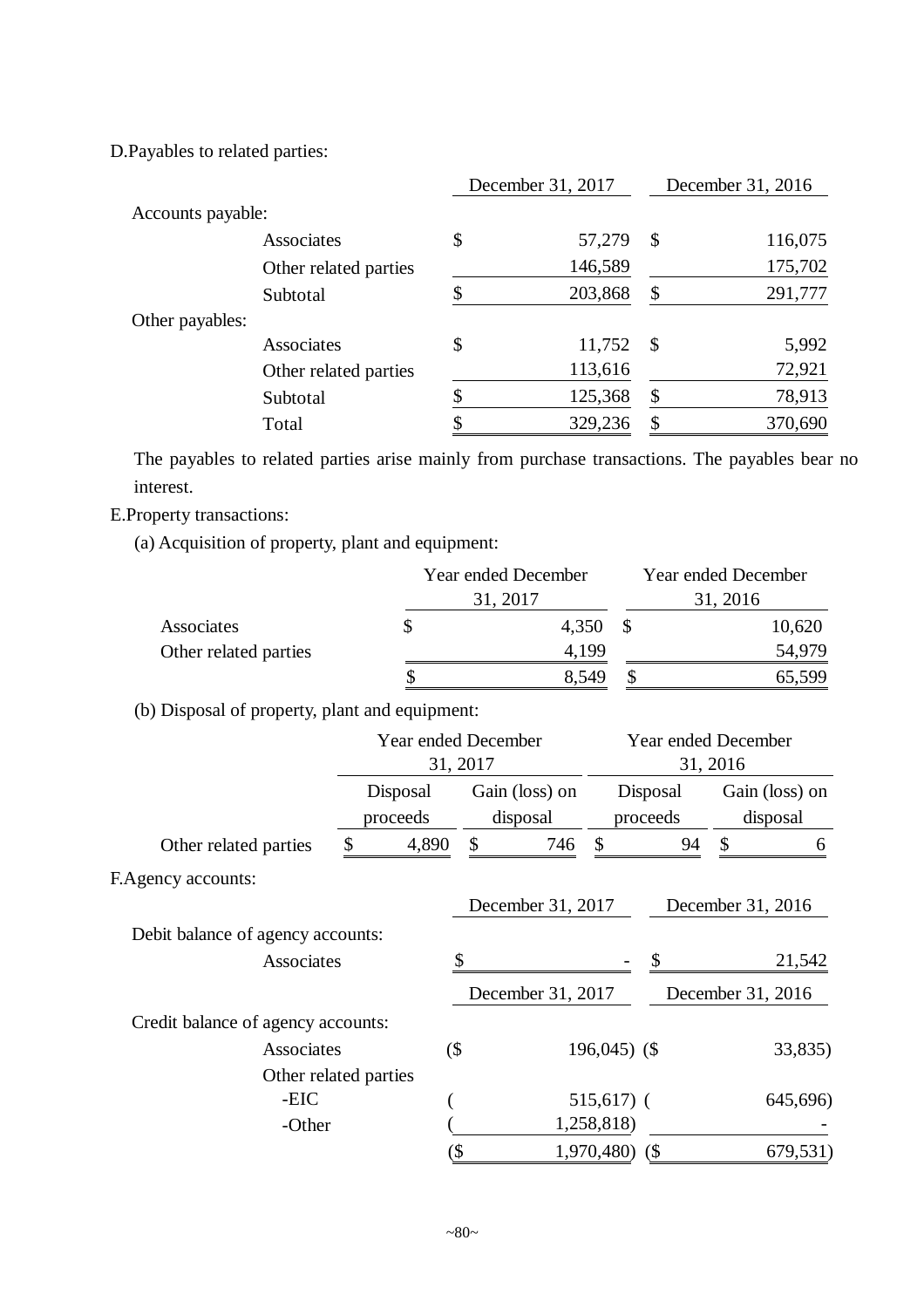D.Payables to related parties:

| | December 31, 2017 | December 31, 2016 |
|---|---|---|
| Accounts payable: | | |
| Associates | $ 57,279 | $ 116,075 |
| Other related parties | 146,589 | 175,702 |
| Subtotal | $ 203,868 | $ 291,777 |
| Other payables: | | |
| Associates | $ 11,752 | $ 5,992 |
| Other related parties | 113,616 | 72,921 |
| Subtotal | $ 125,368 | $ 78,913 |
| Total | $ 329,236 | $ 370,690 |

The payables to related parties arise mainly from purchase transactions. The payables bear no interest.

E.Property transactions:

(a) Acquisition of property, plant and equipment:

| | Year ended December 31, 2017 | Year ended December 31, 2016 |
|---|---|---|
| Associates | $ 4,350 | $ 10,620 |
| Other related parties | 4,199 | 54,979 |
| | $ 8,549 | $ 65,599 |

(b) Disposal of property, plant and equipment:

| | Year ended December 31, 2017 | | Year ended December 31, 2016 | |
|---|---|---|---|---|
| | Disposal proceeds | Gain (loss) on disposal | Disposal proceeds | Gain (loss) on disposal |
| Other related parties | $ 4,890 | $ 746 | $ 94 | $ 6 |

F.Agency accounts:

| | December 31, 2017 | December 31, 2016 |
|---|---|---|
| Debit balance of agency accounts: | | |
| Associates | $ - | $ 21,542 |

| | December 31, 2017 | December 31, 2016 |
|---|---|---|
| Credit balance of agency accounts: | | |
| Associates | ($ 196,045) | ($ 33,835) |
| Other related parties | | |
| -EIC | ( 515,617) | ( 645,696) |
| -Other | ( 1,258,818) | - |
| | ($ 1,970,480) | ($ 679,531) |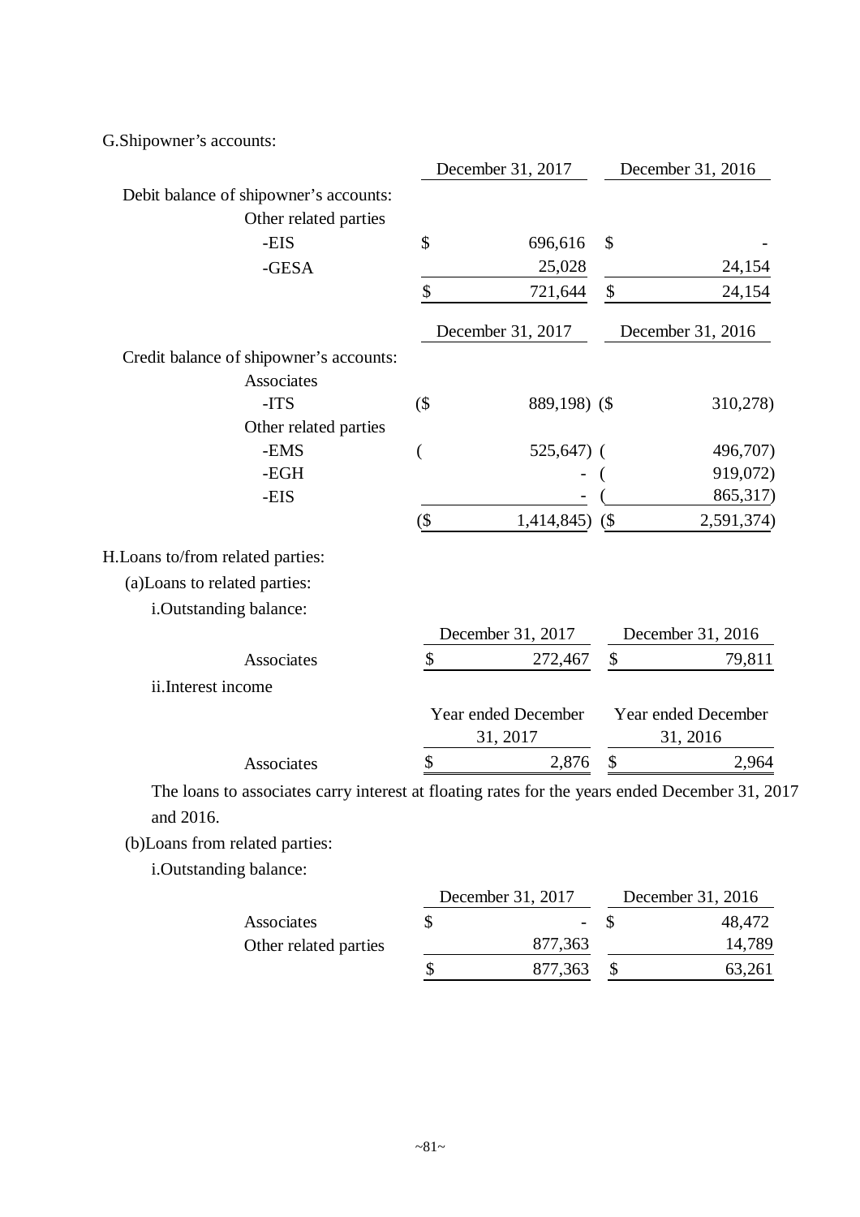G.Shipowner's accounts:

| | December 31, 2017 | December 31, 2016 |
|---|---|---|
| Debit balance of shipowner's accounts: | | |
| Other related parties | | |
| -EIS | $ 696,616 | $ - |
| -GESA | 25,028 | 24,154 |
| | $ 721,644 | $ 24,154 |

| | December 31, 2017 | December 31, 2016 |
|---|---|---|
| Credit balance of shipowner's accounts: | | |
| Associates | | |
| -ITS | ($ 889,198) | ($ 310,278) |
| Other related parties | | |
| -EMS | ( 525,647) | ( 496,707) |
| -EGH | - | ( 919,072) |
| -EIS | - | ( 865,317) |
| | ($ 1,414,845) | ($ 2,591,374) |

H.Loans to/from related parties:

(a)Loans to related parties:

i.Outstanding balance:

| | December 31, 2017 | December 31, 2016 |
|---|---|---|
| Associates | $ 272,467 | $ 79,811 |

ii.Interest income

| | Year ended December 31, 2017 | Year ended December 31, 2016 |
|---|---|---|
| Associates | $ 2,876 | $ 2,964 |

The loans to associates carry interest at floating rates for the years ended December 31, 2017 and 2016.

(b)Loans from related parties:

i.Outstanding balance:

| | December 31, 2017 | December 31, 2016 |
|---|---|---|
| Associates | $ - | $ 48,472 |
| Other related parties | 877,363 | 14,789 |
| | $ 877,363 | $ 63,261 |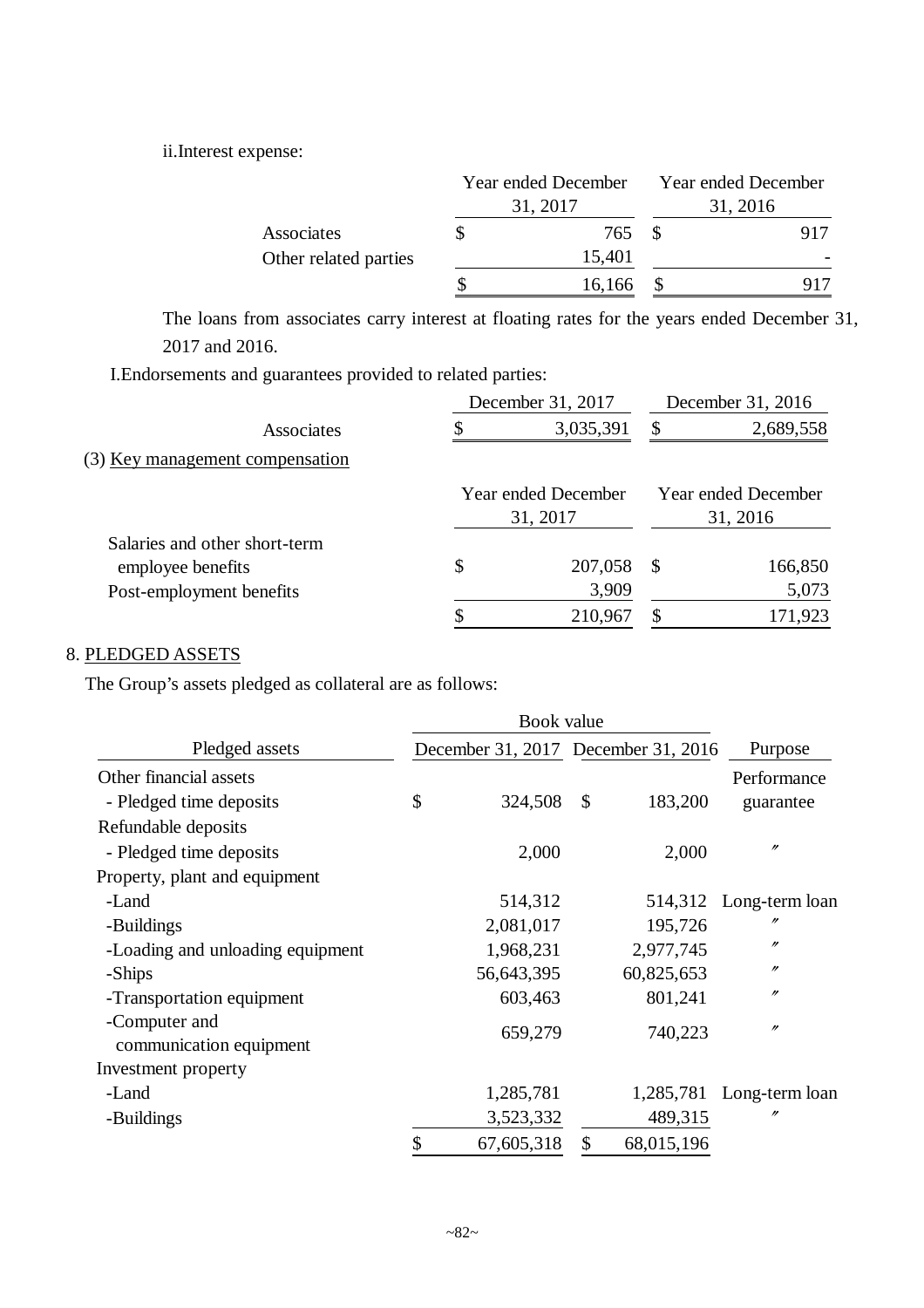ii.Interest expense:

| | Year ended December 31, 2017 | Year ended December 31, 2016 |
|---|---|---|
| Associates | $ 765 | $ 917 |
| Other related parties | 15,401 | - |
| | $ 16,166 | $ 917 |

The loans from associates carry interest at floating rates for the years ended December 31, 2017 and 2016.

I.Endorsements and guarantees provided to related parties:

| | December 31, 2017 | December 31, 2016 |
|---|---|---|
| Associates | $ 3,035,391 | $ 2,689,558 |

(3) Key management compensation

| | Year ended December 31, 2017 | Year ended December 31, 2016 |
|---|---|---|
| Salaries and other short-term employee benefits | $ 207,058 | $ 166,850 |
| Post-employment benefits | 3,909 | 5,073 |
| | $ 210,967 | $ 171,923 |

8. PLEDGED ASSETS

The Group's assets pledged as collateral are as follows:

| | Book value | | |
|---|---|---|---|
| Pledged assets | December 31, 2017 | December 31, 2016 | Purpose |
| Other financial assets | | | |
| - Pledged time deposits | $ 324,508 | $ 183,200 | Performance guarantee |
| Refundable deposits | | | |
| - Pledged time deposits | 2,000 | 2,000 | 〃 |
| Property, plant and equipment | | | |
| -Land | 514,312 | 514,312 | Long-term loan |
| -Buildings | 2,081,017 | 195,726 | 〃 |
| -Loading and unloading equipment | 1,968,231 | 2,977,745 | 〃 |
| -Ships | 56,643,395 | 60,825,653 | 〃 |
| -Transportation equipment | 603,463 | 801,241 | 〃 |
| -Computer and communication equipment | 659,279 | 740,223 | 〃 |
| Investment property | | | |
| -Land | 1,285,781 | 1,285,781 | Long-term loan |
| -Buildings | 3,523,332 | 489,315 | 〃 |
| | $ 67,605,318 | $ 68,015,196 | |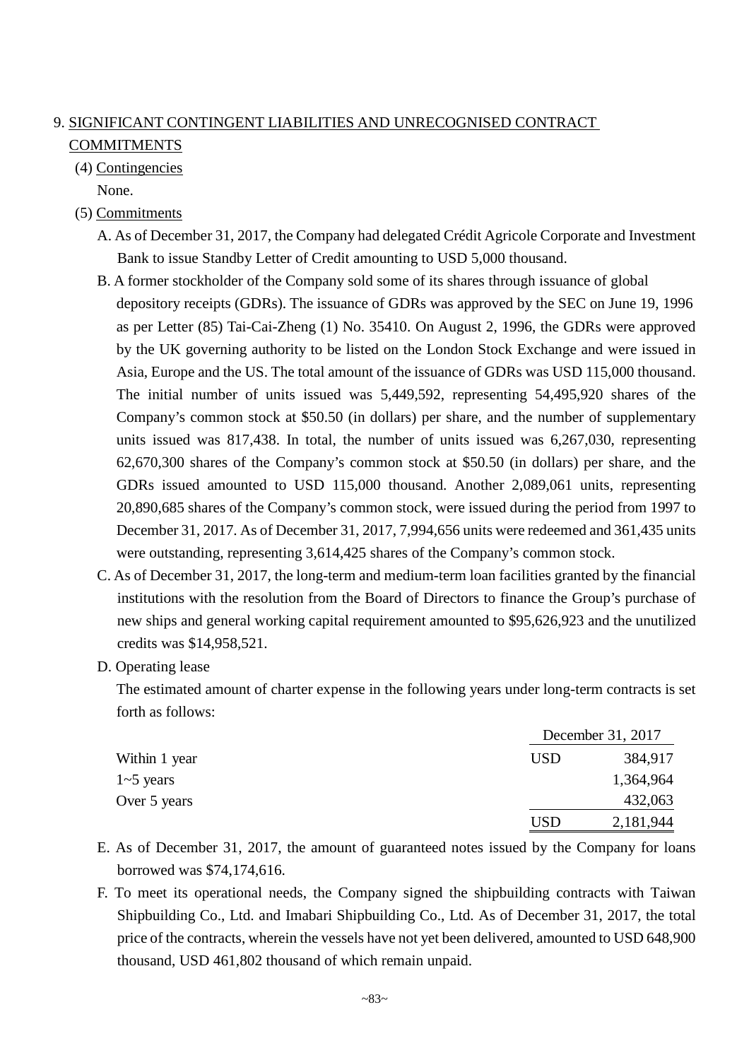## 9. SIGNIFICANT CONTINGENT LIABILITIES AND UNRECOGNISED CONTRACT COMMITMENTS

### (4) Contingencies

None.

### (5) Commitments

A. As of December 31, 2017, the Company had delegated Crédit Agricole Corporate and Investment Bank to issue Standby Letter of Credit amounting to USD 5,000 thousand.

B. A former stockholder of the Company sold some of its shares through issuance of global depository receipts (GDRs). The issuance of GDRs was approved by the SEC on June 19, 1996 as per Letter (85) Tai-Cai-Zheng (1) No. 35410. On August 2, 1996, the GDRs were approved by the UK governing authority to be listed on the London Stock Exchange and were issued in Asia, Europe and the US. The total amount of the issuance of GDRs was USD 115,000 thousand. The initial number of units issued was 5,449,592, representing 54,495,920 shares of the Company's common stock at $50.50 (in dollars) per share, and the number of supplementary units issued was 817,438. In total, the number of units issued was 6,267,030, representing 62,670,300 shares of the Company's common stock at $50.50 (in dollars) per share, and the GDRs issued amounted to USD 115,000 thousand. Another 2,089,061 units, representing 20,890,685 shares of the Company's common stock, were issued during the period from 1997 to December 31, 2017. As of December 31, 2017, 7,994,656 units were redeemed and 361,435 units were outstanding, representing 3,614,425 shares of the Company's common stock.

C. As of December 31, 2017, the long-term and medium-term loan facilities granted by the financial institutions with the resolution from the Board of Directors to finance the Group's purchase of new ships and general working capital requirement amounted to $95,626,923 and the unutilized credits was $14,958,521.

D. Operating lease

The estimated amount of charter expense in the following years under long-term contracts is set forth as follows:

| | December 31, 2017 | |
|---|---|---|
| Within 1 year | USD | 384,917 |
| 1~5 years | | 1,364,964 |
| Over 5 years | | 432,063 |
| | USD | 2,181,944 |

E. As of December 31, 2017, the amount of guaranteed notes issued by the Company for loans borrowed was $74,174,616.

F. To meet its operational needs, the Company signed the shipbuilding contracts with Taiwan Shipbuilding Co., Ltd. and Imabari Shipbuilding Co., Ltd. As of December 31, 2017, the total price of the contracts, wherein the vessels have not yet been delivered, amounted to USD 648,900 thousand, USD 461,802 thousand of which remain unpaid.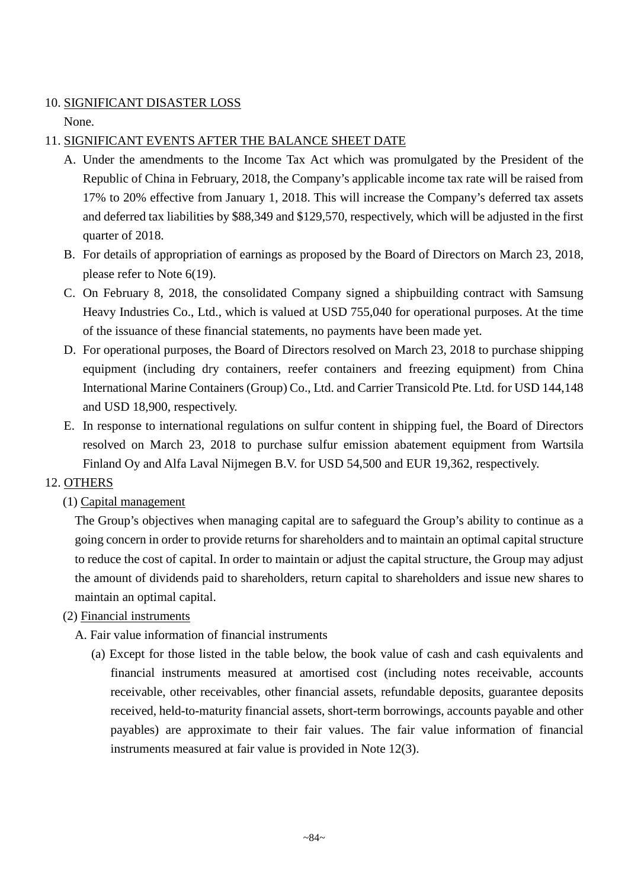10. <u>SIGNIFICANT DISASTER LOSS</u>

None.

11. <u>SIGNIFICANT EVENTS AFTER THE BALANCE SHEET DATE</u>

A. Under the amendments to the Income Tax Act which was promulgated by the President of the Republic of China in February, 2018, the Company's applicable income tax rate will be raised from 17% to 20% effective from January 1, 2018. This will increase the Company's deferred tax assets and deferred tax liabilities by $88,349 and $129,570, respectively, which will be adjusted in the first quarter of 2018.

B. For details of appropriation of earnings as proposed by the Board of Directors on March 23, 2018, please refer to Note 6(19).

C. On February 8, 2018, the consolidated Company signed a shipbuilding contract with Samsung Heavy Industries Co., Ltd., which is valued at USD 755,040 for operational purposes. At the time of the issuance of these financial statements, no payments have been made yet.

D. For operational purposes, the Board of Directors resolved on March 23, 2018 to purchase shipping equipment (including dry containers, reefer containers and freezing equipment) from China International Marine Containers (Group) Co., Ltd. and Carrier Transicold Pte. Ltd. for USD 144,148 and USD 18,900, respectively.

E. In response to international regulations on sulfur content in shipping fuel, the Board of Directors resolved on March 23, 2018 to purchase sulfur emission abatement equipment from Wartsila Finland Oy and Alfa Laval Nijmegen B.V. for USD 54,500 and EUR 19,362, respectively.

12. <u>OTHERS</u>

(1) <u>Capital management</u>

The Group's objectives when managing capital are to safeguard the Group's ability to continue as a going concern in order to provide returns for shareholders and to maintain an optimal capital structure to reduce the cost of capital. In order to maintain or adjust the capital structure, the Group may adjust the amount of dividends paid to shareholders, return capital to shareholders and issue new shares to maintain an optimal capital.

(2) <u>Financial instruments</u>

A. Fair value information of financial instruments

(a) Except for those listed in the table below, the book value of cash and cash equivalents and financial instruments measured at amortised cost (including notes receivable, accounts receivable, other receivables, other financial assets, refundable deposits, guarantee deposits received, held-to-maturity financial assets, short-term borrowings, accounts payable and other payables) are approximate to their fair values. The fair value information of financial instruments measured at fair value is provided in Note 12(3).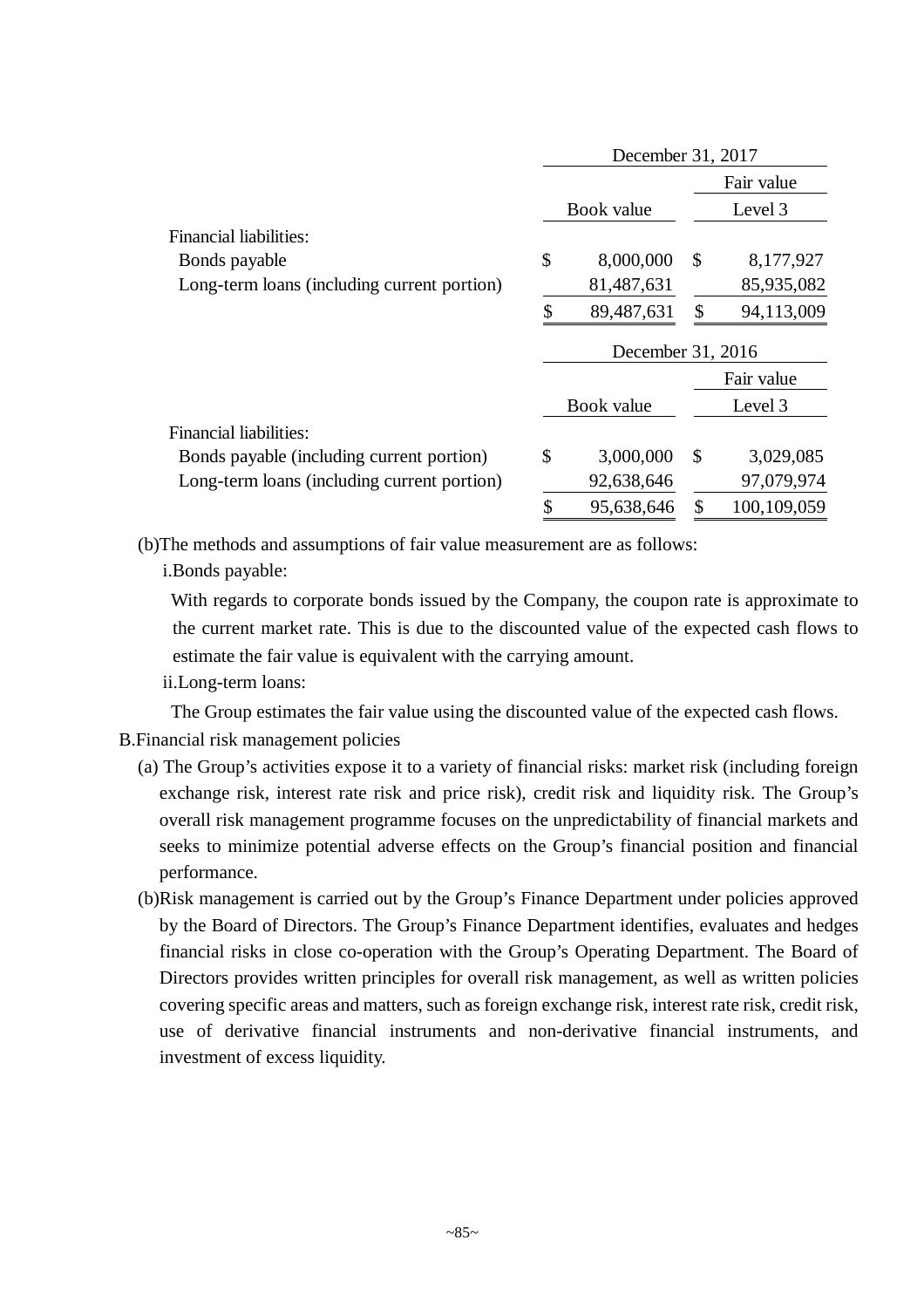| | December 31, 2017 | |
|---|---|---|
| | | Fair value |
| | Book value | Level 3 |
| Financial liabilities: | | |
| Bonds payable | $ 8,000,000 | $ 8,177,927 |
| Long-term loans (including current portion) | 81,487,631 | 85,935,082 |
| | $ 89,487,631 | $ 94,113,009 |

| | December 31, 2016 | |
|---|---|---|
| | | Fair value |
| | Book value | Level 3 |
| Financial liabilities: | | |
| Bonds payable (including current portion) | $ 3,000,000 | $ 3,029,085 |
| Long-term loans (including current portion) | 92,638,646 | 97,079,974 |
| | $ 95,638,646 | $ 100,109,059 |

(b)The methods and assumptions of fair value measurement are as follows:

i.Bonds payable:

With regards to corporate bonds issued by the Company, the coupon rate is approximate to the current market rate. This is due to the discounted value of the expected cash flows to estimate the fair value is equivalent with the carrying amount.

ii.Long-term loans:

The Group estimates the fair value using the discounted value of the expected cash flows.

B.Financial risk management policies

(a) The Group's activities expose it to a variety of financial risks: market risk (including foreign exchange risk, interest rate risk and price risk), credit risk and liquidity risk. The Group's overall risk management programme focuses on the unpredictability of financial markets and seeks to minimize potential adverse effects on the Group's financial position and financial performance.

(b)Risk management is carried out by the Group's Finance Department under policies approved by the Board of Directors. The Group's Finance Department identifies, evaluates and hedges financial risks in close co-operation with the Group's Operating Department. The Board of Directors provides written principles for overall risk management, as well as written policies covering specific areas and matters, such as foreign exchange risk, interest rate risk, credit risk, use of derivative financial instruments and non-derivative financial instruments, and investment of excess liquidity.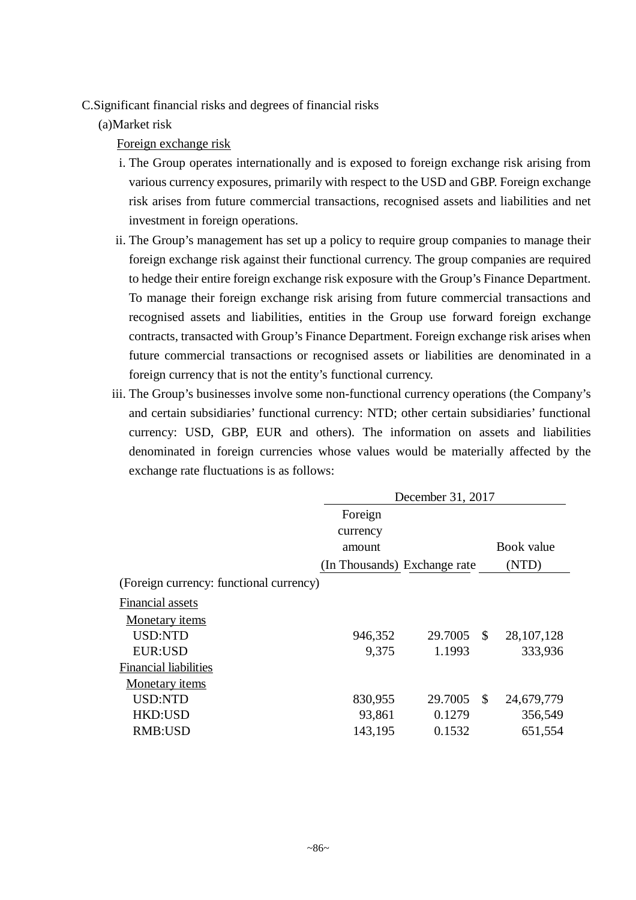C.Significant financial risks and degrees of financial risks

(a)Market risk

Foreign exchange risk

i. The Group operates internationally and is exposed to foreign exchange risk arising from various currency exposures, primarily with respect to the USD and GBP. Foreign exchange risk arises from future commercial transactions, recognised assets and liabilities and net investment in foreign operations.

ii. The Group's management has set up a policy to require group companies to manage their foreign exchange risk against their functional currency. The group companies are required to hedge their entire foreign exchange risk exposure with the Group's Finance Department. To manage their foreign exchange risk arising from future commercial transactions and recognised assets and liabilities, entities in the Group use forward foreign exchange contracts, transacted with Group's Finance Department. Foreign exchange risk arises when future commercial transactions or recognised assets or liabilities are denominated in a foreign currency that is not the entity's functional currency.

iii. The Group's businesses involve some non-functional currency operations (the Company's and certain subsidiaries' functional currency: NTD; other certain subsidiaries' functional currency: USD, GBP, EUR and others). The information on assets and liabilities denominated in foreign currencies whose values would be materially affected by the exchange rate fluctuations is as follows:

| | December 31, 2017 | | |
|---|---|---|---|
| | Foreign currency amount (In Thousands) | Exchange rate | Book value (NTD) |
| (Foreign currency: functional currency) | | | |
| Financial assets | | | |
| Monetary items | | | |
| USD:NTD | 946,352 | 29.7005 | $ 28,107,128 |
| EUR:USD | 9,375 | 1.1993 | 333,936 |
| Financial liabilities | | | |
| Monetary items | | | |
| USD:NTD | 830,955 | 29.7005 | $ 24,679,779 |
| HKD:USD | 93,861 | 0.1279 | 356,549 |
| RMB:USD | 143,195 | 0.1532 | 651,554 |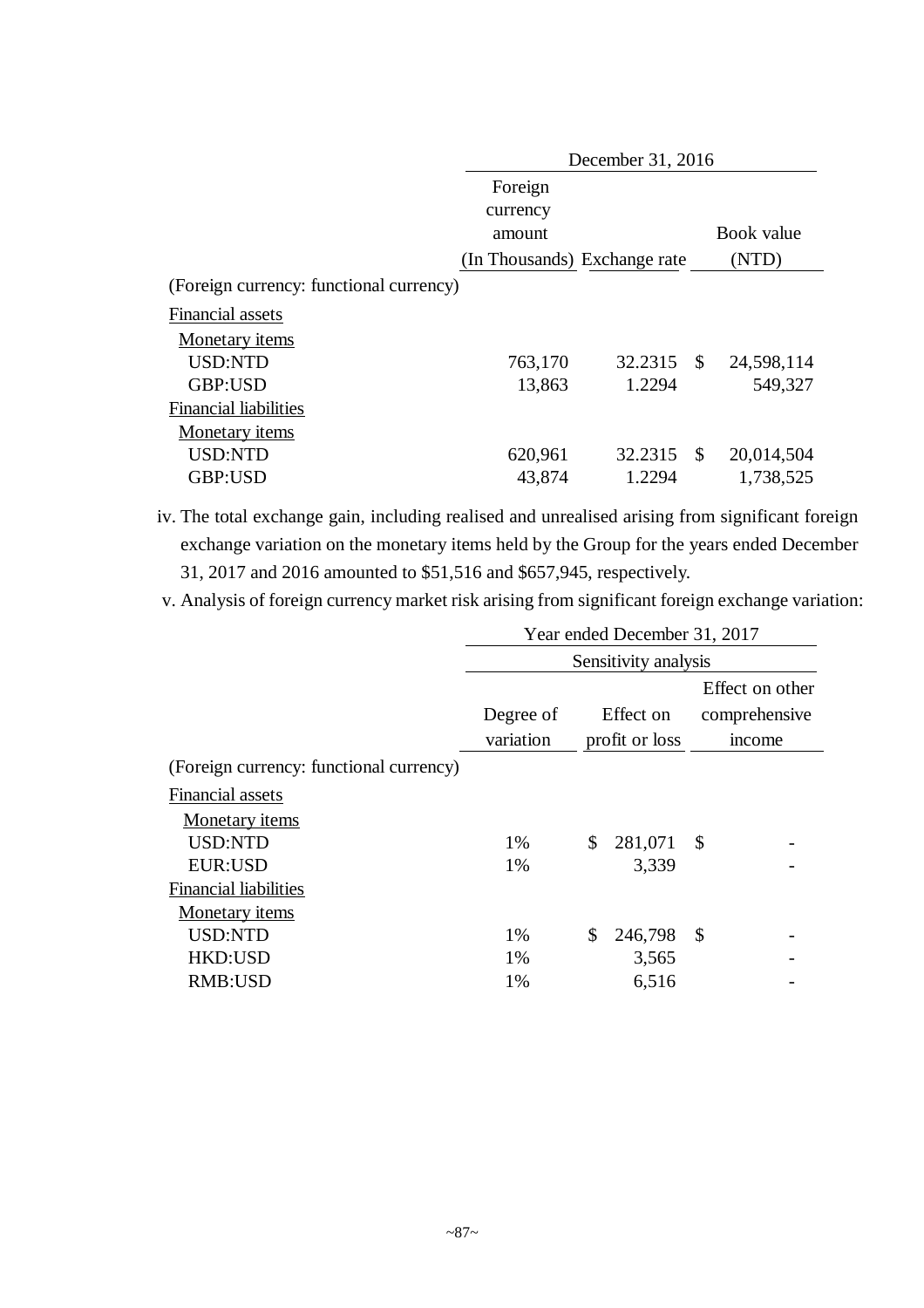| | December 31, 2016 | | |
|---|---|---|---|
| | Foreign currency amount (In Thousands) | Exchange rate | Book value (NTD) |
| (Foreign currency: functional currency) | | | |
| Financial assets | | | |
| Monetary items | | | |
| USD:NTD | 763,170 | 32.2315 | $ 24,598,114 |
| GBP:USD | 13,863 | 1.2294 | 549,327 |
| Financial liabilities | | | |
| Monetary items | | | |
| USD:NTD | 620,961 | 32.2315 | $ 20,014,504 |
| GBP:USD | 43,874 | 1.2294 | 1,738,525 |

iv. The total exchange gain, including realised and unrealised arising from significant foreign exchange variation on the monetary items held by the Group for the years ended December 31, 2017 and 2016 amounted to $51,516 and $657,945, respectively.

v. Analysis of foreign currency market risk arising from significant foreign exchange variation:

| | Year ended December 31, 2017 | | |
|---|---|---|---|
| | Sensitivity analysis | | |
| | Degree of variation | Effect on profit or loss | Effect on other comprehensive income |
| (Foreign currency: functional currency) | | | |
| Financial assets | | | |
| Monetary items | | | |
| USD:NTD | 1% | $ 281,071 | $ - |
| EUR:USD | 1% | 3,339 | - |
| Financial liabilities | | | |
| Monetary items | | | |
| USD:NTD | 1% | $ 246,798 | $ - |
| HKD:USD | 1% | 3,565 | - |
| RMB:USD | 1% | 6,516 | - |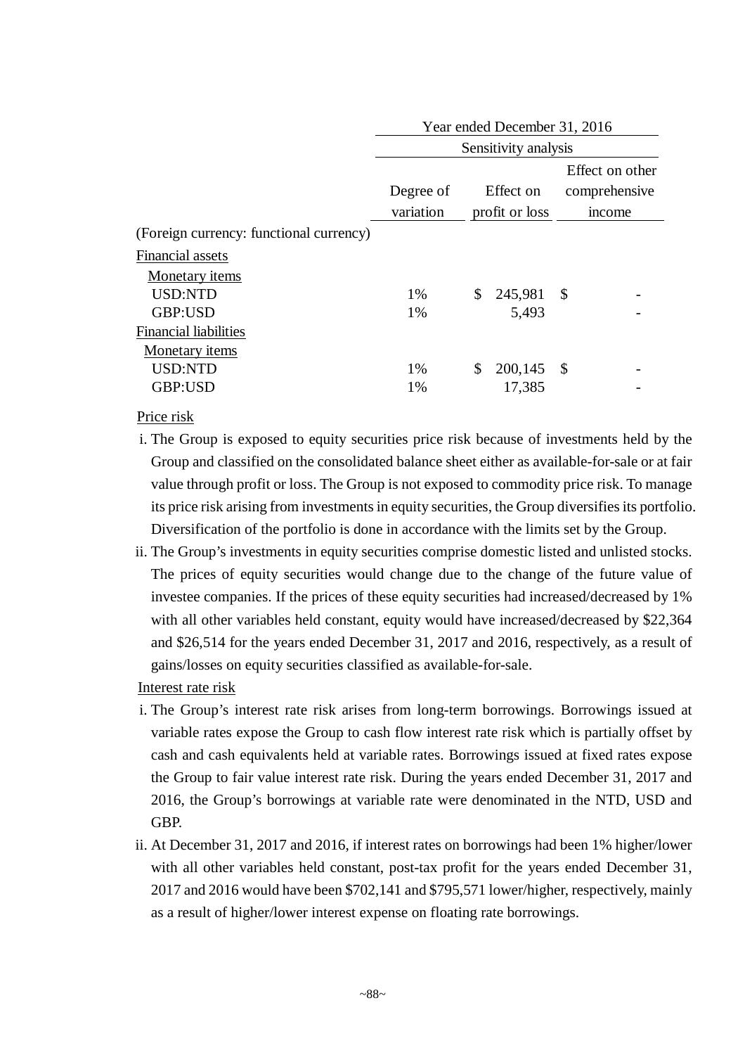| | Year ended December 31, 2016 | | |
|---|---|---|---|
| | Sensitivity analysis | | |
| | Degree of variation | Effect on profit or loss | Effect on other comprehensive income |
| (Foreign currency: functional currency) | | | |
| Financial assets | | | |
| Monetary items | | | |
| USD:NTD | 1% | $ 245,981 | $ - |
| GBP:USD | 1% | 5,493 | - |
| Financial liabilities | | | |
| Monetary items | | | |
| USD:NTD | 1% | $ 200,145 | $ - |
| GBP:USD | 1% | 17,385 | - |

Price risk

i. The Group is exposed to equity securities price risk because of investments held by the Group and classified on the consolidated balance sheet either as available-for-sale or at fair value through profit or loss. The Group is not exposed to commodity price risk. To manage its price risk arising from investments in equity securities, the Group diversifies its portfolio. Diversification of the portfolio is done in accordance with the limits set by the Group.

ii. The Group's investments in equity securities comprise domestic listed and unlisted stocks. The prices of equity securities would change due to the change of the future value of investee companies. If the prices of these equity securities had increased/decreased by 1% with all other variables held constant, equity would have increased/decreased by $22,364 and $26,514 for the years ended December 31, 2017 and 2016, respectively, as a result of gains/losses on equity securities classified as available-for-sale.

Interest rate risk

i. The Group's interest rate risk arises from long-term borrowings. Borrowings issued at variable rates expose the Group to cash flow interest rate risk which is partially offset by cash and cash equivalents held at variable rates. Borrowings issued at fixed rates expose the Group to fair value interest rate risk. During the years ended December 31, 2017 and 2016, the Group's borrowings at variable rate were denominated in the NTD, USD and GBP.

ii. At December 31, 2017 and 2016, if interest rates on borrowings had been 1% higher/lower with all other variables held constant, post-tax profit for the years ended December 31, 2017 and 2016 would have been $702,141 and $795,571 lower/higher, respectively, mainly as a result of higher/lower interest expense on floating rate borrowings.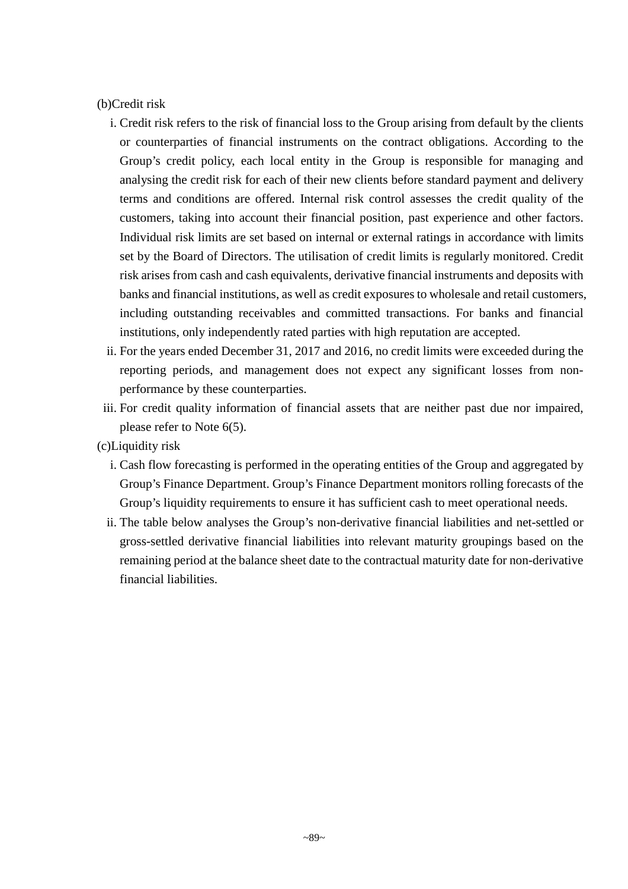(b)Credit risk

i. Credit risk refers to the risk of financial loss to the Group arising from default by the clients or counterparties of financial instruments on the contract obligations. According to the Group's credit policy, each local entity in the Group is responsible for managing and analysing the credit risk for each of their new clients before standard payment and delivery terms and conditions are offered. Internal risk control assesses the credit quality of the customers, taking into account their financial position, past experience and other factors. Individual risk limits are set based on internal or external ratings in accordance with limits set by the Board of Directors. The utilisation of credit limits is regularly monitored. Credit risk arises from cash and cash equivalents, derivative financial instruments and deposits with banks and financial institutions, as well as credit exposures to wholesale and retail customers, including outstanding receivables and committed transactions. For banks and financial institutions, only independently rated parties with high reputation are accepted.

ii. For the years ended December 31, 2017 and 2016, no credit limits were exceeded during the reporting periods, and management does not expect any significant losses from non-performance by these counterparties.

iii. For credit quality information of financial assets that are neither past due nor impaired, please refer to Note 6(5).

(c)Liquidity risk

i. Cash flow forecasting is performed in the operating entities of the Group and aggregated by Group's Finance Department. Group's Finance Department monitors rolling forecasts of the Group's liquidity requirements to ensure it has sufficient cash to meet operational needs.

ii. The table below analyses the Group's non-derivative financial liabilities and net-settled or gross-settled derivative financial liabilities into relevant maturity groupings based on the remaining period at the balance sheet date to the contractual maturity date for non-derivative financial liabilities.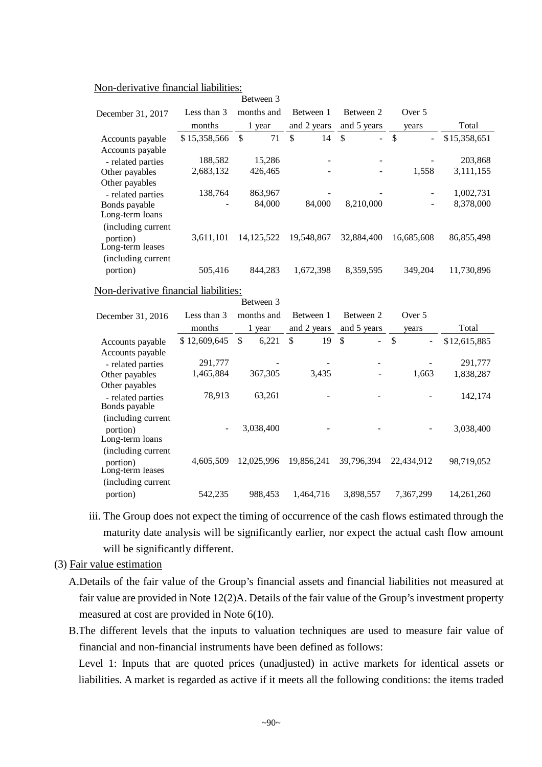Non-derivative financial liabilities:

| December 31, 2017 | Less than 3 months | Between 3 months and 1 year | Between 1 and 2 years | Between 2 and 5 years | Over 5 years | Total |
|---|---|---|---|---|---|---|
| Accounts payable | $ 15,358,566 | $ 71 | $ 14 | $ - | $ - | $15,358,651 |
| Accounts payable - related parties | 188,582 | 15,286 | - | - | - | 203,868 |
| Other payables | 2,683,132 | 426,465 | - | - | 1,558 | 3,111,155 |
| Other payables - related parties | 138,764 | 863,967 | - | - | - | 1,002,731 |
| Bonds payable | - | 84,000 | 84,000 | 8,210,000 | - | 8,378,000 |
| Long-term loans (including current portion) | 3,611,101 | 14,125,522 | 19,548,867 | 32,884,400 | 16,685,608 | 86,855,498 |
| Long-term leases (including current portion) | 505,416 | 844,283 | 1,672,398 | 8,359,595 | 349,204 | 11,730,896 |

Non-derivative financial liabilities:

| December 31, 2016 | Less than 3 months | Between 3 months and 1 year | Between 1 and 2 years | Between 2 and 5 years | Over 5 years | Total |
|---|---|---|---|---|---|---|
| Accounts payable | $ 12,609,645 | $ 6,221 | $ 19 | $ - | $ - | $12,615,885 |
| Accounts payable - related parties | 291,777 | - | - | - | - | 291,777 |
| Other payables | 1,465,884 | 367,305 | 3,435 | - | 1,663 | 1,838,287 |
| Other payables - related parties | 78,913 | 63,261 | - | - | - | 142,174 |
| Bonds payable (including current portion) | - | 3,038,400 | - | - | - | 3,038,400 |
| Long-term loans (including current portion) | 4,605,509 | 12,025,996 | 19,856,241 | 39,796,394 | 22,434,912 | 98,719,052 |
| Long-term leases (including current portion) | 542,235 | 988,453 | 1,464,716 | 3,898,557 | 7,367,299 | 14,261,260 |

iii. The Group does not expect the timing of occurrence of the cash flows estimated through the maturity date analysis will be significantly earlier, nor expect the actual cash flow amount will be significantly different.

(3) Fair value estimation

A.Details of the fair value of the Group's financial assets and financial liabilities not measured at fair value are provided in Note 12(2)A. Details of the fair value of the Group's investment property measured at cost are provided in Note 6(10).

B.The different levels that the inputs to valuation techniques are used to measure fair value of financial and non-financial instruments have been defined as follows:

Level 1: Inputs that are quoted prices (unadjusted) in active markets for identical assets or liabilities. A market is regarded as active if it meets all the following conditions: the items traded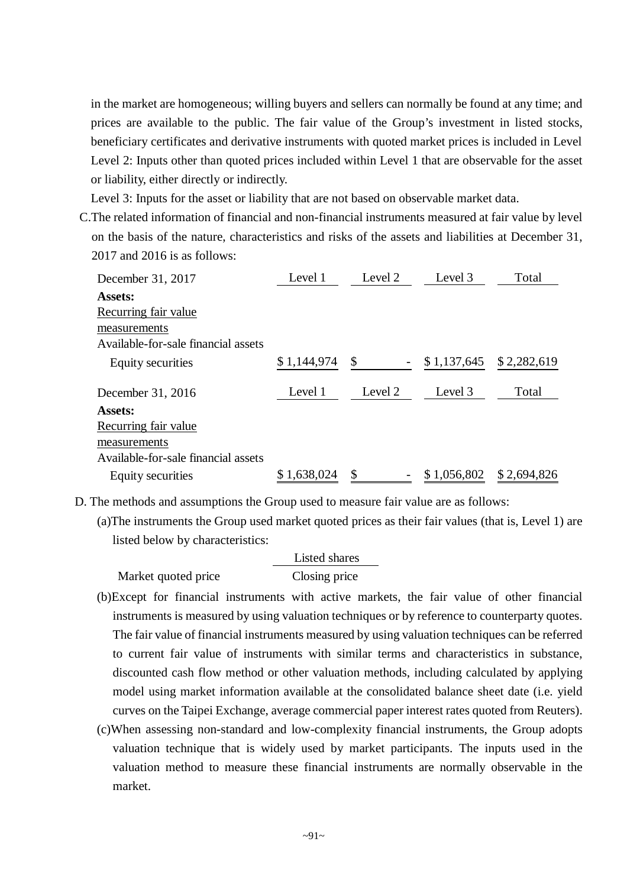in the market are homogeneous; willing buyers and sellers can normally be found at any time; and prices are available to the public. The fair value of the Group's investment in listed stocks, beneficiary certificates and derivative instruments with quoted market prices is included in Level

Level 2: Inputs other than quoted prices included within Level 1 that are observable for the asset or liability, either directly or indirectly.

Level 3: Inputs for the asset or liability that are not based on observable market data.

C.The related information of financial and non-financial instruments measured at fair value by level on the basis of the nature, characteristics and risks of the assets and liabilities at December 31, 2017 and 2016 is as follows:

| December 31, 2017 | Level 1 | Level 2 | Level 3 | Total |
|---|---|---|---|---|
| **Assets:** | | | | |
| Recurring fair value measurements | | | | |
| Available-for-sale financial assets | | | | |
| Equity securities | $ 1,144,974 | $ - | $ 1,137,645 | $ 2,282,619 |

| December 31, 2016 | Level 1 | Level 2 | Level 3 | Total |
|---|---|---|---|---|
| **Assets:** | | | | |
| Recurring fair value measurements | | | | |
| Available-for-sale financial assets | | | | |
| Equity securities | $ 1,638,024 | $ - | $ 1,056,802 | $ 2,694,826 |

D. The methods and assumptions the Group used to measure fair value are as follows:

(a)The instruments the Group used market quoted prices as their fair values (that is, Level 1) are listed below by characteristics:

| | Listed shares |
|---|---|
| Market quoted price | Closing price |

(b)Except for financial instruments with active markets, the fair value of other financial instruments is measured by using valuation techniques or by reference to counterparty quotes. The fair value of financial instruments measured by using valuation techniques can be referred to current fair value of instruments with similar terms and characteristics in substance, discounted cash flow method or other valuation methods, including calculated by applying model using market information available at the consolidated balance sheet date (i.e. yield curves on the Taipei Exchange, average commercial paper interest rates quoted from Reuters).

(c)When assessing non-standard and low-complexity financial instruments, the Group adopts valuation technique that is widely used by market participants. The inputs used in the valuation method to measure these financial instruments are normally observable in the market.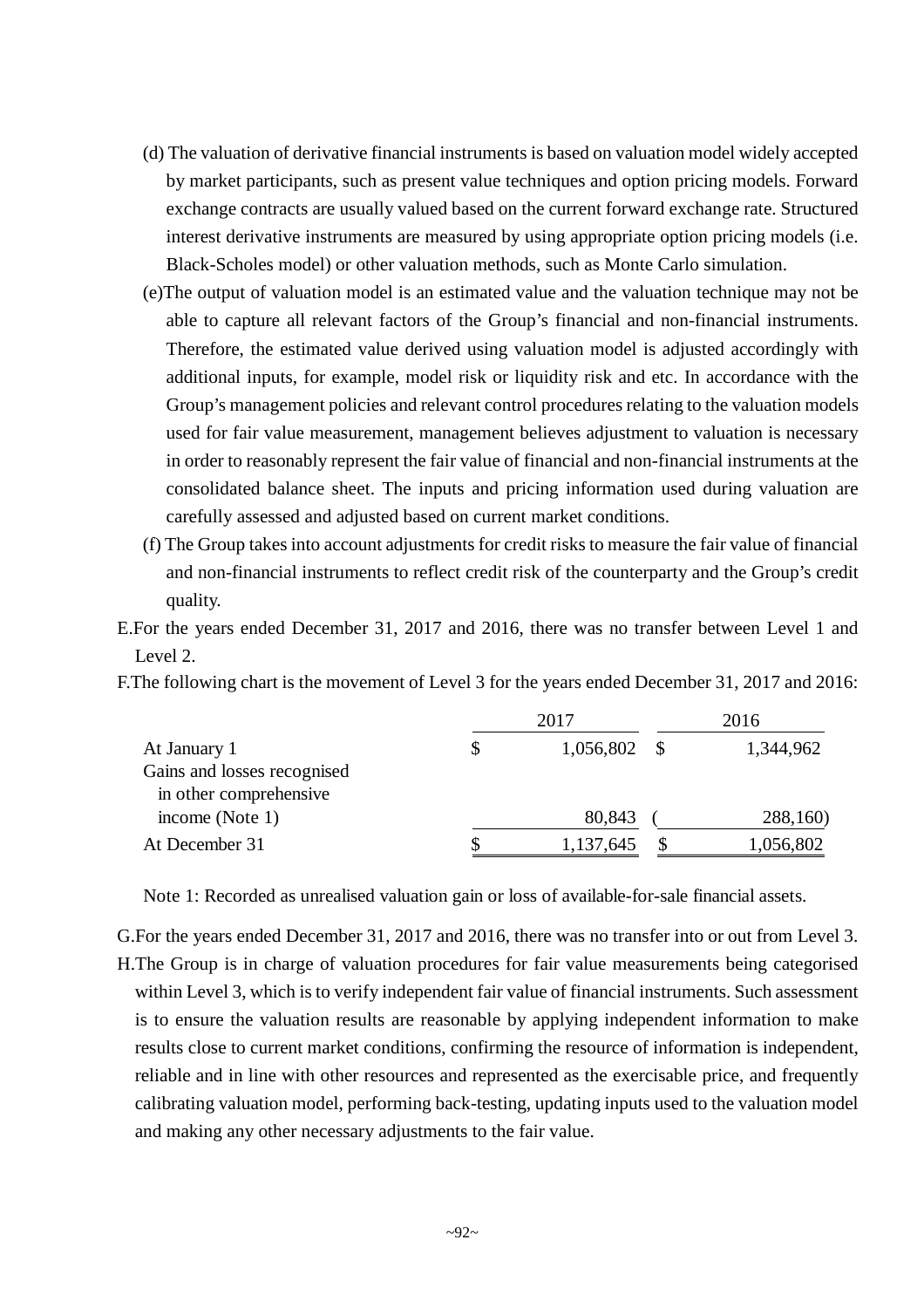(d) The valuation of derivative financial instruments is based on valuation model widely accepted by market participants, such as present value techniques and option pricing models. Forward exchange contracts are usually valued based on the current forward exchange rate. Structured interest derivative instruments are measured by using appropriate option pricing models (i.e. Black-Scholes model) or other valuation methods, such as Monte Carlo simulation.

(e)The output of valuation model is an estimated value and the valuation technique may not be able to capture all relevant factors of the Group's financial and non-financial instruments. Therefore, the estimated value derived using valuation model is adjusted accordingly with additional inputs, for example, model risk or liquidity risk and etc. In accordance with the Group's management policies and relevant control procedures relating to the valuation models used for fair value measurement, management believes adjustment to valuation is necessary in order to reasonably represent the fair value of financial and non-financial instruments at the consolidated balance sheet. The inputs and pricing information used during valuation are carefully assessed and adjusted based on current market conditions.

(f) The Group takes into account adjustments for credit risks to measure the fair value of financial and non-financial instruments to reflect credit risk of the counterparty and the Group's credit quality.

E.For the years ended December 31, 2017 and 2016, there was no transfer between Level 1 and Level 2.

F.The following chart is the movement of Level 3 for the years ended December 31, 2017 and 2016:

| | 2017 | 2016 |
|---|---|---|
| At January 1 | $ 1,056,802 | $ 1,344,962 |
| Gains and losses recognised in other comprehensive income (Note 1) | 80,843 | ( 288,160) |
| At December 31 | $ 1,137,645 | $ 1,056,802 |

Note 1: Recorded as unrealised valuation gain or loss of available-for-sale financial assets.

G.For the years ended December 31, 2017 and 2016, there was no transfer into or out from Level 3.

H.The Group is in charge of valuation procedures for fair value measurements being categorised within Level 3, which is to verify independent fair value of financial instruments. Such assessment is to ensure the valuation results are reasonable by applying independent information to make results close to current market conditions, confirming the resource of information is independent, reliable and in line with other resources and represented as the exercisable price, and frequently calibrating valuation model, performing back-testing, updating inputs used to the valuation model and making any other necessary adjustments to the fair value.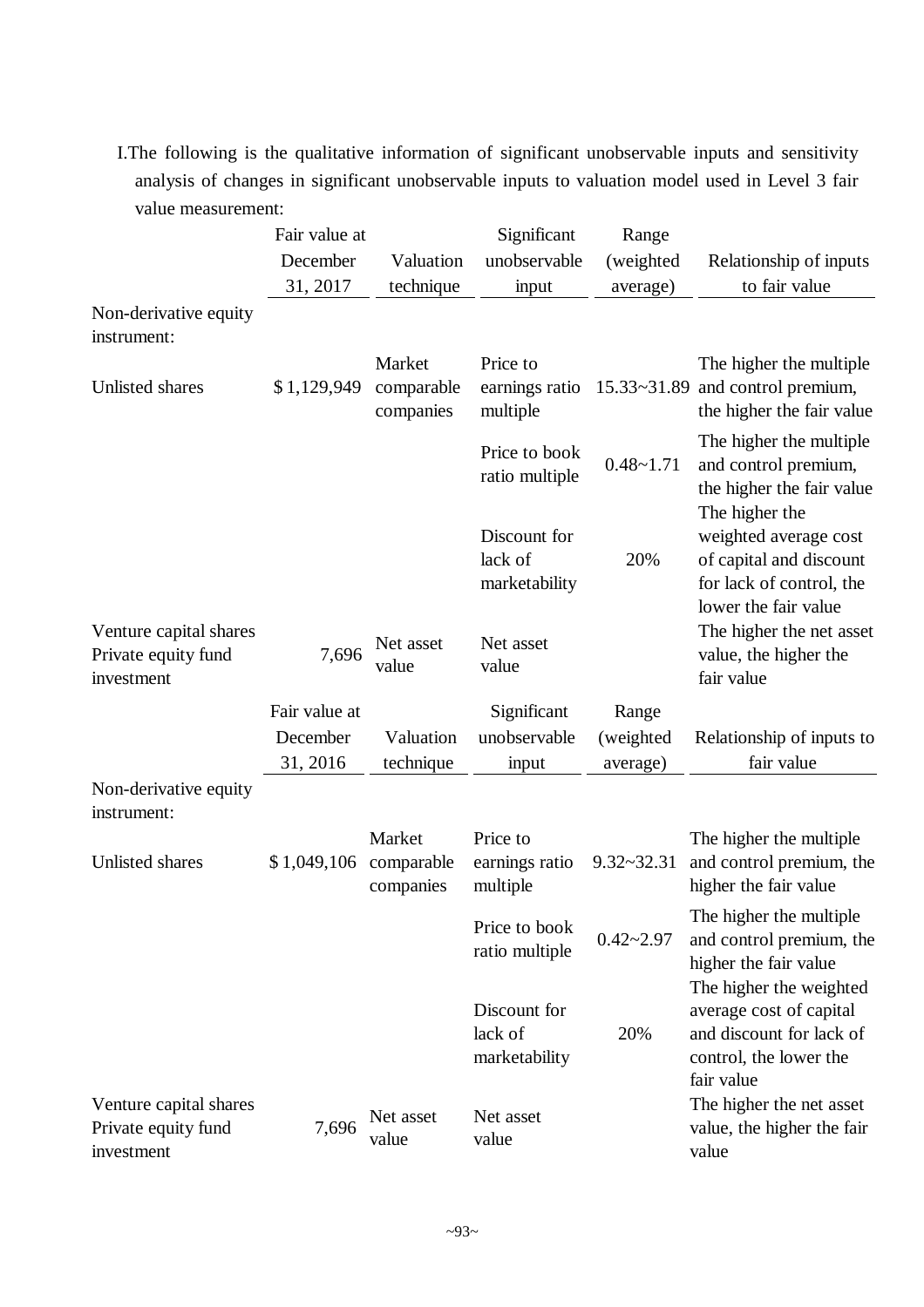I.The following is the qualitative information of significant unobservable inputs and sensitivity analysis of changes in significant unobservable inputs to valuation model used in Level 3 fair value measurement:

| | Fair value at December 31, 2017 | Valuation technique | Significant unobservable input | Range (weighted average) | Relationship of inputs to fair value |
|---|---|---|---|---|---|
| Non-derivative equity instrument: | | | | | |
| Unlisted shares | $ 1,129,949 | Market comparable companies | Price to earnings ratio multiple | 15.33~31.89 | The higher the multiple and control premium, the higher the fair value |
| | | | Price to book ratio multiple | 0.48~1.71 | The higher the multiple and control premium, the higher the fair value |
| | | | Discount for lack of marketability | 20% | The higher the weighted average cost of capital and discount for lack of control, the lower the fair value |
| Venture capital shares Private equity fund investment | 7,696 | Net asset value | Net asset value | | The higher the net asset value, the higher the fair value |

| | Fair value at December 31, 2016 | Valuation technique | Significant unobservable input | Range (weighted average) | Relationship of inputs to fair value |
|---|---|---|---|---|---|
| Non-derivative equity instrument: | | | | | |
| Unlisted shares | $ 1,049,106 | Market comparable companies | Price to earnings ratio multiple | 9.32~32.31 | The higher the multiple and control premium, the higher the fair value |
| | | | Price to book ratio multiple | 0.42~2.97 | The higher the multiple and control premium, the higher the fair value |
| | | | Discount for lack of marketability | 20% | The higher the weighted average cost of capital and discount for lack of control, the lower the fair value |
| Venture capital shares Private equity fund investment | 7,696 | Net asset value | Net asset value | | The higher the net asset value, the higher the fair value |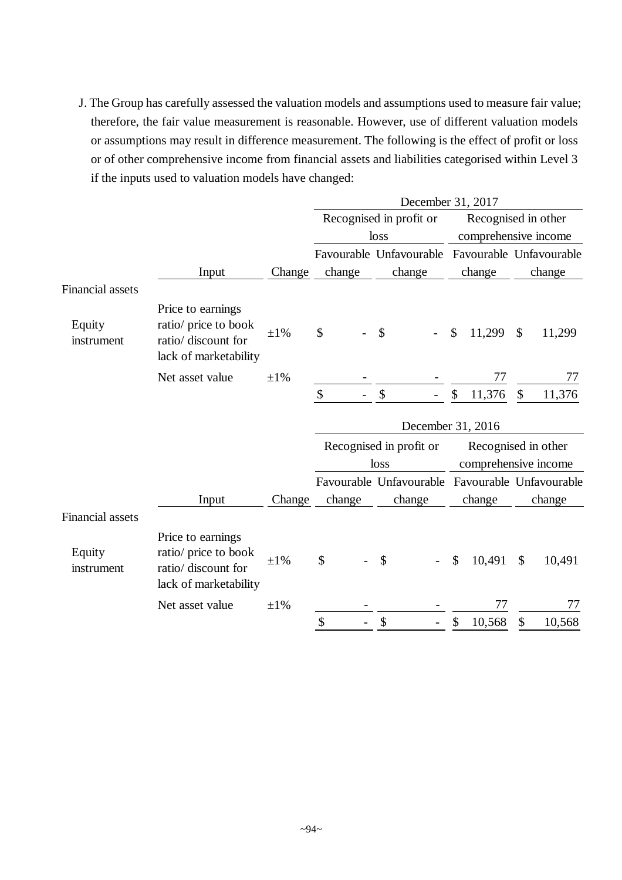J. The Group has carefully assessed the valuation models and assumptions used to measure fair value; therefore, the fair value measurement is reasonable. However, use of different valuation models or assumptions may result in difference measurement. The following is the effect of profit or loss or of other comprehensive income from financial assets and liabilities categorised within Level 3 if the inputs used to valuation models have changed:

| | | | December 31, 2017 | | | |
|---|---|---|---|---|---|---|
| | | | Recognised in profit or loss | | Recognised in other comprehensive income | |
| | Input | Change | Favourable change | Unfavourable change | Favourable change | Unfavourable change |
| Financial assets | | | | | | |
| Equity instrument | Price to earnings ratio/ price to book ratio/ discount for lack of marketability | ±1% | $ - | $ - | $ 11,299 | $ 11,299 |
| | Net asset value | ±1% | - | - | 77 | 77 |
| | | | $ - | $ - | $ 11,376 | $ 11,376 |

| | | | December 31, 2016 | | | |
|---|---|---|---|---|---|---|
| | | | Recognised in profit or loss | | Recognised in other comprehensive income | |
| | Input | Change | Favourable change | Unfavourable change | Favourable change | Unfavourable change |
| Financial assets | | | | | | |
| Equity instrument | Price to earnings ratio/ price to book ratio/ discount for lack of marketability | ±1% | $ - | $ - | $ 10,491 | $ 10,491 |
| | Net asset value | ±1% | - | - | 77 | 77 |
| | | | $ - | $ - | $ 10,568 | $ 10,568 |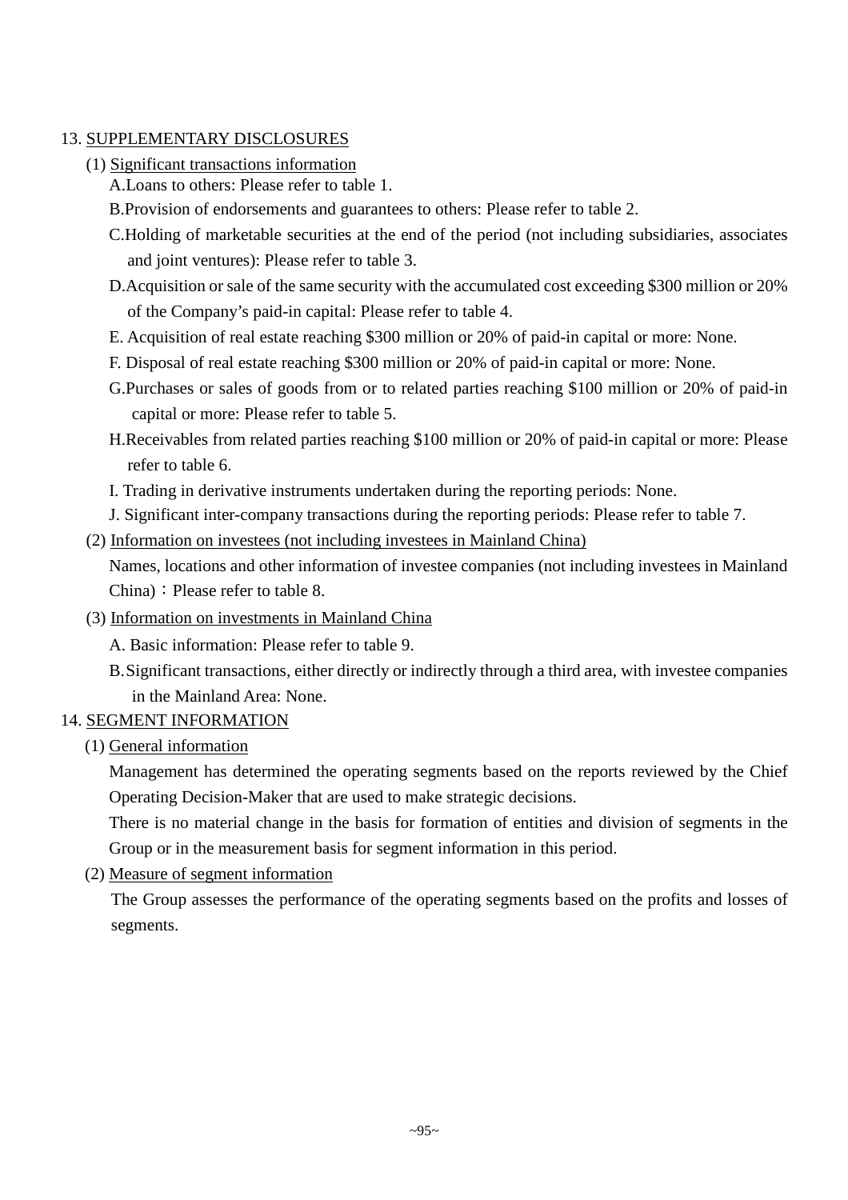13. SUPPLEMENTARY DISCLOSURES

(1) Significant transactions information

A.Loans to others: Please refer to table 1.

B.Provision of endorsements and guarantees to others: Please refer to table 2.

C.Holding of marketable securities at the end of the period (not including subsidiaries, associates and joint ventures): Please refer to table 3.

D.Acquisition or sale of the same security with the accumulated cost exceeding $300 million or 20% of the Company's paid-in capital: Please refer to table 4.

E. Acquisition of real estate reaching $300 million or 20% of paid-in capital or more: None.

F. Disposal of real estate reaching $300 million or 20% of paid-in capital or more: None.

G.Purchases or sales of goods from or to related parties reaching $100 million or 20% of paid-in capital or more: Please refer to table 5.

H.Receivables from related parties reaching $100 million or 20% of paid-in capital or more: Please refer to table 6.

I. Trading in derivative instruments undertaken during the reporting periods: None.

J. Significant inter-company transactions during the reporting periods: Please refer to table 7.

(2) Information on investees (not including investees in Mainland China)

Names, locations and other information of investee companies (not including investees in Mainland China)：Please refer to table 8.

(3) Information on investments in Mainland China

A. Basic information: Please refer to table 9.

B.Significant transactions, either directly or indirectly through a third area, with investee companies in the Mainland Area: None.

14. SEGMENT INFORMATION

(1) General information

Management has determined the operating segments based on the reports reviewed by the Chief Operating Decision-Maker that are used to make strategic decisions.

There is no material change in the basis for formation of entities and division of segments in the Group or in the measurement basis for segment information in this period.

(2) Measure of segment information

The Group assesses the performance of the operating segments based on the profits and losses of segments.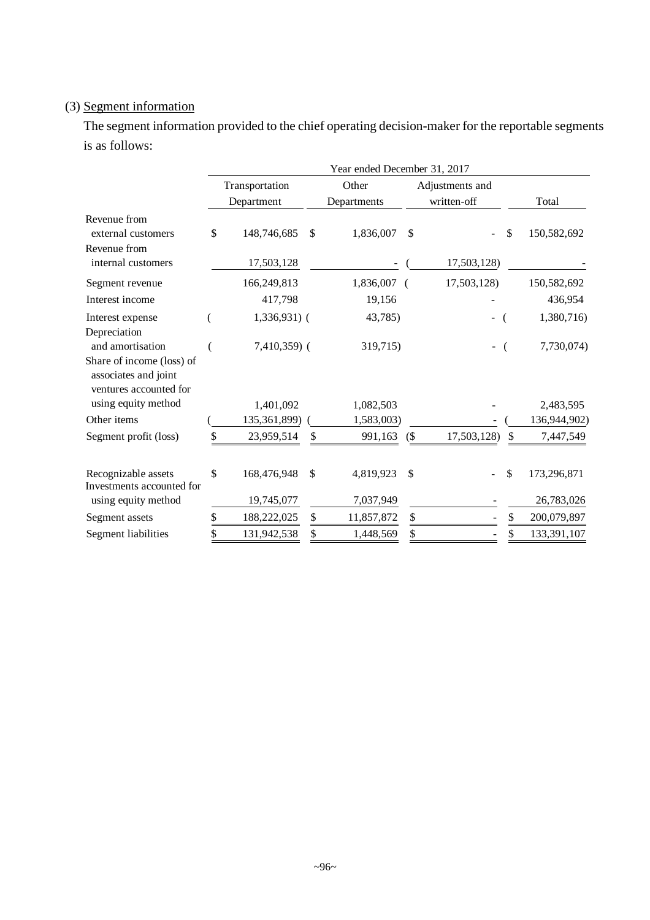(3) Segment information

The segment information provided to the chief operating decision-maker for the reportable segments is as follows:

| | Year ended December 31, 2017 | | | |
|---|---|---|---|---|
| | Transportation Department | Other Departments | Adjustments and written-off | Total |
| Revenue from external customers | $ 148,746,685 | $ 1,836,007 | $ - | $ 150,582,692 |
| Revenue from internal customers | 17,503,128 | - | ( 17,503,128) | - |
| Segment revenue | 166,249,813 | 1,836,007 | ( 17,503,128) | 150,582,692 |
| Interest income | 417,798 | 19,156 | - | 436,954 |
| Interest expense | ( 1,336,931) | ( 43,785) | - | ( 1,380,716) |
| Depreciation and amortisation | ( 7,410,359) | ( 319,715) | - | ( 7,730,074) |
| Share of income (loss) of associates and joint ventures accounted for using equity method | 1,401,092 | 1,082,503 | - | 2,483,595 |
| Other items | ( 135,361,899) | ( 1,583,003) | - | ( 136,944,902) |
| Segment profit (loss) | $ 23,959,514 | $ 991,163 | ($ 17,503,128) | $ 7,447,549 |
| | | | | |
| Recognizable assets | $ 168,476,948 | $ 4,819,923 | $ - | $ 173,296,871 |
| Investments accounted for using equity method | 19,745,077 | 7,037,949 | - | 26,783,026 |
| Segment assets | $ 188,222,025 | $ 11,857,872 | $ - | $ 200,079,897 |
| Segment liabilities | $ 131,942,538 | $ 1,448,569 | $ - | $ 133,391,107 |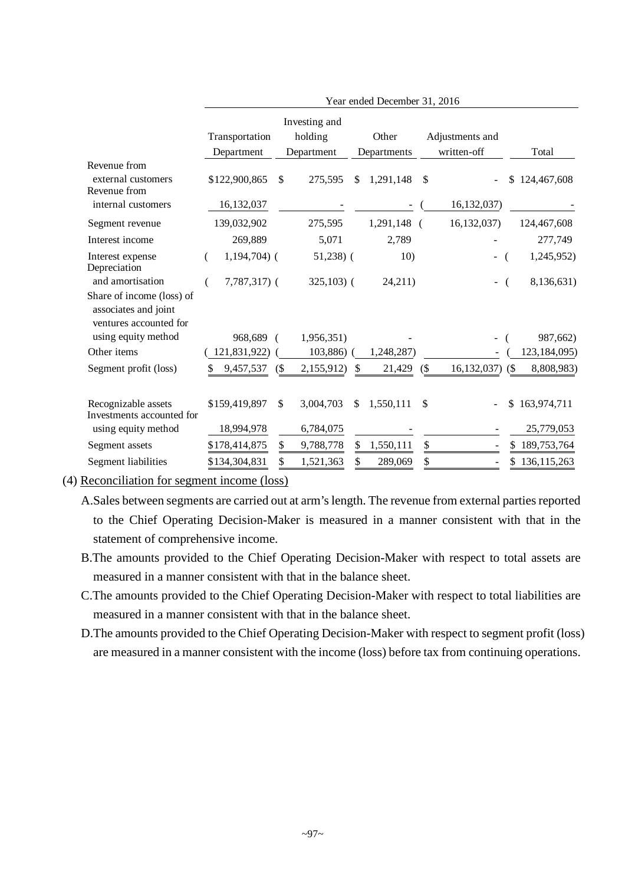| | Year ended December 31, 2016 | | | | |
|---|---|---|---|---|---|
| | Transportation Department | Investing and holding Department | Other Departments | Adjustments and written-off | Total |
| Revenue from external customers | $122,900,865 | $ 275,595 | $ 1,291,148 | $ - | $ 124,467,608 |
| Revenue from internal customers | 16,132,037 | - | - | ( 16,132,037) | - |
| Segment revenue | 139,032,902 | 275,595 | 1,291,148 | ( 16,132,037) | 124,467,608 |
| Interest income | 269,889 | 5,071 | 2,789 | - | 277,749 |
| Interest expense | ( 1,194,704) | ( 51,238) | ( 10) | - | ( 1,245,952) |
| Depreciation and amortisation | ( 7,787,317) | ( 325,103) | ( 24,211) | - | ( 8,136,631) |
| Share of income (loss) of associates and joint ventures accounted for using equity method | 968,689 | ( 1,956,351) | - | - | ( 987,662) |
| Other items | ( 121,831,922) | ( 103,886) | ( 1,248,287) | - | ( 123,184,095) |
| Segment profit (loss) | $ 9,457,537 | ($ 2,155,912) | $ 21,429 | ($ 16,132,037) | ($ 8,808,983) |
| | | | | | |
| Recognizable assets | $159,419,897 | $ 3,004,703 | $ 1,550,111 | $ - | $ 163,974,711 |
| Investments accounted for using equity method | 18,994,978 | 6,784,075 | - | - | 25,779,053 |
| Segment assets | $178,414,875 | $ 9,788,778 | $ 1,550,111 | $ - | $ 189,753,764 |
| Segment liabilities | $134,304,831 | $ 1,521,363 | $ 289,069 | $ - | $ 136,115,263 |

(4) Reconciliation for segment income (loss)

A. Sales between segments are carried out at arm's length. The revenue from external parties reported to the Chief Operating Decision-Maker is measured in a manner consistent with that in the statement of comprehensive income.

B. The amounts provided to the Chief Operating Decision-Maker with respect to total assets are measured in a manner consistent with that in the balance sheet.

C. The amounts provided to the Chief Operating Decision-Maker with respect to total liabilities are measured in a manner consistent with that in the balance sheet.

D. The amounts provided to the Chief Operating Decision-Maker with respect to segment profit (loss) are measured in a manner consistent with the income (loss) before tax from continuing operations.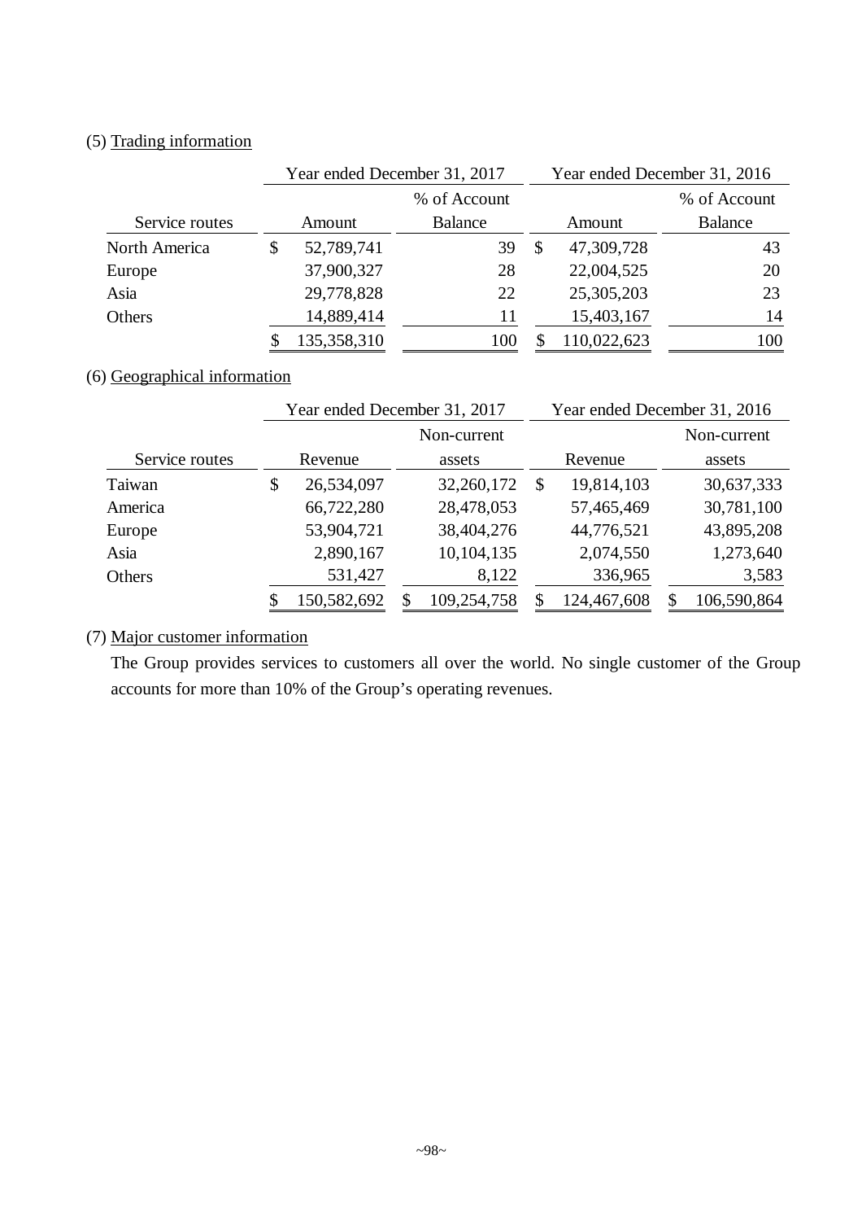(5) Trading information

| Service routes | Year ended December 31, 2017 | | Year ended December 31, 2016 | |
|---|---|---|---|---|
| | Amount | % of Account Balance | Amount | % of Account Balance |
| North America | $ 52,789,741 | 39 | $ 47,309,728 | 43 |
| Europe | 37,900,327 | 28 | 22,004,525 | 20 |
| Asia | 29,778,828 | 22 | 25,305,203 | 23 |
| Others | 14,889,414 | 11 | 15,403,167 | 14 |
| | $ 135,358,310 | 100 | $ 110,022,623 | 100 |

(6) Geographical information

| Service routes | Year ended December 31, 2017 | | Year ended December 31, 2016 | |
|---|---|---|---|---|
| | Revenue | Non-current assets | Revenue | Non-current assets |
| Taiwan | $ 26,534,097 | 32,260,172 | $ 19,814,103 | 30,637,333 |
| America | 66,722,280 | 28,478,053 | 57,465,469 | 30,781,100 |
| Europe | 53,904,721 | 38,404,276 | 44,776,521 | 43,895,208 |
| Asia | 2,890,167 | 10,104,135 | 2,074,550 | 1,273,640 |
| Others | 531,427 | 8,122 | 336,965 | 3,583 |
| | $ 150,582,692 | $ 109,254,758 | $ 124,467,608 | $ 106,590,864 |

(7) Major customer information

The Group provides services to customers all over the world. No single customer of the Group accounts for more than 10% of the Group's operating revenues.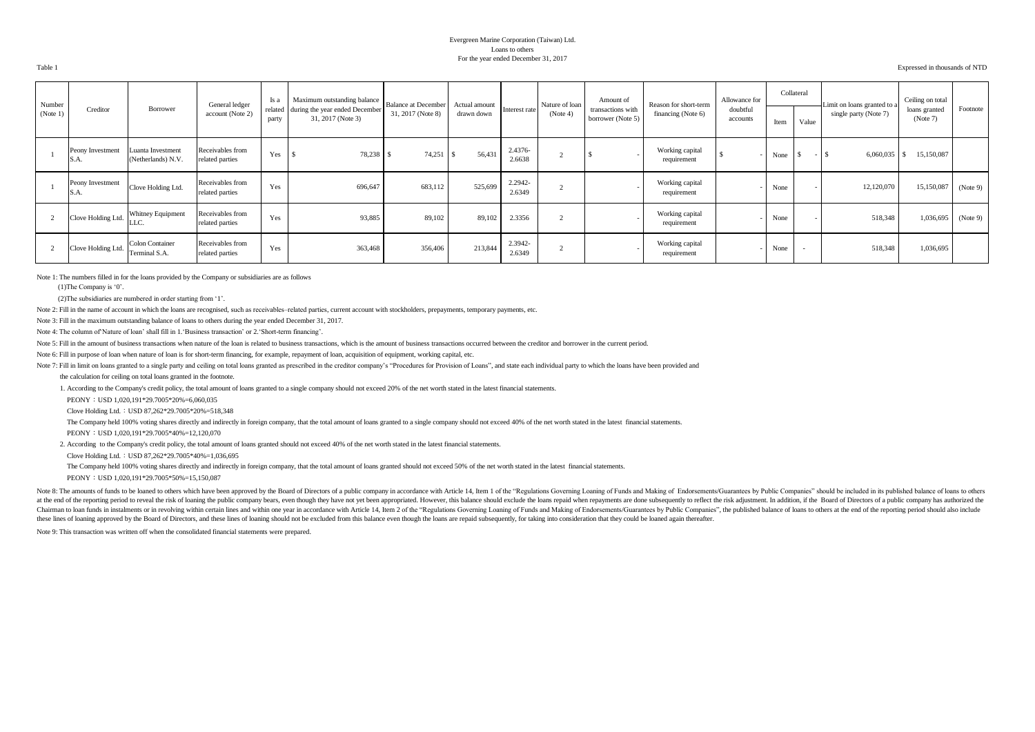Evergreen Marine Corporation (Taiwan) Ltd.
Loans to others
For the year ended December 31, 2017

Table 1

Expressed in thousands of NTD

| Number (Note 1) | Creditor | Borrower | General ledger account (Note 2) | Is a related party | Maximum outstanding balance during the year ended December 31, 2017 (Note 3) | Balance at December 31, 2017 (Note 8) | Actual amount drawn down | Interest rate | Nature of loan (Note 4) | Amount of transactions with borrower (Note 5) | Reason for short-term financing (Note 6) | Allowance for doubtful accounts | Collateral | | Limit on loans granted to a single party (Note 7) | Ceiling on total loans granted (Note 7) | Footnote |
|---|---|---|---|---|---|---|---|---|---|---|---|---|---|---|---|---|---|
| | | | | | | | | | | | | | Item | Value | | | |
| 1 | Peony Investment S.A. | Luanta Investment (Netherlands) N.V. | Receivables from related parties | Yes | $ 78,238 | $ 74,251 | $ 56,431 | 2.4376-2.6638 | 2 | $ - | Working capital requirement | $ - | None | $ - | $ 6,060,035 | $ 15,150,087 | |
| 1 | Peony Investment S.A. | Clove Holding Ltd. | Receivables from related parties | Yes | 696,647 | 683,112 | 525,699 | 2.2942-2.6349 | 2 | - | Working capital requirement | - | None | - | 12,120,070 | 15,150,087 | (Note 9) |
| 2 | Clove Holding Ltd. | Whitney Equipment LLC. | Receivables from related parties | Yes | 93,885 | 89,102 | 89,102 | 2.3356 | 2 | - | Working capital requirement | - | None | - | 518,348 | 1,036,695 | (Note 9) |
| 2 | Clove Holding Ltd. | Colon Container Terminal S.A. | Receivables from related parties | Yes | 363,468 | 356,406 | 213,844 | 2.3942-2.6349 | 2 | - | Working capital requirement | - | None | - | 518,348 | 1,036,695 | |

Note 1: The numbers filled in for the loans provided by the Company or subsidiaries are as follows

(1)The Company is '0'.

(2)The subsidiaries are numbered in order starting from '1'.

Note 2: Fill in the name of account in which the loans are recognised, such as receivables–related parties, current account with stockholders, prepayments, temporary payments, etc.

Note 3: Fill in the maximum outstanding balance of loans to others during the year ended December 31, 2017.

Note 4: The column of'Nature of loan' shall fill in 1.'Business transaction' or 2.'Short-term financing'.

Note 5: Fill in the amount of business transactions when nature of the loan is related to business transactions, which is the amount of business transactions occurred between the creditor and borrower in the current period.

Note 6: Fill in purpose of loan when nature of loan is for short-term financing, for example, repayment of loan, acquisition of equipment, working capital, etc.

Note 7: Fill in limit on loans granted to a single party and ceiling on total loans granted as prescribed in the creditor company's "Procedures for Provision of Loans", and state each individual party to which the loans have been provided and the calculation for ceiling on total loans granted in the footnote.

1. According to the Company's credit policy, the total amount of loans granted to a single company should not exceed 20% of the net worth stated in the latest financial statements.

PEONY：USD 1,020,191*29.7005*20%=6,060,035

Clove Holding Ltd.：USD 87,262*29.7005*20%=518,348

The Company held 100% voting shares directly and indirectly in foreign company, that the total amount of loans granted to a single company should not exceed 40% of the net worth stated in the latest financial statements.

PEONY：USD 1,020,191*29.7005*40%=12,120,070

2. According to the Company's credit policy, the total amount of loans granted should not exceed 40% of the net worth stated in the latest financial statements.

Clove Holding Ltd.：USD 87,262*29.7005*40%=1,036,695

The Company held 100% voting shares directly and indirectly in foreign company, that the total amount of loans granted should not exceed 50% of the net worth stated in the latest financial statements.

PEONY：USD 1,020,191*29.7005*50%=15,150,087

Note 8: The amounts of funds to be loaned to others which have been approved by the Board of Directors of a public company in accordance with Article 14, Item 1 of the "Regulations Governing Loaning of Funds and Making of Endorsements/Guarantees by Public Companies" should be included in its published balance of loans to others at the end of the reporting period to reveal the risk of loaning the public company bears, even though they have not yet been appropriated. However, this balance should exclude the loans repaid when repayments are done subsequently to reflect the risk adjustment. In addition, if the Board of Directors of a public company has authorized the Chairman to loan funds in instalments or in revolving within certain lines and within one year in accordance with Article 14, Item 2 of the "Regulations Governing Loaning of Funds and Making of Endorsements/Guarantees by Public Companies", the published balance of loans to others at the end of the reporting period should also include these lines of loaning approved by the Board of Directors, and these lines of loaning should not be excluded from this balance even though the loans are repaid subsequently, for taking into consideration that they could be loaned again thereafter.

Note 9: This transaction was written off when the consolidated financial statements were prepared.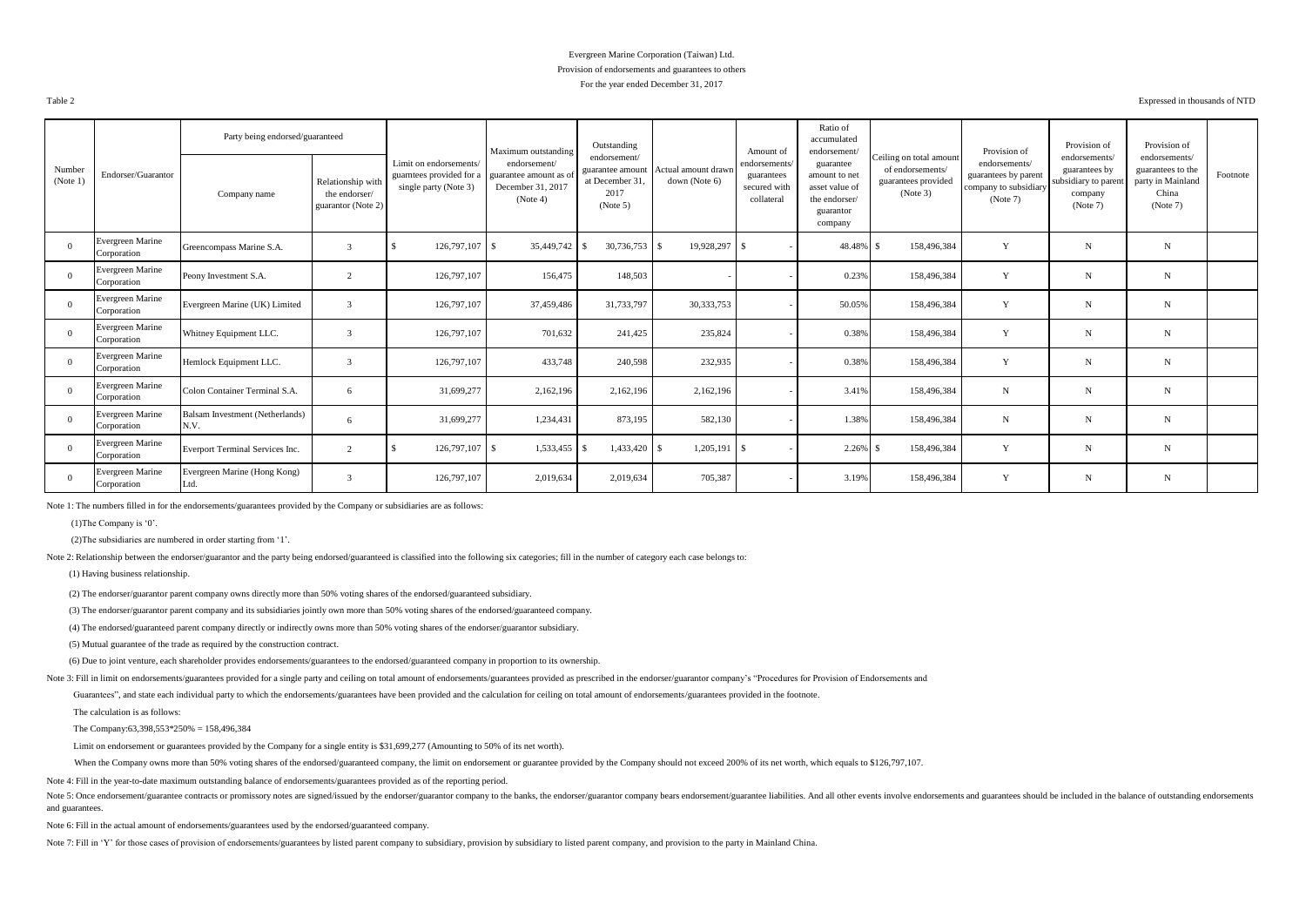Evergreen Marine Corporation (Taiwan) Ltd.

Provision of endorsements and guarantees to others

For the year ended December 31, 2017

Table 2

Expressed in thousands of NTD

| Number (Note 1) | Endorser/Guarantor | Party being endorsed/guaranteed | | Limit on endorsements/ guarntees provided for a single party (Note 3) | Maximum outstanding endorsement/ guarantee amount as of December 31, 2017 (Note 4) | Outstanding endorsement/ guarantee amount at December 31, 2017 (Note 5) | Actual amount drawn down (Note 6) | Amount of endorsements/ guarantees secured with collateral | Ratio of accumulated endorsement/ guarantee amount to net asset value of the endorser/ guarantor company | Ceiling on total amount of endorsements/ guarantees provided (Note 3) | Provision of endorsements/ guarantees by parent company to subsidiary (Note 7) | Provision of endorsements/ guarantees by subsidiary to parent company (Note 7) | Provision of endorsements/ guarantees to the party in Mainland China (Note 7) | Footnote |
|---|---|---|---|---|---|---|---|---|---|---|---|---|---|---|
| | | Company name | Relationship with the endorser/ guarantor (Note 2) | | | | | | | | | | | |
| 0 | Evergreen Marine Corporation | Greencompass Marine S.A. | 3 | $ 126,797,107 | $ 35,449,742 | $ 30,736,753 | $ 19,928,297 | $ - | 48.48% | $ 158,496,384 | Y | N | N | |
| 0 | Evergreen Marine Corporation | Peony Investment S.A. | 2 | 126,797,107 | 156,475 | 148,503 | - | - | 0.23% | 158,496,384 | Y | N | N | |
| 0 | Evergreen Marine Corporation | Evergreen Marine (UK) Limited | 3 | 126,797,107 | 37,459,486 | 31,733,797 | 30,333,753 | - | 50.05% | 158,496,384 | Y | N | N | |
| 0 | Evergreen Marine Corporation | Whitney Equipment LLC. | 3 | 126,797,107 | 701,632 | 241,425 | 235,824 | - | 0.38% | 158,496,384 | Y | N | N | |
| 0 | Evergreen Marine Corporation | Hemlock Equipment LLC. | 3 | 126,797,107 | 433,748 | 240,598 | 232,935 | - | 0.38% | 158,496,384 | Y | N | N | |
| 0 | Evergreen Marine Corporation | Colon Container Terminal S.A. | 6 | 31,699,277 | 2,162,196 | 2,162,196 | 2,162,196 | - | 3.41% | 158,496,384 | N | N | N | |
| 0 | Evergreen Marine Corporation | Balsam Investment (Netherlands) N.V. | 6 | 31,699,277 | 1,234,431 | 873,195 | 582,130 | - | 1.38% | 158,496,384 | N | N | N | |
| 0 | Evergreen Marine Corporation | Everport Terminal Services Inc. | 2 | $ 126,797,107 | $ 1,533,455 | $ 1,433,420 | $ 1,205,191 | $ - | 2.26% | $ 158,496,384 | Y | N | N | |
| 0 | Evergreen Marine Corporation | Evergreen Marine (Hong Kong) Ltd. | 3 | 126,797,107 | 2,019,634 | 2,019,634 | 705,387 | - | 3.19% | 158,496,384 | Y | N | N | |

Note 1: The numbers filled in for the endorsements/guarantees provided by the Company or subsidiaries are as follows:

(1)The Company is '0'.

(2)The subsidiaries are numbered in order starting from '1'.

Note 2: Relationship between the endorser/guarantor and the party being endorsed/guaranteed is classified into the following six categories; fill in the number of category each case belongs to:

(1) Having business relationship.

(2) The endorser/guarantor parent company owns directly more than 50% voting shares of the endorsed/guaranteed subsidiary.

(3) The endorser/guarantor parent company and its subsidiaries jointly own more than 50% voting shares of the endorsed/guaranteed company.

(4) The endorsed/guaranteed parent company directly or indirectly owns more than 50% voting shares of the endorser/guarantor subsidiary.

(5) Mutual guarantee of the trade as required by the construction contract.

(6) Due to joint venture, each shareholder provides endorsements/guarantees to the endorsed/guaranteed company in proportion to its ownership.

Note 3: Fill in limit on endorsements/guarantees provided for a single party and ceiling on total amount of endorsements/guarantees provided as prescribed in the endorser/guarantor company's "Procedures for Provision of Endorsements and Guarantees", and state each individual party to which the endorsements/guarantees have been provided and the calculation for ceiling on total amount of endorsements/guarantees provided in the footnote.

The calculation is as follows:

The Company:63,398,553*250% = 158,496,384

Limit on endorsement or guarantees provided by the Company for a single entity is $31,699,277 (Amounting to 50% of its net worth).

When the Company owns more than 50% voting shares of the endorsed/guaranteed company, the limit on endorsement or guarantee provided by the Company should not exceed 200% of its net worth, which equals to $126,797,107.

Note 4: Fill in the year-to-date maximum outstanding balance of endorsements/guarantees provided as of the reporting period.

Note 5: Once endorsement/guarantee contracts or promissory notes are signed/issued by the endorser/guarantor company to the banks, the endorser/guarantor company bears endorsement/guarantee liabilities. And all other events involve endorsements and guarantees should be included in the balance of outstanding endorsements and guarantees.

Note 6: Fill in the actual amount of endorsements/guarantees used by the endorsed/guaranteed company.

Note 7: Fill in 'Y' for those cases of provision of endorsements/guarantees by listed parent company to subsidiary, provision by subsidiary to listed parent company, and provision to the party in Mainland China.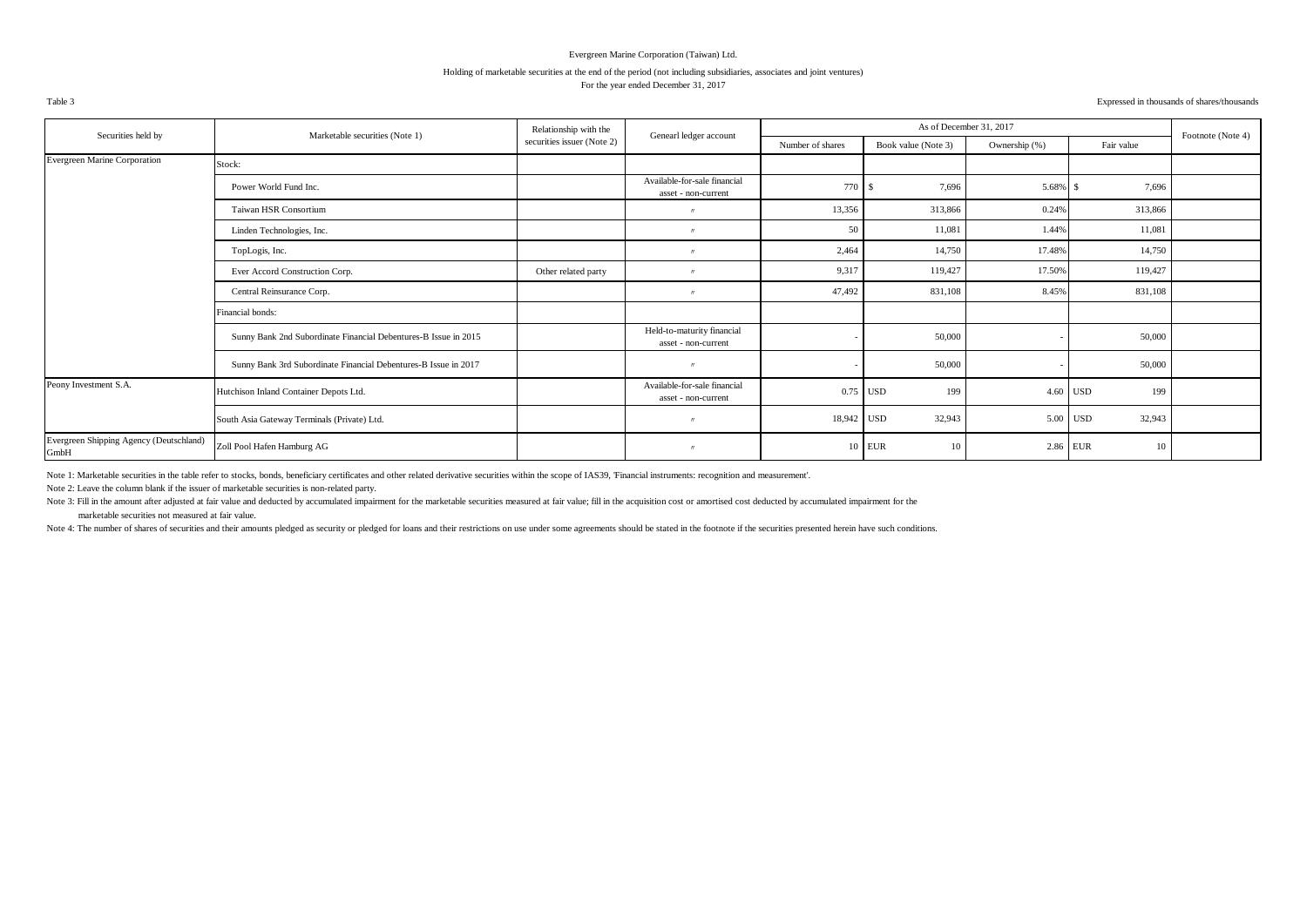Evergreen Marine Corporation (Taiwan) Ltd.

Holding of marketable securities at the end of the period (not including subsidiaries, associates and joint ventures)

For the year ended December 31, 2017

Table 3

Expressed in thousands of shares/thousands

| Securities held by | Marketable securities (Note 1) | Relationship with the securities issuer (Note 2) | Genearl ledger account | As of December 31, 2017 | | | | Footnote (Note 4) |
|---|---|---|---|---|---|---|---|---|
| | | | | Number of shares | Book value (Note 3) | Ownership (%) | Fair value | |
| Evergreen Marine Corporation | Stock: | | | | | | | |
| | Power World Fund Inc. | | Available-for-sale financial asset - non-current | 770 | $ 7,696 | 5.68% | $ 7,696 | |
| | Taiwan HSR Consortium | | 〃 | 13,356 | 313,866 | 0.24% | 313,866 | |
| | Linden Technologies, Inc. | | 〃 | 50 | 11,081 | 1.44% | 11,081 | |
| | TopLogis, Inc. | | 〃 | 2,464 | 14,750 | 17.48% | 14,750 | |
| | Ever Accord Construction Corp. | Other related party | 〃 | 9,317 | 119,427 | 17.50% | 119,427 | |
| | Central Reinsurance Corp. | | 〃 | 47,492 | 831,108 | 8.45% | 831,108 | |
| | Financial bonds: | | | | | | | |
| | Sunny Bank 2nd Subordinate Financial Debentures-B Issue in 2015 | | Held-to-maturity financial asset - non-current | - | 50,000 | - | 50,000 | |
| | Sunny Bank 3rd Subordinate Financial Debentures-B Issue in 2017 | | 〃 | - | 50,000 | - | 50,000 | |
| Peony Investment S.A. | Hutchison Inland Container Depots Ltd. | | Available-for-sale financial asset - non-current | 0.75 | USD 199 | 4.60 | USD 199 | |
| | South Asia Gateway Terminals (Private) Ltd. | | 〃 | 18,942 | USD 32,943 | 5.00 | USD 32,943 | |
| Evergreen Shipping Agency (Deutschland) GmbH | Zoll Pool Hafen Hamburg AG | | 〃 | 10 | EUR 10 | 2.86 | EUR 10 | |

Note 1: Marketable securities in the table refer to stocks, bonds, beneficiary certificates and other related derivative securities within the scope of IAS39, 'Financial instruments: recognition and measurement'.

Note 2: Leave the column blank if the issuer of marketable securities is non-related party.

Note 3: Fill in the amount after adjusted at fair value and deducted by accumulated impairment for the marketable securities measured at fair value; fill in the acquisition cost or amortised cost deducted by accumulated impairment for the marketable securities not measured at fair value.

Note 4: The number of shares of securities and their amounts pledged as security or pledged for loans and their restrictions on use under some agreements should be stated in the footnote if the securities presented herein have such conditions.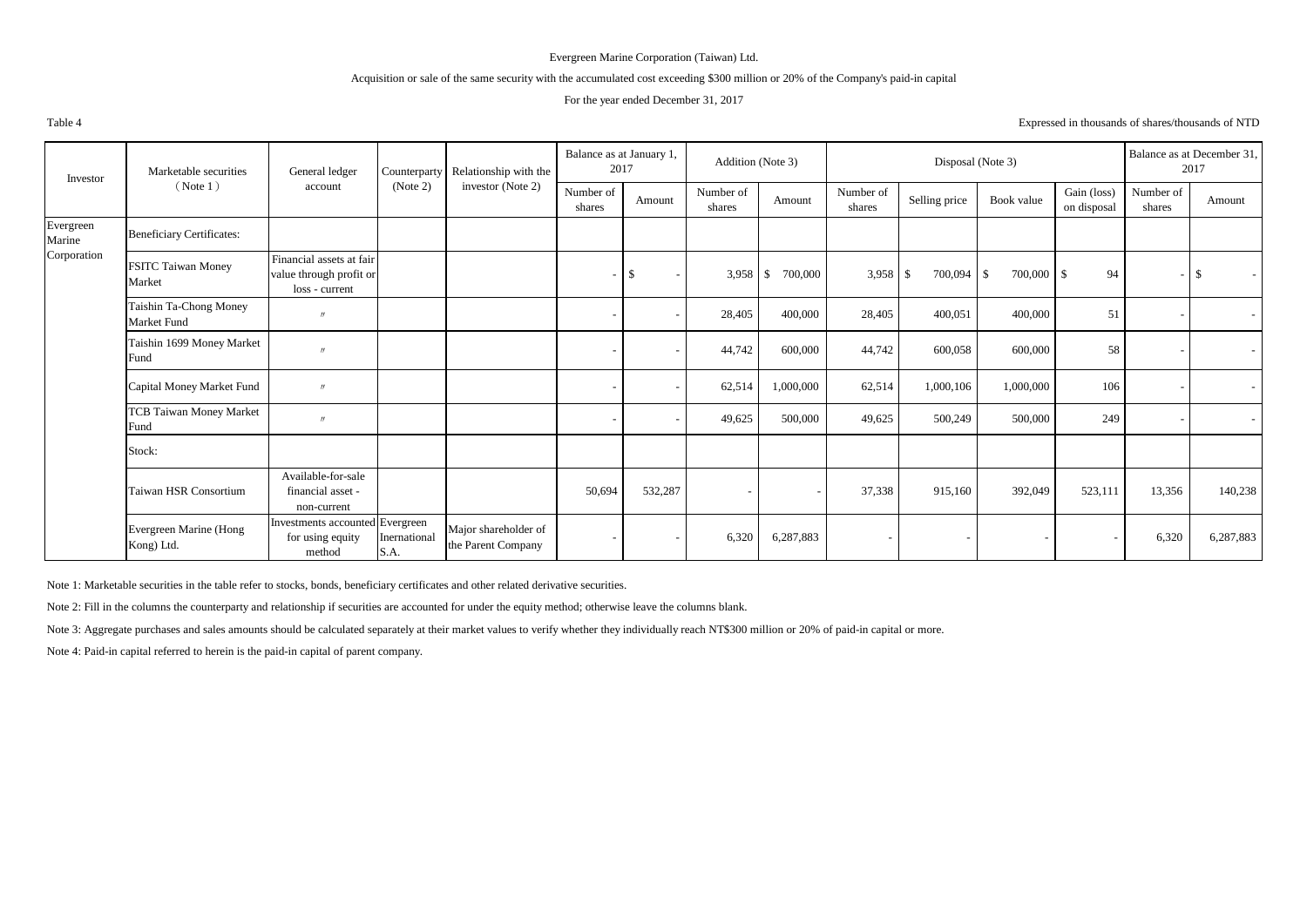Evergreen Marine Corporation (Taiwan) Ltd.

Acquisition or sale of the same security with the accumulated cost exceeding $300 million or 20% of the Company's paid-in capital

For the year ended December 31, 2017

Table 4

Expressed in thousands of shares/thousands of NTD

| Investor | Marketable securities (Note 1) | General ledger account | Counterparty (Note 2) | Relationship with the investor (Note 2) | Balance as at January 1, 2017 | | Addition (Note 3) | | Disposal (Note 3) | | | | Balance as at December 31, 2017 | |
|---|---|---|---|---|---|---|---|---|---|---|---|---|---|---|
| | | | | | Number of shares | Amount | Number of shares | Amount | Number of shares | Selling price | Book value | Gain (loss) on disposal | Number of shares | Amount |
| Evergreen Marine Corporation | Beneficiary Certificates: | | | | | | | | | | | | | |
| | FSITC Taiwan Money Market | Financial assets at fair value through profit or loss - current | | | - | $ - | 3,958 | $ 700,000 | 3,958 | $ 700,094 | $ 700,000 | $ 94 | - | $ - |
| | Taishin Ta-Chong Money Market Fund | 〃 | | | - | - | 28,405 | 400,000 | 28,405 | 400,051 | 400,000 | 51 | - | - |
| | Taishin 1699 Money Market Fund | 〃 | | | - | - | 44,742 | 600,000 | 44,742 | 600,058 | 600,000 | 58 | - | - |
| | Capital Money Market Fund | 〃 | | | - | - | 62,514 | 1,000,000 | 62,514 | 1,000,106 | 1,000,000 | 106 | - | - |
| | TCB Taiwan Money Market Fund | 〃 | | | - | - | 49,625 | 500,000 | 49,625 | 500,249 | 500,000 | 249 | - | - |
| | Stock: | | | | | | | | | | | | | |
| | Taiwan HSR Consortium | Available-for-sale financial asset - non-current | | | 50,694 | 532,287 | - | - | 37,338 | 915,160 | 392,049 | 523,111 | 13,356 | 140,238 |
| | Evergreen Marine (Hong Kong) Ltd. | Investments accounted for using equity method | Evergreen Inernational S.A. | Major shareholder of the Parent Company | - | - | 6,320 | 6,287,883 | - | - | - | - | 6,320 | 6,287,883 |

Note 1: Marketable securities in the table refer to stocks, bonds, beneficiary certificates and other related derivative securities.

Note 2: Fill in the columns the counterparty and relationship if securities are accounted for under the equity method; otherwise leave the columns blank.

Note 3: Aggregate purchases and sales amounts should be calculated separately at their market values to verify whether they individually reach NT$300 million or 20% of paid-in capital or more.

Note 4: Paid-in capital referred to herein is the paid-in capital of parent company.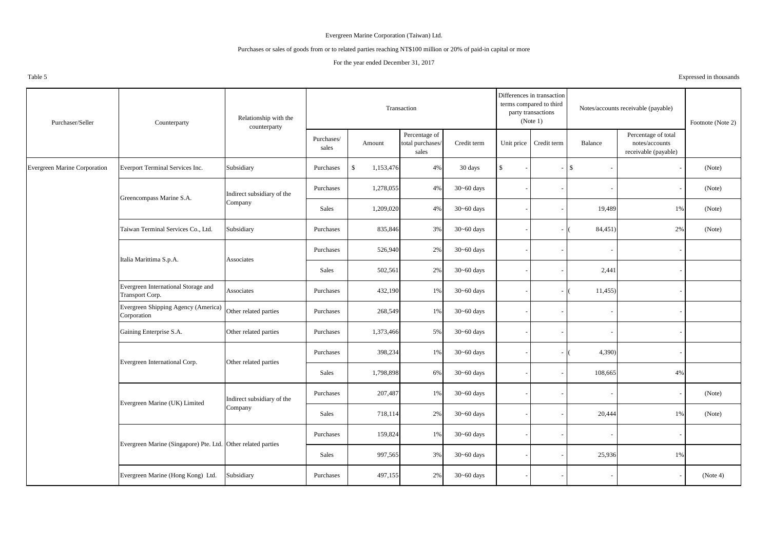Evergreen Marine Corporation (Taiwan) Ltd.

Purchases or sales of goods from or to related parties reaching NT$100 million or 20% of paid-in capital or more

For the year ended December 31, 2017

Table 5

Expressed in thousands

| Purchaser/Seller | Counterparty | Relationship with the counterparty | Transaction | | | | Differences in transaction terms compared to third party transactions (Note 1) | | Notes/accounts receivable (payable) | | Footnote (Note 2) |
|---|---|---|---|---|---|---|---|---|---|---|---|
| | | | Purchases/ sales | Amount | Percentage of total purchases/ sales | Credit term | Unit price | Credit term | Balance | Percentage of total notes/accounts receivable (payable) | |
| Evergreen Marine Corporation | Everport Terminal Services Inc. | Subsidiary | Purchases | $ 1,153,476 | 4% | 30 days | $ - | - | $ - | - | (Note) |
| | Greencompass Marine S.A. | Indirect subsidiary of the Company | Purchases | 1,278,055 | 4% | 30~60 days | - | - | - | - | (Note) |
| | | | Sales | 1,209,020 | 4% | 30~60 days | - | - | 19,489 | 1% | (Note) |
| | Taiwan Terminal Services Co., Ltd. | Subsidiary | Purchases | 835,846 | 3% | 30~60 days | - | - | ( 84,451) | 2% | (Note) |
| | Italia Marittima S.p.A. | Associates | Purchases | 526,940 | 2% | 30~60 days | - | - | - | - | |
| | | | Sales | 502,561 | 2% | 30~60 days | - | - | 2,441 | - | |
| | Evergreen International Storage and Transport Corp. | Associates | Purchases | 432,190 | 1% | 30~60 days | - | - | ( 11,455) | - | |
| | Evergreen Shipping Agency (America) Corporation | Other related parties | Purchases | 268,549 | 1% | 30~60 days | - | - | - | - | |
| | Gaining Enterprise S.A. | Other related parties | Purchases | 1,373,466 | 5% | 30~60 days | - | - | - | - | |
| | Evergreen International Corp. | Other related parties | Purchases | 398,234 | 1% | 30~60 days | - | - | ( 4,390) | - | |
| | | | Sales | 1,798,898 | 6% | 30~60 days | - | - | 108,665 | 4% | |
| | Evergreen Marine (UK) Limited | Indirect subsidiary of the Company | Purchases | 207,487 | 1% | 30~60 days | - | - | - | - | (Note) |
| | | | Sales | 718,114 | 2% | 30~60 days | - | - | 20,444 | 1% | (Note) |
| | Evergreen Marine (Singapore) Pte. Ltd. | Other related parties | Purchases | 159,824 | 1% | 30~60 days | - | - | - | - | |
| | | | Sales | 997,565 | 3% | 30~60 days | - | - | 25,936 | 1% | |
| | Evergreen Marine (Hong Kong) Ltd. | Subsidiary | Purchases | 497,155 | 2% | 30~60 days | - | - | - | - | (Note 4) |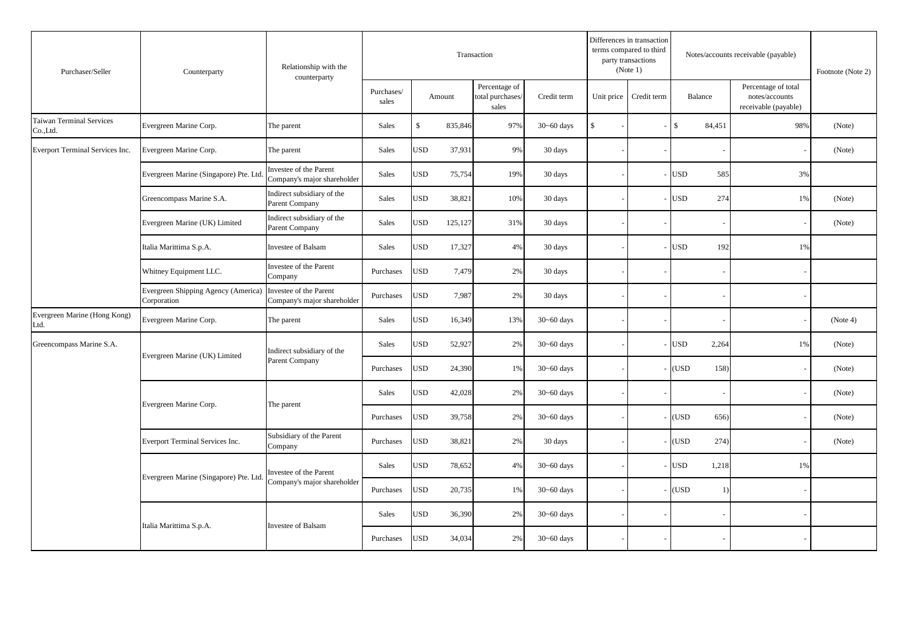| Purchaser/Seller | Counterparty | Relationship with the counterparty | Transaction | | | | Differences in transaction terms compared to third party transactions (Note 1) | | Notes/accounts receivable (payable) | | Footnote (Note 2) |
|---|---|---|---|---|---|---|---|---|---|---|---|
| | | | Purchases/ sales | Amount | Percentage of total purchases/ sales | Credit term | Unit price | Credit term | Balance | Percentage of total notes/accounts receivable (payable) | |
| Taiwan Terminal Services Co.,Ltd. | Evergreen Marine Corp. | The parent | Sales | $ 835,846 | 97% | 30~60 days | $ - | - | $ 84,451 | 98% | (Note) |
| Everport Terminal Services Inc. | Evergreen Marine Corp. | The parent | Sales | USD 37,931 | 9% | 30 days | - | - | - | - | (Note) |
| | Evergreen Marine (Singapore) Pte. Ltd. | Investee of the Parent Company's major shareholder | Sales | USD 75,754 | 19% | 30 days | - | - | USD 585 | 3% | |
| | Greencompass Marine S.A. | Indirect subsidiary of the Parent Company | Sales | USD 38,821 | 10% | 30 days | - | - | USD 274 | 1% | (Note) |
| | Evergreen Marine (UK) Limited | Indirect subsidiary of the Parent Company | Sales | USD 125,127 | 31% | 30 days | - | - | - | - | (Note) |
| | Italia Marittima S.p.A. | Investee of Balsam | Sales | USD 17,327 | 4% | 30 days | - | - | USD 192 | 1% | |
| | Whitney Equipment LLC. | Investee of the Parent Company | Purchases | USD 7,479 | 2% | 30 days | - | - | - | - | |
| | Evergreen Shipping Agency (America) Corporation | Investee of the Parent Company's major shareholder | Purchases | USD 7,987 | 2% | 30 days | - | - | - | - | |
| Evergreen Marine (Hong Kong) Ltd. | Evergreen Marine Corp. | The parent | Sales | USD 16,349 | 13% | 30~60 days | - | - | - | - | (Note 4) |
| Greencompass Marine S.A. | Evergreen Marine (UK) Limited | Indirect subsidiary of the Parent Company | Sales | USD 52,927 | 2% | 30~60 days | - | - | USD 2,264 | 1% | (Note) |
| | | | Purchases | USD 24,390 | 1% | 30~60 days | - | - | (USD 158) | - | (Note) |
| | Evergreen Marine Corp. | The parent | Sales | USD 42,028 | 2% | 30~60 days | - | - | - | - | (Note) |
| | | | Purchases | USD 39,758 | 2% | 30~60 days | - | - | (USD 656) | - | (Note) |
| | Everport Terminal Services Inc. | Subsidiary of the Parent Company | Purchases | USD 38,821 | 2% | 30 days | - | - | (USD 274) | - | (Note) |
| | Evergreen Marine (Singapore) Pte. Ltd. | Investee of the Parent Company's major shareholder | Sales | USD 78,652 | 4% | 30~60 days | - | - | USD 1,218 | 1% | |
| | | | Purchases | USD 20,735 | 1% | 30~60 days | - | - | (USD 1) | - | |
| | Italia Marittima S.p.A. | Investee of Balsam | Sales | USD 36,390 | 2% | 30~60 days | - | - | - | - | |
| | | | Purchases | USD 34,034 | 2% | 30~60 days | - | - | - | - | |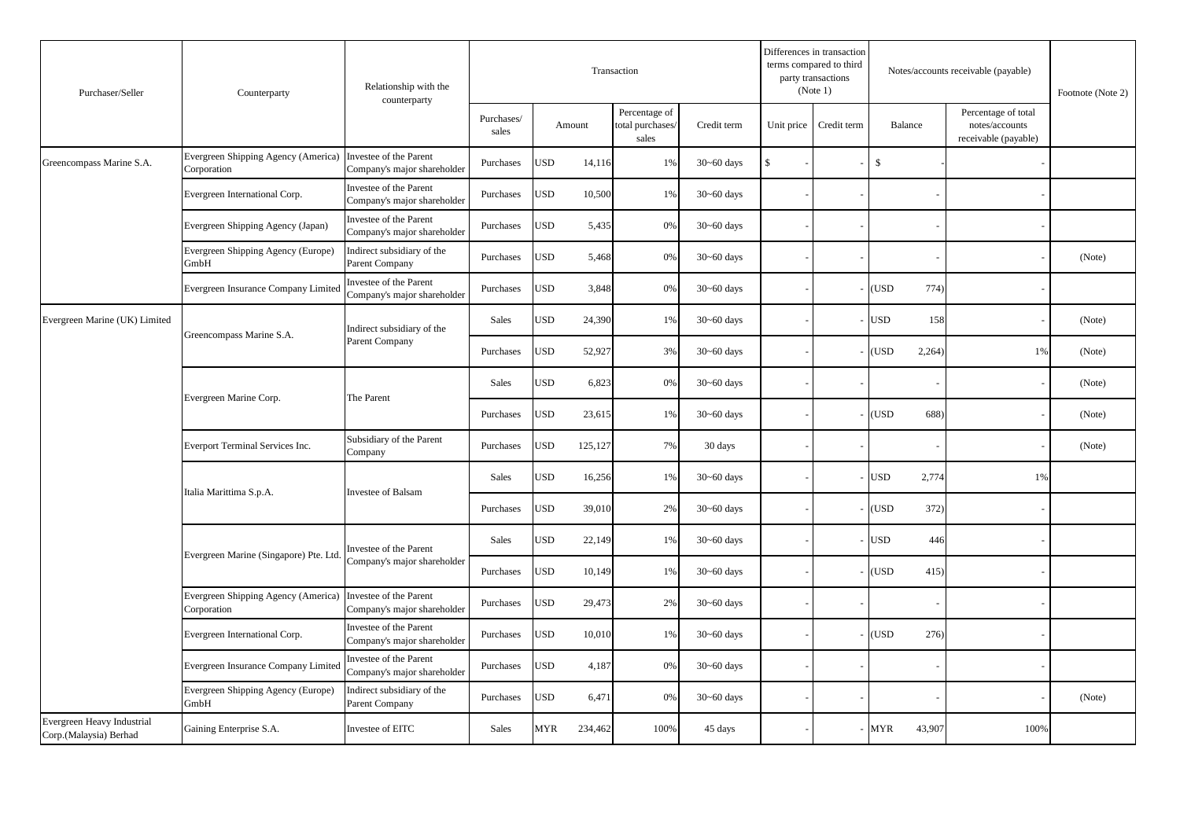| Purchaser/Seller | Counterparty | Relationship with the counterparty | Transaction | | | | Differences in transaction terms compared to third party transactions (Note 1) | | Notes/accounts receivable (payable) | | Footnote (Note 2) |
|---|---|---|---|---|---|---|---|---|---|---|---|
| | | | Purchases/ sales | Amount | Percentage of total purchases/ sales | Credit term | Unit price | Credit term | Balance | Percentage of total notes/accounts receivable (payable) | |
| Greencompass Marine S.A. | Evergreen Shipping Agency (America) Corporation | Investee of the Parent Company's major shareholder | Purchases | USD 14,116 | 1% | 30~60 days | $ - | - | $ - | - | |
| | Evergreen International Corp. | Investee of the Parent Company's major shareholder | Purchases | USD 10,500 | 1% | 30~60 days | - | - | - | - | |
| | Evergreen Shipping Agency (Japan) | Investee of the Parent Company's major shareholder | Purchases | USD 5,435 | 0% | 30~60 days | - | - | - | - | |
| | Evergreen Shipping Agency (Europe) GmbH | Indirect subsidiary of the Parent Company | Purchases | USD 5,468 | 0% | 30~60 days | - | - | - | - | (Note) |
| | Evergreen Insurance Company Limited | Investee of the Parent Company's major shareholder | Purchases | USD 3,848 | 0% | 30~60 days | - | - | (USD 774) | - | |
| Evergreen Marine (UK) Limited | Greencompass Marine S.A. | Indirect subsidiary of the Parent Company | Sales | USD 24,390 | 1% | 30~60 days | - | - | USD 158 | - | (Note) |
| | | | Purchases | USD 52,927 | 3% | 30~60 days | - | - | (USD 2,264) | 1% | (Note) |
| | Evergreen Marine Corp. | The Parent | Sales | USD 6,823 | 0% | 30~60 days | - | - | - | - | (Note) |
| | | | Purchases | USD 23,615 | 1% | 30~60 days | - | - | (USD 688) | - | (Note) |
| | Everport Terminal Services Inc. | Subsidiary of the Parent Company | Purchases | USD 125,127 | 7% | 30 days | - | - | - | - | (Note) |
| | Italia Marittima S.p.A. | Investee of Balsam | Sales | USD 16,256 | 1% | 30~60 days | - | - | USD 2,774 | 1% | |
| | | | Purchases | USD 39,010 | 2% | 30~60 days | - | - | (USD 372) | - | |
| | Evergreen Marine (Singapore) Pte. Ltd. | Investee of the Parent Company's major shareholder | Sales | USD 22,149 | 1% | 30~60 days | - | - | USD 446 | - | |
| | | | Purchases | USD 10,149 | 1% | 30~60 days | - | - | (USD 415) | - | |
| | Evergreen Shipping Agency (America) Corporation | Investee of the Parent Company's major shareholder | Purchases | USD 29,473 | 2% | 30~60 days | - | - | - | - | |
| | Evergreen International Corp. | Investee of the Parent Company's major shareholder | Purchases | USD 10,010 | 1% | 30~60 days | - | - | (USD 276) | - | |
| | Evergreen Insurance Company Limited | Investee of the Parent Company's major shareholder | Purchases | USD 4,187 | 0% | 30~60 days | - | - | - | - | |
| | Evergreen Shipping Agency (Europe) GmbH | Indirect subsidiary of the Parent Company | Purchases | USD 6,471 | 0% | 30~60 days | - | - | - | - | (Note) |
| Evergreen Heavy Industrial Corp.(Malaysia) Berhad | Gaining Enterprise S.A. | Investee of EITC | Sales | MYR 234,462 | 100% | 45 days | - | - | MYR 43,907 | 100% | |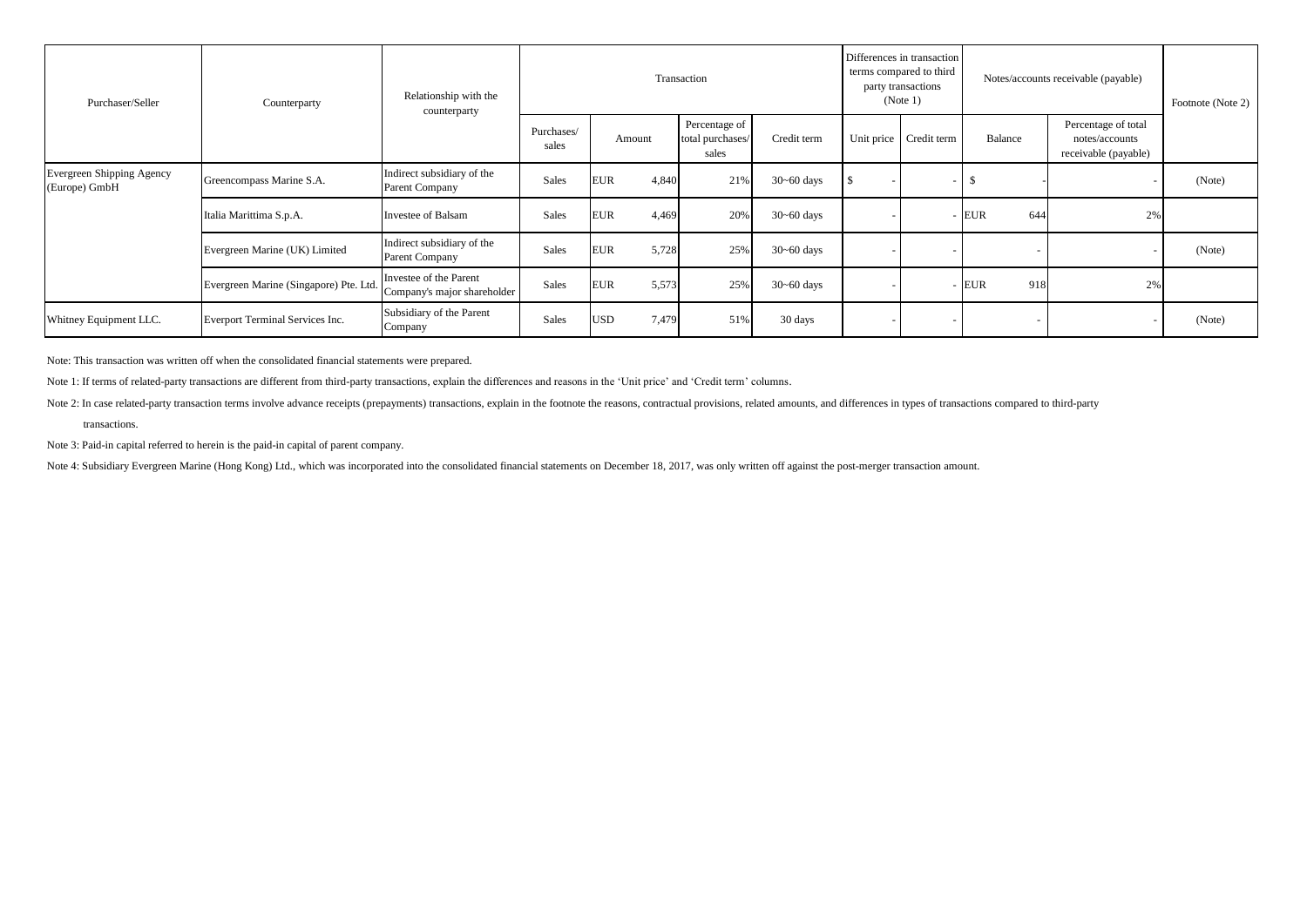| Purchaser/Seller | Counterparty | Relationship with the counterparty | Transaction | | | | Differences in transaction terms compared to third party transactions (Note 1) | | Notes/accounts receivable (payable) | | Footnote (Note 2) |
|---|---|---|---|---|---|---|---|---|---|---|---|
| | | | Purchases/ sales | Amount | Percentage of total purchases/ sales | Credit term | Unit price | Credit term | Balance | Percentage of total notes/accounts receivable (payable) | |
| Evergreen Shipping Agency (Europe) GmbH | Greencompass Marine S.A. | Indirect subsidiary of the Parent Company | Sales | EUR 4,840 | 21% | 30~60 days | $ - | - | $ - | - | (Note) |
| | Italia Marittima S.p.A. | Investee of Balsam | Sales | EUR 4,469 | 20% | 30~60 days | - | - | EUR 644 | 2% | |
| | Evergreen Marine (UK) Limited | Indirect subsidiary of the Parent Company | Sales | EUR 5,728 | 25% | 30~60 days | - | - | - | - | (Note) |
| | Evergreen Marine (Singapore) Pte. Ltd. | Investee of the Parent Company's major shareholder | Sales | EUR 5,573 | 25% | 30~60 days | - | - | EUR 918 | 2% | |
| Whitney Equipment LLC. | Everport Terminal Services Inc. | Subsidiary of the Parent Company | Sales | USD 7,479 | 51% | 30 days | - | - | - | - | (Note) |

Note: This transaction was written off when the consolidated financial statements were prepared.

Note 1: If terms of related-party transactions are different from third-party transactions, explain the differences and reasons in the 'Unit price' and 'Credit term' columns.

Note 2: In case related-party transaction terms involve advance receipts (prepayments) transactions, explain in the footnote the reasons, contractual provisions, related amounts, and differences in types of transactions compared to third-party transactions.

Note 3: Paid-in capital referred to herein is the paid-in capital of parent company.

Note 4: Subsidiary Evergreen Marine (Hong Kong) Ltd., which was incorporated into the consolidated financial statements on December 18, 2017, was only written off against the post-merger transaction amount.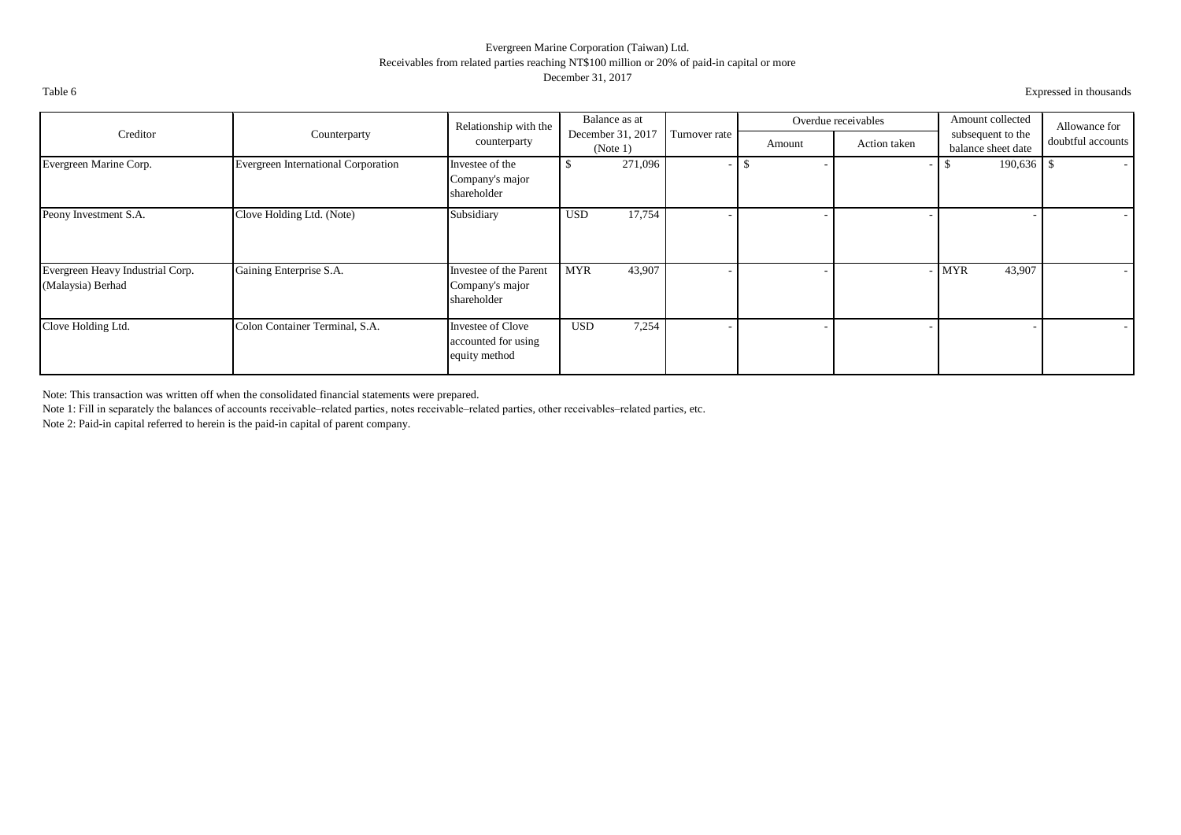Evergreen Marine Corporation (Taiwan) Ltd.

Receivables from related parties reaching NT$100 million or 20% of paid-in capital or more

December 31, 2017

Table 6

Expressed in thousands

| Creditor | Counterparty | Relationship with the counterparty | Balance as at December 31, 2017 (Note 1) | Turnover rate | Overdue receivables | | Amount collected subsequent to the balance sheet date | Allowance for doubtful accounts |
|---|---|---|---|---|---|---|---|---|
| | | | | | Amount | Action taken | | |
| Evergreen Marine Corp. | Evergreen International Corporation | Investee of the Company's major shareholder | $ 271,096 | - | $ - | - | $ 190,636 | $ - |
| Peony Investment S.A. | Clove Holding Ltd. (Note) | Subsidiary | USD 17,754 | - | - | - | - | - |
| Evergreen Heavy Industrial Corp. (Malaysia) Berhad | Gaining Enterprise S.A. | Investee of the Parent Company's major shareholder | MYR 43,907 | - | - | - | MYR 43,907 | - |
| Clove Holding Ltd. | Colon Container Terminal, S.A. | Investee of Clove accounted for using equity method | USD 7,254 | - | - | - | - | - |

Note: This transaction was written off when the consolidated financial statements were prepared.

Note 1: Fill in separately the balances of accounts receivable–related parties, notes receivable–related parties, other receivables–related parties, etc.

Note 2: Paid-in capital referred to herein is the paid-in capital of parent company.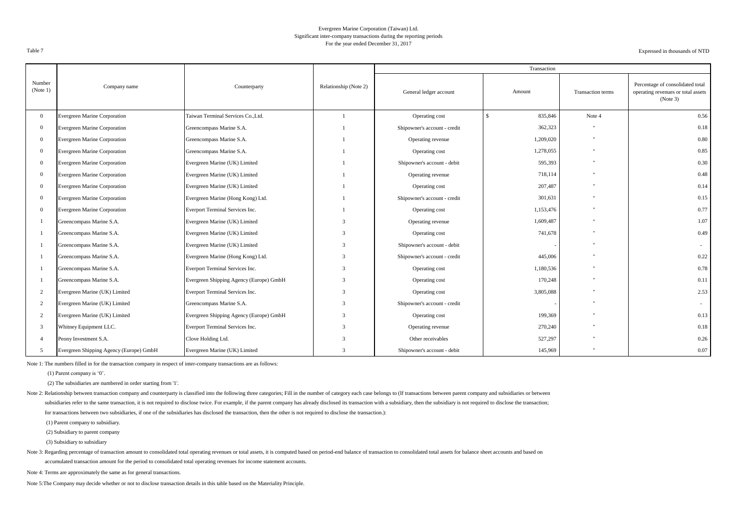Evergreen Marine Corporation (Taiwan) Ltd.
Significant inter-company transactions during the reporting periods
For the year ended December 31, 2017

Table 7

Expressed in thousands of NTD

| Number (Note 1) | Company name | Counterparty | Relationship (Note 2) | Transaction | | | |
|---|---|---|---|---|---|---|---|
| | | | | General ledger account | Amount | Transaction terms | Percentage of consolidated total operating revenues or total assets (Note 3) |
| 0 | Evergreen Marine Corporation | Taiwan Terminal Services Co.,Ltd. | 1 | Operating cost | $ 835,846 | Note 4 | 0.56 |
| 0 | Evergreen Marine Corporation | Greencompass Marine S.A. | 1 | Shipowner's account - credit | 362,323 | " | 0.18 |
| 0 | Evergreen Marine Corporation | Greencompass Marine S.A. | 1 | Operating revenue | 1,209,020 | " | 0.80 |
| 0 | Evergreen Marine Corporation | Greencompass Marine S.A. | 1 | Operating cost | 1,278,055 | " | 0.85 |
| 0 | Evergreen Marine Corporation | Evergreen Marine (UK) Limited | 1 | Shipowner's account - debit | 595,393 | " | 0.30 |
| 0 | Evergreen Marine Corporation | Evergreen Marine (UK) Limited | 1 | Operating revenue | 718,114 | " | 0.48 |
| 0 | Evergreen Marine Corporation | Evergreen Marine (UK) Limited | 1 | Operating cost | 207,487 | " | 0.14 |
| 0 | Evergreen Marine Corporation | Evergreen Marine (Hong Kong) Ltd. | 1 | Shipowner's account - credit | 301,631 | " | 0.15 |
| 0 | Evergreen Marine Corporation | Everport Terminal Services Inc. | 1 | Operating cost | 1,153,476 | " | 0.77 |
| 1 | Greencompass Marine S.A. | Evergreen Marine (UK) Limited | 3 | Operating revenue | 1,609,487 | " | 1.07 |
| 1 | Greencompass Marine S.A. | Evergreen Marine (UK) Limited | 3 | Operating cost | 741,678 | " | 0.49 |
| 1 | Greencompass Marine S.A. | Evergreen Marine (UK) Limited | 3 | Shipowner's account - debit | - | " | - |
| 1 | Greencompass Marine S.A. | Evergreen Marine (Hong Kong) Ltd. | 3 | Shipowner's account - credit | 445,006 | " | 0.22 |
| 1 | Greencompass Marine S.A. | Everport Terminal Services Inc. | 3 | Operating cost | 1,180,536 | " | 0.78 |
| 1 | Greencompass Marine S.A. | Evergreen Shipping Agency (Europe) GmbH | 3 | Operating cost | 170,248 | " | 0.11 |
| 2 | Evergreen Marine (UK) Limited | Everport Terminal Services Inc. | 3 | Operating cost | 3,805,088 | " | 2.53 |
| 2 | Evergreen Marine (UK) Limited | Greencompass Marine S.A. | 3 | Shipowner's account - credit | - | " | - |
| 2 | Evergreen Marine (UK) Limited | Evergreen Shipping Agency (Europe) GmbH | 3 | Operating cost | 199,369 | " | 0.13 |
| 3 | Whitney Equipment LLC. | Everport Terminal Services Inc. | 3 | Operating revenue | 270,240 | " | 0.18 |
| 4 | Peony Investment S.A. | Clove Holding Ltd. | 3 | Other receivables | 527,297 | " | 0.26 |
| 5 | Evergreen Shipping Agency (Europe) GmbH | Evergreen Marine (UK) Limited | 3 | Shipowner's account - debit | 145,969 | " | 0.07 |

Note 1: The numbers filled in for the transaction company in respect of inter-company transactions are as follows:

(1) Parent company is '0'.

(2) The subsidiaries are numbered in order starting from '1'.

Note 2: Relationship between transaction company and counterparty is classified into the following three categories; Fill in the number of category each case belongs to (If transactions between parent company and subsidiaries or between subsidiaries refer to the same transaction, it is not required to disclose twice. For example, if the parent company has already disclosed its transaction with a subsidiary, then the subsidiary is not required to disclose the transaction; for transactions between two subsidiaries, if one of the subsidiaries has disclosed the transaction, then the other is not required to disclose the transaction.):

(1) Parent company to subsidiary.

(2) Subsidiary to parent company

(3) Subsidiary to subsidiary

Note 3: Regarding percentage of transaction amount to consolidated total operating revenues or total assets, it is computed based on period-end balance of transaction to consolidated total assets for balance sheet accounts and based on accumulated transaction amount for the period to consolidated total operating revenues for income statement accounts.

Note 4: Terms are approximately the same as for general transactions.

Note 5:The Company may decide whether or not to disclose transaction details in this table based on the Materiality Principle.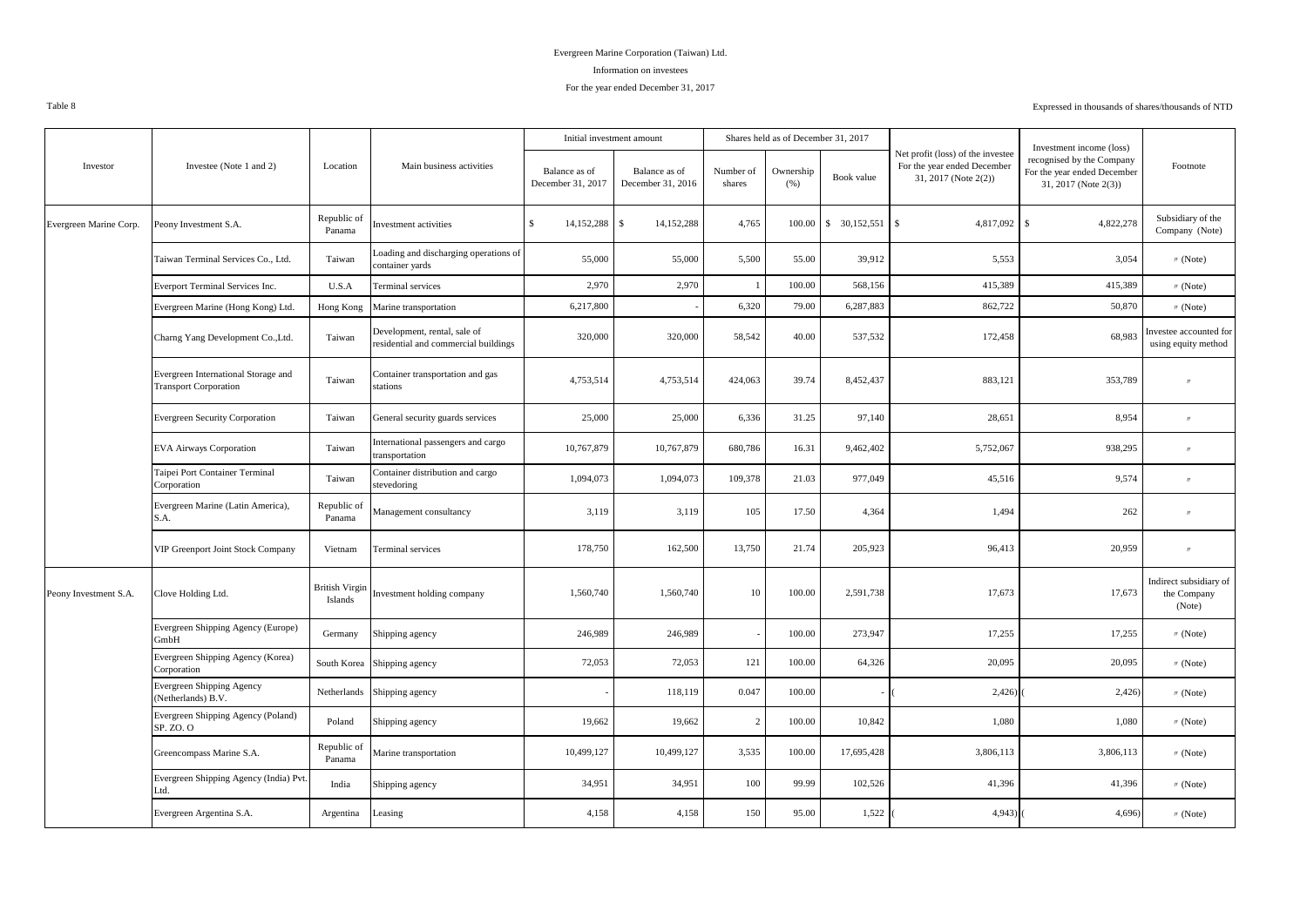Evergreen Marine Corporation (Taiwan) Ltd.

Information on investees

For the year ended December 31, 2017

Table 8

Expressed in thousands of shares/thousands of NTD

| Investor | Investee (Note 1 and 2) | Location | Main business activities | Initial investment amount | | Shares held as of December 31, 2017 | | | Net profit (loss) of the investee For the year ended December 31, 2017 (Note 2(2)) | Investment income (loss) recognised by the Company For the year ended December 31, 2017 (Note 2(3)) | Footnote |
|---|---|---|---|---|---|---|---|---|---|---|---|
| | | | | Balance as of December 31, 2017 | Balance as of December 31, 2016 | Number of shares | Ownership (%) | Book value | | | |
| Evergreen Marine Corp. | Peony Investment S.A. | Republic of Panama | Investment activities | $ 14,152,288 | $ 14,152,288 | 4,765 | 100.00 | $ 30,152,551 | $ 4,817,092 | $ 4,822,278 | Subsidiary of the Company (Note) |
| | Taiwan Terminal Services Co., Ltd. | Taiwan | Loading and discharging operations of container yards | 55,000 | 55,000 | 5,500 | 55.00 | 39,912 | 5,553 | 3,054 | 〃 (Note) |
| | Everport Terminal Services Inc. | U.S.A | Terminal services | 2,970 | 2,970 | 1 | 100.00 | 568,156 | 415,389 | 415,389 | 〃 (Note) |
| | Evergreen Marine (Hong Kong) Ltd. | Hong Kong | Marine transportation | 6,217,800 | - | 6,320 | 79.00 | 6,287,883 | 862,722 | 50,870 | 〃 (Note) |
| | Charng Yang Development Co.,Ltd. | Taiwan | Development, rental, sale of residential and commercial buildings | 320,000 | 320,000 | 58,542 | 40.00 | 537,532 | 172,458 | 68,983 | Investee accounted for using equity method |
| | Evergreen International Storage and Transport Corporation | Taiwan | Container transportation and gas stations | 4,753,514 | 4,753,514 | 424,063 | 39.74 | 8,452,437 | 883,121 | 353,789 | 〃 |
| | Evergreen Security Corporation | Taiwan | General security guards services | 25,000 | 25,000 | 6,336 | 31.25 | 97,140 | 28,651 | 8,954 | 〃 |
| | EVA Airways Corporation | Taiwan | International passengers and cargo transportation | 10,767,879 | 10,767,879 | 680,786 | 16.31 | 9,462,402 | 5,752,067 | 938,295 | 〃 |
| | Taipei Port Container Terminal Corporation | Taiwan | Container distribution and cargo stevedoring | 1,094,073 | 1,094,073 | 109,378 | 21.03 | 977,049 | 45,516 | 9,574 | 〃 |
| | Evergreen Marine (Latin America), S.A. | Republic of Panama | Management consultancy | 3,119 | 3,119 | 105 | 17.50 | 4,364 | 1,494 | 262 | 〃 |
| | VIP Greenport Joint Stock Company | Vietnam | Terminal services | 178,750 | 162,500 | 13,750 | 21.74 | 205,923 | 96,413 | 20,959 | 〃 |
| Peony Investment S.A. | Clove Holding Ltd. | British Virgin Islands | Investment holding company | 1,560,740 | 1,560,740 | 10 | 100.00 | 2,591,738 | 17,673 | 17,673 | Indirect subsidiary of the Company (Note) |
| | Evergreen Shipping Agency (Europe) GmbH | Germany | Shipping agency | 246,989 | 246,989 | - | 100.00 | 273,947 | 17,255 | 17,255 | 〃 (Note) |
| | Evergreen Shipping Agency (Korea) Corporation | South Korea | Shipping agency | 72,053 | 72,053 | 121 | 100.00 | 64,326 | 20,095 | 20,095 | 〃 (Note) |
| | Evergreen Shipping Agency (Netherlands) B.V. | Netherlands | Shipping agency | - | 118,119 | 0.047 | 100.00 | - | ( 2,426) | ( 2,426) | 〃 (Note) |
| | Evergreen Shipping Agency (Poland) SP. ZO. O | Poland | Shipping agency | 19,662 | 19,662 | 2 | 100.00 | 10,842 | 1,080 | 1,080 | 〃 (Note) |
| | Greencompass Marine S.A. | Republic of Panama | Marine transportation | 10,499,127 | 10,499,127 | 3,535 | 100.00 | 17,695,428 | 3,806,113 | 3,806,113 | 〃 (Note) |
| | Evergreen Shipping Agency (India) Pvt. Ltd. | India | Shipping agency | 34,951 | 34,951 | 100 | 99.99 | 102,526 | 41,396 | 41,396 | 〃 (Note) |
| | Evergreen Argentina S.A. | Argentina | Leasing | 4,158 | 4,158 | 150 | 95.00 | 1,522 | ( 4,943) | ( 4,696) | 〃 (Note) |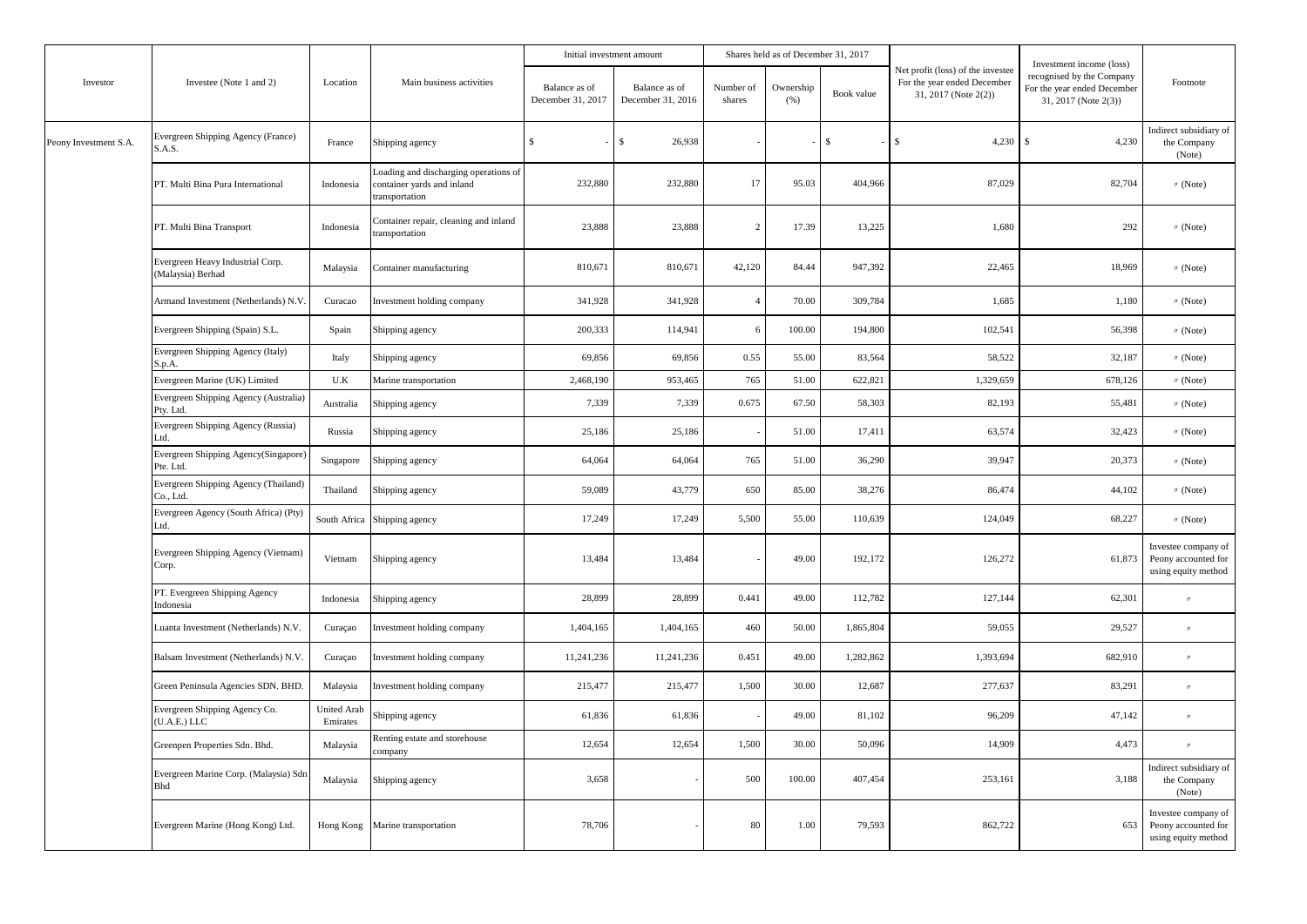| Investor | Investee (Note 1 and 2) | Location | Main business activities | Initial investment amount | | Shares held as of December 31, 2017 | | | Net profit (loss) of the investee For the year ended December 31, 2017 (Note 2(2)) | Investment income (loss) recognised by the Company For the year ended December 31, 2017 (Note 2(3)) | Footnote |
|---|---|---|---|---|---|---|---|---|---|---|---|
| | | | | Balance as of December 31, 2017 | Balance as of December 31, 2016 | Number of shares | Ownership (%) | Book value | | | |
| Peony Investment S.A. | Evergreen Shipping Agency (France) S.A.S. | France | Shipping agency | $ - | $ 26,938 | - | - | $ - | $ 4,230 | $ 4,230 | Indirect subsidiary of the Company (Note) |
| | PT. Multi Bina Pura International | Indonesia | Loading and discharging operations of container yards and inland transportation | 232,880 | 232,880 | 17 | 95.03 | 404,966 | 87,029 | 82,704 | 〃 (Note) |
| | PT. Multi Bina Transport | Indonesia | Container repair, cleaning and inland transportation | 23,888 | 23,888 | 2 | 17.39 | 13,225 | 1,680 | 292 | 〃 (Note) |
| | Evergreen Heavy Industrial Corp. (Malaysia) Berhad | Malaysia | Container manufacturing | 810,671 | 810,671 | 42,120 | 84.44 | 947,392 | 22,465 | 18,969 | 〃 (Note) |
| | Armand Investment (Netherlands) N.V. | Curacao | Investment holding company | 341,928 | 341,928 | 4 | 70.00 | 309,784 | 1,685 | 1,180 | 〃 (Note) |
| | Evergreen Shipping (Spain) S.L. | Spain | Shipping agency | 200,333 | 114,941 | 6 | 100.00 | 194,800 | 102,541 | 56,398 | 〃 (Note) |
| | Evergreen Shipping Agency (Italy) S.p.A. | Italy | Shipping agency | 69,856 | 69,856 | 0.55 | 55.00 | 83,564 | 58,522 | 32,187 | 〃 (Note) |
| | Evergreen Marine (UK) Limited | U.K | Marine transportation | 2,468,190 | 953,465 | 765 | 51.00 | 622,821 | 1,329,659 | 678,126 | 〃 (Note) |
| | Evergreen Shipping Agency (Australia) Pty. Ltd. | Australia | Shipping agency | 7,339 | 7,339 | 0.675 | 67.50 | 58,303 | 82,193 | 55,481 | 〃 (Note) |
| | Evergreen Shipping Agency (Russia) Ltd. | Russia | Shipping agency | 25,186 | 25,186 | - | 51.00 | 17,411 | 63,574 | 32,423 | 〃 (Note) |
| | Evergreen Shipping Agency(Singapore) Pte. Ltd. | Singapore | Shipping agency | 64,064 | 64,064 | 765 | 51.00 | 36,290 | 39,947 | 20,373 | 〃 (Note) |
| | Evergreen Shipping Agency (Thailand) Co., Ltd. | Thailand | Shipping agency | 59,089 | 43,779 | 650 | 85.00 | 38,276 | 86,474 | 44,102 | 〃 (Note) |
| | Evergreen Agency (South Africa) (Pty) Ltd. | South Africa | Shipping agency | 17,249 | 17,249 | 5,500 | 55.00 | 110,639 | 124,049 | 68,227 | 〃 (Note) |
| | Evergreen Shipping Agency (Vietnam) Corp. | Vietnam | Shipping agency | 13,484 | 13,484 | - | 49.00 | 192,172 | 126,272 | 61,873 | Investee company of Peony accounted for using equity method |
| | PT. Evergreen Shipping Agency Indonesia | Indonesia | Shipping agency | 28,899 | 28,899 | 0.441 | 49.00 | 112,782 | 127,144 | 62,301 | 〃 |
| | Luanta Investment (Netherlands) N.V. | Curaçao | Investment holding company | 1,404,165 | 1,404,165 | 460 | 50.00 | 1,865,804 | 59,055 | 29,527 | 〃 |
| | Balsam Investment (Netherlands) N.V. | Curaçao | Investment holding company | 11,241,236 | 11,241,236 | 0.451 | 49.00 | 1,282,862 | 1,393,694 | 682,910 | 〃 |
| | Green Peninsula Agencies SDN. BHD. | Malaysia | Investment holding company | 215,477 | 215,477 | 1,500 | 30.00 | 12,687 | 277,637 | 83,291 | 〃 |
| | Evergreen Shipping Agency Co. (U.A.E.) LLC | United Arab Emirates | Shipping agency | 61,836 | 61,836 | - | 49.00 | 81,102 | 96,209 | 47,142 | 〃 |
| | Greenpen Properties Sdn. Bhd. | Malaysia | Renting estate and storehouse company | 12,654 | 12,654 | 1,500 | 30.00 | 50,096 | 14,909 | 4,473 | 〃 |
| | Evergreen Marine Corp. (Malaysia) Sdn Bhd | Malaysia | Shipping agency | 3,658 | - | 500 | 100.00 | 407,454 | 253,161 | 3,188 | Indirect subsidiary of the Company (Note) |
| | Evergreen Marine (Hong Kong) Ltd. | Hong Kong | Marine transportation | 78,706 | - | 80 | 1.00 | 79,593 | 862,722 | 653 | Investee company of Peony accounted for using equity method |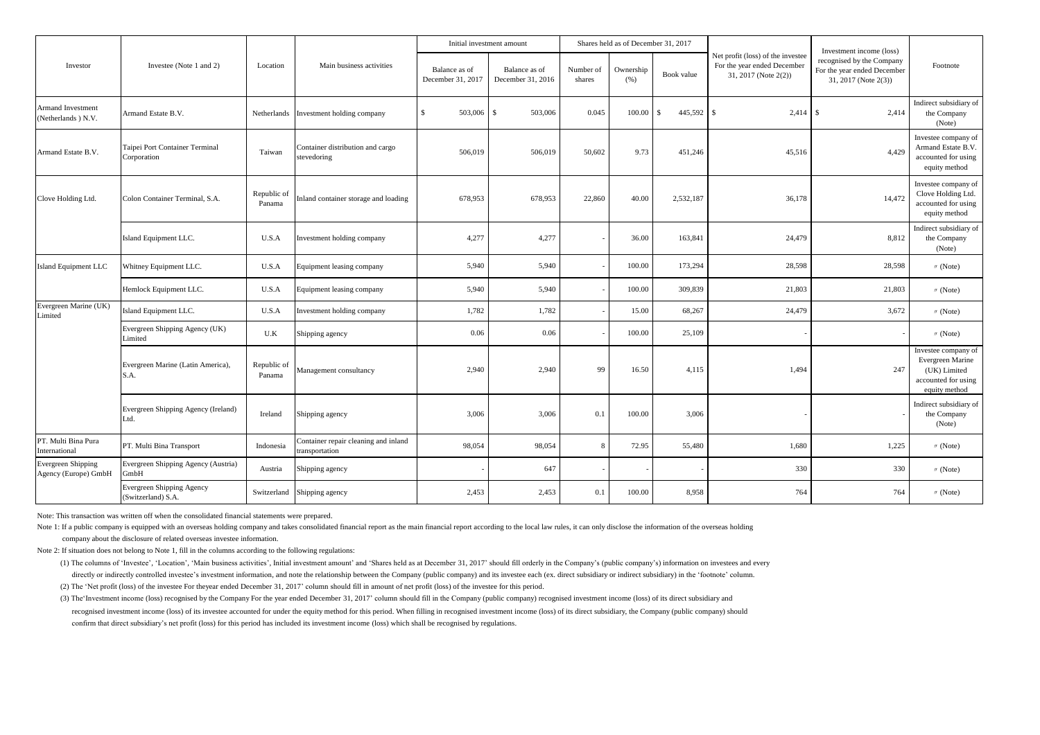| Investor | Investee (Note 1 and 2) | Location | Main business activities | Initial investment amount | | Shares held as of December 31, 2017 | | | Net profit (loss) of the investee For the year ended December 31, 2017 (Note 2(2)) | Investment income (loss) recognised by the Company For the year ended December 31, 2017 (Note 2(3)) | Footnote |
|---|---|---|---|---|---|---|---|---|---|---|---|
| | | | | Balance as of December 31, 2017 | Balance as of December 31, 2016 | Number of shares | Ownership (%) | Book value | | | |
| Armand Investment (Netherlands ) N.V. | Armand Estate B.V. | Netherlands | Investment holding company | $ 503,006 | $ 503,006 | 0.045 | 100.00 | $ 445,592 | $ 2,414 | $ 2,414 | Indirect subsidiary of the Company (Note) |
| Armand Estate B.V. | Taipei Port Container Terminal Corporation | Taiwan | Container distribution and cargo stevedoring | 506,019 | 506,019 | 50,602 | 9.73 | 451,246 | 45,516 | 4,429 | Investee company of Armand Estate B.V. accounted for using equity method |
| Clove Holding Ltd. | Colon Container Terminal, S.A. | Republic of Panama | Inland container storage and loading | 678,953 | 678,953 | 22,860 | 40.00 | 2,532,187 | 36,178 | 14,472 | Investee company of Clove Holding Ltd. accounted for using equity method |
| | Island Equipment LLC. | U.S.A | Investment holding company | 4,277 | 4,277 | - | 36.00 | 163,841 | 24,479 | 8,812 | Indirect subsidiary of the Company (Note) |
| Island Equipment LLC | Whitney Equipment LLC. | U.S.A | Equipment leasing company | 5,940 | 5,940 | - | 100.00 | 173,294 | 28,598 | 28,598 | 〃 (Note) |
| | Hemlock Equipment LLC. | U.S.A | Equipment leasing company | 5,940 | 5,940 | - | 100.00 | 309,839 | 21,803 | 21,803 | 〃 (Note) |
| Evergreen Marine (UK) Limited | Island Equipment LLC. | U.S.A | Investment holding company | 1,782 | 1,782 | - | 15.00 | 68,267 | 24,479 | 3,672 | 〃 (Note) |
| | Evergreen Shipping Agency (UK) Limited | U.K | Shipping agency | 0.06 | 0.06 | - | 100.00 | 25,109 | - | - | 〃 (Note) |
| | Evergreen Marine (Latin America), S.A. | Republic of Panama | Management consultancy | 2,940 | 2,940 | 99 | 16.50 | 4,115 | 1,494 | 247 | Investee company of Evergreen Marine (UK) Limited accounted for using equity method |
| | Evergreen Shipping Agency (Ireland) Ltd. | Ireland | Shipping agency | 3,006 | 3,006 | 0.1 | 100.00 | 3,006 | - | - | Indirect subsidiary of the Company (Note) |
| PT. Multi Bina Pura International | PT. Multi Bina Transport | Indonesia | Container repair cleaning and inland transportation | 98,054 | 98,054 | 8 | 72.95 | 55,480 | 1,680 | 1,225 | 〃 (Note) |
| Evergreen Shipping Agency (Europe) GmbH | Evergreen Shipping Agency (Austria) GmbH | Austria | Shipping agency | - | 647 | - | - | - | 330 | 330 | 〃 (Note) |
| | Evergreen Shipping Agency (Switzerland) S.A. | Switzerland | Shipping agency | 2,453 | 2,453 | 0.1 | 100.00 | 8,958 | 764 | 764 | 〃 (Note) |

Note: This transaction was written off when the consolidated financial statements were prepared.

Note 1: If a public company is equipped with an overseas holding company and takes consolidated financial report as the main financial report according to the local law rules, it can only disclose the information of the overseas holding company about the disclosure of related overseas investee information.

Note 2: If situation does not belong to Note 1, fill in the columns according to the following regulations:

(1) The columns of 'Investee', 'Location', 'Main business activities', Initial investment amount' and 'Shares held as at December 31, 2017' should fill orderly in the Company's (public company's) information on investees and every directly or indirectly controlled investee's investment information, and note the relationship between the Company (public company) and its investee each (ex. direct subsidiary or indirect subsidiary) in the 'footnote' column.

(2) The 'Net profit (loss) of the investee For theyear ended December 31, 2017' column should fill in amount of net profit (loss) of the investee for this period.

(3) The'Investment income (loss) recognised by the Company For the year ended December 31, 2017' column should fill in the Company (public company) recognised investment income (loss) of its direct subsidiary and recognised investment income (loss) of its investee accounted for under the equity method for this period. When filling in recognised investment income (loss) of its direct subsidiary, the Company (public company) should confirm that direct subsidiary's net profit (loss) for this period has included its investment income (loss) which shall be recognised by regulations.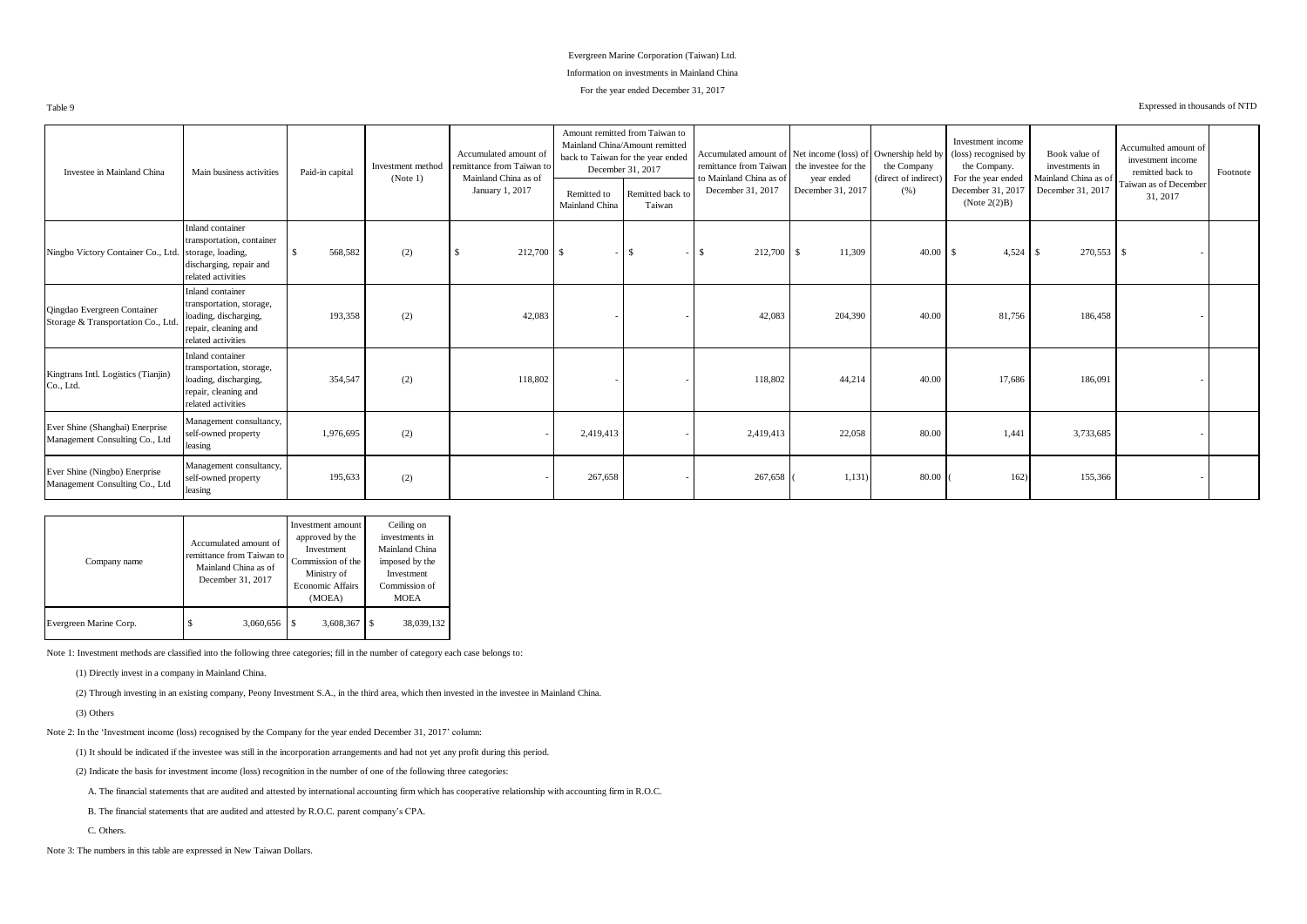Evergreen Marine Corporation (Taiwan) Ltd.

Information on investments in Mainland China

For the year ended December 31, 2017

Table 9

Expressed in thousands of NTD

| Investee in Mainland China | Main business activities | Paid-in capital | Investment method (Note 1) | Accumulated amount of remittance from Taiwan to Mainland China as of January 1, 2017 | Amount remitted from Taiwan to Mainland China/Amount remitted back to Taiwan for the year ended December 31, 2017 | | Accumulated amount of remittance from Taiwan to Mainland China as of December 31, 2017 | Net income (loss) of the investee for the year ended December 31, 2017 | Ownership held by the Company (direct of indirect) (%) | Investment income (loss) recognised by the Company. For the year ended December 31, 2017 (Note 2(2)B) | Book value of investments in Mainland China as of December 31, 2017 | Accumulted amount of investment income remitted back to Taiwan as of December 31, 2017 | Footnote |
|---|---|---|---|---|---|---|---|---|---|---|---|---|---|
| | | | | | Remitted to Mainland China | Remitted back to Taiwan | | | | | | | |
| Ningbo Victory Container Co., Ltd. | Inland container transportation, container storage, loading, discharging, repair and related activities | $ 568,582 | (2) | $ 212,700 | $ - | $ - | $ 212,700 | $ 11,309 | 40.00 | $ 4,524 | $ 270,553 | $ - | |
| Qingdao Evergreen Container Storage & Transportation Co., Ltd. | Inland container transportation, storage, loading, discharging, repair, cleaning and related activities | 193,358 | (2) | 42,083 | - | - | 42,083 | 204,390 | 40.00 | 81,756 | 186,458 | - | |
| Kingtrans Intl. Logistics (Tianjin) Co., Ltd. | Inland container transportation, storage, loading, discharging, repair, cleaning and related activities | 354,547 | (2) | 118,802 | - | - | 118,802 | 44,214 | 40.00 | 17,686 | 186,091 | - | |
| Ever Shine (Shanghai) Enerprise Management Consulting Co., Ltd | Management consultancy, self-owned property leasing | 1,976,695 | (2) | - | 2,419,413 | - | 2,419,413 | 22,058 | 80.00 | 1,441 | 3,733,685 | - | |
| Ever Shine (Ningbo) Enerprise Management Consulting Co., Ltd | Management consultancy, self-owned property leasing | 195,633 | (2) | - | 267,658 | - | 267,658 | ( 1,131) | 80.00 | ( 162) | 155,366 | - | |

| Company name | Accumulated amount of remittance from Taiwan to Mainland China as of December 31, 2017 | Investment amount approved by the Investment Commission of the Ministry of Economic Affairs (MOEA) | Ceiling on investments in Mainland China imposed by the Investment Commission of MOEA |
|---|---|---|---|
| Evergreen Marine Corp. | $ 3,060,656 | $ 3,608,367 | $ 38,039,132 |

Note 1: Investment methods are classified into the following three categories; fill in the number of category each case belongs to:

(1) Directly invest in a company in Mainland China.

(2) Through investing in an existing company, Peony Investment S.A., in the third area, which then invested in the investee in Mainland China.

(3) Others

Note 2: In the 'Investment income (loss) recognised by the Company for the year ended December 31, 2017' column:

(1) It should be indicated if the investee was still in the incorporation arrangements and had not yet any profit during this period.

(2) Indicate the basis for investment income (loss) recognition in the number of one of the following three categories:

A. The financial statements that are audited and attested by international accounting firm which has cooperative relationship with accounting firm in R.O.C.

B. The financial statements that are audited and attested by R.O.C. parent company's CPA.

C. Others.

Note 3: The numbers in this table are expressed in New Taiwan Dollars.